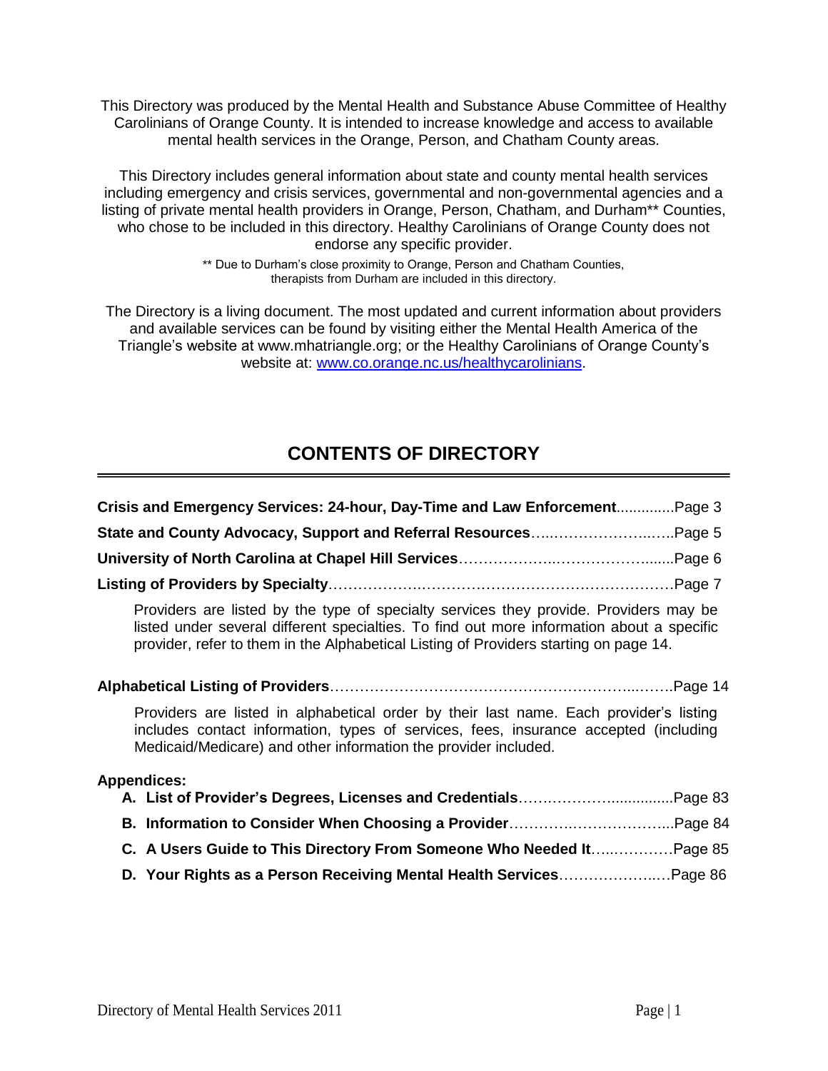This Directory was produced by the Mental Health and Substance Abuse Committee of Healthy Carolinians of Orange County. It is intended to increase knowledge and access to available mental health services in the Orange, Person, and Chatham County areas.

This Directory includes general information about state and county mental health services including emergency and crisis services, governmental and non-governmental agencies and a listing of private mental health providers in Orange, Person, Chatham, and Durham** Counties, who chose to be included in this directory. Healthy Carolinians of Orange County does not endorse any specific provider.

** Due to Durham's close proximity to Orange, Person and Chatham Counties, therapists from Durham are included in this directory.

The Directory is a living document. The most updated and current information about providers and available services can be found by visiting either the Mental Health America of the Triangle's website at www.mhatriangle.org; or the Healthy Carolinians of Orange County's website at: [www.co.orange.nc.us/healthycarolinians](www.co.orange.nc.us/healthycarolinians).

# CONTENTS OF DIRECTORY

**Crisis and Emergency Services: 24-hour, Day-Time and Law Enforcement**..............Page 3

**State and County Advocacy, Support and Referral Resources**…..…………………..…..Page 5

**University of North Carolina at Chapel Hill Services**…………………..……………….......Page 6

**Listing of Providers by Specialty**……………….…………………………………………Page 7

Providers are listed by the type of specialty services they provide. Providers may be listed under several different specialties. To find out more information about a specific provider, refer to them in the Alphabetical Listing of Providers starting on page 14.

**Alphabetical Listing of Providers**…………………………………………………...…….Page 14

Providers are listed in alphabetical order by their last name. Each provider's listing includes contact information, types of services, fees, insurance accepted (including Medicaid/Medicare) and other information the provider included.

**Appendices:**

- **A. List of Provider's Degrees, Licenses and Credentials**……..………….............Page 83
- **B. Information to Consider When Choosing a Provider**……………..………………...Page 84
- **C. A Users Guide to This Directory From Someone Who Needed It**…...…………Page 85
- **D. Your Rights as a Person Receiving Mental Health Services**…………………..…Page 86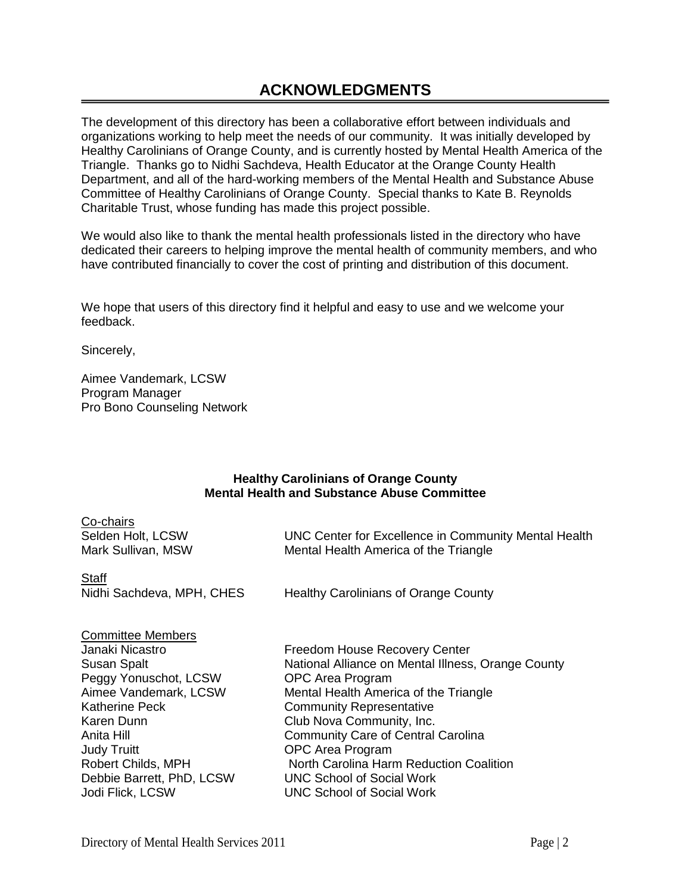# ACKNOWLEDGMENTS

The development of this directory has been a collaborative effort between individuals and organizations working to help meet the needs of our community. It was initially developed by Healthy Carolinians of Orange County, and is currently hosted by Mental Health America of the Triangle. Thanks go to Nidhi Sachdeva, Health Educator at the Orange County Health Department, and all of the hard-working members of the Mental Health and Substance Abuse Committee of Healthy Carolinians of Orange County. Special thanks to Kate B. Reynolds Charitable Trust, whose funding has made this project possible.

We would also like to thank the mental health professionals listed in the directory who have dedicated their careers to helping improve the mental health of community members, and who have contributed financially to cover the cost of printing and distribution of this document.

We hope that users of this directory find it helpful and easy to use and we welcome your feedback.

Sincerely,

Aimee Vandemark, LCSW
Program Manager
Pro Bono Counseling Network

**Healthy Carolinians of Orange County**
**Mental Health and Substance Abuse Committee**

Co-chairs

| | |
|---|---|
| Selden Holt, LCSW | UNC Center for Excellence in Community Mental Health |
| Mark Sullivan, MSW | Mental Health America of the Triangle |

Staff

| | |
|---|---|
| Nidhi Sachdeva, MPH, CHES | Healthy Carolinians of Orange County |

Committee Members

| | |
|---|---|
| Janaki Nicastro | Freedom House Recovery Center |
| Susan Spalt | National Alliance on Mental Illness, Orange County |
| Peggy Yonuschot, LCSW | OPC Area Program |
| Aimee Vandemark, LCSW | Mental Health America of the Triangle |
| Katherine Peck | Community Representative |
| Karen Dunn | Club Nova Community, Inc. |
| Anita Hill | Community Care of Central Carolina |
| Judy Truitt | OPC Area Program |
| Robert Childs, MPH | North Carolina Harm Reduction Coalition |
| Debbie Barrett, PhD, LCSW | UNC School of Social Work |
| Jodi Flick, LCSW | UNC School of Social Work |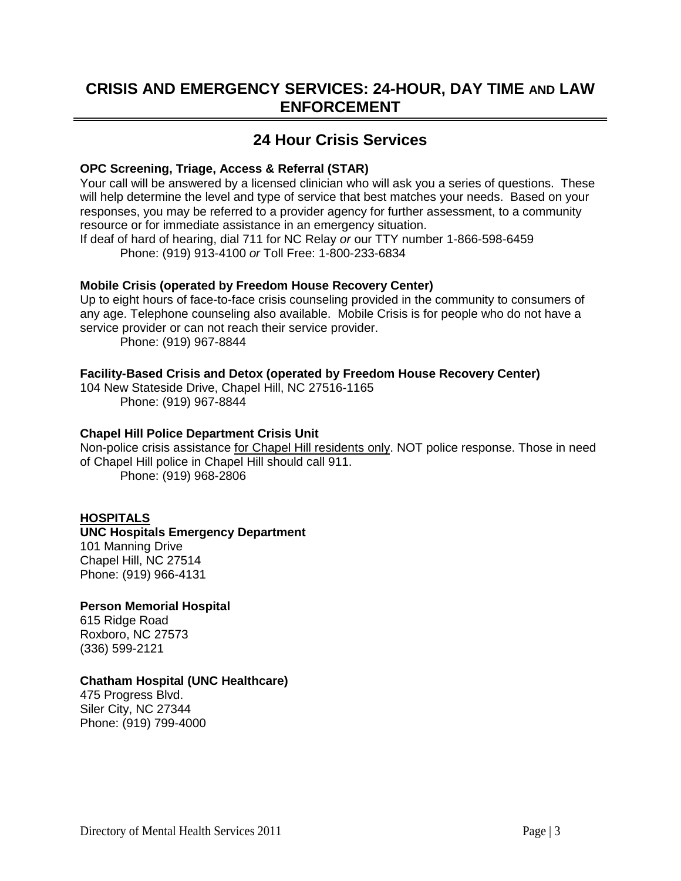# CRISIS AND EMERGENCY SERVICES: 24-HOUR, DAY TIME AND LAW ENFORCEMENT

## 24 Hour Crisis Services

**OPC Screening, Triage, Access & Referral (STAR)**

Your call will be answered by a licensed clinician who will ask you a series of questions. These will help determine the level and type of service that best matches your needs. Based on your responses, you may be referred to a provider agency for further assessment, to a community resource or for immediate assistance in an emergency situation.

If deaf of hard of hearing, dial 711 for NC Relay *or* our TTY number 1-866-598-6459

Phone: (919) 913-4100 *or* Toll Free: 1-800-233-6834

**Mobile Crisis (operated by Freedom House Recovery Center)**

Up to eight hours of face-to-face crisis counseling provided in the community to consumers of any age. Telephone counseling also available. Mobile Crisis is for people who do not have a service provider or can not reach their service provider.

Phone: (919) 967-8844

**Facility-Based Crisis and Detox (operated by Freedom House Recovery Center)**

104 New Stateside Drive, Chapel Hill, NC 27516-1165

Phone: (919) 967-8844

**Chapel Hill Police Department Crisis Unit**

Non-police crisis assistance for Chapel Hill residents only. NOT police response. Those in need of Chapel Hill police in Chapel Hill should call 911.

Phone: (919) 968-2806

**HOSPITALS**

**UNC Hospitals Emergency Department**

101 Manning Drive
Chapel Hill, NC 27514
Phone: (919) 966-4131

**Person Memorial Hospital**

615 Ridge Road
Roxboro, NC 27573
(336) 599-2121

**Chatham Hospital (UNC Healthcare)**

475 Progress Blvd.
Siler City, NC 27344
Phone: (919) 799-4000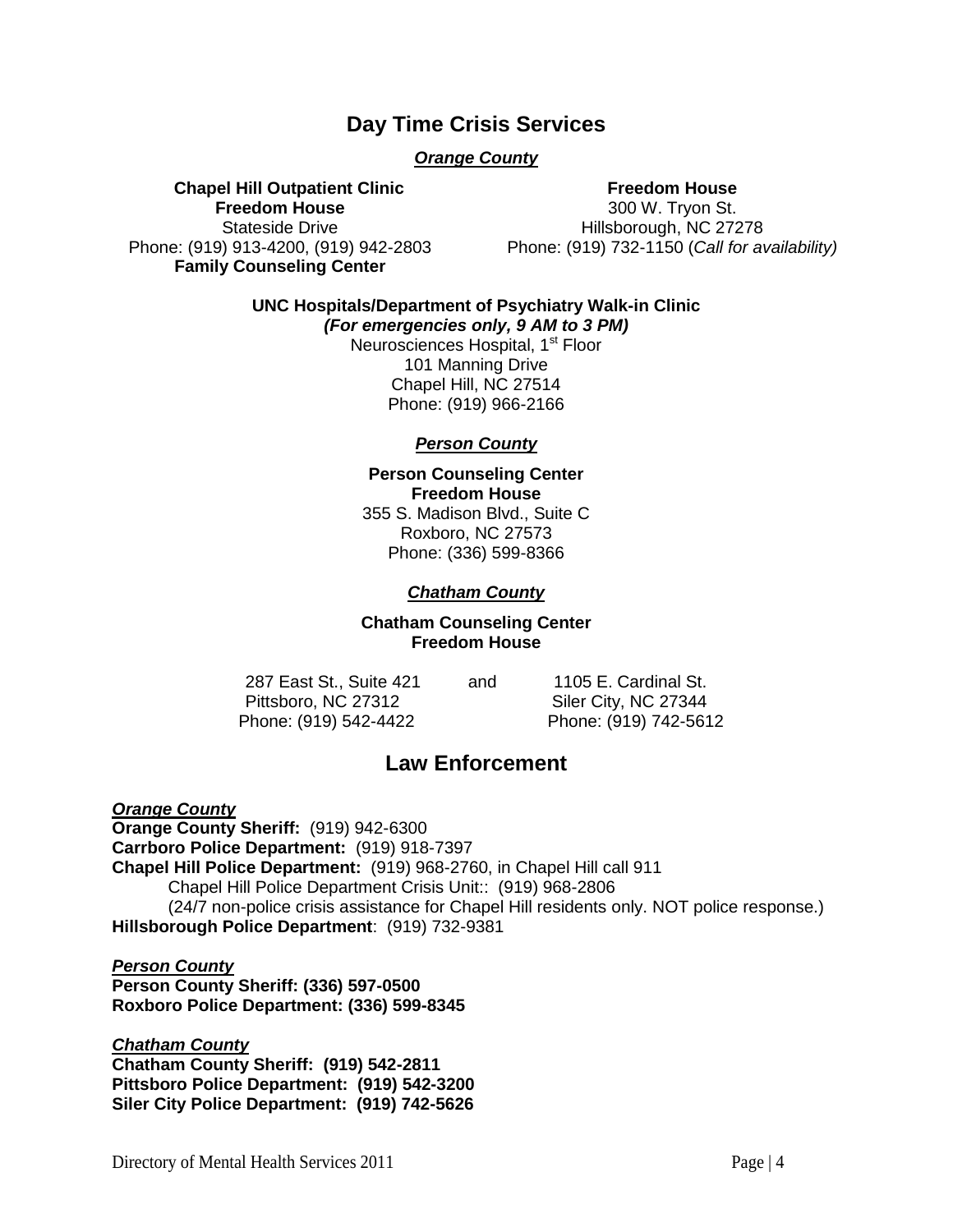## Day Time Crisis Services

***Orange County***

**Chapel Hill Outpatient Clinic**
**Freedom House**
Stateside Drive
Phone: (919) 913-4200, (919) 942-2803
**Family Counseling Center**

**Freedom House**
300 W. Tryon St.
Hillsborough, NC 27278
Phone: (919) 732-1150 (*Call for availability)*

**UNC Hospitals/Department of Psychiatry Walk-in Clinic**
***(For emergencies only, 9 AM to 3 PM)***
Neurosciences Hospital, 1st Floor
101 Manning Drive
Chapel Hill, NC 27514
Phone: (919) 966-2166

***Person County***

**Person Counseling Center**
**Freedom House**
355 S. Madison Blvd., Suite C
Roxboro, NC 27573
Phone: (336) 599-8366

***Chatham County***

**Chatham Counseling Center**
**Freedom House**

287 East St., Suite 421
Pittsboro, NC 27312
Phone: (919) 542-4422

and

1105 E. Cardinal St.
Siler City, NC 27344
Phone: (919) 742-5612

## Law Enforcement

***Orange County***
**Orange County Sheriff:** (919) 942-6300
**Carrboro Police Department:** (919) 918-7397
**Chapel Hill Police Department:** (919) 968-2760, in Chapel Hill call 911
Chapel Hill Police Department Crisis Unit:: (919) 968-2806
(24/7 non-police crisis assistance for Chapel Hill residents only. NOT police response.)
**Hillsborough Police Department**: (919) 732-9381

***Person County***
**Person County Sheriff: (336) 597-0500**
**Roxboro Police Department: (336) 599-8345**

***Chatham County***
**Chatham County Sheriff: (919) 542-2811**
**Pittsboro Police Department: (919) 542-3200**
**Siler City Police Department: (919) 742-5626**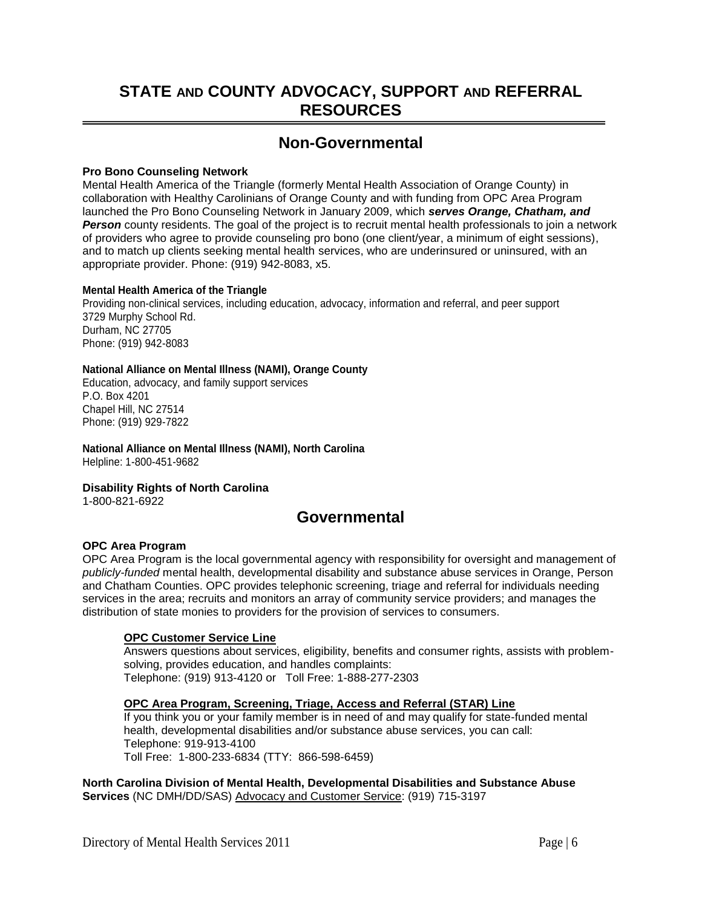# STATE AND COUNTY ADVOCACY, SUPPORT AND REFERRAL RESOURCES

## Non-Governmental

**Pro Bono Counseling Network**
Mental Health America of the Triangle (formerly Mental Health Association of Orange County) in collaboration with Healthy Carolinians of Orange County and with funding from OPC Area Program launched the Pro Bono Counseling Network in January 2009, which ***serves Orange, Chatham, and Person*** county residents. The goal of the project is to recruit mental health professionals to join a network of providers who agree to provide counseling pro bono (one client/year, a minimum of eight sessions), and to match up clients seeking mental health services, who are underinsured or uninsured, with an appropriate provider. Phone: (919) 942-8083, x5.

**Mental Health America of the Triangle**
Providing non-clinical services, including education, advocacy, information and referral, and peer support
3729 Murphy School Rd.
Durham, NC 27705
Phone: (919) 942-8083

**National Alliance on Mental Illness (NAMI), Orange County**
Education, advocacy, and family support services
P.O. Box 4201
Chapel Hill, NC 27514
Phone: (919) 929-7822

**National Alliance on Mental Illness (NAMI), North Carolina**
Helpline: 1-800-451-9682

**Disability Rights of North Carolina**
1-800-821-6922

## Governmental

**OPC Area Program**
OPC Area Program is the local governmental agency with responsibility for oversight and management of *publicly-funded* mental health, developmental disability and substance abuse services in Orange, Person and Chatham Counties. OPC provides telephonic screening, triage and referral for individuals needing services in the area; recruits and monitors an array of community service providers; and manages the distribution of state monies to providers for the provision of services to consumers.

**OPC Customer Service Line**
Answers questions about services, eligibility, benefits and consumer rights, assists with problem-solving, provides education, and handles complaints:
Telephone: (919) 913-4120 or Toll Free: 1-888-277-2303

**OPC Area Program, Screening, Triage, Access and Referral (STAR) Line**
If you think you or your family member is in need of and may qualify for state-funded mental health, developmental disabilities and/or substance abuse services, you can call:
Telephone: 919-913-4100
Toll Free: 1-800-233-6834 (TTY: 866-598-6459)

**North Carolina Division of Mental Health, Developmental Disabilities and Substance Abuse Services** (NC DMH/DD/SAS) Advocacy and Customer Service: (919) 715-3197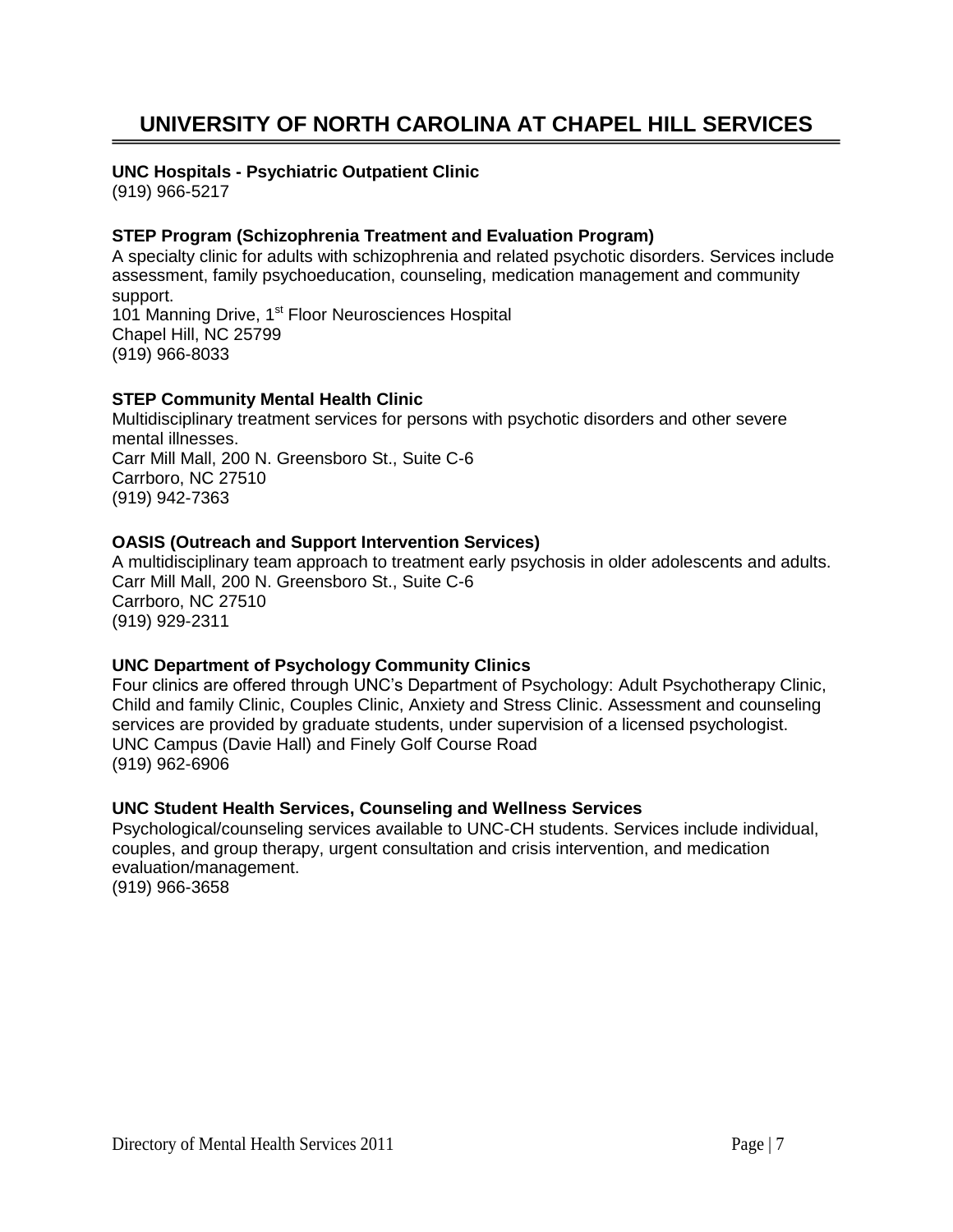# UNIVERSITY OF NORTH CAROLINA AT CHAPEL HILL SERVICES

**UNC Hospitals - Psychiatric Outpatient Clinic**
(919) 966-5217

**STEP Program (Schizophrenia Treatment and Evaluation Program)**
A specialty clinic for adults with schizophrenia and related psychotic disorders. Services include assessment, family psychoeducation, counseling, medication management and community support.
101 Manning Drive, 1st Floor Neurosciences Hospital
Chapel Hill, NC 25799
(919) 966-8033

**STEP Community Mental Health Clinic**
Multidisciplinary treatment services for persons with psychotic disorders and other severe mental illnesses.
Carr Mill Mall, 200 N. Greensboro St., Suite C-6
Carrboro, NC 27510
(919) 942-7363

**OASIS (Outreach and Support Intervention Services)**
A multidisciplinary team approach to treatment early psychosis in older adolescents and adults.
Carr Mill Mall, 200 N. Greensboro St., Suite C-6
Carrboro, NC 27510
(919) 929-2311

**UNC Department of Psychology Community Clinics**
Four clinics are offered through UNC's Department of Psychology: Adult Psychotherapy Clinic, Child and family Clinic, Couples Clinic, Anxiety and Stress Clinic. Assessment and counseling services are provided by graduate students, under supervision of a licensed psychologist.
UNC Campus (Davie Hall) and Finely Golf Course Road
(919) 962-6906

**UNC Student Health Services, Counseling and Wellness Services**
Psychological/counseling services available to UNC-CH students. Services include individual, couples, and group therapy, urgent consultation and crisis intervention, and medication evaluation/management.
(919) 966-3658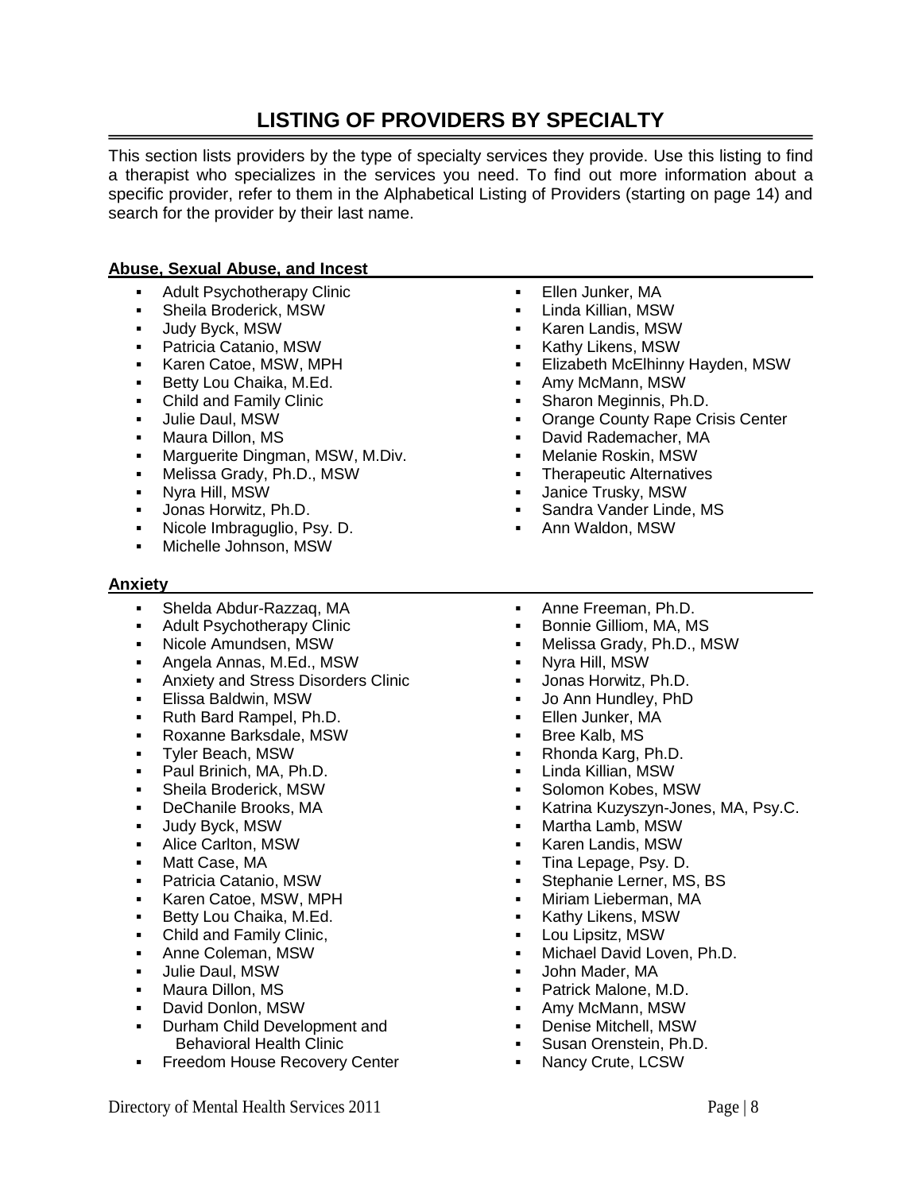# LISTING OF PROVIDERS BY SPECIALTY

This section lists providers by the type of specialty services they provide. Use this listing to find a therapist who specializes in the services you need. To find out more information about a specific provider, refer to them in the Alphabetical Listing of Providers (starting on page 14) and search for the provider by their last name.

## Abuse, Sexual Abuse, and Incest

- Adult Psychotherapy Clinic
- Sheila Broderick, MSW
- Judy Byck, MSW
- Patricia Catanio, MSW
- Karen Catoe, MSW, MPH
- Betty Lou Chaika, M.Ed.
- Child and Family Clinic
- Julie Daul, MSW
- Maura Dillon, MS
- Marguerite Dingman, MSW, M.Div.
- Melissa Grady, Ph.D., MSW
- Nyra Hill, MSW
- Jonas Horwitz, Ph.D.
- Nicole Imbraguglio, Psy. D.
- Michelle Johnson, MSW
- Ellen Junker, MA
- Linda Killian, MSW
- Karen Landis, MSW
- Kathy Likens, MSW
- Elizabeth McElhinny Hayden, MSW
- Amy McMann, MSW
- Sharon Meginnis, Ph.D.
- Orange County Rape Crisis Center
- David Rademacher, MA
- Melanie Roskin, MSW
- Therapeutic Alternatives
- Janice Trusky, MSW
- Sandra Vander Linde, MS
- Ann Waldon, MSW

## Anxiety

- Shelda Abdur-Razzaq, MA
- Adult Psychotherapy Clinic
- Nicole Amundsen, MSW
- Angela Annas, M.Ed., MSW
- Anxiety and Stress Disorders Clinic
- Elissa Baldwin, MSW
- Ruth Bard Rampel, Ph.D.
- Roxanne Barksdale, MSW
- Tyler Beach, MSW
- Paul Brinich, MA, Ph.D.
- Sheila Broderick, MSW
- DeChanile Brooks, MA
- Judy Byck, MSW
- Alice Carlton, MSW
- Matt Case, MA
- Patricia Catanio, MSW
- Karen Catoe, MSW, MPH
- Betty Lou Chaika, M.Ed.
- Child and Family Clinic,
- Anne Coleman, MSW
- Julie Daul, MSW
- Maura Dillon, MS
- David Donlon, MSW
- Durham Child Development and Behavioral Health Clinic
- Freedom House Recovery Center
- Anne Freeman, Ph.D.
- Bonnie Gilliom, MA, MS
- Melissa Grady, Ph.D., MSW
- Nyra Hill, MSW
- Jonas Horwitz, Ph.D.
- Jo Ann Hundley, PhD
- Ellen Junker, MA
- Bree Kalb, MS
- Rhonda Karg, Ph.D.
- Linda Killian, MSW
- Solomon Kobes, MSW
- Katrina Kuzyszyn-Jones, MA, Psy.C.
- Martha Lamb, MSW
- Karen Landis, MSW
- Tina Lepage, Psy. D.
- Stephanie Lerner, MS, BS
- Miriam Lieberman, MA
- Kathy Likens, MSW
- Lou Lipsitz, MSW
- Michael David Loven, Ph.D.
- John Mader, MA
- Patrick Malone, M.D.
- Amy McMann, MSW
- Denise Mitchell, MSW
- Susan Orenstein, Ph.D.
- Nancy Crute, LCSW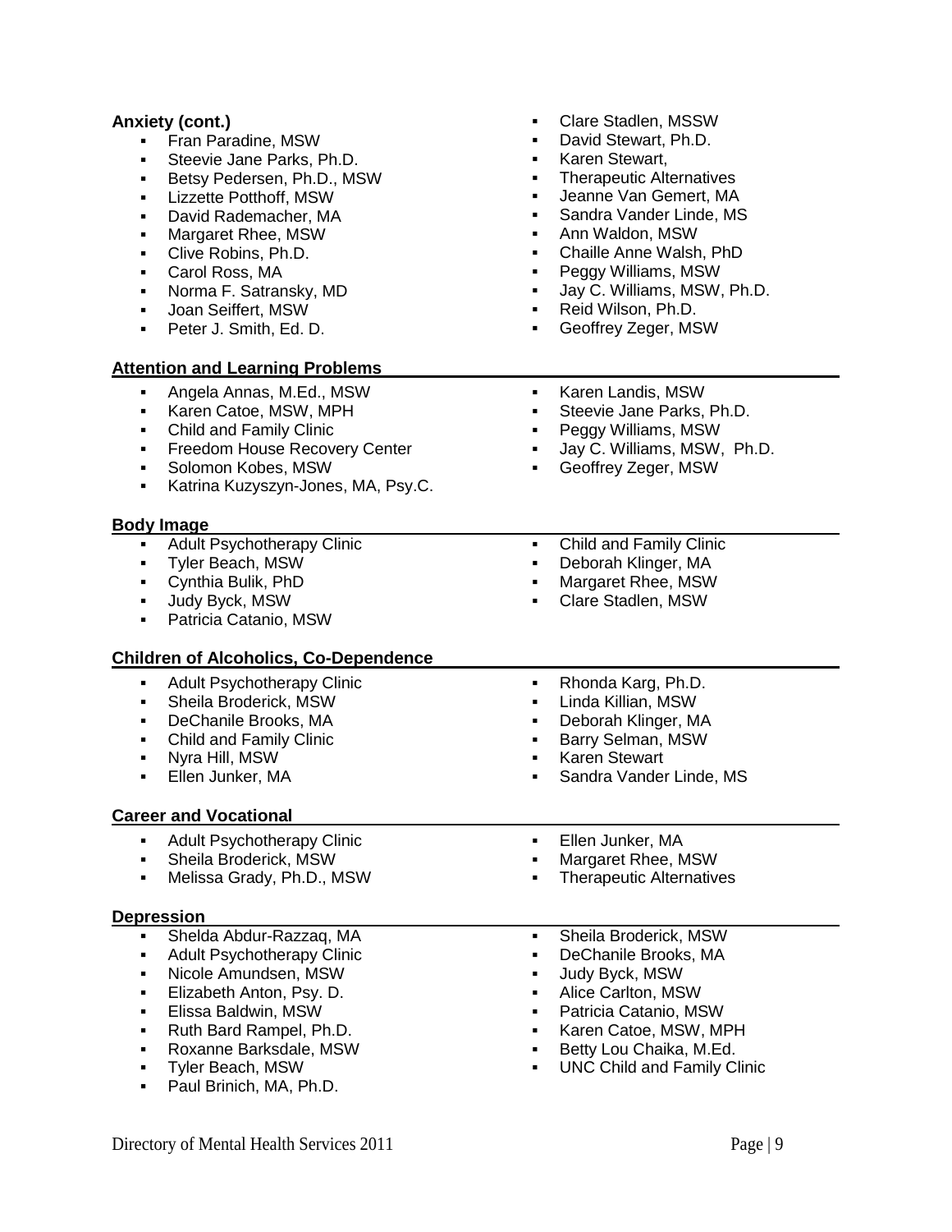**Anxiety (cont.)**

- Fran Paradine, MSW
- Steevie Jane Parks, Ph.D.
- Betsy Pedersen, Ph.D., MSW
- Lizzette Potthoff, MSW
- David Rademacher, MA
- Margaret Rhee, MSW
- Clive Robins, Ph.D.
- Carol Ross, MA
- Norma F. Satransky, MD
- Joan Seiffert, MSW
- Peter J. Smith, Ed. D.
- Clare Stadlen, MSSW
- David Stewart, Ph.D.
- Karen Stewart,
- Therapeutic Alternatives
- Jeanne Van Gemert, MA
- Sandra Vander Linde, MS
- Ann Waldon, MSW
- Chaille Anne Walsh, PhD
- Peggy Williams, MSW
- Jay C. Williams, MSW, Ph.D.
- Reid Wilson, Ph.D.
- Geoffrey Zeger, MSW

## Attention and Learning Problems

- Angela Annas, M.Ed., MSW
- Karen Catoe, MSW, MPH
- Child and Family Clinic
- Freedom House Recovery Center
- Solomon Kobes, MSW
- Katrina Kuzyszyn-Jones, MA, Psy.C.
- Karen Landis, MSW
- Steevie Jane Parks, Ph.D.
- Peggy Williams, MSW
- Jay C. Williams, MSW, Ph.D.
- Geoffrey Zeger, MSW

## Body Image

- Adult Psychotherapy Clinic
- Tyler Beach, MSW
- Cynthia Bulik, PhD
- Judy Byck, MSW
- Patricia Catanio, MSW
- Child and Family Clinic
- Deborah Klinger, MA
- Margaret Rhee, MSW
- Clare Stadlen, MSW

## Children of Alcoholics, Co-Dependence

- Adult Psychotherapy Clinic
- Sheila Broderick, MSW
- DeChanile Brooks, MA
- Child and Family Clinic
- Nyra Hill, MSW
- Ellen Junker, MA
- Rhonda Karg, Ph.D.
- Linda Killian, MSW
- Deborah Klinger, MA
- Barry Selman, MSW
- Karen Stewart
- Sandra Vander Linde, MS

## Career and Vocational

- Adult Psychotherapy Clinic
- Sheila Broderick, MSW
- Melissa Grady, Ph.D., MSW
- Ellen Junker, MA
- Margaret Rhee, MSW
- Therapeutic Alternatives

## Depression

- Shelda Abdur-Razzaq, MA
- Adult Psychotherapy Clinic
- Nicole Amundsen, MSW
- Elizabeth Anton, Psy. D.
- Elissa Baldwin, MSW
- Ruth Bard Rampel, Ph.D.
- Roxanne Barksdale, MSW
- Tyler Beach, MSW
- Paul Brinich, MA, Ph.D.
- Sheila Broderick, MSW
- DeChanile Brooks, MA
- Judy Byck, MSW
- Alice Carlton, MSW
- Patricia Catanio, MSW
- Karen Catoe, MSW, MPH
- Betty Lou Chaika, M.Ed.
- UNC Child and Family Clinic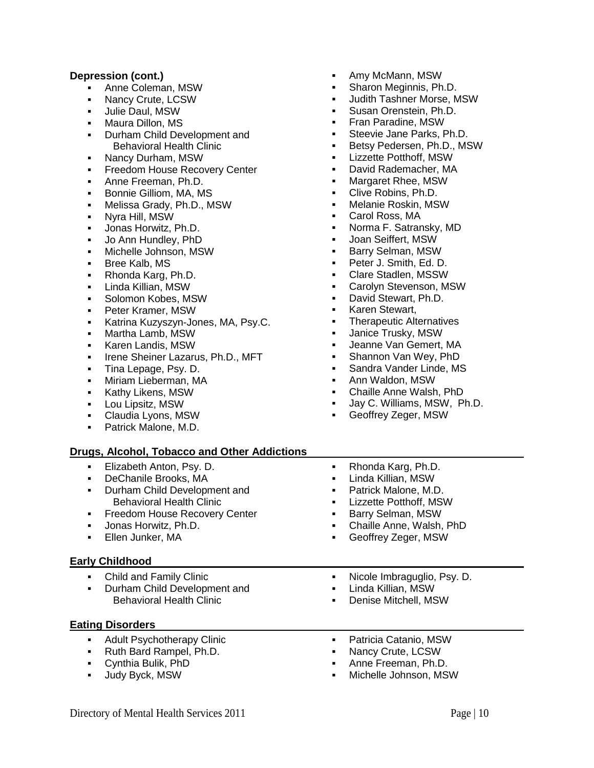**Depression (cont.)**

- Anne Coleman, MSW
- Nancy Crute, LCSW
- Julie Daul, MSW
- Maura Dillon, MS
- Durham Child Development and Behavioral Health Clinic
- Nancy Durham, MSW
- Freedom House Recovery Center
- Anne Freeman, Ph.D.
- Bonnie Gilliom, MA, MS
- Melissa Grady, Ph.D., MSW
- Nyra Hill, MSW
- Jonas Horwitz, Ph.D.
- Jo Ann Hundley, PhD
- Michelle Johnson, MSW
- Bree Kalb, MS
- Rhonda Karg, Ph.D.
- Linda Killian, MSW
- Solomon Kobes, MSW
- Peter Kramer, MSW
- Katrina Kuzyszyn-Jones, MA, Psy.C.
- Martha Lamb, MSW
- Karen Landis, MSW
- Irene Sheiner Lazarus, Ph.D., MFT
- Tina Lepage, Psy. D.
- Miriam Lieberman, MA
- Kathy Likens, MSW
- Lou Lipsitz, MSW
- Claudia Lyons, MSW
- Patrick Malone, M.D.
- Amy McMann, MSW
- Sharon Meginnis, Ph.D.
- Judith Tashner Morse, MSW
- Susan Orenstein, Ph.D.
- Fran Paradine, MSW
- Steevie Jane Parks, Ph.D.
- Betsy Pedersen, Ph.D., MSW
- Lizzette Potthoff, MSW
- David Rademacher, MA
- Margaret Rhee, MSW
- Clive Robins, Ph.D.
- Melanie Roskin, MSW
- Carol Ross, MA
- Norma F. Satransky, MD
- Joan Seiffert, MSW
- Barry Selman, MSW
- Peter J. Smith, Ed. D.
- Clare Stadlen, MSSW
- Carolyn Stevenson, MSW
- David Stewart, Ph.D.
- Karen Stewart,
- Therapeutic Alternatives
- Janice Trusky, MSW
- Jeanne Van Gemert, MA
- Shannon Van Wey, PhD
- Sandra Vander Linde, MS
- Ann Waldon, MSW
- Chaille Anne Walsh, PhD
- Jay C. Williams, MSW, Ph.D.
- Geoffrey Zeger, MSW

**Drugs, Alcohol, Tobacco and Other Addictions**

- Elizabeth Anton, Psy. D.
- DeChanile Brooks, MA
- Durham Child Development and Behavioral Health Clinic
- Freedom House Recovery Center
- Jonas Horwitz, Ph.D.
- Ellen Junker, MA
- Rhonda Karg, Ph.D.
- Linda Killian, MSW
- Patrick Malone, M.D.
- Lizzette Potthoff, MSW
- Barry Selman, MSW
- Chaille Anne, Walsh, PhD
- Geoffrey Zeger, MSW

**Early Childhood**

- Child and Family Clinic
- Durham Child Development and Behavioral Health Clinic
- Nicole Imbraguglio, Psy. D.
- Linda Killian, MSW
- Denise Mitchell, MSW

**Eating Disorders**

- Adult Psychotherapy Clinic
- Ruth Bard Rampel, Ph.D.
- Cynthia Bulik, PhD
- Judy Byck, MSW
- Patricia Catanio, MSW
- Nancy Crute, LCSW
- Anne Freeman, Ph.D.
- Michelle Johnson, MSW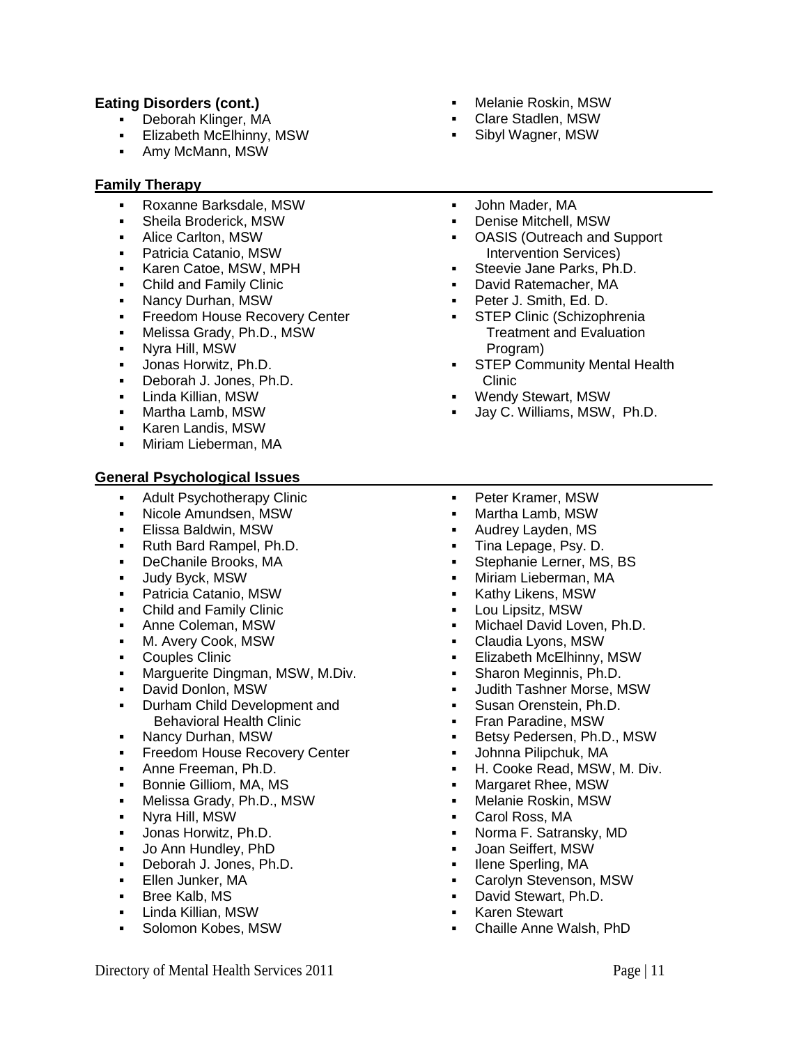### Eating Disorders (cont.)

- Deborah Klinger, MA
- Elizabeth McElhinny, MSW
- Amy McMann, MSW
- Melanie Roskin, MSW
- Clare Stadlen, MSW
- Sibyl Wagner, MSW

### Family Therapy

- Roxanne Barksdale, MSW
- Sheila Broderick, MSW
- Alice Carlton, MSW
- Patricia Catanio, MSW
- Karen Catoe, MSW, MPH
- Child and Family Clinic
- Nancy Durhan, MSW
- Freedom House Recovery Center
- Melissa Grady, Ph.D., MSW
- Nyra Hill, MSW
- Jonas Horwitz, Ph.D.
- Deborah J. Jones, Ph.D.
- Linda Killian, MSW
- Martha Lamb, MSW
- Karen Landis, MSW
- Miriam Lieberman, MA
- John Mader, MA
- Denise Mitchell, MSW
- OASIS (Outreach and Support Intervention Services)
- Steevie Jane Parks, Ph.D.
- David Ratemacher, MA
- Peter J. Smith, Ed. D.
- STEP Clinic (Schizophrenia Treatment and Evaluation Program)
- STEP Community Mental Health Clinic
- Wendy Stewart, MSW
- Jay C. Williams, MSW, Ph.D.

### General Psychological Issues

- Adult Psychotherapy Clinic
- Nicole Amundsen, MSW
- Elissa Baldwin, MSW
- Ruth Bard Rampel, Ph.D.
- DeChanile Brooks, MA
- Judy Byck, MSW
- Patricia Catanio, MSW
- Child and Family Clinic
- Anne Coleman, MSW
- M. Avery Cook, MSW
- Couples Clinic
- Marguerite Dingman, MSW, M.Div.
- David Donlon, MSW
- Durham Child Development and Behavioral Health Clinic
- Nancy Durhan, MSW
- Freedom House Recovery Center
- Anne Freeman, Ph.D.
- Bonnie Gilliom, MA, MS
- Melissa Grady, Ph.D., MSW
- Nyra Hill, MSW
- Jonas Horwitz, Ph.D.
- Jo Ann Hundley, PhD
- Deborah J. Jones, Ph.D.
- Ellen Junker, MA
- Bree Kalb, MS
- Linda Killian, MSW
- Solomon Kobes, MSW
- Peter Kramer, MSW
- Martha Lamb, MSW
- Audrey Layden, MS
- Tina Lepage, Psy. D.
- Stephanie Lerner, MS, BS
- Miriam Lieberman, MA
- Kathy Likens, MSW
- Lou Lipsitz, MSW
- Michael David Loven, Ph.D.
- Claudia Lyons, MSW
- Elizabeth McElhinny, MSW
- Sharon Meginnis, Ph.D.
- Judith Tashner Morse, MSW
- Susan Orenstein, Ph.D.
- Fran Paradine, MSW
- Betsy Pedersen, Ph.D., MSW
- Johnna Pilipchuk, MA
- H. Cooke Read, MSW, M. Div.
- Margaret Rhee, MSW
- Melanie Roskin, MSW
- Carol Ross, MA
- Norma F. Satransky, MD
- Joan Seiffert, MSW
- Ilene Sperling, MA
- Carolyn Stevenson, MSW
- David Stewart, Ph.D.
- Karen Stewart
- Chaille Anne Walsh, PhD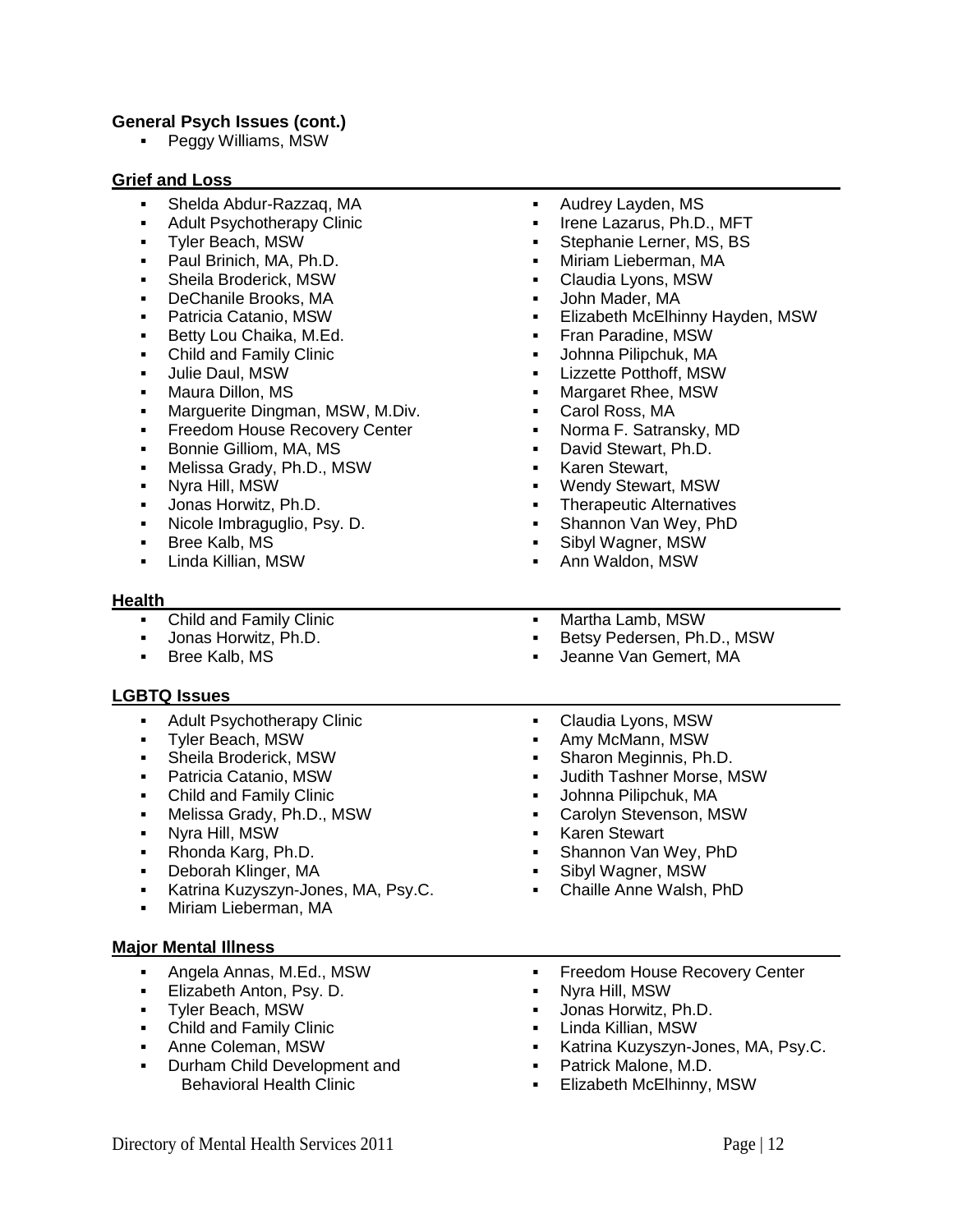**General Psych Issues (cont.)**

- Peggy Williams, MSW

**Grief and Loss**

- Shelda Abdur-Razzaq, MA
- Adult Psychotherapy Clinic
- Tyler Beach, MSW
- Paul Brinich, MA, Ph.D.
- Sheila Broderick, MSW
- DeChanile Brooks, MA
- Patricia Catanio, MSW
- Betty Lou Chaika, M.Ed.
- Child and Family Clinic
- Julie Daul, MSW
- Maura Dillon, MS
- Marguerite Dingman, MSW, M.Div.
- Freedom House Recovery Center
- Bonnie Gilliom, MA, MS
- Melissa Grady, Ph.D., MSW
- Nyra Hill, MSW
- Jonas Horwitz, Ph.D.
- Nicole Imbraguglio, Psy. D.
- Bree Kalb, MS
- Linda Killian, MSW
- Audrey Layden, MS
- Irene Lazarus, Ph.D., MFT
- Stephanie Lerner, MS, BS
- Miriam Lieberman, MA
- Claudia Lyons, MSW
- John Mader, MA
- Elizabeth McElhinny Hayden, MSW
- Fran Paradine, MSW
- Johnna Pilipchuk, MA
- Lizzette Potthoff, MSW
- Margaret Rhee, MSW
- Carol Ross, MA
- Norma F. Satransky, MD
- David Stewart, Ph.D.
- Karen Stewart,
- Wendy Stewart, MSW
- Therapeutic Alternatives
- Shannon Van Wey, PhD
- Sibyl Wagner, MSW
- Ann Waldon, MSW

**Health**

- Child and Family Clinic
- Jonas Horwitz, Ph.D.
- Bree Kalb, MS
- Martha Lamb, MSW
- Betsy Pedersen, Ph.D., MSW
- Jeanne Van Gemert, MA

**LGBTQ Issues**

- Adult Psychotherapy Clinic
- Tyler Beach, MSW
- Sheila Broderick, MSW
- Patricia Catanio, MSW
- Child and Family Clinic
- Melissa Grady, Ph.D., MSW
- Nyra Hill, MSW
- Rhonda Karg, Ph.D.
- Deborah Klinger, MA
- Katrina Kuzyszyn-Jones, MA, Psy.C.
- Miriam Lieberman, MA
- Claudia Lyons, MSW
- Amy McMann, MSW
- Sharon Meginnis, Ph.D.
- Judith Tashner Morse, MSW
- Johnna Pilipchuk, MA
- Carolyn Stevenson, MSW
- Karen Stewart
- Shannon Van Wey, PhD
- Sibyl Wagner, MSW
- Chaille Anne Walsh, PhD

**Major Mental Illness**

- Angela Annas, M.Ed., MSW
- Elizabeth Anton, Psy. D.
- Tyler Beach, MSW
- Child and Family Clinic
- Anne Coleman, MSW
- Durham Child Development and Behavioral Health Clinic
- Freedom House Recovery Center
- Nyra Hill, MSW
- Jonas Horwitz, Ph.D.
- Linda Killian, MSW
- Katrina Kuzyszyn-Jones, MA, Psy.C.
- Patrick Malone, M.D.
- Elizabeth McElhinny, MSW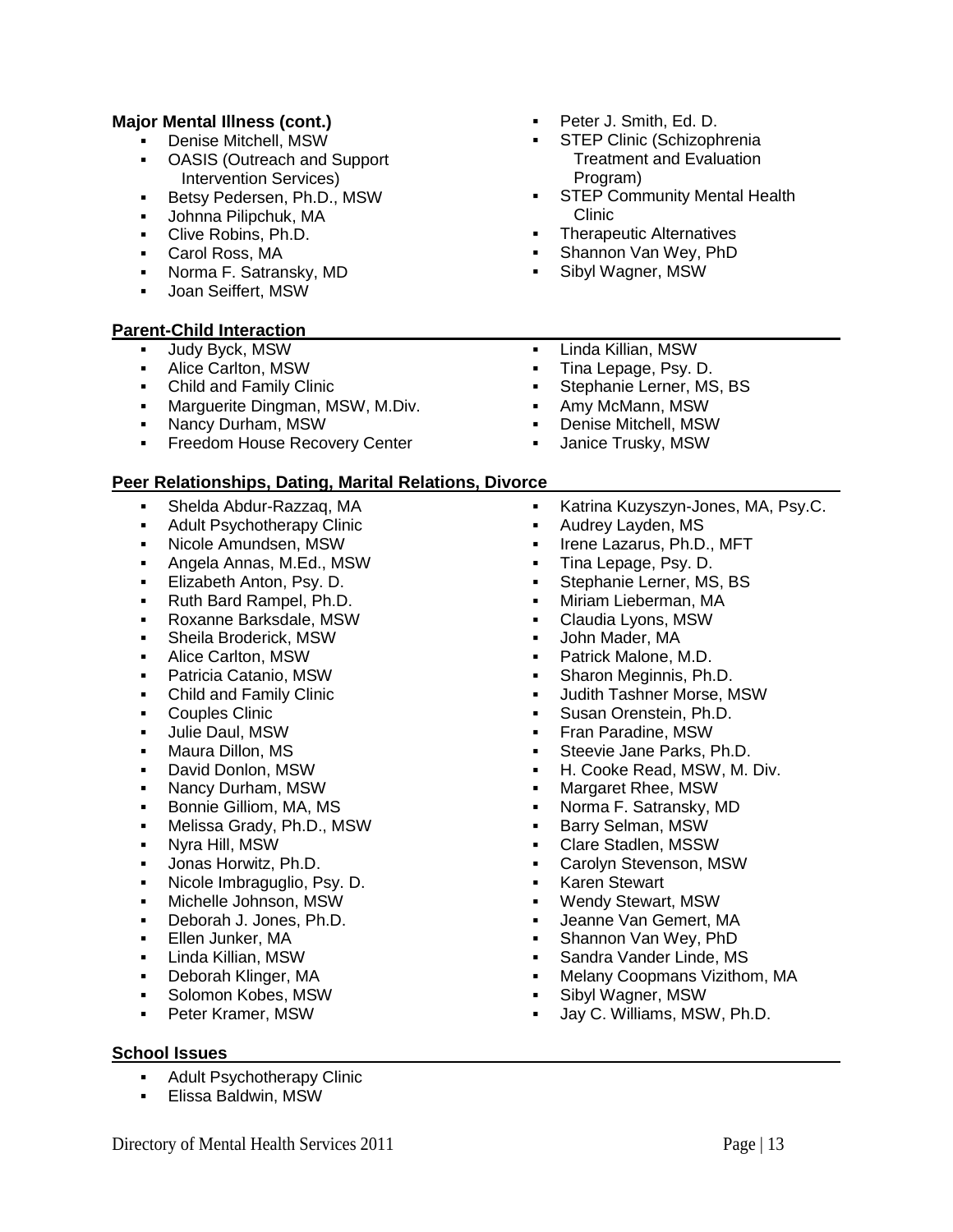**Major Mental Illness (cont.)**

- Denise Mitchell, MSW
- OASIS (Outreach and Support Intervention Services)
- Betsy Pedersen, Ph.D., MSW
- Johnna Pilipchuk, MA
- Clive Robins, Ph.D.
- Carol Ross, MA
- Norma F. Satransky, MD
- Joan Seiffert, MSW
- Peter J. Smith, Ed. D.
- STEP Clinic (Schizophrenia Treatment and Evaluation Program)
- STEP Community Mental Health Clinic
- Therapeutic Alternatives
- Shannon Van Wey, PhD
- Sibyl Wagner, MSW

**Parent-Child Interaction**

- Judy Byck, MSW
- Alice Carlton, MSW
- Child and Family Clinic
- Marguerite Dingman, MSW, M.Div.
- Nancy Durham, MSW
- Freedom House Recovery Center
- Linda Killian, MSW
- Tina Lepage, Psy. D.
- Stephanie Lerner, MS, BS
- Amy McMann, MSW
- Denise Mitchell, MSW
- Janice Trusky, MSW

**Peer Relationships, Dating, Marital Relations, Divorce**

- Shelda Abdur-Razzaq, MA
- Adult Psychotherapy Clinic
- Nicole Amundsen, MSW
- Angela Annas, M.Ed., MSW
- Elizabeth Anton, Psy. D.
- Ruth Bard Rampel, Ph.D.
- Roxanne Barksdale, MSW
- Sheila Broderick, MSW
- Alice Carlton, MSW
- Patricia Catanio, MSW
- Child and Family Clinic
- Couples Clinic
- Julie Daul, MSW
- Maura Dillon, MS
- David Donlon, MSW
- Nancy Durham, MSW
- Bonnie Gilliom, MA, MS
- Melissa Grady, Ph.D., MSW
- Nyra Hill, MSW
- Jonas Horwitz, Ph.D.
- Nicole Imbraguglio, Psy. D.
- Michelle Johnson, MSW
- Deborah J. Jones, Ph.D.
- Ellen Junker, MA
- Linda Killian, MSW
- Deborah Klinger, MA
- Solomon Kobes, MSW
- Peter Kramer, MSW
- Katrina Kuzyszyn-Jones, MA, Psy.C.
- Audrey Layden, MS
- Irene Lazarus, Ph.D., MFT
- Tina Lepage, Psy. D.
- Stephanie Lerner, MS, BS
- Miriam Lieberman, MA
- Claudia Lyons, MSW
- John Mader, MA
- Patrick Malone, M.D.
- Sharon Meginnis, Ph.D.
- Judith Tashner Morse, MSW
- Susan Orenstein, Ph.D.
- Fran Paradine, MSW
- Steevie Jane Parks, Ph.D.
- H. Cooke Read, MSW, M. Div.
- Margaret Rhee, MSW
- Norma F. Satransky, MD
- Barry Selman, MSW
- Clare Stadlen, MSSW
- Carolyn Stevenson, MSW
- Karen Stewart
- Wendy Stewart, MSW
- Jeanne Van Gemert, MA
- Shannon Van Wey, PhD
- Sandra Vander Linde, MS
- Melany Coopmans Vizithom, MA
- Sibyl Wagner, MSW
- Jay C. Williams, MSW, Ph.D.

**School Issues**

- Adult Psychotherapy Clinic
- Elissa Baldwin, MSW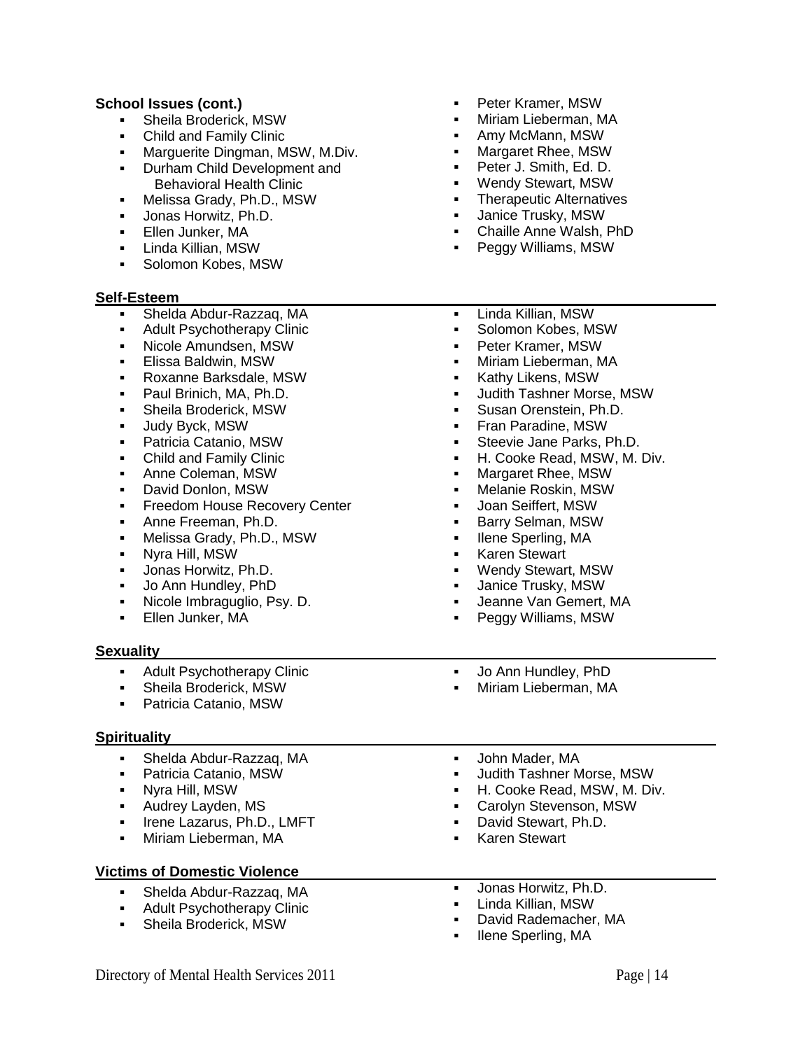**School Issues (cont.)**

- Sheila Broderick, MSW
- Child and Family Clinic
- Marguerite Dingman, MSW, M.Div.
- Durham Child Development and Behavioral Health Clinic
- Melissa Grady, Ph.D., MSW
- Jonas Horwitz, Ph.D.
- Ellen Junker, MA
- Linda Killian, MSW
- Solomon Kobes, MSW
- Peter Kramer, MSW
- Miriam Lieberman, MA
- Amy McMann, MSW
- Margaret Rhee, MSW
- Peter J. Smith, Ed. D.
- Wendy Stewart, MSW
- Therapeutic Alternatives
- Janice Trusky, MSW
- Chaille Anne Walsh, PhD
- Peggy Williams, MSW

**Self-Esteem**

- Shelda Abdur-Razzaq, MA
- Adult Psychotherapy Clinic
- Nicole Amundsen, MSW
- Elissa Baldwin, MSW
- Roxanne Barksdale, MSW
- Paul Brinich, MA, Ph.D.
- Sheila Broderick, MSW
- Judy Byck, MSW
- Patricia Catanio, MSW
- Child and Family Clinic
- Anne Coleman, MSW
- David Donlon, MSW
- Freedom House Recovery Center
- Anne Freeman, Ph.D.
- Melissa Grady, Ph.D., MSW
- Nyra Hill, MSW
- Jonas Horwitz, Ph.D.
- Jo Ann Hundley, PhD
- Nicole Imbraguglio, Psy. D.
- Ellen Junker, MA
- Linda Killian, MSW
- Solomon Kobes, MSW
- Peter Kramer, MSW
- Miriam Lieberman, MA
- Kathy Likens, MSW
- Judith Tashner Morse, MSW
- Susan Orenstein, Ph.D.
- Fran Paradine, MSW
- Steevie Jane Parks, Ph.D.
- H. Cooke Read, MSW, M. Div.
- Margaret Rhee, MSW
- Melanie Roskin, MSW
- Joan Seiffert, MSW
- Barry Selman, MSW
- Ilene Sperling, MA
- Karen Stewart
- Wendy Stewart, MSW
- Janice Trusky, MSW
- Jeanne Van Gemert, MA
- Peggy Williams, MSW

**Sexuality**

- Adult Psychotherapy Clinic
- Sheila Broderick, MSW
- Patricia Catanio, MSW
- Jo Ann Hundley, PhD
- Miriam Lieberman, MA

**Spirituality**

- Shelda Abdur-Razzaq, MA
- Patricia Catanio, MSW
- Nyra Hill, MSW
- Audrey Layden, MS
- Irene Lazarus, Ph.D., LMFT
- Miriam Lieberman, MA
- John Mader, MA
- Judith Tashner Morse, MSW
- H. Cooke Read, MSW, M. Div.
- Carolyn Stevenson, MSW
- David Stewart, Ph.D.
- Karen Stewart

**Victims of Domestic Violence**

- Shelda Abdur-Razzaq, MA
- Adult Psychotherapy Clinic
- Sheila Broderick, MSW
- Jonas Horwitz, Ph.D.
- Linda Killian, MSW
- David Rademacher, MA
- Ilene Sperling, MA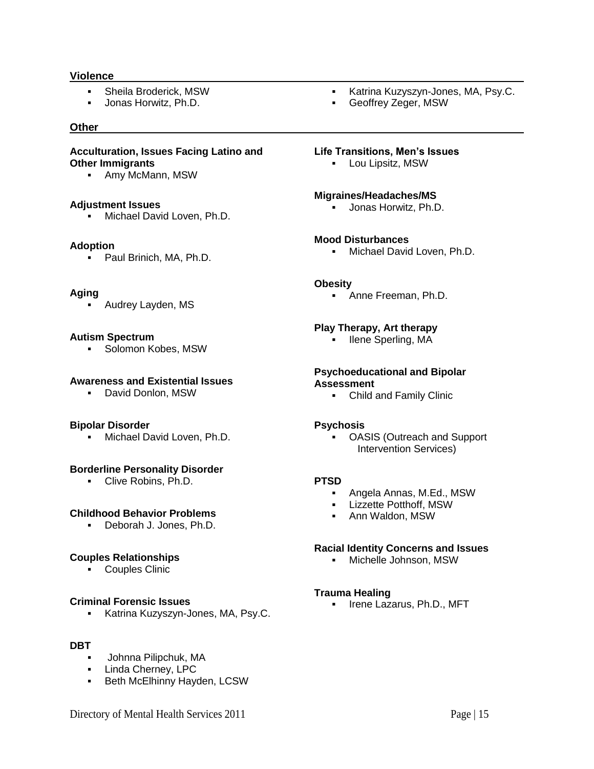### Violence

- Sheila Broderick, MSW
- Jonas Horwitz, Ph.D.
- Katrina Kuzyszyn-Jones, MA, Psy.C.
- Geoffrey Zeger, MSW

### Other

**Acculturation, Issues Facing Latino and Other Immigrants**

- Amy McMann, MSW

**Adjustment Issues**

- Michael David Loven, Ph.D.

**Adoption**

- Paul Brinich, MA, Ph.D.

**Aging**

- Audrey Layden, MS

**Autism Spectrum**

- Solomon Kobes, MSW

**Awareness and Existential Issues**

- David Donlon, MSW

**Bipolar Disorder**

- Michael David Loven, Ph.D.

**Borderline Personality Disorder**

- Clive Robins, Ph.D.

**Childhood Behavior Problems**

- Deborah J. Jones, Ph.D.

**Couples Relationships**

- Couples Clinic

**Criminal Forensic Issues**

- Katrina Kuzyszyn-Jones, MA, Psy.C.

**DBT**

- Johnna Pilipchuk, MA
- Linda Cherney, LPC
- Beth McElhinny Hayden, LCSW

**Life Transitions, Men's Issues**

- Lou Lipsitz, MSW

**Migraines/Headaches/MS**

- Jonas Horwitz, Ph.D.

**Mood Disturbances**

- Michael David Loven, Ph.D.

**Obesity**

- Anne Freeman, Ph.D.

**Play Therapy, Art therapy**

- Ilene Sperling, MA

**Psychoeducational and Bipolar Assessment**

- Child and Family Clinic

**Psychosis**

- OASIS (Outreach and Support Intervention Services)

**PTSD**

- Angela Annas, M.Ed., MSW
- Lizzette Potthoff, MSW
- Ann Waldon, MSW

**Racial Identity Concerns and Issues**

- Michelle Johnson, MSW

**Trauma Healing**

- Irene Lazarus, Ph.D., MFT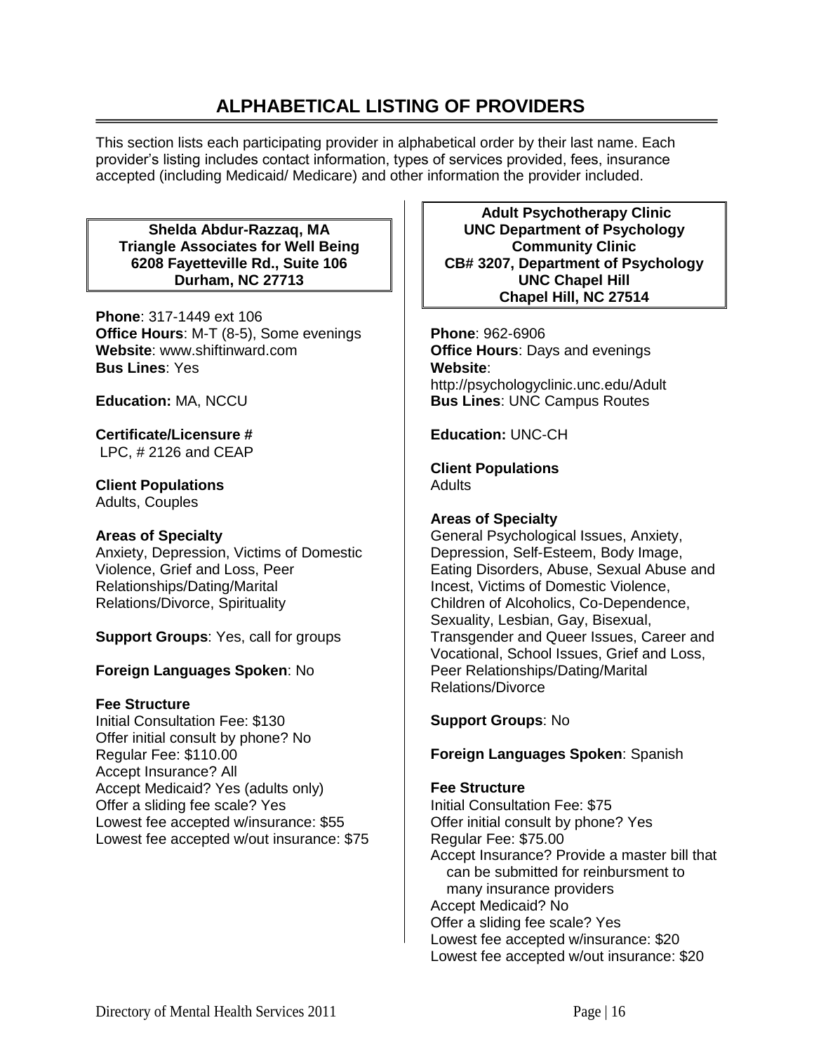# ALPHABETICAL LISTING OF PROVIDERS

This section lists each participating provider in alphabetical order by their last name. Each provider's listing includes contact information, types of services provided, fees, insurance accepted (including Medicaid/ Medicare) and other information the provider included.

**Shelda Abdur-Razzaq, MA**
**Triangle Associates for Well Being**
**6208 Fayetteville Rd., Suite 106**
**Durham, NC 27713**

**Phone**: 317-1449 ext 106
**Office Hours**: M-T (8-5), Some evenings
**Website**: www.shiftinward.com
**Bus Lines**: Yes

**Education:** MA, NCCU

**Certificate/Licensure #**
LPC, # 2126 and CEAP

**Client Populations**
Adults, Couples

**Areas of Specialty**
Anxiety, Depression, Victims of Domestic Violence, Grief and Loss, Peer Relationships/Dating/Marital Relations/Divorce, Spirituality

**Support Groups**: Yes, call for groups

**Foreign Languages Spoken**: No

**Fee Structure**
Initial Consultation Fee: $130
Offer initial consult by phone? No
Regular Fee: $110.00
Accept Insurance? All
Accept Medicaid? Yes (adults only)
Offer a sliding fee scale? Yes
Lowest fee accepted w/insurance: $55
Lowest fee accepted w/out insurance: $75

**Adult Psychotherapy Clinic**
**UNC Department of Psychology**
**Community Clinic**
**CB# 3207, Department of Psychology**
**UNC Chapel Hill**
**Chapel Hill, NC 27514**

**Phone**: 962-6906
**Office Hours**: Days and evenings
**Website**: http://psychologyclinic.unc.edu/Adult
**Bus Lines**: UNC Campus Routes

**Education:** UNC-CH

**Client Populations**
Adults

**Areas of Specialty**
General Psychological Issues, Anxiety, Depression, Self-Esteem, Body Image, Eating Disorders, Abuse, Sexual Abuse and Incest, Victims of Domestic Violence, Children of Alcoholics, Co-Dependence, Sexuality, Lesbian, Gay, Bisexual, Transgender and Queer Issues, Career and Vocational, School Issues, Grief and Loss, Peer Relationships/Dating/Marital Relations/Divorce

**Support Groups**: No

**Foreign Languages Spoken**: Spanish

**Fee Structure**
Initial Consultation Fee: $75
Offer initial consult by phone? Yes
Regular Fee: $75.00
Accept Insurance? Provide a master bill that can be submitted for reinbursment to many insurance providers
Accept Medicaid? No
Offer a sliding fee scale? Yes
Lowest fee accepted w/insurance: $20
Lowest fee accepted w/out insurance: $20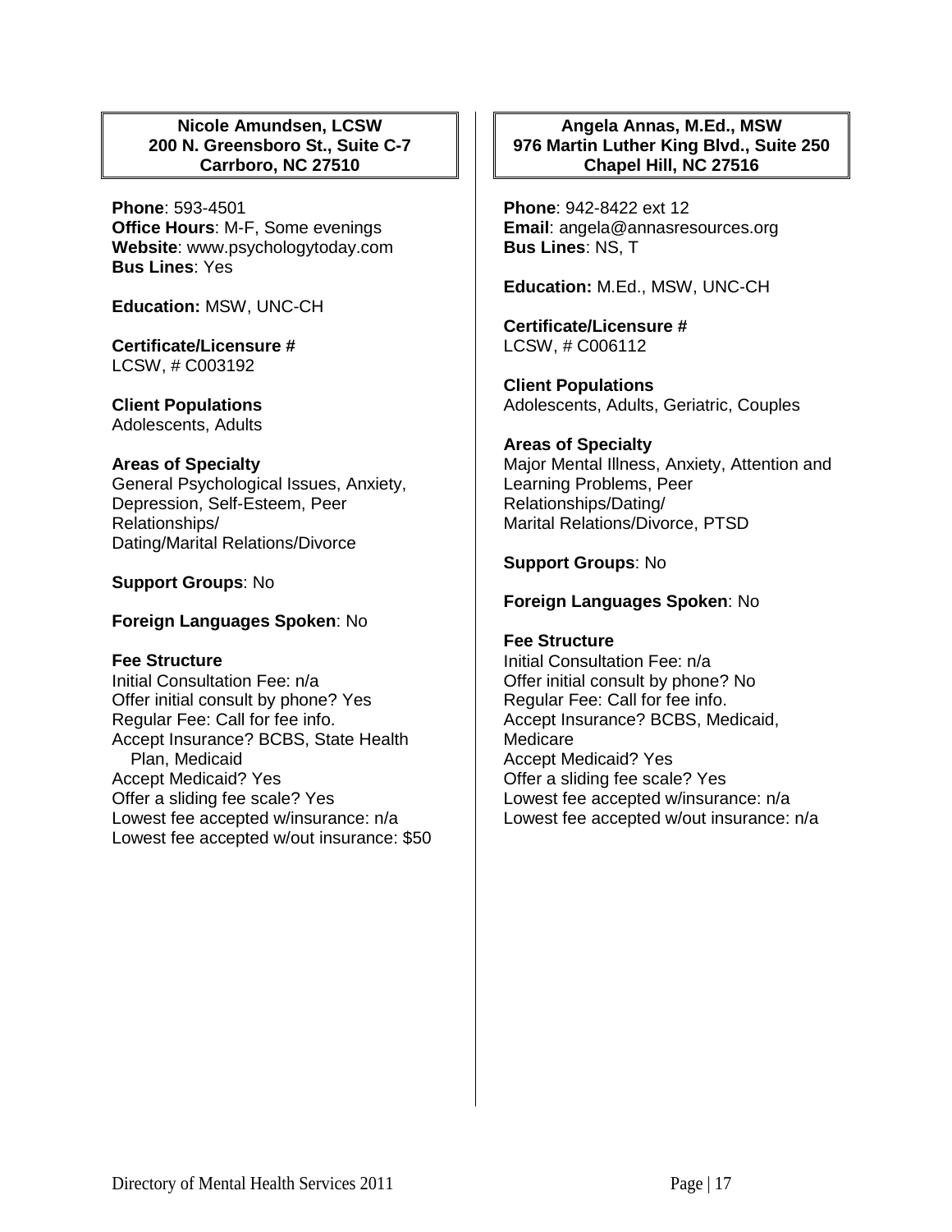### Nicole Amundsen, LCSW
**200 N. Greensboro St., Suite C-7**
**Carrboro, NC 27510**

**Phone**: 593-4501
**Office Hours**: M-F, Some evenings
**Website**: www.psychologytoday.com
**Bus Lines**: Yes

**Education:** MSW, UNC-CH

**Certificate/Licensure #**
LCSW, # C003192

**Client Populations**
Adolescents, Adults

**Areas of Specialty**
General Psychological Issues, Anxiety, Depression, Self-Esteem, Peer Relationships/
Dating/Marital Relations/Divorce

**Support Groups**: No

**Foreign Languages Spoken**: No

**Fee Structure**
Initial Consultation Fee: n/a
Offer initial consult by phone? Yes
Regular Fee: Call for fee info.
Accept Insurance? BCBS, State Health Plan, Medicaid
Accept Medicaid? Yes
Offer a sliding fee scale? Yes
Lowest fee accepted w/insurance: n/a
Lowest fee accepted w/out insurance: $50

### Angela Annas, M.Ed., MSW
**976 Martin Luther King Blvd., Suite 250**
**Chapel Hill, NC 27516**

**Phone**: 942-8422 ext 12
**Email**: angela@annasresources.org
**Bus Lines**: NS, T

**Education:** M.Ed., MSW, UNC-CH

**Certificate/Licensure #**
LCSW, # C006112

**Client Populations**
Adolescents, Adults, Geriatric, Couples

**Areas of Specialty**
Major Mental Illness, Anxiety, Attention and Learning Problems, Peer Relationships/Dating/
Marital Relations/Divorce, PTSD

**Support Groups**: No

**Foreign Languages Spoken**: No

**Fee Structure**
Initial Consultation Fee: n/a
Offer initial consult by phone? No
Regular Fee: Call for fee info.
Accept Insurance? BCBS, Medicaid, Medicare
Accept Medicaid? Yes
Offer a sliding fee scale? Yes
Lowest fee accepted w/insurance: n/a
Lowest fee accepted w/out insurance: n/a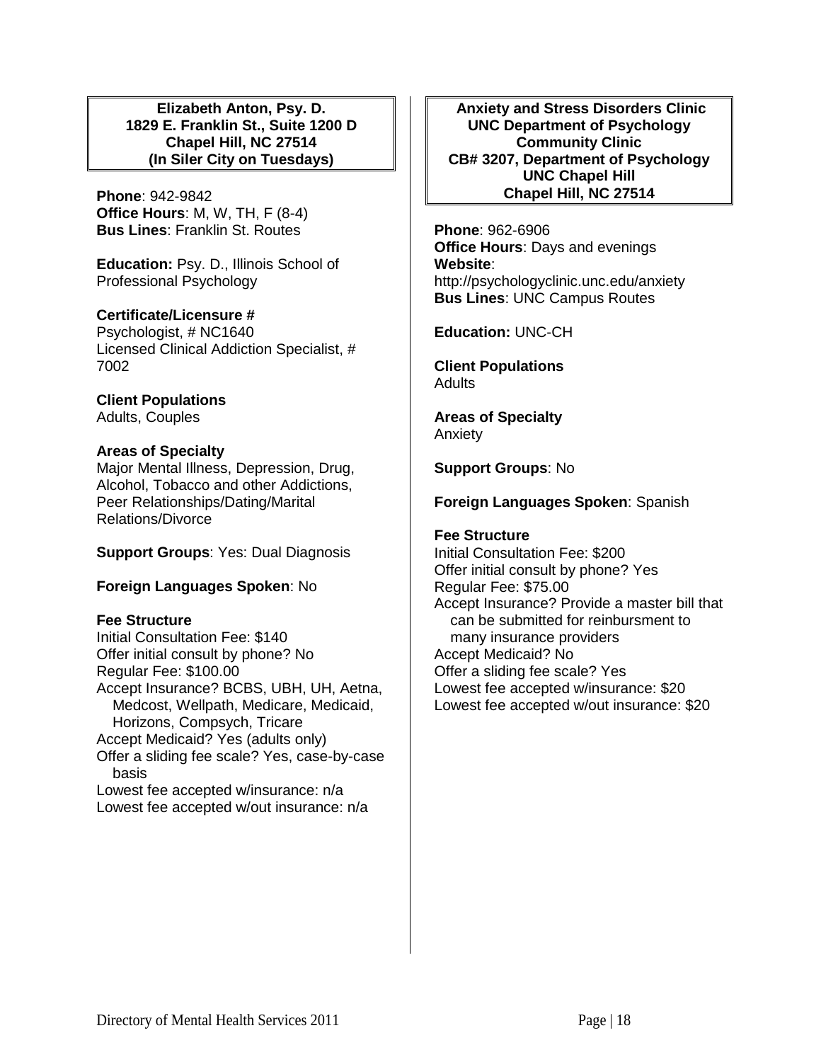**Elizabeth Anton, Psy. D.**
**1829 E. Franklin St., Suite 1200 D**
**Chapel Hill, NC 27514**
**(In Siler City on Tuesdays)**

**Phone**: 942-9842
**Office Hours**: M, W, TH, F (8-4)
**Bus Lines**: Franklin St. Routes

**Education:** Psy. D., Illinois School of Professional Psychology

**Certificate/Licensure #**
Psychologist, # NC1640
Licensed Clinical Addiction Specialist, # 7002

**Client Populations**
Adults, Couples

**Areas of Specialty**
Major Mental Illness, Depression, Drug, Alcohol, Tobacco and other Addictions, Peer Relationships/Dating/Marital Relations/Divorce

**Support Groups**: Yes: Dual Diagnosis

**Foreign Languages Spoken**: No

**Fee Structure**
Initial Consultation Fee: $140
Offer initial consult by phone? No
Regular Fee: $100.00
Accept Insurance? BCBS, UBH, UH, Aetna, Medcost, Wellpath, Medicare, Medicaid, Horizons, Compsych, Tricare
Accept Medicaid? Yes (adults only)
Offer a sliding fee scale? Yes, case-by-case basis
Lowest fee accepted w/insurance: n/a
Lowest fee accepted w/out insurance: n/a

**Anxiety and Stress Disorders Clinic**
**UNC Department of Psychology Community Clinic**
**CB# 3207, Department of Psychology**
**UNC Chapel Hill**
**Chapel Hill, NC 27514**

**Phone**: 962-6906
**Office Hours**: Days and evenings
**Website**: http://psychologyclinic.unc.edu/anxiety
**Bus Lines**: UNC Campus Routes

**Education:** UNC-CH

**Client Populations**
Adults

**Areas of Specialty**
Anxiety

**Support Groups**: No

**Foreign Languages Spoken**: Spanish

**Fee Structure**
Initial Consultation Fee: $200
Offer initial consult by phone? Yes
Regular Fee: $75.00
Accept Insurance? Provide a master bill that can be submitted for reinbursment to many insurance providers
Accept Medicaid? No
Offer a sliding fee scale? Yes
Lowest fee accepted w/insurance: $20
Lowest fee accepted w/out insurance: $20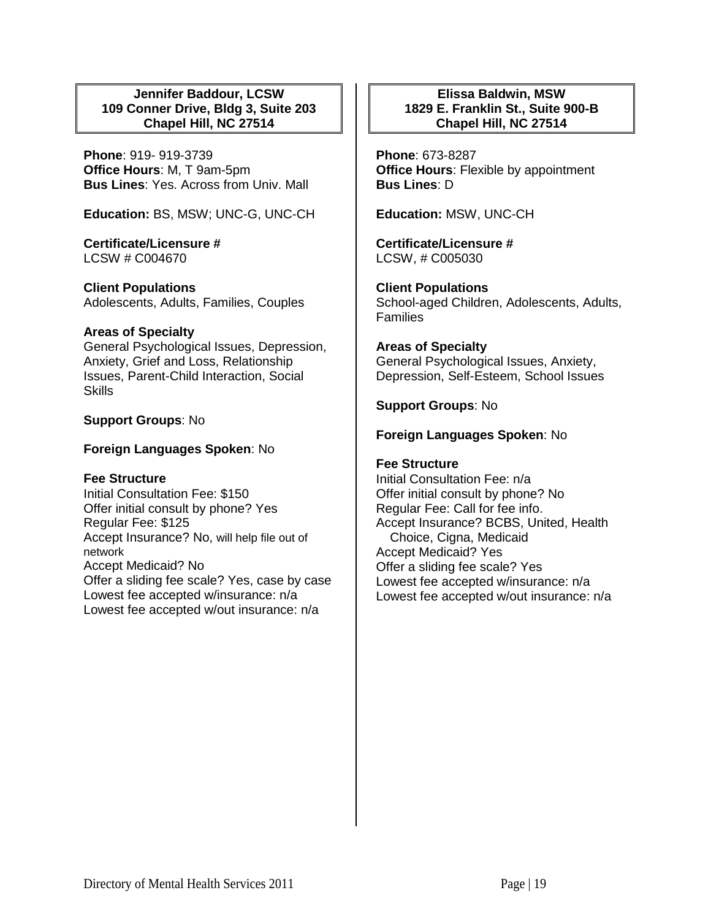**Jennifer Baddour, LCSW**
**109 Conner Drive, Bldg 3, Suite 203**
**Chapel Hill, NC 27514**

**Phone**: 919- 919-3739
**Office Hours**: M, T 9am-5pm
**Bus Lines**: Yes. Across from Univ. Mall

**Education:** BS, MSW; UNC-G, UNC-CH

**Certificate/Licensure #**
LCSW # C004670

**Client Populations**
Adolescents, Adults, Families, Couples

**Areas of Specialty**
General Psychological Issues, Depression, Anxiety, Grief and Loss, Relationship Issues, Parent-Child Interaction, Social Skills

**Support Groups**: No

**Foreign Languages Spoken**: No

**Fee Structure**
Initial Consultation Fee: $150
Offer initial consult by phone? Yes
Regular Fee: $125
Accept Insurance? No, will help file out of network
Accept Medicaid? No
Offer a sliding fee scale? Yes, case by case
Lowest fee accepted w/insurance: n/a
Lowest fee accepted w/out insurance: n/a

**Elissa Baldwin, MSW**
**1829 E. Franklin St., Suite 900-B**
**Chapel Hill, NC 27514**

**Phone**: 673-8287
**Office Hours**: Flexible by appointment
**Bus Lines**: D

**Education:** MSW, UNC-CH

**Certificate/Licensure #**
LCSW, # C005030

**Client Populations**
School-aged Children, Adolescents, Adults, Families

**Areas of Specialty**
General Psychological Issues, Anxiety, Depression, Self-Esteem, School Issues

**Support Groups**: No

**Foreign Languages Spoken**: No

**Fee Structure**
Initial Consultation Fee: n/a
Offer initial consult by phone? No
Regular Fee: Call for fee info.
Accept Insurance? BCBS, United, Health Choice, Cigna, Medicaid
Accept Medicaid? Yes
Offer a sliding fee scale? Yes
Lowest fee accepted w/insurance: n/a
Lowest fee accepted w/out insurance: n/a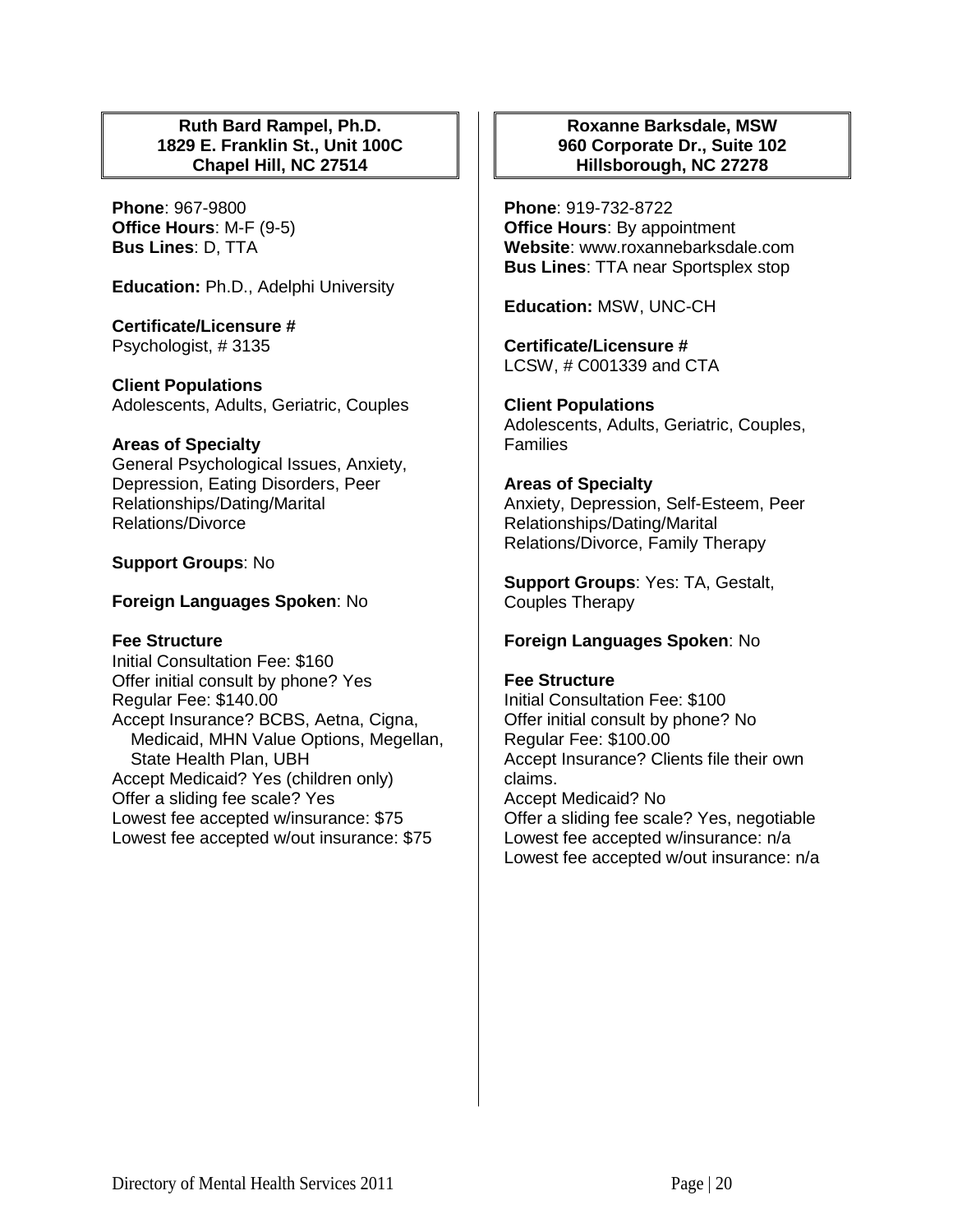**Ruth Bard Rampel, Ph.D.**
**1829 E. Franklin St., Unit 100C**
**Chapel Hill, NC 27514**

**Phone**: 967-9800
**Office Hours**: M-F (9-5)
**Bus Lines**: D, TTA

**Education:** Ph.D., Adelphi University

**Certificate/Licensure #**
Psychologist, # 3135

**Client Populations**
Adolescents, Adults, Geriatric, Couples

**Areas of Specialty**
General Psychological Issues, Anxiety, Depression, Eating Disorders, Peer Relationships/Dating/Marital Relations/Divorce

**Support Groups**: No

**Foreign Languages Spoken**: No

**Fee Structure**
Initial Consultation Fee: $160
Offer initial consult by phone? Yes
Regular Fee: $140.00
Accept Insurance? BCBS, Aetna, Cigna, Medicaid, MHN Value Options, Megellan, State Health Plan, UBH
Accept Medicaid? Yes (children only)
Offer a sliding fee scale? Yes
Lowest fee accepted w/insurance: $75
Lowest fee accepted w/out insurance: $75

**Roxanne Barksdale, MSW**
**960 Corporate Dr., Suite 102**
**Hillsborough, NC 27278**

**Phone**: 919-732-8722
**Office Hours**: By appointment
**Website**: www.roxannebarksdale.com
**Bus Lines**: TTA near Sportsplex stop

**Education:** MSW, UNC-CH

**Certificate/Licensure #**
LCSW, # C001339 and CTA

**Client Populations**
Adolescents, Adults, Geriatric, Couples, Families

**Areas of Specialty**
Anxiety, Depression, Self-Esteem, Peer Relationships/Dating/Marital Relations/Divorce, Family Therapy

**Support Groups**: Yes: TA, Gestalt, Couples Therapy

**Foreign Languages Spoken**: No

**Fee Structure**
Initial Consultation Fee: $100
Offer initial consult by phone? No
Regular Fee: $100.00
Accept Insurance? Clients file their own claims.
Accept Medicaid? No
Offer a sliding fee scale? Yes, negotiable
Lowest fee accepted w/insurance: n/a
Lowest fee accepted w/out insurance: n/a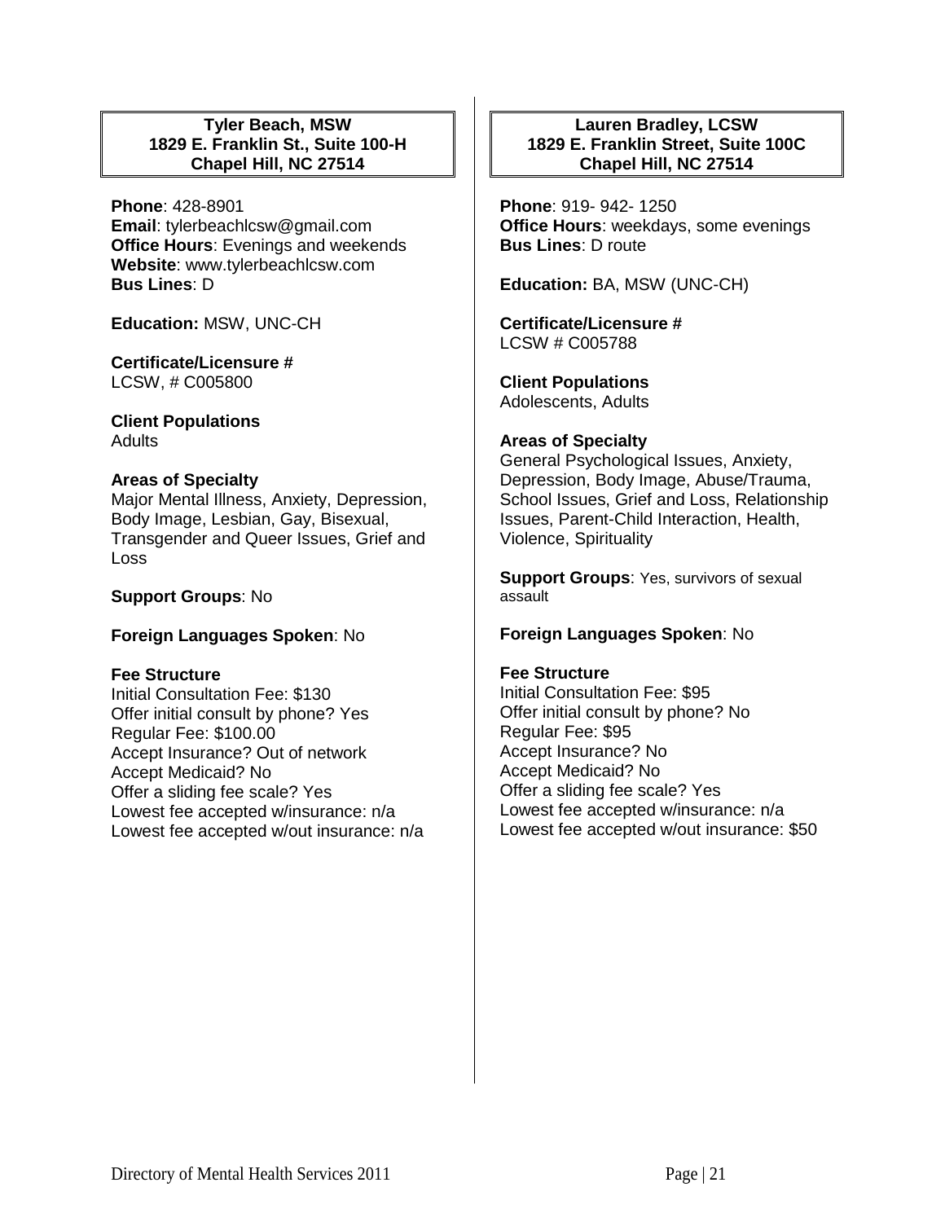**Tyler Beach, MSW**
**1829 E. Franklin St., Suite 100-H**
**Chapel Hill, NC 27514**

**Phone**: 428-8901
**Email**: tylerbeachlcsw@gmail.com
**Office Hours**: Evenings and weekends
**Website**: www.tylerbeachlcsw.com
**Bus Lines**: D

**Education:** MSW, UNC-CH

**Certificate/Licensure #**
LCSW, # C005800

**Client Populations**
Adults

**Areas of Specialty**
Major Mental Illness, Anxiety, Depression, Body Image, Lesbian, Gay, Bisexual, Transgender and Queer Issues, Grief and Loss

**Support Groups**: No

**Foreign Languages Spoken**: No

**Fee Structure**
Initial Consultation Fee: $130
Offer initial consult by phone? Yes
Regular Fee: $100.00
Accept Insurance? Out of network
Accept Medicaid? No
Offer a sliding fee scale? Yes
Lowest fee accepted w/insurance: n/a
Lowest fee accepted w/out insurance: n/a

---

**Lauren Bradley, LCSW**
**1829 E. Franklin Street, Suite 100C**
**Chapel Hill, NC 27514**

**Phone**: 919- 942- 1250
**Office Hours**: weekdays, some evenings
**Bus Lines**: D route

**Education:** BA, MSW (UNC-CH)

**Certificate/Licensure #**
LCSW # C005788

**Client Populations**
Adolescents, Adults

**Areas of Specialty**
General Psychological Issues, Anxiety, Depression, Body Image, Abuse/Trauma, School Issues, Grief and Loss, Relationship Issues, Parent-Child Interaction, Health, Violence, Spirituality

**Support Groups**: Yes, survivors of sexual assault

**Foreign Languages Spoken**: No

**Fee Structure**
Initial Consultation Fee: $95
Offer initial consult by phone? No
Regular Fee: $95
Accept Insurance? No
Accept Medicaid? No
Offer a sliding fee scale? Yes
Lowest fee accepted w/insurance: n/a
Lowest fee accepted w/out insurance: $50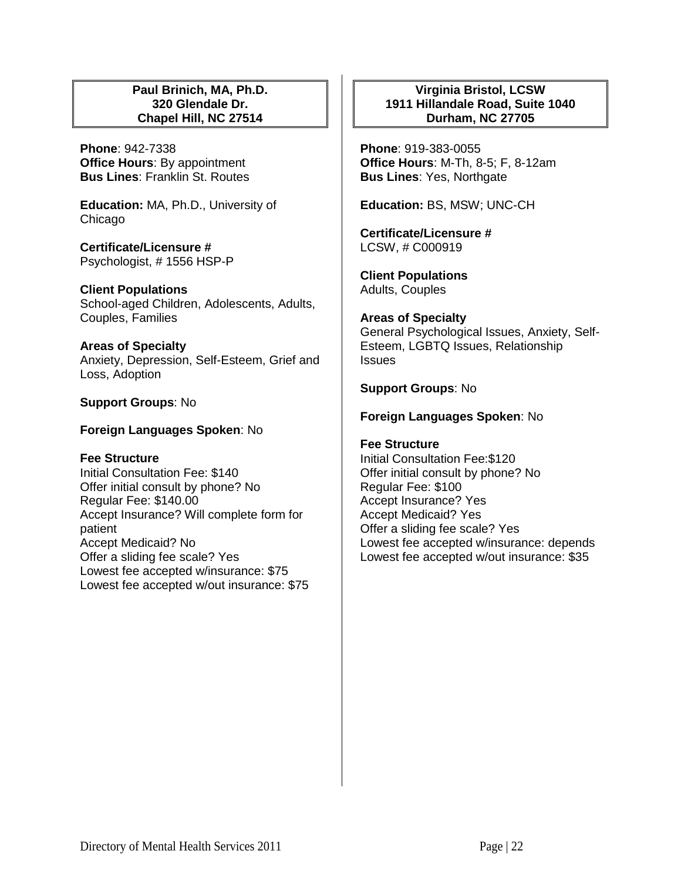## Paul Brinich, MA, Ph.D.
**320 Glendale Dr.**
**Chapel Hill, NC 27514**

**Phone**: 942-7338
**Office Hours**: By appointment
**Bus Lines**: Franklin St. Routes

**Education:** MA, Ph.D., University of Chicago

**Certificate/Licensure #**
Psychologist, # 1556 HSP-P

**Client Populations**
School-aged Children, Adolescents, Adults, Couples, Families

**Areas of Specialty**
Anxiety, Depression, Self-Esteem, Grief and Loss, Adoption

**Support Groups**: No

**Foreign Languages Spoken**: No

**Fee Structure**
Initial Consultation Fee: $140
Offer initial consult by phone? No
Regular Fee: $140.00
Accept Insurance? Will complete form for patient
Accept Medicaid? No
Offer a sliding fee scale? Yes
Lowest fee accepted w/insurance: $75
Lowest fee accepted w/out insurance: $75

## Virginia Bristol, LCSW
**1911 Hillandale Road, Suite 1040**
**Durham, NC 27705**

**Phone**: 919-383-0055
**Office Hours**: M-Th, 8-5; F, 8-12am
**Bus Lines**: Yes, Northgate

**Education:** BS, MSW; UNC-CH

**Certificate/Licensure #**
LCSW, # C000919

**Client Populations**
Adults, Couples

**Areas of Specialty**
General Psychological Issues, Anxiety, Self-Esteem, LGBTQ Issues, Relationship Issues

**Support Groups**: No

**Foreign Languages Spoken**: No

**Fee Structure**
Initial Consultation Fee:$120
Offer initial consult by phone? No
Regular Fee: $100
Accept Insurance? Yes
Accept Medicaid? Yes
Offer a sliding fee scale? Yes
Lowest fee accepted w/insurance: depends
Lowest fee accepted w/out insurance: $35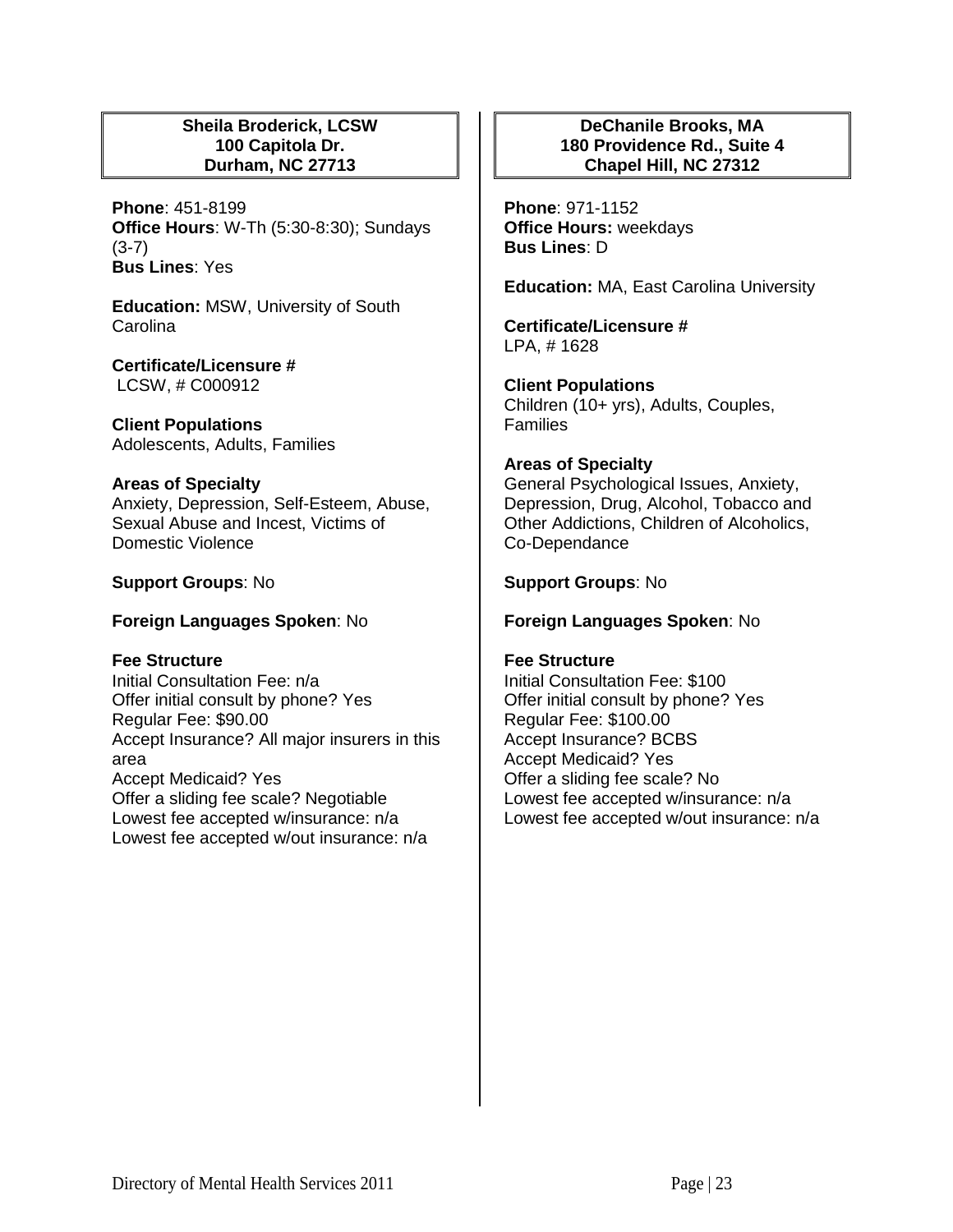**Sheila Broderick, LCSW**
**100 Capitola Dr.**
**Durham, NC 27713**

**Phone**: 451-8199
**Office Hours**: W-Th (5:30-8:30); Sundays (3-7)
**Bus Lines**: Yes

**Education:** MSW, University of South Carolina

**Certificate/Licensure #**
LCSW, # C000912

**Client Populations**
Adolescents, Adults, Families

**Areas of Specialty**
Anxiety, Depression, Self-Esteem, Abuse, Sexual Abuse and Incest, Victims of Domestic Violence

**Support Groups**: No

**Foreign Languages Spoken**: No

**Fee Structure**
Initial Consultation Fee: n/a
Offer initial consult by phone? Yes
Regular Fee: $90.00
Accept Insurance? All major insurers in this area
Accept Medicaid? Yes
Offer a sliding fee scale? Negotiable
Lowest fee accepted w/insurance: n/a
Lowest fee accepted w/out insurance: n/a

**DeChanile Brooks, MA**
**180 Providence Rd., Suite 4**
**Chapel Hill, NC 27312**

**Phone**: 971-1152
**Office Hours:** weekdays
**Bus Lines**: D

**Education:** MA, East Carolina University

**Certificate/Licensure #**
LPA, # 1628

**Client Populations**
Children (10+ yrs), Adults, Couples, Families

**Areas of Specialty**
General Psychological Issues, Anxiety, Depression, Drug, Alcohol, Tobacco and Other Addictions, Children of Alcoholics, Co-Dependance

**Support Groups**: No

**Foreign Languages Spoken**: No

**Fee Structure**
Initial Consultation Fee: $100
Offer initial consult by phone? Yes
Regular Fee: $100.00
Accept Insurance? BCBS
Accept Medicaid? Yes
Offer a sliding fee scale? No
Lowest fee accepted w/insurance: n/a
Lowest fee accepted w/out insurance: n/a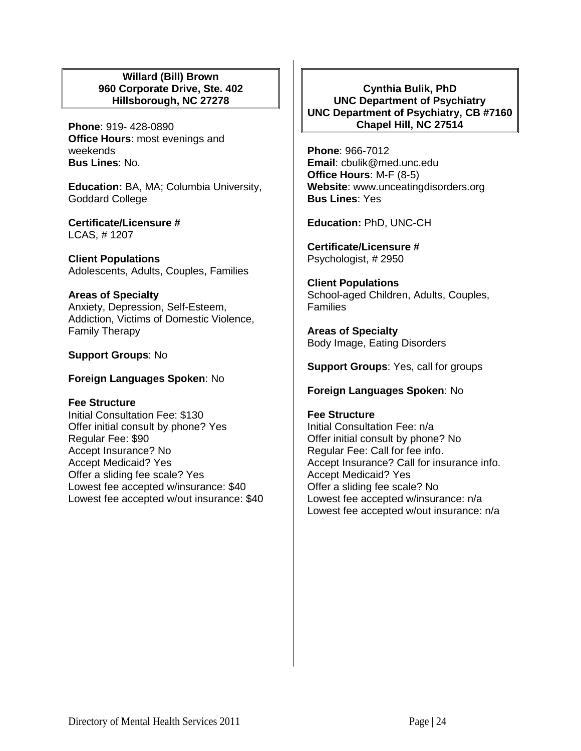### Willard (Bill) Brown
### 960 Corporate Drive, Ste. 402
### Hillsborough, NC 27278

**Phone**: 919- 428-0890
**Office Hours**: most evenings and weekends
**Bus Lines**: No.

**Education:** BA, MA; Columbia University, Goddard College

**Certificate/Licensure #**
LCAS, # 1207

**Client Populations**
Adolescents, Adults, Couples, Families

**Areas of Specialty**
Anxiety, Depression, Self-Esteem, Addiction, Victims of Domestic Violence, Family Therapy

**Support Groups**: No

**Foreign Languages Spoken**: No

**Fee Structure**
Initial Consultation Fee: $130
Offer initial consult by phone? Yes
Regular Fee: $90
Accept Insurance? No
Accept Medicaid? Yes
Offer a sliding fee scale? Yes
Lowest fee accepted w/insurance: $40
Lowest fee accepted w/out insurance: $40

### Cynthia Bulik, PhD
### UNC Department of Psychiatry
### UNC Department of Psychiatry, CB #7160
### Chapel Hill, NC 27514

**Phone**: 966-7012
**Email**: cbulik@med.unc.edu
**Office Hours**: M-F (8-5)
**Website**: www.unceatingdisorders.org
**Bus Lines**: Yes

**Education:** PhD, UNC-CH

**Certificate/Licensure #**
Psychologist, # 2950

**Client Populations**
School-aged Children, Adults, Couples, Families

**Areas of Specialty**
Body Image, Eating Disorders

**Support Groups**: Yes, call for groups

**Foreign Languages Spoken**: No

**Fee Structure**
Initial Consultation Fee: n/a
Offer initial consult by phone? No
Regular Fee: Call for fee info.
Accept Insurance? Call for insurance info.
Accept Medicaid? Yes
Offer a sliding fee scale? No
Lowest fee accepted w/insurance: n/a
Lowest fee accepted w/out insurance: n/a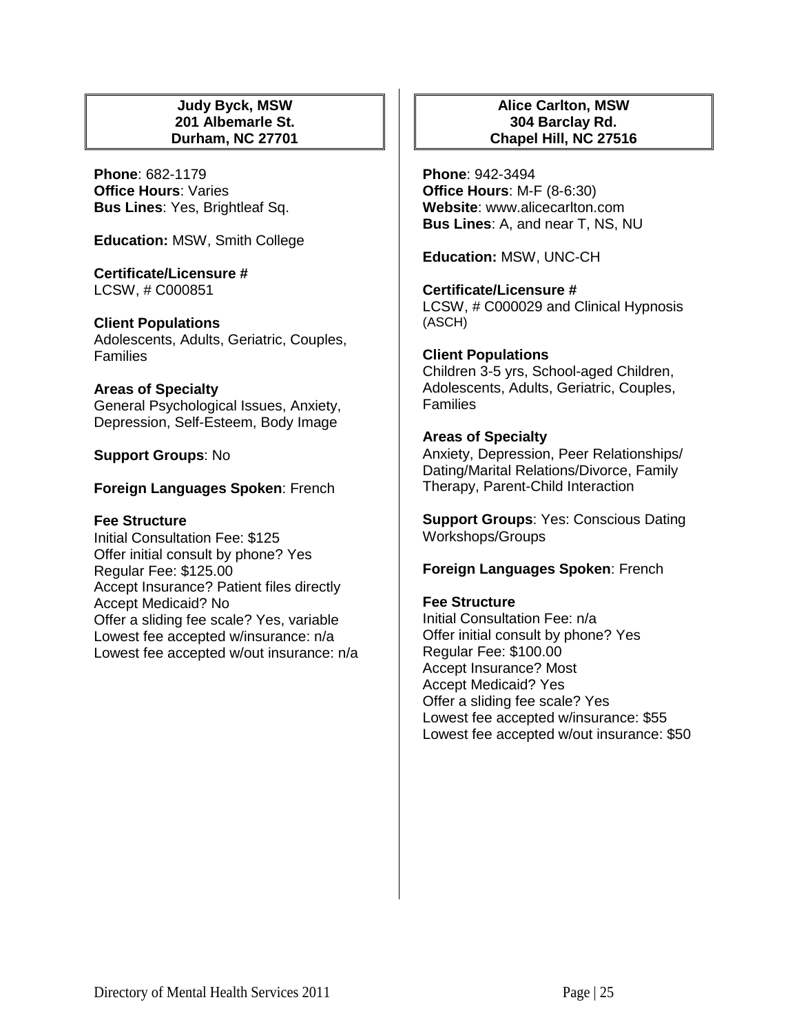**Judy Byck, MSW**
**201 Albemarle St.**
**Durham, NC 27701**

**Phone**: 682-1179
**Office Hours**: Varies
**Bus Lines**: Yes, Brightleaf Sq.

**Education:** MSW, Smith College

**Certificate/Licensure #**
LCSW, # C000851

**Client Populations**
Adolescents, Adults, Geriatric, Couples, Families

**Areas of Specialty**
General Psychological Issues, Anxiety, Depression, Self-Esteem, Body Image

**Support Groups**: No

**Foreign Languages Spoken**: French

**Fee Structure**
Initial Consultation Fee: $125
Offer initial consult by phone? Yes
Regular Fee: $125.00
Accept Insurance? Patient files directly
Accept Medicaid? No
Offer a sliding fee scale? Yes, variable
Lowest fee accepted w/insurance: n/a
Lowest fee accepted w/out insurance: n/a

**Alice Carlton, MSW**
**304 Barclay Rd.**
**Chapel Hill, NC 27516**

**Phone**: 942-3494
**Office Hours**: M-F (8-6:30)
**Website**: www.alicecarlton.com
**Bus Lines**: A, and near T, NS, NU

**Education:** MSW, UNC-CH

**Certificate/Licensure #**
LCSW, # C000029 and Clinical Hypnosis (ASCH)

**Client Populations**
Children 3-5 yrs, School-aged Children, Adolescents, Adults, Geriatric, Couples, Families

**Areas of Specialty**
Anxiety, Depression, Peer Relationships/ Dating/Marital Relations/Divorce, Family Therapy, Parent-Child Interaction

**Support Groups**: Yes: Conscious Dating Workshops/Groups

**Foreign Languages Spoken**: French

**Fee Structure**
Initial Consultation Fee: n/a
Offer initial consult by phone? Yes
Regular Fee: $100.00
Accept Insurance? Most
Accept Medicaid? Yes
Offer a sliding fee scale? Yes
Lowest fee accepted w/insurance: $55
Lowest fee accepted w/out insurance: $50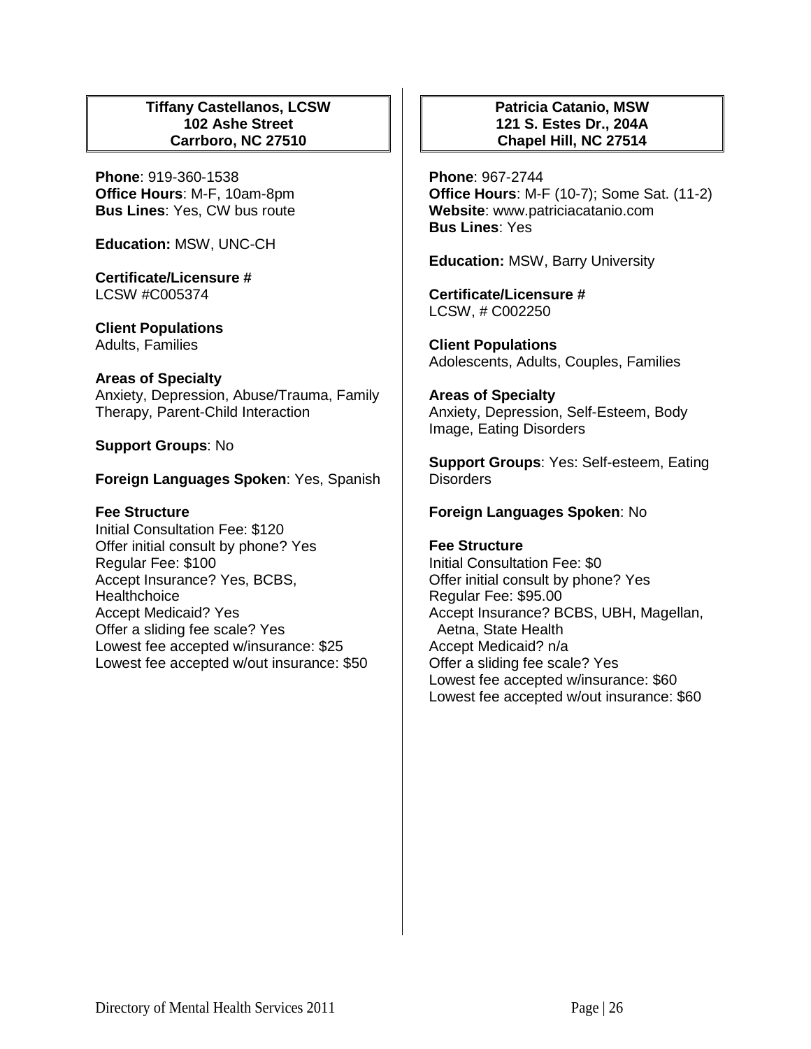### Tiffany Castellanos, LCSW
### 102 Ashe Street
### Carrboro, NC 27510

**Phone**: 919-360-1538
**Office Hours**: M-F, 10am-8pm
**Bus Lines**: Yes, CW bus route

**Education:** MSW, UNC-CH

**Certificate/Licensure #**
LCSW #C005374

**Client Populations**
Adults, Families

**Areas of Specialty**
Anxiety, Depression, Abuse/Trauma, Family Therapy, Parent-Child Interaction

**Support Groups**: No

**Foreign Languages Spoken**: Yes, Spanish

**Fee Structure**
Initial Consultation Fee: $120
Offer initial consult by phone? Yes
Regular Fee: $100
Accept Insurance? Yes, BCBS, Healthchoice
Accept Medicaid? Yes
Offer a sliding fee scale? Yes
Lowest fee accepted w/insurance: $25
Lowest fee accepted w/out insurance: $50

### Patricia Catanio, MSW
### 121 S. Estes Dr., 204A
### Chapel Hill, NC 27514

**Phone**: 967-2744
**Office Hours**: M-F (10-7); Some Sat. (11-2)
**Website**: www.patriciacatanio.com
**Bus Lines**: Yes

**Education:** MSW, Barry University

**Certificate/Licensure #**
LCSW, # C002250

**Client Populations**
Adolescents, Adults, Couples, Families

**Areas of Specialty**
Anxiety, Depression, Self-Esteem, Body Image, Eating Disorders

**Support Groups**: Yes: Self-esteem, Eating Disorders

**Foreign Languages Spoken**: No

**Fee Structure**
Initial Consultation Fee: $0
Offer initial consult by phone? Yes
Regular Fee: $95.00
Accept Insurance? BCBS, UBH, Magellan, Aetna, State Health
Accept Medicaid? n/a
Offer a sliding fee scale? Yes
Lowest fee accepted w/insurance: $60
Lowest fee accepted w/out insurance: $60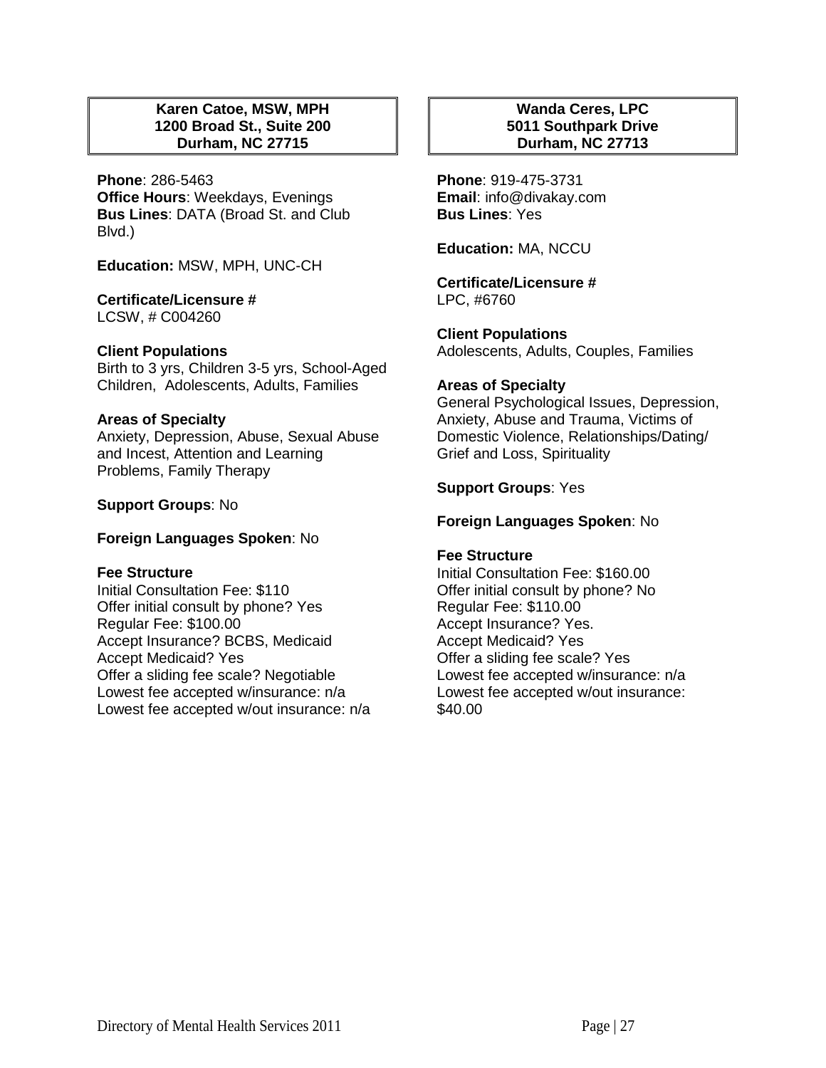## Karen Catoe, MSW, MPH
**1200 Broad St., Suite 200**
**Durham, NC 27715**

**Phone**: 286-5463
**Office Hours**: Weekdays, Evenings
**Bus Lines**: DATA (Broad St. and Club Blvd.)

**Education:** MSW, MPH, UNC-CH

**Certificate/Licensure #**
LCSW, # C004260

**Client Populations**
Birth to 3 yrs, Children 3-5 yrs, School-Aged Children, Adolescents, Adults, Families

**Areas of Specialty**
Anxiety, Depression, Abuse, Sexual Abuse and Incest, Attention and Learning Problems, Family Therapy

**Support Groups**: No

**Foreign Languages Spoken**: No

**Fee Structure**
Initial Consultation Fee: $110
Offer initial consult by phone? Yes
Regular Fee: $100.00
Accept Insurance? BCBS, Medicaid
Accept Medicaid? Yes
Offer a sliding fee scale? Negotiable
Lowest fee accepted w/insurance: n/a
Lowest fee accepted w/out insurance: n/a

## Wanda Ceres, LPC
**5011 Southpark Drive**
**Durham, NC 27713**

**Phone**: 919-475-3731
**Email**: info@divakay.com
**Bus Lines**: Yes

**Education:** MA, NCCU

**Certificate/Licensure #**
LPC, #6760

**Client Populations**
Adolescents, Adults, Couples, Families

**Areas of Specialty**
General Psychological Issues, Depression, Anxiety, Abuse and Trauma, Victims of Domestic Violence, Relationships/Dating/ Grief and Loss, Spirituality

**Support Groups**: Yes

**Foreign Languages Spoken**: No

**Fee Structure**
Initial Consultation Fee: $160.00
Offer initial consult by phone? No
Regular Fee: $110.00
Accept Insurance? Yes.
Accept Medicaid? Yes
Offer a sliding fee scale? Yes
Lowest fee accepted w/insurance: n/a
Lowest fee accepted w/out insurance: $40.00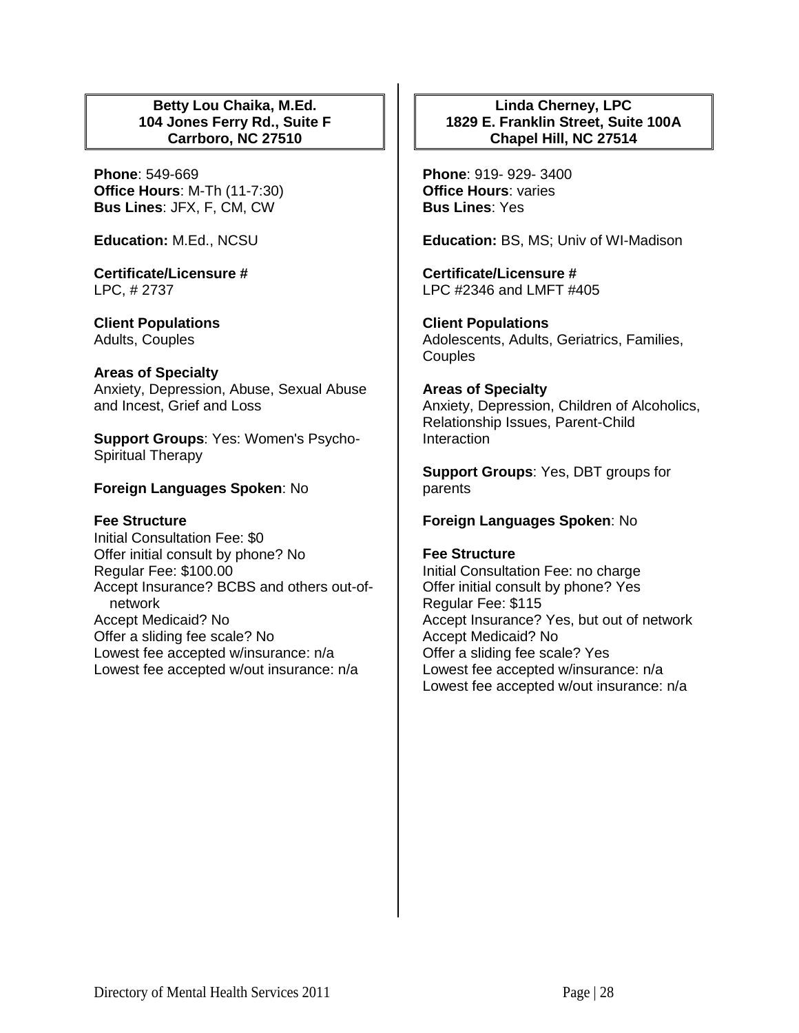## Betty Lou Chaika, M.Ed.
## 104 Jones Ferry Rd., Suite F
## Carrboro, NC 27510

**Phone**: 549-669
**Office Hours**: M-Th (11-7:30)
**Bus Lines**: JFX, F, CM, CW

**Education:** M.Ed., NCSU

**Certificate/Licensure #**
LPC, # 2737

**Client Populations**
Adults, Couples

**Areas of Specialty**
Anxiety, Depression, Abuse, Sexual Abuse and Incest, Grief and Loss

**Support Groups**: Yes: Women's Psycho-Spiritual Therapy

**Foreign Languages Spoken**: No

**Fee Structure**
Initial Consultation Fee: $0
Offer initial consult by phone? No
Regular Fee: $100.00
Accept Insurance? BCBS and others out-of-network
Accept Medicaid? No
Offer a sliding fee scale? No
Lowest fee accepted w/insurance: n/a
Lowest fee accepted w/out insurance: n/a

## Linda Cherney, LPC
## 1829 E. Franklin Street, Suite 100A
## Chapel Hill, NC 27514

**Phone**: 919- 929- 3400
**Office Hours**: varies
**Bus Lines**: Yes

**Education:** BS, MS; Univ of WI-Madison

**Certificate/Licensure #**
LPC #2346 and LMFT #405

**Client Populations**
Adolescents, Adults, Geriatrics, Families, Couples

**Areas of Specialty**
Anxiety, Depression, Children of Alcoholics, Relationship Issues, Parent-Child Interaction

**Support Groups**: Yes, DBT groups for parents

**Foreign Languages Spoken**: No

**Fee Structure**
Initial Consultation Fee: no charge
Offer initial consult by phone? Yes
Regular Fee: $115
Accept Insurance? Yes, but out of network
Accept Medicaid? No
Offer a sliding fee scale? Yes
Lowest fee accepted w/insurance: n/a
Lowest fee accepted w/out insurance: n/a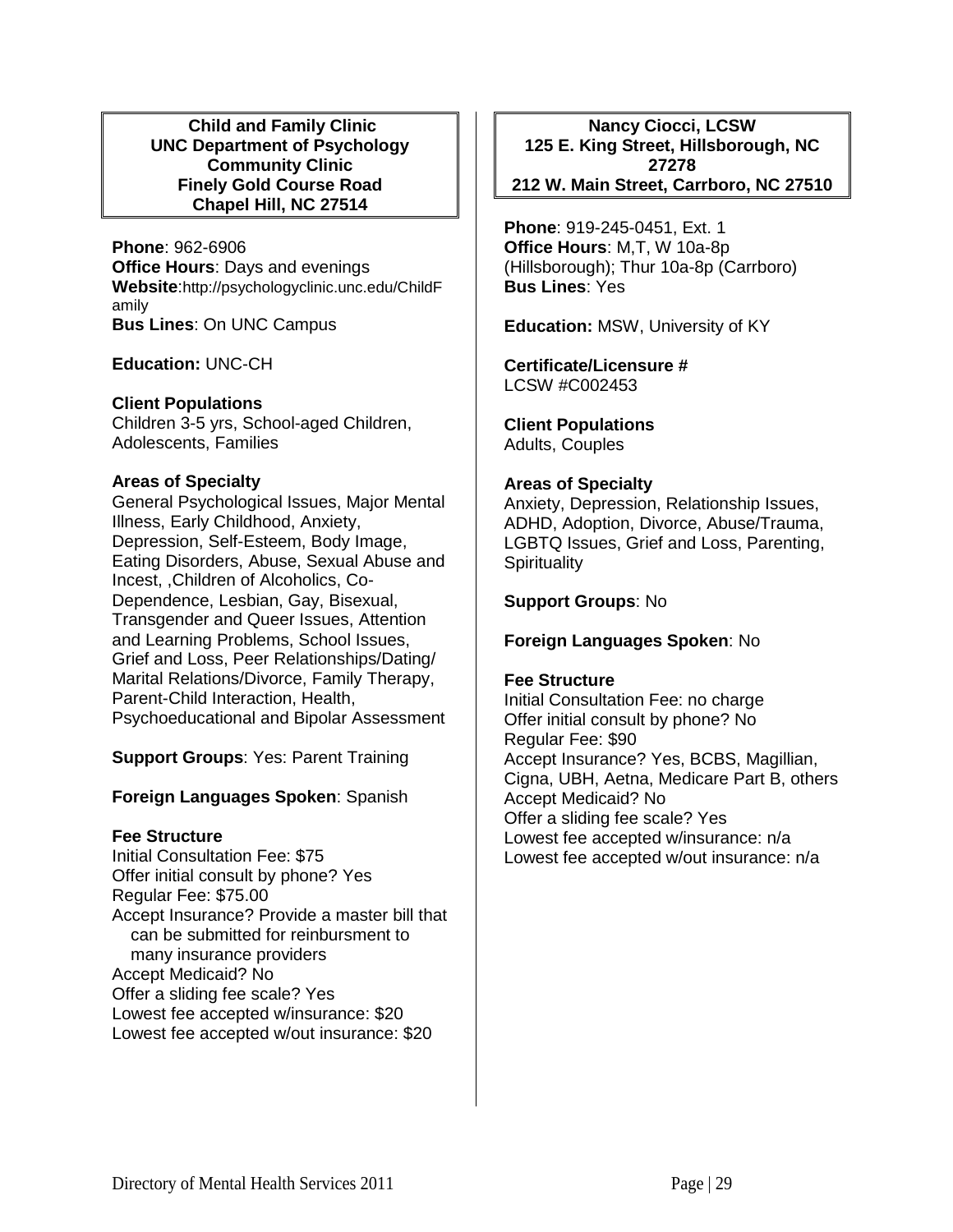## Child and Family Clinic
## UNC Department of Psychology Community Clinic
## Finely Gold Course Road
## Chapel Hill, NC 27514

**Phone**: 962-6906
**Office Hours**: Days and evenings
**Website**:http://psychologyclinic.unc.edu/ChildFamily
**Bus Lines**: On UNC Campus

**Education:** UNC-CH

**Client Populations**
Children 3-5 yrs, School-aged Children, Adolescents, Families

**Areas of Specialty**
General Psychological Issues, Major Mental Illness, Early Childhood, Anxiety, Depression, Self-Esteem, Body Image, Eating Disorders, Abuse, Sexual Abuse and Incest, ,Children of Alcoholics, Co-Dependence, Lesbian, Gay, Bisexual, Transgender and Queer Issues, Attention and Learning Problems, School Issues, Grief and Loss, Peer Relationships/Dating/ Marital Relations/Divorce, Family Therapy, Parent-Child Interaction, Health, Psychoeducational and Bipolar Assessment

**Support Groups**: Yes: Parent Training

**Foreign Languages Spoken**: Spanish

**Fee Structure**
Initial Consultation Fee: $75
Offer initial consult by phone? Yes
Regular Fee: $75.00
Accept Insurance? Provide a master bill that can be submitted for reinbursment to many insurance providers
Accept Medicaid? No
Offer a sliding fee scale? Yes
Lowest fee accepted w/insurance: $20
Lowest fee accepted w/out insurance: $20

## Nancy Ciocci, LCSW
## 125 E. King Street, Hillsborough, NC 27278
## 212 W. Main Street, Carrboro, NC 27510

**Phone**: 919-245-0451, Ext. 1
**Office Hours**: M,T, W 10a-8p (Hillsborough); Thur 10a-8p (Carrboro)
**Bus Lines**: Yes

**Education:** MSW, University of KY

**Certificate/Licensure #**
LCSW #C002453

**Client Populations**
Adults, Couples

**Areas of Specialty**
Anxiety, Depression, Relationship Issues, ADHD, Adoption, Divorce, Abuse/Trauma, LGBTQ Issues, Grief and Loss, Parenting, Spirituality

**Support Groups**: No

**Foreign Languages Spoken**: No

**Fee Structure**
Initial Consultation Fee: no charge
Offer initial consult by phone? No
Regular Fee: $90
Accept Insurance? Yes, BCBS, Magillian, Cigna, UBH, Aetna, Medicare Part B, others
Accept Medicaid? No
Offer a sliding fee scale? Yes
Lowest fee accepted w/insurance: n/a
Lowest fee accepted w/out insurance: n/a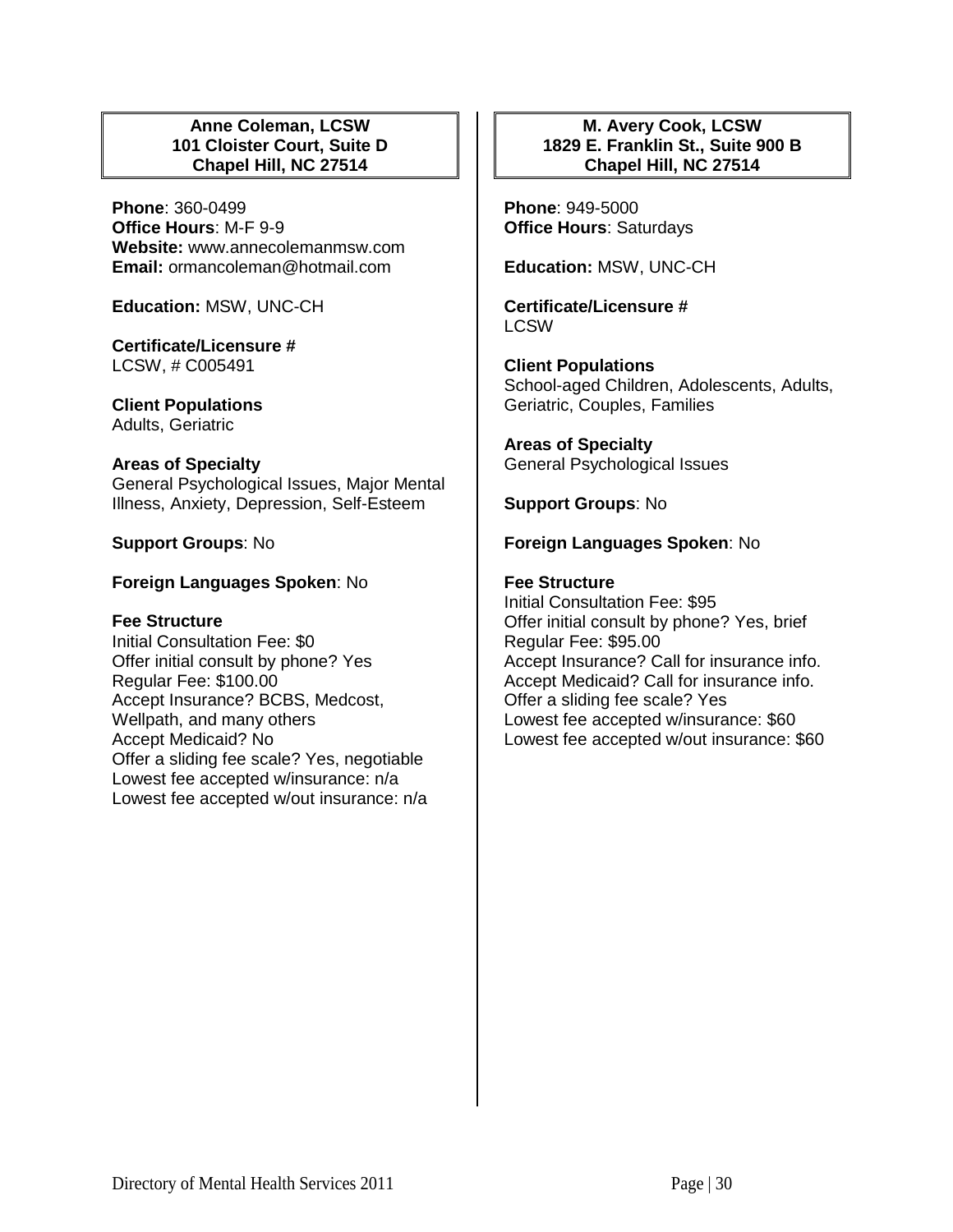**Anne Coleman, LCSW**
**101 Cloister Court, Suite D**
**Chapel Hill, NC 27514**

**Phone**: 360-0499
**Office Hours**: M-F 9-9
**Website:** www.annecolemanmsw.com
**Email:** ormancoleman@hotmail.com

**Education:** MSW, UNC-CH

**Certificate/Licensure #**
LCSW, # C005491

**Client Populations**
Adults, Geriatric

**Areas of Specialty**
General Psychological Issues, Major Mental Illness, Anxiety, Depression, Self-Esteem

**Support Groups**: No

**Foreign Languages Spoken**: No

**Fee Structure**
Initial Consultation Fee: $0
Offer initial consult by phone? Yes
Regular Fee: $100.00
Accept Insurance? BCBS, Medcost, Wellpath, and many others
Accept Medicaid? No
Offer a sliding fee scale? Yes, negotiable
Lowest fee accepted w/insurance: n/a
Lowest fee accepted w/out insurance: n/a

**M. Avery Cook, LCSW**
**1829 E. Franklin St., Suite 900 B**
**Chapel Hill, NC 27514**

**Phone**: 949-5000
**Office Hours**: Saturdays

**Education:** MSW, UNC-CH

**Certificate/Licensure #**
LCSW

**Client Populations**
School-aged Children, Adolescents, Adults, Geriatric, Couples, Families

**Areas of Specialty**
General Psychological Issues

**Support Groups**: No

**Foreign Languages Spoken**: No

**Fee Structure**
Initial Consultation Fee: $95
Offer initial consult by phone? Yes, brief
Regular Fee: $95.00
Accept Insurance? Call for insurance info.
Accept Medicaid? Call for insurance info.
Offer a sliding fee scale? Yes
Lowest fee accepted w/insurance: $60
Lowest fee accepted w/out insurance: $60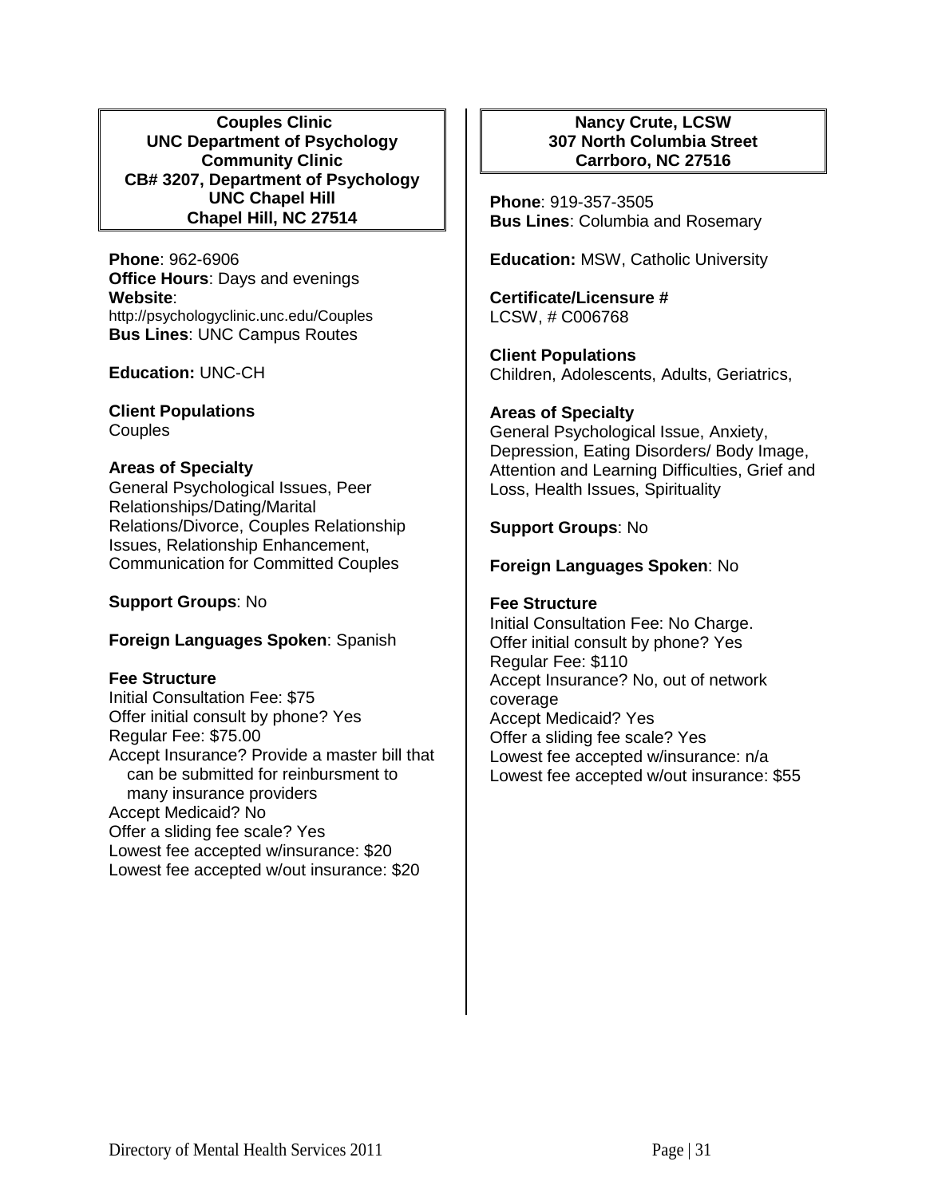**Couples Clinic**
**UNC Department of Psychology Community Clinic**
**CB# 3207, Department of Psychology**
**UNC Chapel Hill**
**Chapel Hill, NC 27514**

**Phone**: 962-6906
**Office Hours**: Days and evenings
**Website**: http://psychologyclinic.unc.edu/Couples
**Bus Lines**: UNC Campus Routes

**Education:** UNC-CH

**Client Populations**
Couples

**Areas of Specialty**
General Psychological Issues, Peer Relationships/Dating/Marital Relations/Divorce, Couples Relationship Issues, Relationship Enhancement, Communication for Committed Couples

**Support Groups**: No

**Foreign Languages Spoken**: Spanish

**Fee Structure**
Initial Consultation Fee: $75
Offer initial consult by phone? Yes
Regular Fee: $75.00
Accept Insurance? Provide a master bill that can be submitted for reinbursment to many insurance providers
Accept Medicaid? No
Offer a sliding fee scale? Yes
Lowest fee accepted w/insurance: $20
Lowest fee accepted w/out insurance: $20

**Nancy Crute, LCSW**
**307 North Columbia Street**
**Carrboro, NC 27516**

**Phone**: 919-357-3505
**Bus Lines**: Columbia and Rosemary

**Education:** MSW, Catholic University

**Certificate/Licensure #**
LCSW, # C006768

**Client Populations**
Children, Adolescents, Adults, Geriatrics,

**Areas of Specialty**
General Psychological Issue, Anxiety, Depression, Eating Disorders/ Body Image, Attention and Learning Difficulties, Grief and Loss, Health Issues, Spirituality

**Support Groups**: No

**Foreign Languages Spoken**: No

**Fee Structure**
Initial Consultation Fee: No Charge.
Offer initial consult by phone? Yes
Regular Fee: $110
Accept Insurance? No, out of network coverage
Accept Medicaid? Yes
Offer a sliding fee scale? Yes
Lowest fee accepted w/insurance: n/a
Lowest fee accepted w/out insurance: $55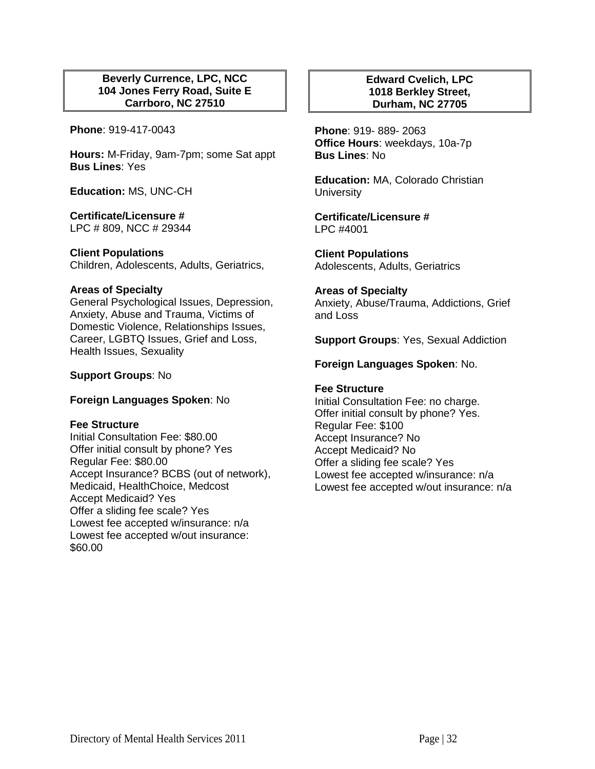**Beverly Currence, LPC, NCC**
**104 Jones Ferry Road, Suite E**
**Carrboro, NC 27510**

**Phone**: 919-417-0043

**Hours:** M-Friday, 9am-7pm; some Sat appt
**Bus Lines**: Yes

**Education:** MS, UNC-CH

**Certificate/Licensure #**
LPC # 809, NCC # 29344

**Client Populations**
Children, Adolescents, Adults, Geriatrics,

**Areas of Specialty**
General Psychological Issues, Depression, Anxiety, Abuse and Trauma, Victims of Domestic Violence, Relationships Issues, Career, LGBTQ Issues, Grief and Loss, Health Issues, Sexuality

**Support Groups**: No

**Foreign Languages Spoken**: No

**Fee Structure**
Initial Consultation Fee: $80.00
Offer initial consult by phone? Yes
Regular Fee: $80.00
Accept Insurance? BCBS (out of network), Medicaid, HealthChoice, Medcost
Accept Medicaid? Yes
Offer a sliding fee scale? Yes
Lowest fee accepted w/insurance: n/a
Lowest fee accepted w/out insurance: $60.00

**Edward Cvelich, LPC**
**1018 Berkley Street,**
**Durham, NC 27705**

**Phone**: 919- 889- 2063
**Office Hours**: weekdays, 10a-7p
**Bus Lines**: No

**Education:** MA, Colorado Christian University

**Certificate/Licensure #**
LPC #4001

**Client Populations**
Adolescents, Adults, Geriatrics

**Areas of Specialty**
Anxiety, Abuse/Trauma, Addictions, Grief and Loss

**Support Groups**: Yes, Sexual Addiction

**Foreign Languages Spoken**: No.

**Fee Structure**
Initial Consultation Fee: no charge.
Offer initial consult by phone? Yes.
Regular Fee: $100
Accept Insurance? No
Accept Medicaid? No
Offer a sliding fee scale? Yes
Lowest fee accepted w/insurance: n/a
Lowest fee accepted w/out insurance: n/a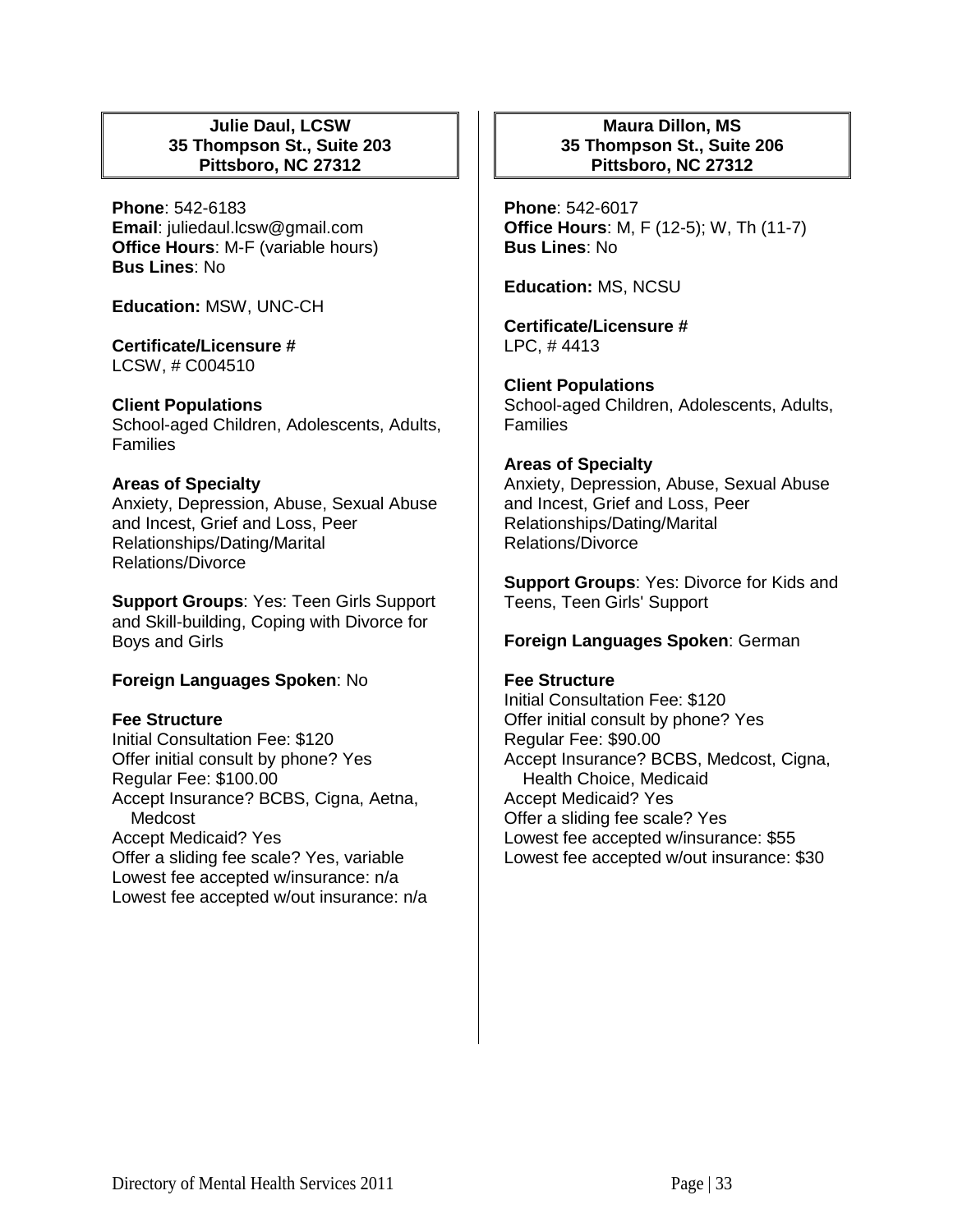**Julie Daul, LCSW**
**35 Thompson St., Suite 203**
**Pittsboro, NC 27312**

**Phone**: 542-6183
**Email**: juliedaul.lcsw@gmail.com
**Office Hours**: M-F (variable hours)
**Bus Lines**: No

**Education:** MSW, UNC-CH

**Certificate/Licensure #**
LCSW, # C004510

**Client Populations**
School-aged Children, Adolescents, Adults, Families

**Areas of Specialty**
Anxiety, Depression, Abuse, Sexual Abuse and Incest, Grief and Loss, Peer Relationships/Dating/Marital Relations/Divorce

**Support Groups**: Yes: Teen Girls Support and Skill-building, Coping with Divorce for Boys and Girls

**Foreign Languages Spoken**: No

**Fee Structure**
Initial Consultation Fee: $120
Offer initial consult by phone? Yes
Regular Fee: $100.00
Accept Insurance? BCBS, Cigna, Aetna, Medcost
Accept Medicaid? Yes
Offer a sliding fee scale? Yes, variable
Lowest fee accepted w/insurance: n/a
Lowest fee accepted w/out insurance: n/a

**Maura Dillon, MS**
**35 Thompson St., Suite 206**
**Pittsboro, NC 27312**

**Phone**: 542-6017
**Office Hours**: M, F (12-5); W, Th (11-7)
**Bus Lines**: No

**Education:** MS, NCSU

**Certificate/Licensure #**
LPC, # 4413

**Client Populations**
School-aged Children, Adolescents, Adults, Families

**Areas of Specialty**
Anxiety, Depression, Abuse, Sexual Abuse and Incest, Grief and Loss, Peer Relationships/Dating/Marital Relations/Divorce

**Support Groups**: Yes: Divorce for Kids and Teens, Teen Girls' Support

**Foreign Languages Spoken**: German

**Fee Structure**
Initial Consultation Fee: $120
Offer initial consult by phone? Yes
Regular Fee: $90.00
Accept Insurance? BCBS, Medcost, Cigna, Health Choice, Medicaid
Accept Medicaid? Yes
Offer a sliding fee scale? Yes
Lowest fee accepted w/insurance: $55
Lowest fee accepted w/out insurance: $30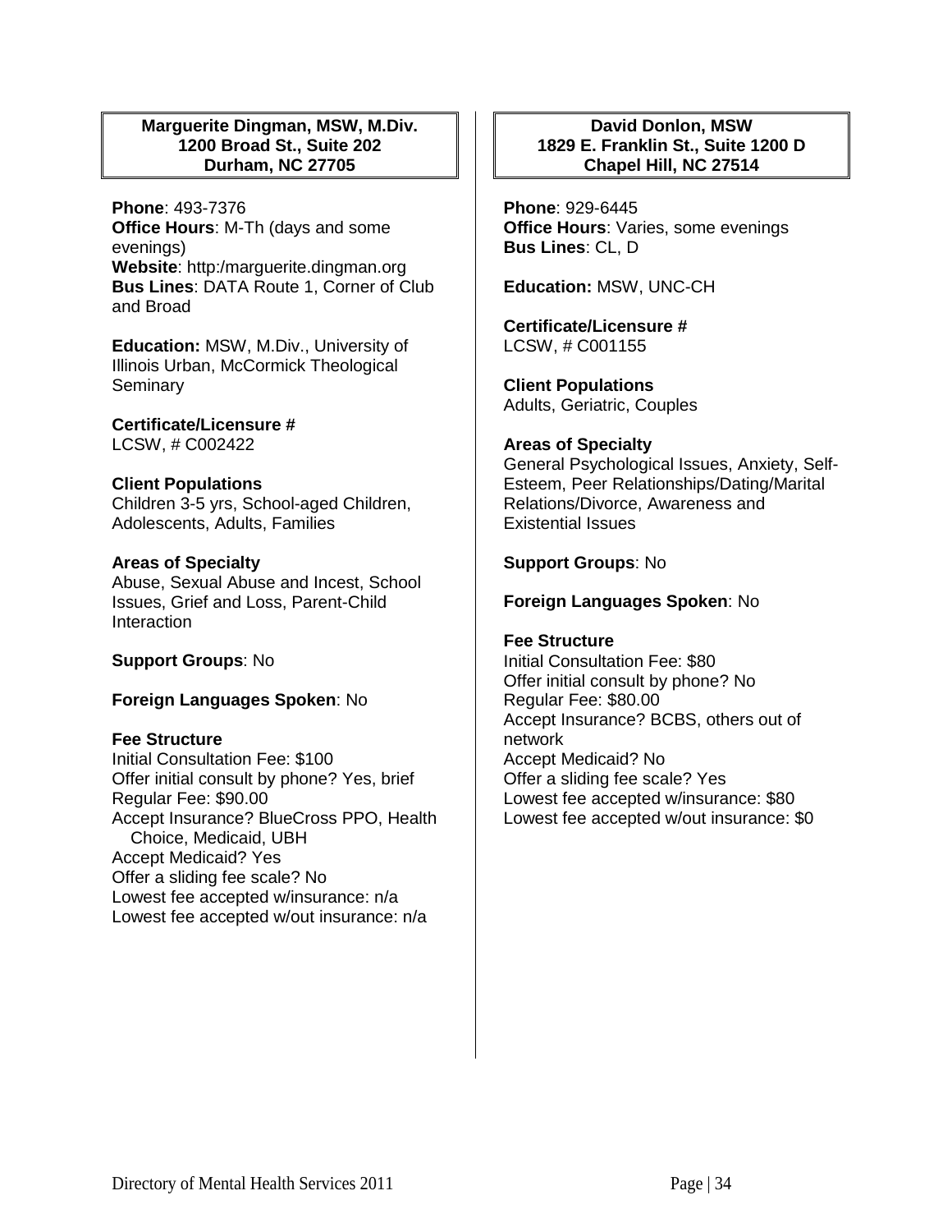**Marguerite Dingman, MSW, M.Div.**
**1200 Broad St., Suite 202**
**Durham, NC 27705**

**Phone**: 493-7376
**Office Hours**: M-Th (days and some evenings)
**Website**: http:/marguerite.dingman.org
**Bus Lines**: DATA Route 1, Corner of Club and Broad

**Education:** MSW, M.Div., University of Illinois Urban, McCormick Theological Seminary

**Certificate/Licensure #**
LCSW, # C002422

**Client Populations**
Children 3-5 yrs, School-aged Children, Adolescents, Adults, Families

**Areas of Specialty**
Abuse, Sexual Abuse and Incest, School Issues, Grief and Loss, Parent-Child Interaction

**Support Groups**: No

**Foreign Languages Spoken**: No

**Fee Structure**
Initial Consultation Fee: $100
Offer initial consult by phone? Yes, brief
Regular Fee: $90.00
Accept Insurance? BlueCross PPO, Health Choice, Medicaid, UBH
Accept Medicaid? Yes
Offer a sliding fee scale? No
Lowest fee accepted w/insurance: n/a
Lowest fee accepted w/out insurance: n/a

**David Donlon, MSW**
**1829 E. Franklin St., Suite 1200 D**
**Chapel Hill, NC 27514**

**Phone**: 929-6445
**Office Hours**: Varies, some evenings
**Bus Lines**: CL, D

**Education:** MSW, UNC-CH

**Certificate/Licensure #**
LCSW, # C001155

**Client Populations**
Adults, Geriatric, Couples

**Areas of Specialty**
General Psychological Issues, Anxiety, Self-Esteem, Peer Relationships/Dating/Marital Relations/Divorce, Awareness and Existential Issues

**Support Groups**: No

**Foreign Languages Spoken**: No

**Fee Structure**
Initial Consultation Fee: $80
Offer initial consult by phone? No
Regular Fee: $80.00
Accept Insurance? BCBS, others out of network
Accept Medicaid? No
Offer a sliding fee scale? Yes
Lowest fee accepted w/insurance: $80
Lowest fee accepted w/out insurance: $0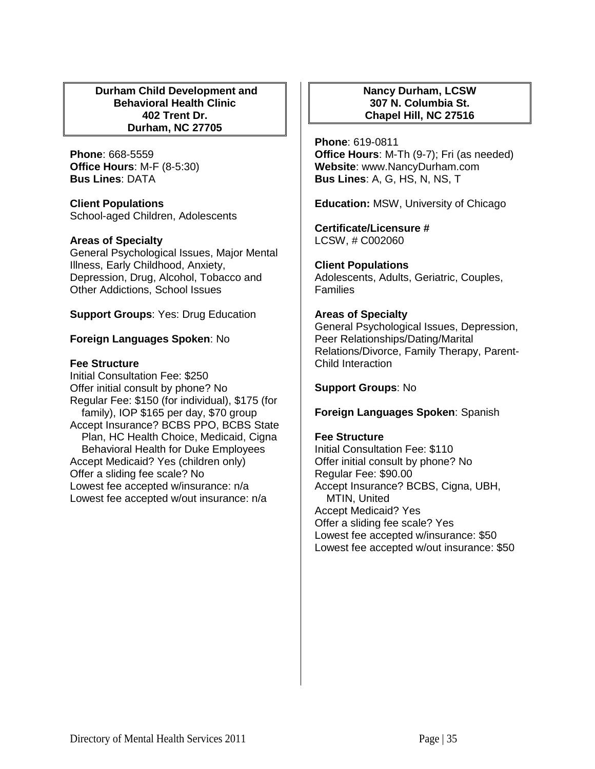### Durham Child Development and Behavioral Health Clinic
### 402 Trent Dr.
### Durham, NC 27705

**Phone**: 668-5559
**Office Hours**: M-F (8-5:30)
**Bus Lines**: DATA

**Client Populations**
School-aged Children, Adolescents

**Areas of Specialty**
General Psychological Issues, Major Mental Illness, Early Childhood, Anxiety, Depression, Drug, Alcohol, Tobacco and Other Addictions, School Issues

**Support Groups**: Yes: Drug Education

**Foreign Languages Spoken**: No

**Fee Structure**
Initial Consultation Fee: $250
Offer initial consult by phone? No
Regular Fee: $150 (for individual), $175 (for family), IOP $165 per day, $70 group
Accept Insurance? BCBS PPO, BCBS State Plan, HC Health Choice, Medicaid, Cigna Behavioral Health for Duke Employees
Accept Medicaid? Yes (children only)
Offer a sliding fee scale? No
Lowest fee accepted w/insurance: n/a
Lowest fee accepted w/out insurance: n/a

### Nancy Durham, LCSW
### 307 N. Columbia St.
### Chapel Hill, NC 27516

**Phone**: 619-0811
**Office Hours**: M-Th (9-7); Fri (as needed)
**Website**: www.NancyDurham.com
**Bus Lines**: A, G, HS, N, NS, T

**Education:** MSW, University of Chicago

**Certificate/Licensure #**
LCSW, # C002060

**Client Populations**
Adolescents, Adults, Geriatric, Couples, Families

**Areas of Specialty**
General Psychological Issues, Depression, Peer Relationships/Dating/Marital Relations/Divorce, Family Therapy, Parent-Child Interaction

**Support Groups**: No

**Foreign Languages Spoken**: Spanish

**Fee Structure**
Initial Consultation Fee: $110
Offer initial consult by phone? No
Regular Fee: $90.00
Accept Insurance? BCBS, Cigna, UBH, MTIN, United
Accept Medicaid? Yes
Offer a sliding fee scale? Yes
Lowest fee accepted w/insurance: $50
Lowest fee accepted w/out insurance: $50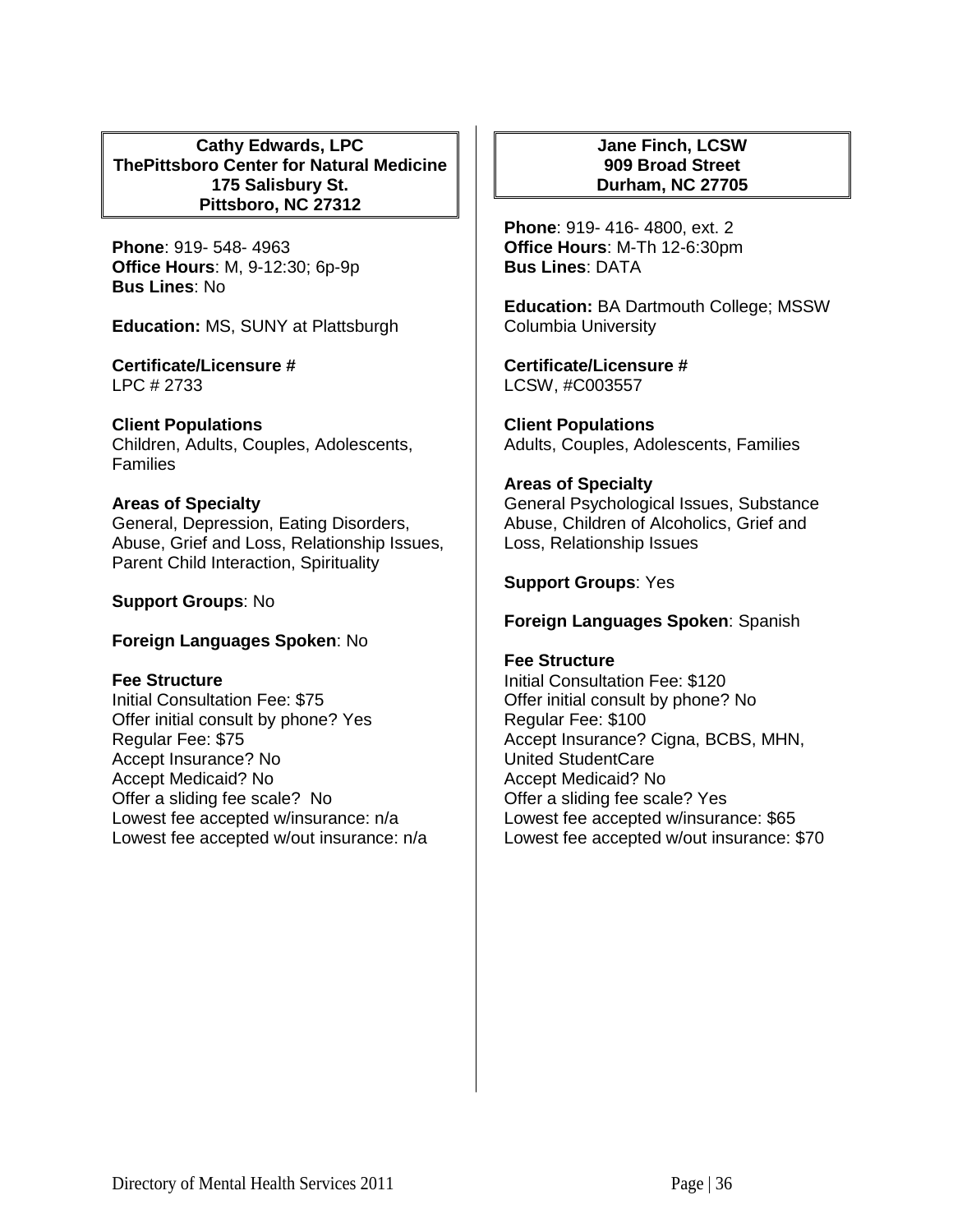**Cathy Edwards, LPC**
**ThePittsboro Center for Natural Medicine**
**175 Salisbury St.**
**Pittsboro, NC 27312**

**Phone**: 919- 548- 4963
**Office Hours**: M, 9-12:30; 6p-9p
**Bus Lines**: No

**Education:** MS, SUNY at Plattsburgh

**Certificate/Licensure #**
LPC # 2733

**Client Populations**
Children, Adults, Couples, Adolescents, Families

**Areas of Specialty**
General, Depression, Eating Disorders, Abuse, Grief and Loss, Relationship Issues, Parent Child Interaction, Spirituality

**Support Groups**: No

**Foreign Languages Spoken**: No

**Fee Structure**
Initial Consultation Fee: $75
Offer initial consult by phone? Yes
Regular Fee: $75
Accept Insurance? No
Accept Medicaid? No
Offer a sliding fee scale? No
Lowest fee accepted w/insurance: n/a
Lowest fee accepted w/out insurance: n/a

**Jane Finch, LCSW**
**909 Broad Street**
**Durham, NC 27705**

**Phone**: 919- 416- 4800, ext. 2
**Office Hours**: M-Th 12-6:30pm
**Bus Lines**: DATA

**Education:** BA Dartmouth College; MSSW Columbia University

**Certificate/Licensure #**
LCSW, #C003557

**Client Populations**
Adults, Couples, Adolescents, Families

**Areas of Specialty**
General Psychological Issues, Substance Abuse, Children of Alcoholics, Grief and Loss, Relationship Issues

**Support Groups**: Yes

**Foreign Languages Spoken**: Spanish

**Fee Structure**
Initial Consultation Fee: $120
Offer initial consult by phone? No
Regular Fee: $100
Accept Insurance? Cigna, BCBS, MHN, United StudentCare
Accept Medicaid? No
Offer a sliding fee scale? Yes
Lowest fee accepted w/insurance: $65
Lowest fee accepted w/out insurance: $70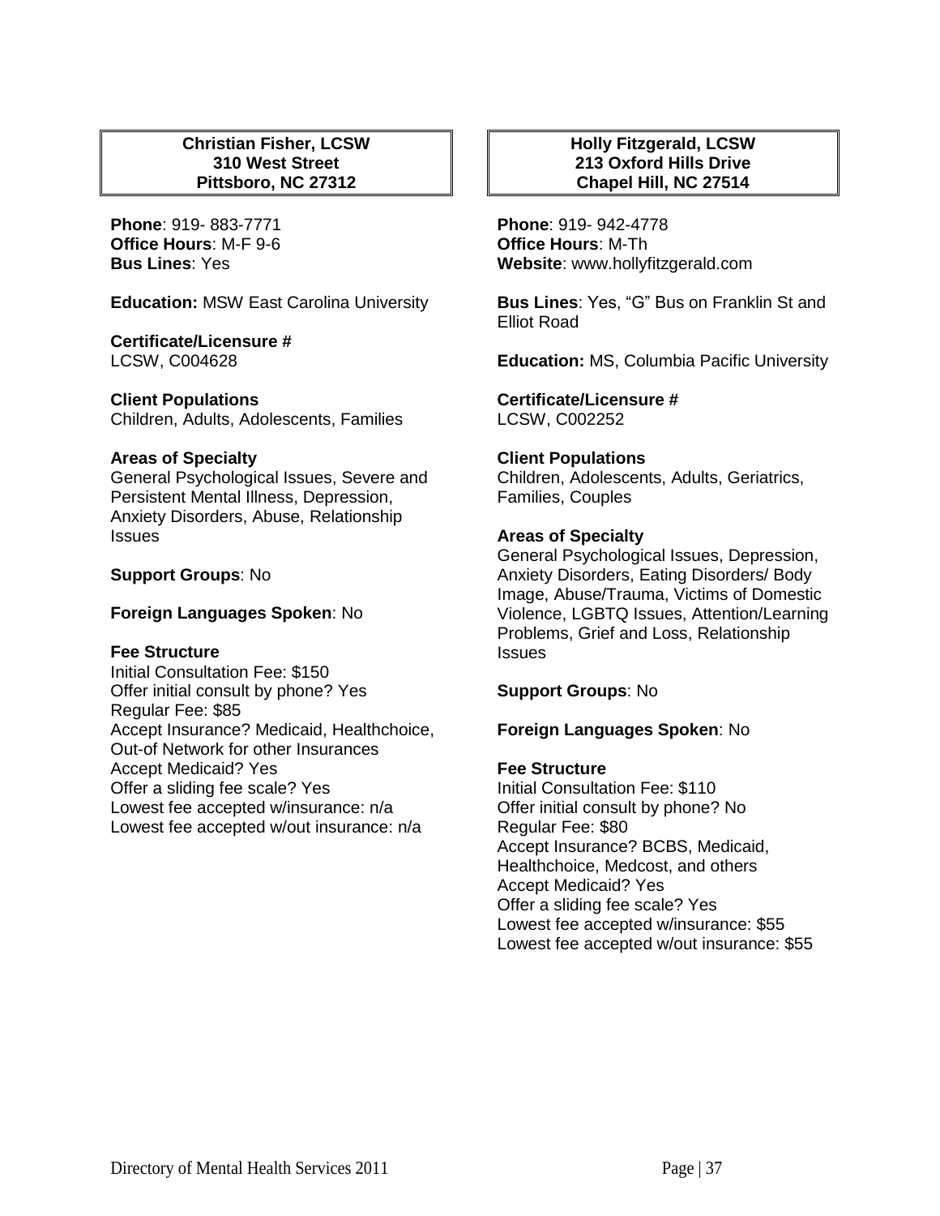**Christian Fisher, LCSW**
**310 West Street**
**Pittsboro, NC 27312**

**Phone**: 919- 883-7771
**Office Hours**: M-F 9-6
**Bus Lines**: Yes

**Education:** MSW East Carolina University

**Certificate/Licensure #**
LCSW, C004628

**Client Populations**
Children, Adults, Adolescents, Families

**Areas of Specialty**
General Psychological Issues, Severe and Persistent Mental Illness, Depression, Anxiety Disorders, Abuse, Relationship Issues

**Support Groups**: No

**Foreign Languages Spoken**: No

**Fee Structure**
Initial Consultation Fee: $150
Offer initial consult by phone? Yes
Regular Fee: $85
Accept Insurance? Medicaid, Healthchoice, Out-of Network for other Insurances
Accept Medicaid? Yes
Offer a sliding fee scale? Yes
Lowest fee accepted w/insurance: n/a
Lowest fee accepted w/out insurance: n/a

**Holly Fitzgerald, LCSW**
**213 Oxford Hills Drive**
**Chapel Hill, NC 27514**

**Phone**: 919- 942-4778
**Office Hours**: M-Th
**Website**: www.hollyfitzgerald.com

**Bus Lines**: Yes, "G" Bus on Franklin St and Elliot Road

**Education:** MS, Columbia Pacific University

**Certificate/Licensure #**
LCSW, C002252

**Client Populations**
Children, Adolescents, Adults, Geriatrics, Families, Couples

**Areas of Specialty**
General Psychological Issues, Depression, Anxiety Disorders, Eating Disorders/ Body Image, Abuse/Trauma, Victims of Domestic Violence, LGBTQ Issues, Attention/Learning Problems, Grief and Loss, Relationship Issues

**Support Groups**: No

**Foreign Languages Spoken**: No

**Fee Structure**
Initial Consultation Fee: $110
Offer initial consult by phone? No
Regular Fee: $80
Accept Insurance? BCBS, Medicaid, Healthchoice, Medcost, and others
Accept Medicaid? Yes
Offer a sliding fee scale? Yes
Lowest fee accepted w/insurance: $55
Lowest fee accepted w/out insurance: $55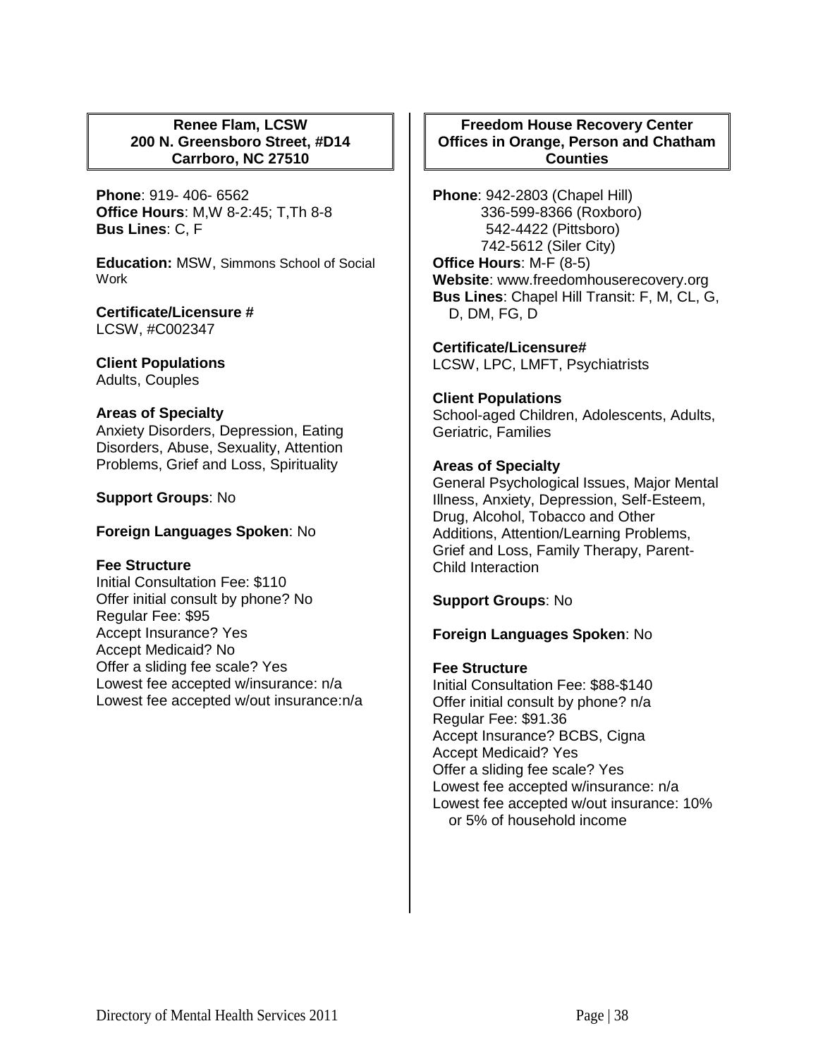**Renee Flam, LCSW**
**200 N. Greensboro Street, #D14**
**Carrboro, NC 27510**

**Phone**: 919- 406- 6562
**Office Hours**: M,W 8-2:45; T,Th 8-8
**Bus Lines**: C, F

**Education:** MSW, Simmons School of Social Work

**Certificate/Licensure #**
LCSW, #C002347

**Client Populations**
Adults, Couples

**Areas of Specialty**
Anxiety Disorders, Depression, Eating Disorders, Abuse, Sexuality, Attention Problems, Grief and Loss, Spirituality

**Support Groups**: No

**Foreign Languages Spoken**: No

**Fee Structure**
Initial Consultation Fee: $110
Offer initial consult by phone? No
Regular Fee: $95
Accept Insurance? Yes
Accept Medicaid? No
Offer a sliding fee scale? Yes
Lowest fee accepted w/insurance: n/a
Lowest fee accepted w/out insurance:n/a

**Freedom House Recovery Center**
**Offices in Orange, Person and Chatham Counties**

**Phone**: 942-2803 (Chapel Hill)
336-599-8366 (Roxboro)
542-4422 (Pittsboro)
742-5612 (Siler City)
**Office Hours**: M-F (8-5)
**Website**: www.freedomhouserecovery.org
**Bus Lines**: Chapel Hill Transit: F, M, CL, G, D, DM, FG, D

**Certificate/Licensure#**
LCSW, LPC, LMFT, Psychiatrists

**Client Populations**
School-aged Children, Adolescents, Adults, Geriatric, Families

**Areas of Specialty**
General Psychological Issues, Major Mental Illness, Anxiety, Depression, Self-Esteem, Drug, Alcohol, Tobacco and Other Additions, Attention/Learning Problems, Grief and Loss, Family Therapy, Parent-Child Interaction

**Support Groups**: No

**Foreign Languages Spoken**: No

**Fee Structure**
Initial Consultation Fee: $88-$140
Offer initial consult by phone? n/a
Regular Fee: $91.36
Accept Insurance? BCBS, Cigna
Accept Medicaid? Yes
Offer a sliding fee scale? Yes
Lowest fee accepted w/insurance: n/a
Lowest fee accepted w/out insurance: 10% or 5% of household income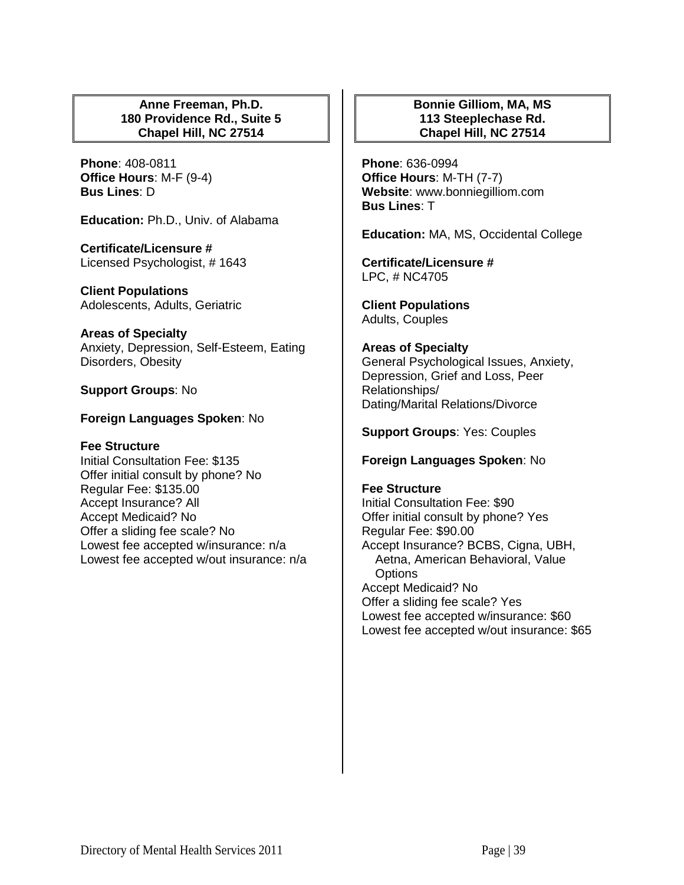**Anne Freeman, Ph.D.**
**180 Providence Rd., Suite 5**
**Chapel Hill, NC 27514**

**Phone**: 408-0811
**Office Hours**: M-F (9-4)
**Bus Lines**: D

**Education:** Ph.D., Univ. of Alabama

**Certificate/Licensure #**
Licensed Psychologist, # 1643

**Client Populations**
Adolescents, Adults, Geriatric

**Areas of Specialty**
Anxiety, Depression, Self-Esteem, Eating Disorders, Obesity

**Support Groups**: No

**Foreign Languages Spoken**: No

**Fee Structure**
Initial Consultation Fee: $135
Offer initial consult by phone? No
Regular Fee: $135.00
Accept Insurance? All
Accept Medicaid? No
Offer a sliding fee scale? No
Lowest fee accepted w/insurance: n/a
Lowest fee accepted w/out insurance: n/a

**Bonnie Gilliom, MA, MS**
**113 Steeplechase Rd.**
**Chapel Hill, NC 27514**

**Phone**: 636-0994
**Office Hours**: M-TH (7-7)
**Website**: www.bonniegilliom.com
**Bus Lines**: T

**Education:** MA, MS, Occidental College

**Certificate/Licensure #**
LPC, # NC4705

**Client Populations**
Adults, Couples

**Areas of Specialty**
General Psychological Issues, Anxiety, Depression, Grief and Loss, Peer Relationships/
Dating/Marital Relations/Divorce

**Support Groups**: Yes: Couples

**Foreign Languages Spoken**: No

**Fee Structure**
Initial Consultation Fee: $90
Offer initial consult by phone? Yes
Regular Fee: $90.00
Accept Insurance? BCBS, Cigna, UBH, Aetna, American Behavioral, Value Options
Accept Medicaid? No
Offer a sliding fee scale? Yes
Lowest fee accepted w/insurance: $60
Lowest fee accepted w/out insurance: $65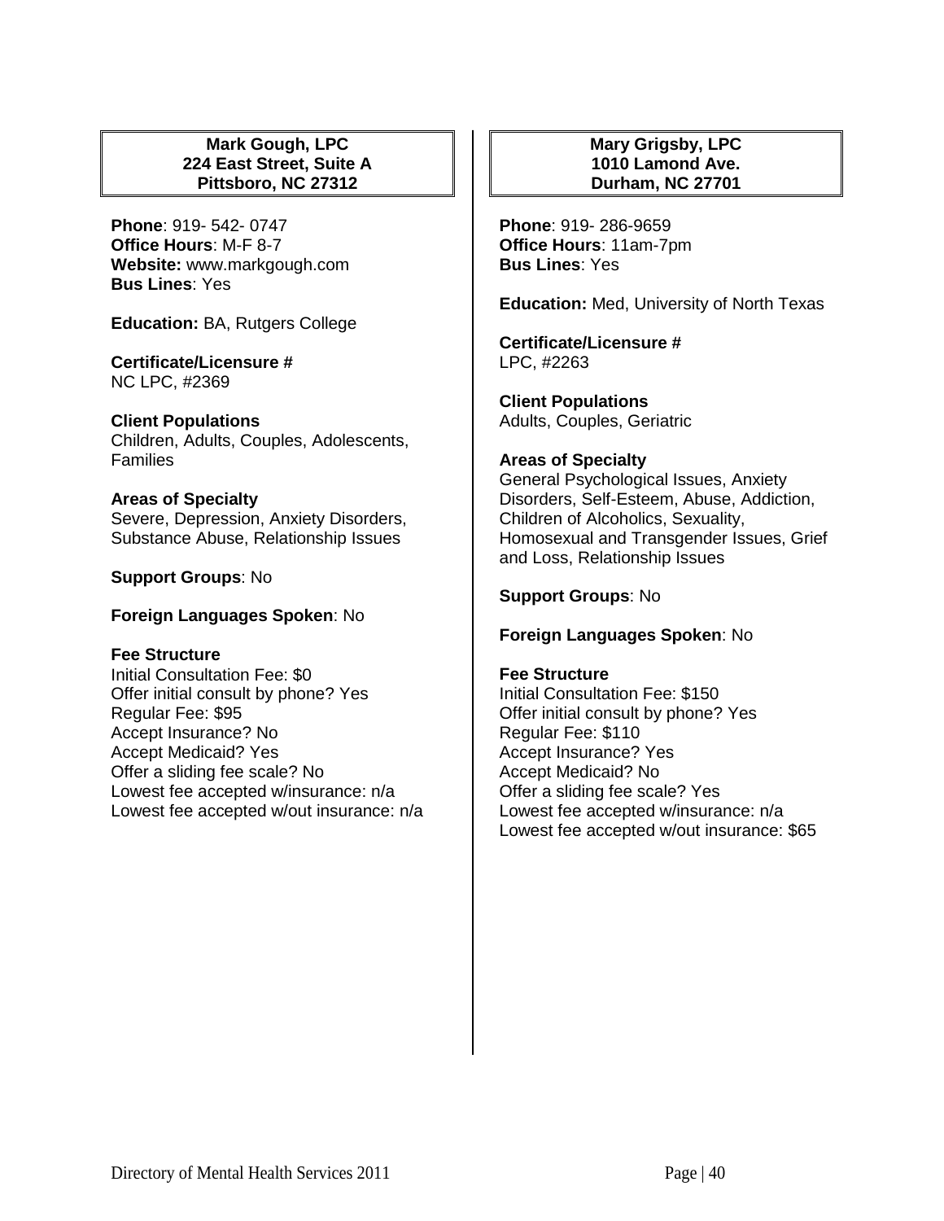**Mark Gough, LPC**
**224 East Street, Suite A**
**Pittsboro, NC 27312**

**Phone**: 919- 542- 0747
**Office Hours**: M-F 8-7
**Website:** www.markgough.com
**Bus Lines**: Yes

**Education:** BA, Rutgers College

**Certificate/Licensure #**
NC LPC, #2369

**Client Populations**
Children, Adults, Couples, Adolescents, Families

**Areas of Specialty**
Severe, Depression, Anxiety Disorders, Substance Abuse, Relationship Issues

**Support Groups**: No

**Foreign Languages Spoken**: No

**Fee Structure**
Initial Consultation Fee: $0
Offer initial consult by phone? Yes
Regular Fee: $95
Accept Insurance? No
Accept Medicaid? Yes
Offer a sliding fee scale? No
Lowest fee accepted w/insurance: n/a
Lowest fee accepted w/out insurance: n/a

**Mary Grigsby, LPC**
**1010 Lamond Ave.**
**Durham, NC 27701**

**Phone**: 919- 286-9659
**Office Hours**: 11am-7pm
**Bus Lines**: Yes

**Education:** Med, University of North Texas

**Certificate/Licensure #**
LPC, #2263

**Client Populations**
Adults, Couples, Geriatric

**Areas of Specialty**
General Psychological Issues, Anxiety Disorders, Self-Esteem, Abuse, Addiction, Children of Alcoholics, Sexuality, Homosexual and Transgender Issues, Grief and Loss, Relationship Issues

**Support Groups**: No

**Foreign Languages Spoken**: No

**Fee Structure**
Initial Consultation Fee: $150
Offer initial consult by phone? Yes
Regular Fee: $110
Accept Insurance? Yes
Accept Medicaid? No
Offer a sliding fee scale? Yes
Lowest fee accepted w/insurance: n/a
Lowest fee accepted w/out insurance: $65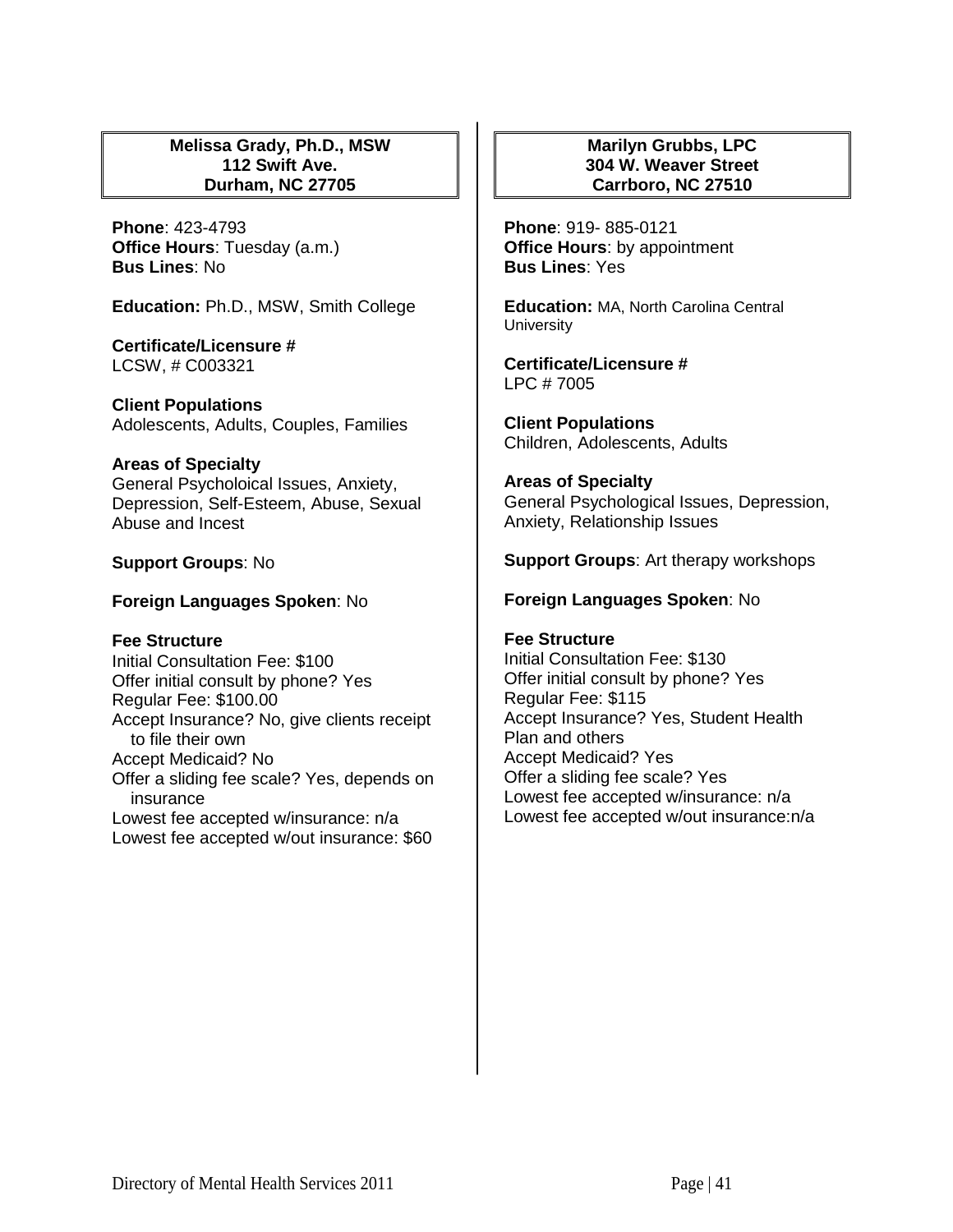**Melissa Grady, Ph.D., MSW**
**112 Swift Ave.**
**Durham, NC 27705**

**Phone**: 423-4793
**Office Hours**: Tuesday (a.m.)
**Bus Lines**: No

**Education:** Ph.D., MSW, Smith College

**Certificate/Licensure #**
LCSW, # C003321

**Client Populations**
Adolescents, Adults, Couples, Families

**Areas of Specialty**
General Psycholoical Issues, Anxiety, Depression, Self-Esteem, Abuse, Sexual Abuse and Incest

**Support Groups**: No

**Foreign Languages Spoken**: No

**Fee Structure**
Initial Consultation Fee: $100
Offer initial consult by phone? Yes
Regular Fee: $100.00
Accept Insurance? No, give clients receipt to file their own
Accept Medicaid? No
Offer a sliding fee scale? Yes, depends on insurance
Lowest fee accepted w/insurance: n/a
Lowest fee accepted w/out insurance: $60

**Marilyn Grubbs, LPC**
**304 W. Weaver Street**
**Carrboro, NC 27510**

**Phone**: 919- 885-0121
**Office Hours**: by appointment
**Bus Lines**: Yes

**Education:** MA, North Carolina Central University

**Certificate/Licensure #**
LPC # 7005

**Client Populations**
Children, Adolescents, Adults

**Areas of Specialty**
General Psychological Issues, Depression, Anxiety, Relationship Issues

**Support Groups**: Art therapy workshops

**Foreign Languages Spoken**: No

**Fee Structure**
Initial Consultation Fee: $130
Offer initial consult by phone? Yes
Regular Fee: $115
Accept Insurance? Yes, Student Health Plan and others
Accept Medicaid? Yes
Offer a sliding fee scale? Yes
Lowest fee accepted w/insurance: n/a
Lowest fee accepted w/out insurance:n/a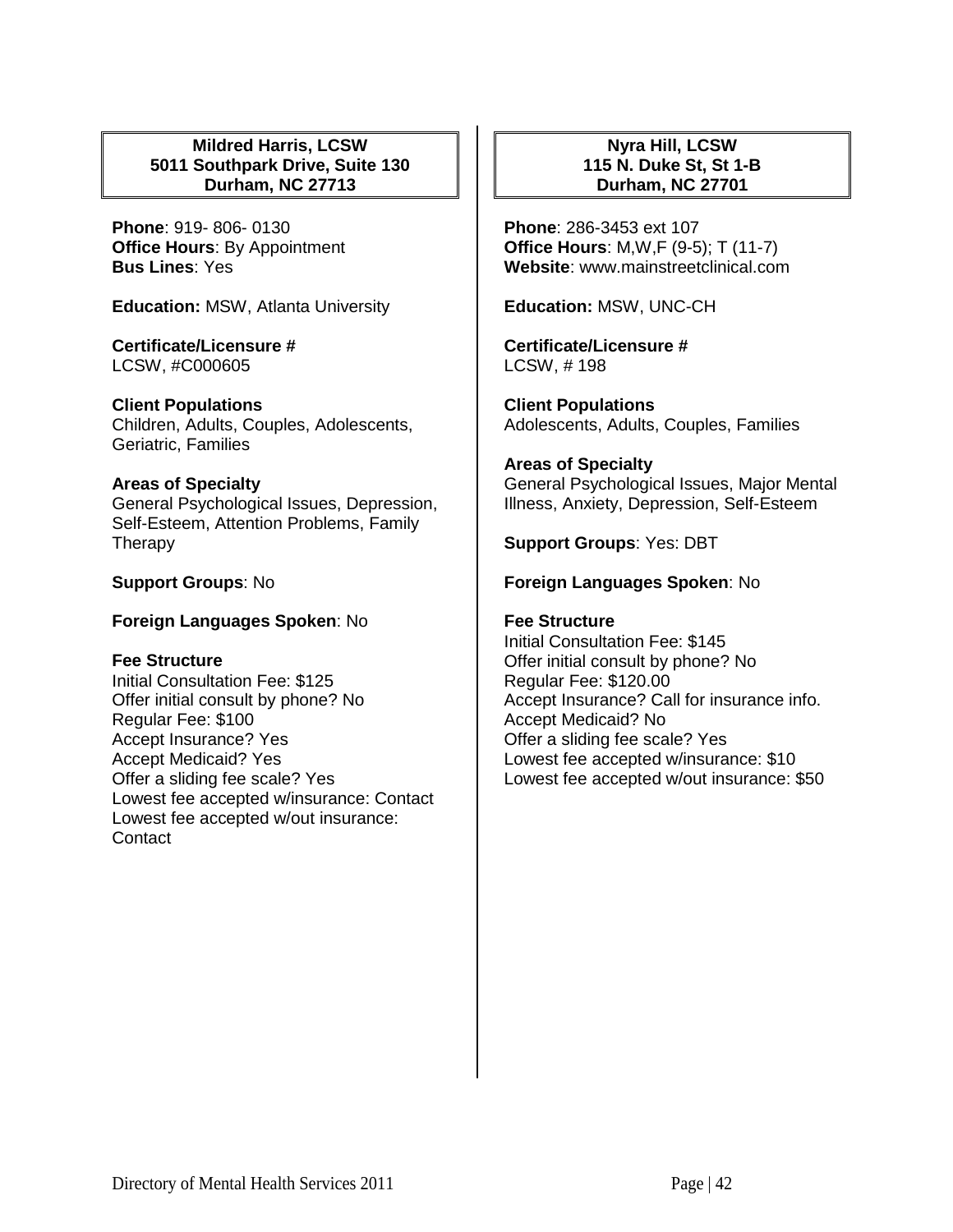### Mildred Harris, LCSW
### 5011 Southpark Drive, Suite 130
### Durham, NC 27713

**Phone**: 919- 806- 0130
**Office Hours**: By Appointment
**Bus Lines**: Yes

**Education:** MSW, Atlanta University

**Certificate/Licensure #**
LCSW, #C000605

**Client Populations**
Children, Adults, Couples, Adolescents, Geriatric, Families

**Areas of Specialty**
General Psychological Issues, Depression, Self-Esteem, Attention Problems, Family Therapy

**Support Groups**: No

**Foreign Languages Spoken**: No

**Fee Structure**
Initial Consultation Fee: $125
Offer initial consult by phone? No
Regular Fee: $100
Accept Insurance? Yes
Accept Medicaid? Yes
Offer a sliding fee scale? Yes
Lowest fee accepted w/insurance: Contact
Lowest fee accepted w/out insurance: Contact

### Nyra Hill, LCSW
### 115 N. Duke St, St 1-B
### Durham, NC 27701

**Phone**: 286-3453 ext 107
**Office Hours**: M,W,F (9-5); T (11-7)
**Website**: www.mainstreetclinical.com

**Education:** MSW, UNC-CH

**Certificate/Licensure #**
LCSW, # 198

**Client Populations**
Adolescents, Adults, Couples, Families

**Areas of Specialty**
General Psychological Issues, Major Mental Illness, Anxiety, Depression, Self-Esteem

**Support Groups**: Yes: DBT

**Foreign Languages Spoken**: No

**Fee Structure**
Initial Consultation Fee: $145
Offer initial consult by phone? No
Regular Fee: $120.00
Accept Insurance? Call for insurance info.
Accept Medicaid? No
Offer a sliding fee scale? Yes
Lowest fee accepted w/insurance: $10
Lowest fee accepted w/out insurance: $50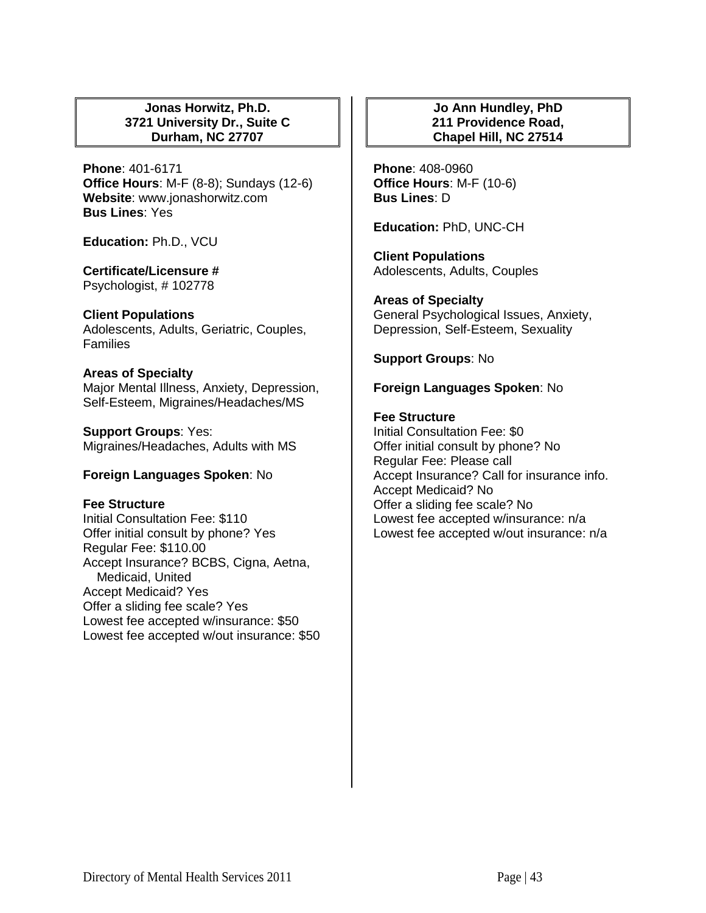## Jonas Horwitz, Ph.D.
## 3721 University Dr., Suite C
## Durham, NC 27707

**Phone**: 401-6171
**Office Hours**: M-F (8-8); Sundays (12-6)
**Website**: www.jonashorwitz.com
**Bus Lines**: Yes

**Education:** Ph.D., VCU

**Certificate/Licensure #**
Psychologist, # 102778

**Client Populations**
Adolescents, Adults, Geriatric, Couples, Families

**Areas of Specialty**
Major Mental Illness, Anxiety, Depression, Self-Esteem, Migraines/Headaches/MS

**Support Groups**: Yes:
Migraines/Headaches, Adults with MS

**Foreign Languages Spoken**: No

**Fee Structure**
Initial Consultation Fee: $110
Offer initial consult by phone? Yes
Regular Fee: $110.00
Accept Insurance? BCBS, Cigna, Aetna, Medicaid, United
Accept Medicaid? Yes
Offer a sliding fee scale? Yes
Lowest fee accepted w/insurance: $50
Lowest fee accepted w/out insurance: $50

## Jo Ann Hundley, PhD
## 211 Providence Road,
## Chapel Hill, NC 27514

**Phone**: 408-0960
**Office Hours**: M-F (10-6)
**Bus Lines**: D

**Education:** PhD, UNC-CH

**Client Populations**
Adolescents, Adults, Couples

**Areas of Specialty**
General Psychological Issues, Anxiety, Depression, Self-Esteem, Sexuality

**Support Groups**: No

**Foreign Languages Spoken**: No

**Fee Structure**
Initial Consultation Fee: $0
Offer initial consult by phone? No
Regular Fee: Please call
Accept Insurance? Call for insurance info.
Accept Medicaid? No
Offer a sliding fee scale? No
Lowest fee accepted w/insurance: n/a
Lowest fee accepted w/out insurance: n/a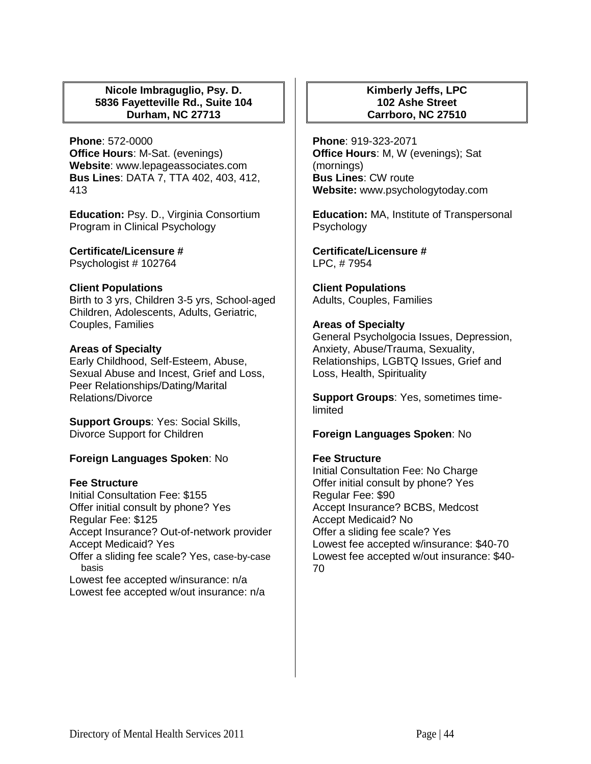**Nicole Imbraguglio, Psy. D.**
**5836 Fayetteville Rd., Suite 104**
**Durham, NC 27713**

**Phone**: 572-0000
**Office Hours**: M-Sat. (evenings)
**Website**: www.lepageassociates.com
**Bus Lines**: DATA 7, TTA 402, 403, 412, 413

**Education:** Psy. D., Virginia Consortium Program in Clinical Psychology

**Certificate/Licensure #**
Psychologist # 102764

**Client Populations**
Birth to 3 yrs, Children 3-5 yrs, School-aged Children, Adolescents, Adults, Geriatric, Couples, Families

**Areas of Specialty**
Early Childhood, Self-Esteem, Abuse, Sexual Abuse and Incest, Grief and Loss, Peer Relationships/Dating/Marital Relations/Divorce

**Support Groups**: Yes: Social Skills, Divorce Support for Children

**Foreign Languages Spoken**: No

**Fee Structure**
Initial Consultation Fee: $155
Offer initial consult by phone? Yes
Regular Fee: $125
Accept Insurance? Out-of-network provider
Accept Medicaid? Yes
Offer a sliding fee scale? Yes, case-by-case basis
Lowest fee accepted w/insurance: n/a
Lowest fee accepted w/out insurance: n/a

**Kimberly Jeffs, LPC**
**102 Ashe Street**
**Carrboro, NC 27510**

**Phone**: 919-323-2071
**Office Hours**: M, W (evenings); Sat (mornings)
**Bus Lines**: CW route
**Website:** www.psychologytoday.com

**Education:** MA, Institute of Transpersonal Psychology

**Certificate/Licensure #**
LPC, # 7954

**Client Populations**
Adults, Couples, Families

**Areas of Specialty**
General Psycholgocia Issues, Depression, Anxiety, Abuse/Trauma, Sexuality, Relationships, LGBTQ Issues, Grief and Loss, Health, Spirituality

**Support Groups**: Yes, sometimes time-limited

**Foreign Languages Spoken**: No

**Fee Structure**
Initial Consultation Fee: No Charge
Offer initial consult by phone? Yes
Regular Fee: $90
Accept Insurance? BCBS, Medcost
Accept Medicaid? No
Offer a sliding fee scale? Yes
Lowest fee accepted w/insurance: $40-70
Lowest fee accepted w/out insurance: $40-70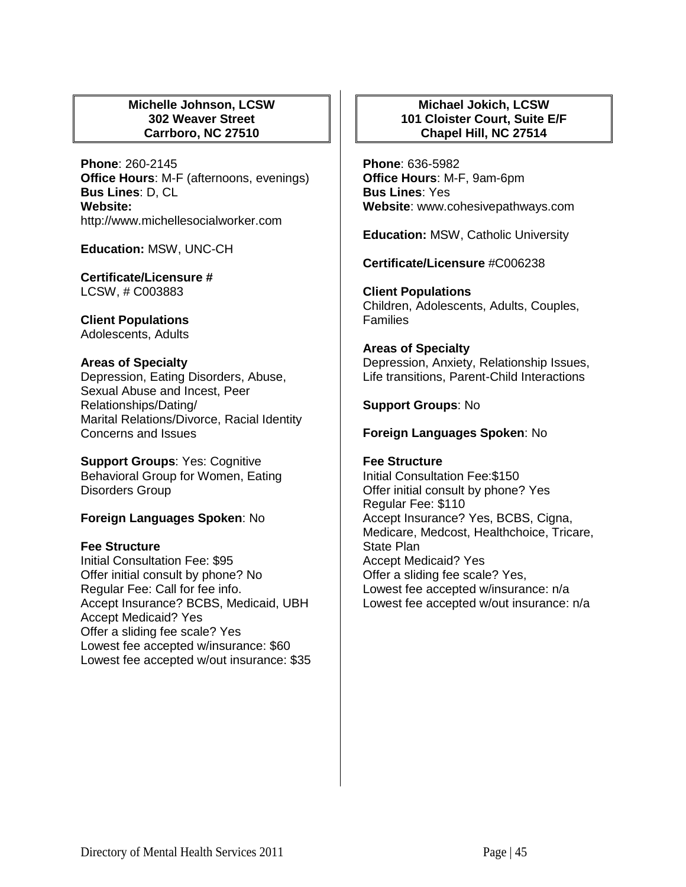### Michelle Johnson, LCSW
### 302 Weaver Street
### Carrboro, NC 27510

**Phone**: 260-2145
**Office Hours**: M-F (afternoons, evenings)
**Bus Lines**: D, CL
**Website:**
http://www.michellesocialworker.com

**Education:** MSW, UNC-CH

**Certificate/Licensure #**
LCSW, # C003883

**Client Populations**
Adolescents, Adults

**Areas of Specialty**
Depression, Eating Disorders, Abuse, Sexual Abuse and Incest, Peer Relationships/Dating/
Marital Relations/Divorce, Racial Identity Concerns and Issues

**Support Groups**: Yes: Cognitive Behavioral Group for Women, Eating Disorders Group

**Foreign Languages Spoken**: No

**Fee Structure**
Initial Consultation Fee: $95
Offer initial consult by phone? No
Regular Fee: Call for fee info.
Accept Insurance? BCBS, Medicaid, UBH
Accept Medicaid? Yes
Offer a sliding fee scale? Yes
Lowest fee accepted w/insurance: $60
Lowest fee accepted w/out insurance: $35

### Michael Jokich, LCSW
### 101 Cloister Court, Suite E/F
### Chapel Hill, NC 27514

**Phone**: 636-5982
**Office Hours**: M-F, 9am-6pm
**Bus Lines**: Yes
**Website**: www.cohesivepathways.com

**Education:** MSW, Catholic University

**Certificate/Licensure** #C006238

**Client Populations**
Children, Adolescents, Adults, Couples, Families

**Areas of Specialty**
Depression, Anxiety, Relationship Issues, Life transitions, Parent-Child Interactions

**Support Groups**: No

**Foreign Languages Spoken**: No

**Fee Structure**
Initial Consultation Fee:$150
Offer initial consult by phone? Yes
Regular Fee: $110
Accept Insurance? Yes, BCBS, Cigna, Medicare, Medcost, Healthchoice, Tricare, State Plan
Accept Medicaid? Yes
Offer a sliding fee scale? Yes,
Lowest fee accepted w/insurance: n/a
Lowest fee accepted w/out insurance: n/a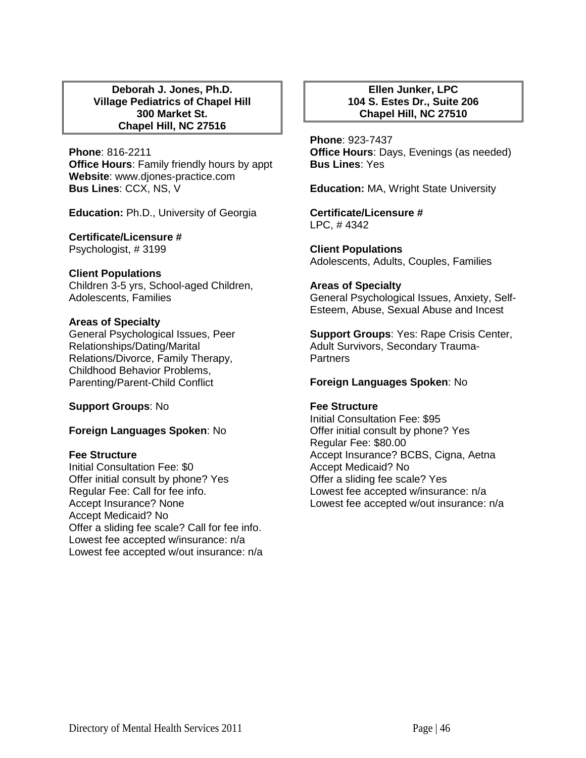**Deborah J. Jones, Ph.D.**
**Village Pediatrics of Chapel Hill**
**300 Market St.**
**Chapel Hill, NC 27516**

**Phone**: 816-2211
**Office Hours**: Family friendly hours by appt
**Website**: www.djones-practice.com
**Bus Lines**: CCX, NS, V

**Education:** Ph.D., University of Georgia

**Certificate/Licensure #**
Psychologist, # 3199

**Client Populations**
Children 3-5 yrs, School-aged Children, Adolescents, Families

**Areas of Specialty**
General Psychological Issues, Peer Relationships/Dating/Marital Relations/Divorce, Family Therapy, Childhood Behavior Problems, Parenting/Parent-Child Conflict

**Support Groups**: No

**Foreign Languages Spoken**: No

**Fee Structure**
Initial Consultation Fee: $0
Offer initial consult by phone? Yes
Regular Fee: Call for fee info.
Accept Insurance? None
Accept Medicaid? No
Offer a sliding fee scale? Call for fee info.
Lowest fee accepted w/insurance: n/a
Lowest fee accepted w/out insurance: n/a

**Ellen Junker, LPC**
**104 S. Estes Dr., Suite 206**
**Chapel Hill, NC 27510**

**Phone**: 923-7437
**Office Hours**: Days, Evenings (as needed)
**Bus Lines**: Yes

**Education:** MA, Wright State University

**Certificate/Licensure #**
LPC, # 4342

**Client Populations**
Adolescents, Adults, Couples, Families

**Areas of Specialty**
General Psychological Issues, Anxiety, Self-Esteem, Abuse, Sexual Abuse and Incest

**Support Groups**: Yes: Rape Crisis Center, Adult Survivors, Secondary Trauma-Partners

**Foreign Languages Spoken**: No

**Fee Structure**
Initial Consultation Fee: $95
Offer initial consult by phone? Yes
Regular Fee: $80.00
Accept Insurance? BCBS, Cigna, Aetna
Accept Medicaid? No
Offer a sliding fee scale? Yes
Lowest fee accepted w/insurance: n/a
Lowest fee accepted w/out insurance: n/a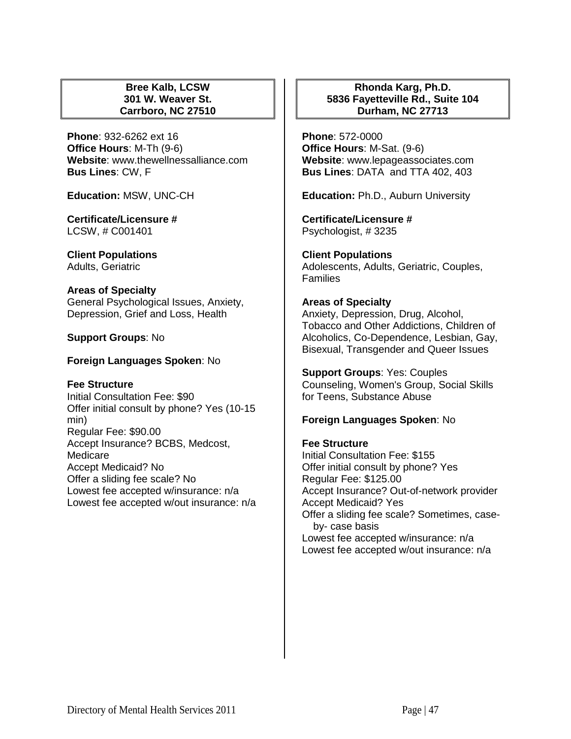## Bree Kalb, LCSW
**301 W. Weaver St.**
**Carrboro, NC 27510**

**Phone**: 932-6262 ext 16
**Office Hours**: M-Th (9-6)
**Website**: www.thewellnessalliance.com
**Bus Lines**: CW, F

**Education:** MSW, UNC-CH

**Certificate/Licensure #**
LCSW, # C001401

**Client Populations**
Adults, Geriatric

**Areas of Specialty**
General Psychological Issues, Anxiety, Depression, Grief and Loss, Health

**Support Groups**: No

**Foreign Languages Spoken**: No

**Fee Structure**
Initial Consultation Fee: $90
Offer initial consult by phone? Yes (10-15 min)
Regular Fee: $90.00
Accept Insurance? BCBS, Medcost, Medicare
Accept Medicaid? No
Offer a sliding fee scale? No
Lowest fee accepted w/insurance: n/a
Lowest fee accepted w/out insurance: n/a

## Rhonda Karg, Ph.D.
**5836 Fayetteville Rd., Suite 104**
**Durham, NC 27713**

**Phone**: 572-0000
**Office Hours**: M-Sat. (9-6)
**Website**: www.lepageassociates.com
**Bus Lines**: DATA and TTA 402, 403

**Education:** Ph.D., Auburn University

**Certificate/Licensure #**
Psychologist, # 3235

**Client Populations**
Adolescents, Adults, Geriatric, Couples, Families

**Areas of Specialty**
Anxiety, Depression, Drug, Alcohol, Tobacco and Other Addictions, Children of Alcoholics, Co-Dependence, Lesbian, Gay, Bisexual, Transgender and Queer Issues

**Support Groups**: Yes: Couples Counseling, Women's Group, Social Skills for Teens, Substance Abuse

**Foreign Languages Spoken**: No

**Fee Structure**
Initial Consultation Fee: $155
Offer initial consult by phone? Yes
Regular Fee: $125.00
Accept Insurance? Out-of-network provider
Accept Medicaid? Yes
Offer a sliding fee scale? Sometimes, case-by- case basis
Lowest fee accepted w/insurance: n/a
Lowest fee accepted w/out insurance: n/a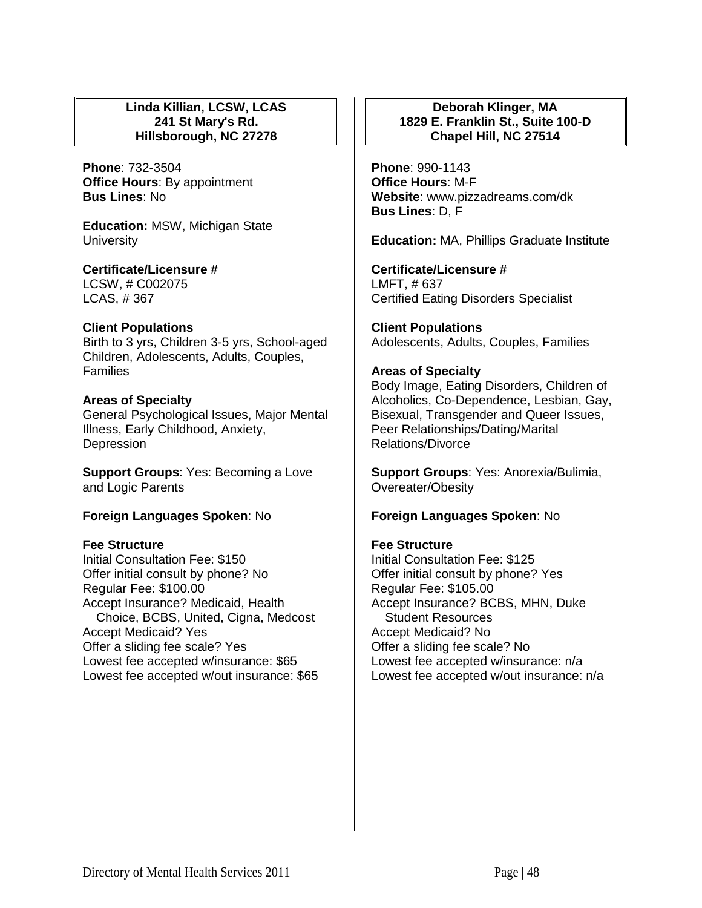### Linda Killian, LCSW, LCAS
**241 St Mary's Rd.**
**Hillsborough, NC 27278**

**Phone**: 732-3504
**Office Hours**: By appointment
**Bus Lines**: No

**Education:** MSW, Michigan State University

**Certificate/Licensure #**
LCSW, # C002075
LCAS, # 367

**Client Populations**
Birth to 3 yrs, Children 3-5 yrs, School-aged Children, Adolescents, Adults, Couples, Families

**Areas of Specialty**
General Psychological Issues, Major Mental Illness, Early Childhood, Anxiety, Depression

**Support Groups**: Yes: Becoming a Love and Logic Parents

**Foreign Languages Spoken**: No

**Fee Structure**
Initial Consultation Fee: $150
Offer initial consult by phone? No
Regular Fee: $100.00
Accept Insurance? Medicaid, Health Choice, BCBS, United, Cigna, Medcost
Accept Medicaid? Yes
Offer a sliding fee scale? Yes
Lowest fee accepted w/insurance: $65
Lowest fee accepted w/out insurance: $65

### Deborah Klinger, MA
**1829 E. Franklin St., Suite 100-D**
**Chapel Hill, NC 27514**

**Phone**: 990-1143
**Office Hours**: M-F
**Website**: www.pizzadreams.com/dk
**Bus Lines**: D, F

**Education:** MA, Phillips Graduate Institute

**Certificate/Licensure #**
LMFT, # 637
Certified Eating Disorders Specialist

**Client Populations**
Adolescents, Adults, Couples, Families

**Areas of Specialty**
Body Image, Eating Disorders, Children of Alcoholics, Co-Dependence, Lesbian, Gay, Bisexual, Transgender and Queer Issues, Peer Relationships/Dating/Marital Relations/Divorce

**Support Groups**: Yes: Anorexia/Bulimia, Overeater/Obesity

**Foreign Languages Spoken**: No

**Fee Structure**
Initial Consultation Fee: $125
Offer initial consult by phone? Yes
Regular Fee: $105.00
Accept Insurance? BCBS, MHN, Duke Student Resources
Accept Medicaid? No
Offer a sliding fee scale? No
Lowest fee accepted w/insurance: n/a
Lowest fee accepted w/out insurance: n/a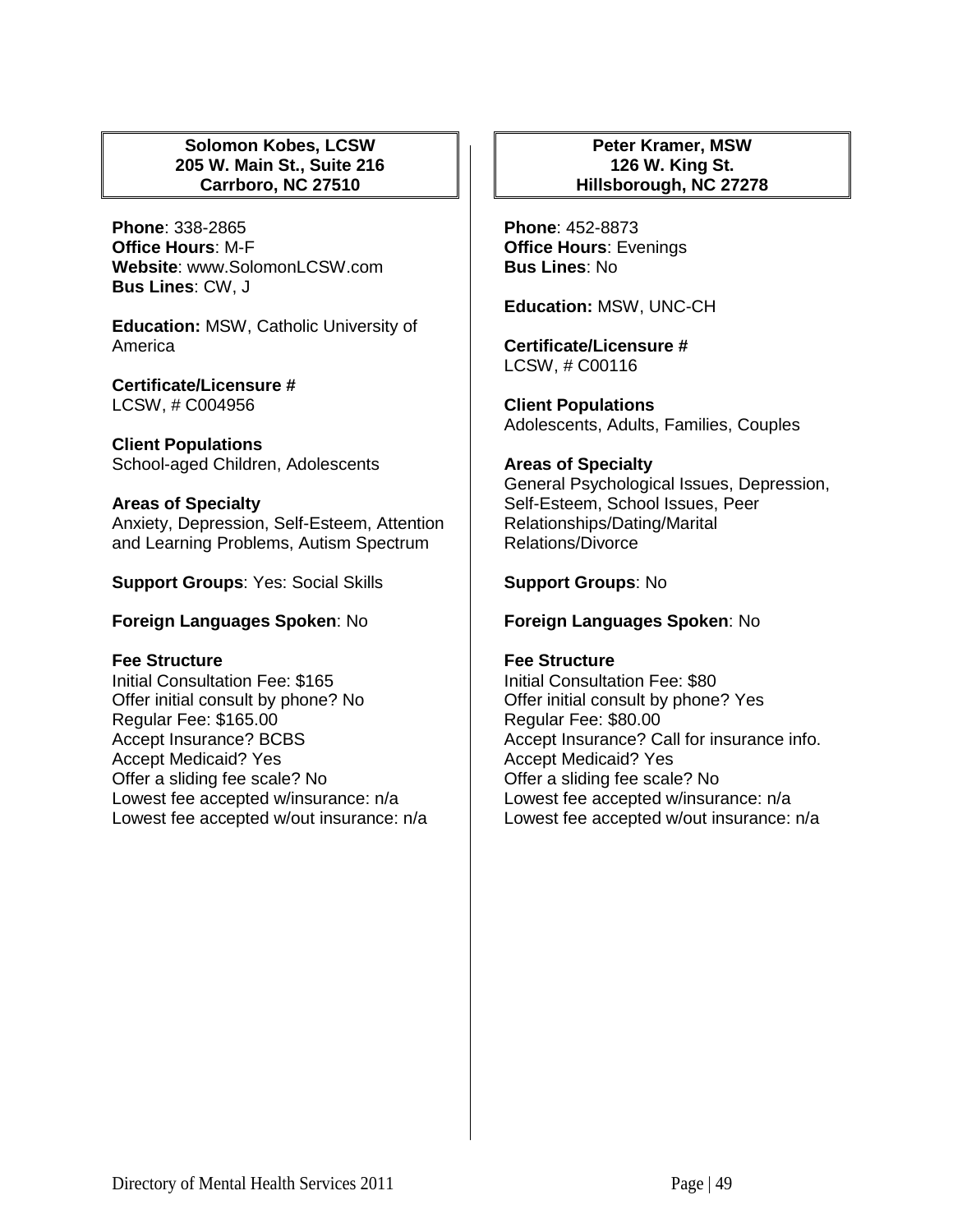**Solomon Kobes, LCSW**
**205 W. Main St., Suite 216**
**Carrboro, NC 27510**

**Phone**: 338-2865
**Office Hours**: M-F
**Website**: www.SolomonLCSW.com
**Bus Lines**: CW, J

**Education:** MSW, Catholic University of America

**Certificate/Licensure #**
LCSW, # C004956

**Client Populations**
School-aged Children, Adolescents

**Areas of Specialty**
Anxiety, Depression, Self-Esteem, Attention and Learning Problems, Autism Spectrum

**Support Groups**: Yes: Social Skills

**Foreign Languages Spoken**: No

**Fee Structure**
Initial Consultation Fee: $165
Offer initial consult by phone? No
Regular Fee: $165.00
Accept Insurance? BCBS
Accept Medicaid? Yes
Offer a sliding fee scale? No
Lowest fee accepted w/insurance: n/a
Lowest fee accepted w/out insurance: n/a

**Peter Kramer, MSW**
**126 W. King St.**
**Hillsborough, NC 27278**

**Phone**: 452-8873
**Office Hours**: Evenings
**Bus Lines**: No

**Education:** MSW, UNC-CH

**Certificate/Licensure #**
LCSW, # C00116

**Client Populations**
Adolescents, Adults, Families, Couples

**Areas of Specialty**
General Psychological Issues, Depression, Self-Esteem, School Issues, Peer Relationships/Dating/Marital Relations/Divorce

**Support Groups**: No

**Foreign Languages Spoken**: No

**Fee Structure**
Initial Consultation Fee: $80
Offer initial consult by phone? Yes
Regular Fee: $80.00
Accept Insurance? Call for insurance info.
Accept Medicaid? Yes
Offer a sliding fee scale? No
Lowest fee accepted w/insurance: n/a
Lowest fee accepted w/out insurance: n/a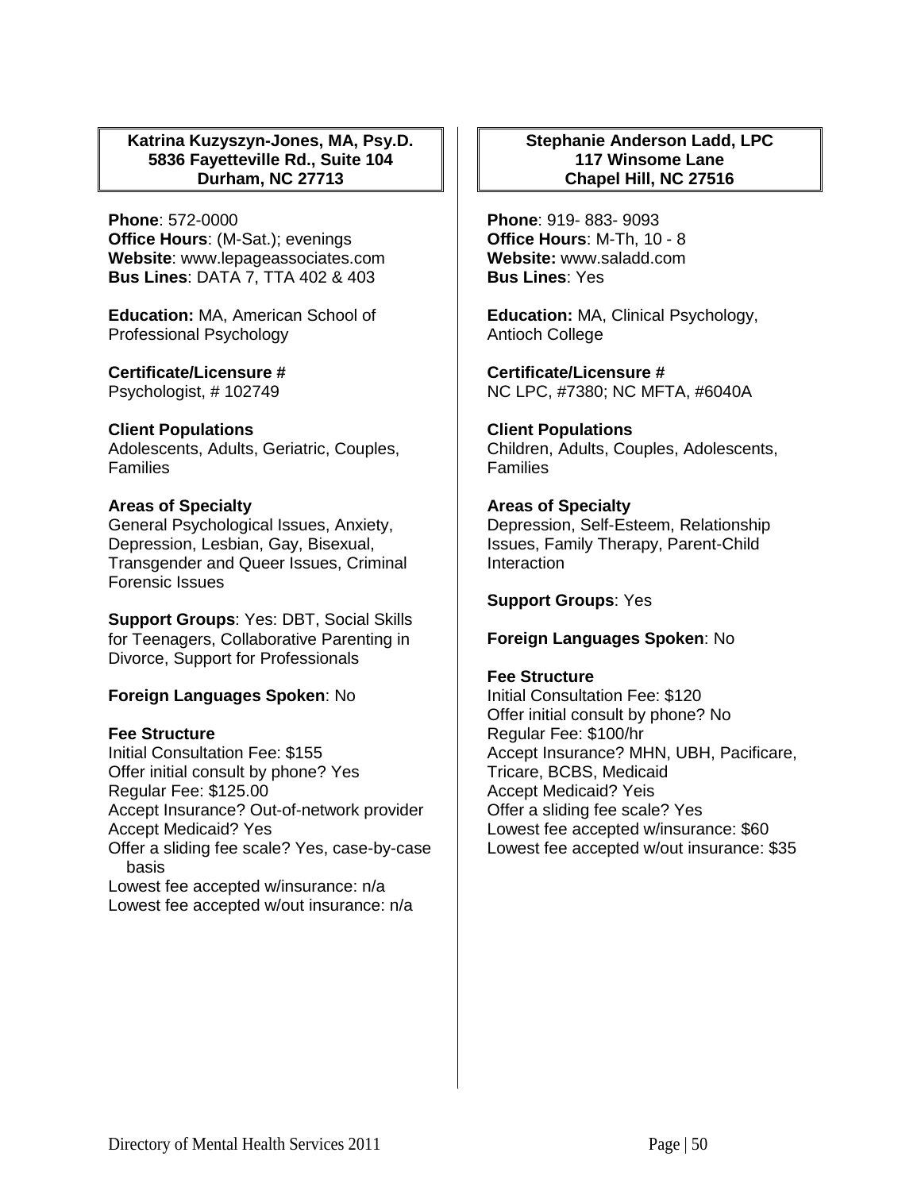**Katrina Kuzyszyn-Jones, MA, Psy.D.**
**5836 Fayetteville Rd., Suite 104**
**Durham, NC 27713**

**Phone**: 572-0000
**Office Hours**: (M-Sat.); evenings
**Website**: www.lepageassociates.com
**Bus Lines**: DATA 7, TTA 402 & 403

**Education:** MA, American School of Professional Psychology

**Certificate/Licensure #**
Psychologist, # 102749

**Client Populations**
Adolescents, Adults, Geriatric, Couples, Families

**Areas of Specialty**
General Psychological Issues, Anxiety, Depression, Lesbian, Gay, Bisexual, Transgender and Queer Issues, Criminal Forensic Issues

**Support Groups**: Yes: DBT, Social Skills for Teenagers, Collaborative Parenting in Divorce, Support for Professionals

**Foreign Languages Spoken**: No

**Fee Structure**
Initial Consultation Fee: $155
Offer initial consult by phone? Yes
Regular Fee: $125.00
Accept Insurance? Out-of-network provider
Accept Medicaid? Yes
Offer a sliding fee scale? Yes, case-by-case basis
Lowest fee accepted w/insurance: n/a
Lowest fee accepted w/out insurance: n/a

**Stephanie Anderson Ladd, LPC**
**117 Winsome Lane**
**Chapel Hill, NC 27516**

**Phone**: 919- 883- 9093
**Office Hours**: M-Th, 10 - 8
**Website:** www.saladd.com
**Bus Lines**: Yes

**Education:** MA, Clinical Psychology, Antioch College

**Certificate/Licensure #**
NC LPC, #7380; NC MFTA, #6040A

**Client Populations**
Children, Adults, Couples, Adolescents, Families

**Areas of Specialty**
Depression, Self-Esteem, Relationship Issues, Family Therapy, Parent-Child Interaction

**Support Groups**: Yes

**Foreign Languages Spoken**: No

**Fee Structure**
Initial Consultation Fee: $120
Offer initial consult by phone? No
Regular Fee: $100/hr
Accept Insurance? MHN, UBH, Pacificare, Tricare, BCBS, Medicaid
Accept Medicaid? Yeis
Offer a sliding fee scale? Yes
Lowest fee accepted w/insurance: $60
Lowest fee accepted w/out insurance: $35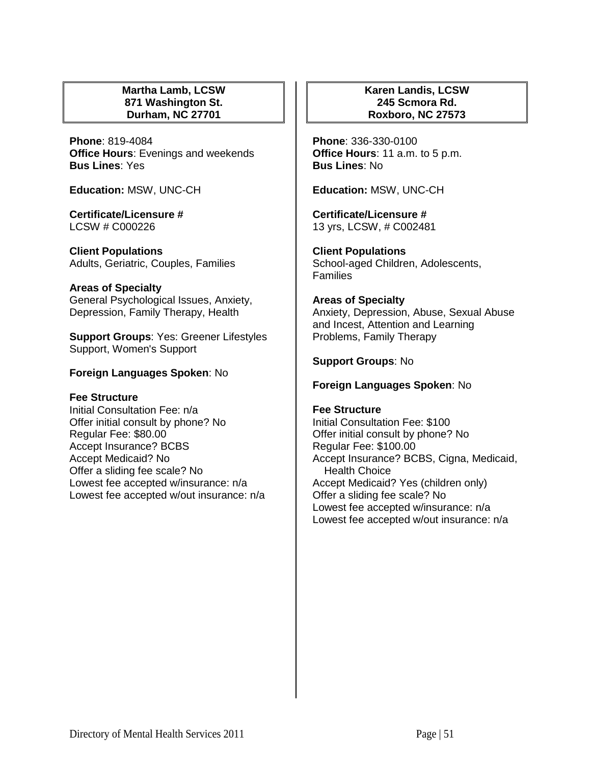**Martha Lamb, LCSW**
**871 Washington St.**
**Durham, NC 27701**

**Phone**: 819-4084
**Office Hours**: Evenings and weekends
**Bus Lines**: Yes

**Education:** MSW, UNC-CH

**Certificate/Licensure #**
LCSW # C000226

**Client Populations**
Adults, Geriatric, Couples, Families

**Areas of Specialty**
General Psychological Issues, Anxiety, Depression, Family Therapy, Health

**Support Groups**: Yes: Greener Lifestyles Support, Women's Support

**Foreign Languages Spoken**: No

**Fee Structure**
Initial Consultation Fee: n/a
Offer initial consult by phone? No
Regular Fee: $80.00
Accept Insurance? BCBS
Accept Medicaid? No
Offer a sliding fee scale? No
Lowest fee accepted w/insurance: n/a
Lowest fee accepted w/out insurance: n/a

**Karen Landis, LCSW**
**245 Scmora Rd.**
**Roxboro, NC 27573**

**Phone**: 336-330-0100
**Office Hours**: 11 a.m. to 5 p.m.
**Bus Lines**: No

**Education:** MSW, UNC-CH

**Certificate/Licensure #**
13 yrs, LCSW, # C002481

**Client Populations**
School-aged Children, Adolescents, Families

**Areas of Specialty**
Anxiety, Depression, Abuse, Sexual Abuse and Incest, Attention and Learning Problems, Family Therapy

**Support Groups**: No

**Foreign Languages Spoken**: No

**Fee Structure**
Initial Consultation Fee: $100
Offer initial consult by phone? No
Regular Fee: $100.00
Accept Insurance? BCBS, Cigna, Medicaid, Health Choice
Accept Medicaid? Yes (children only)
Offer a sliding fee scale? No
Lowest fee accepted w/insurance: n/a
Lowest fee accepted w/out insurance: n/a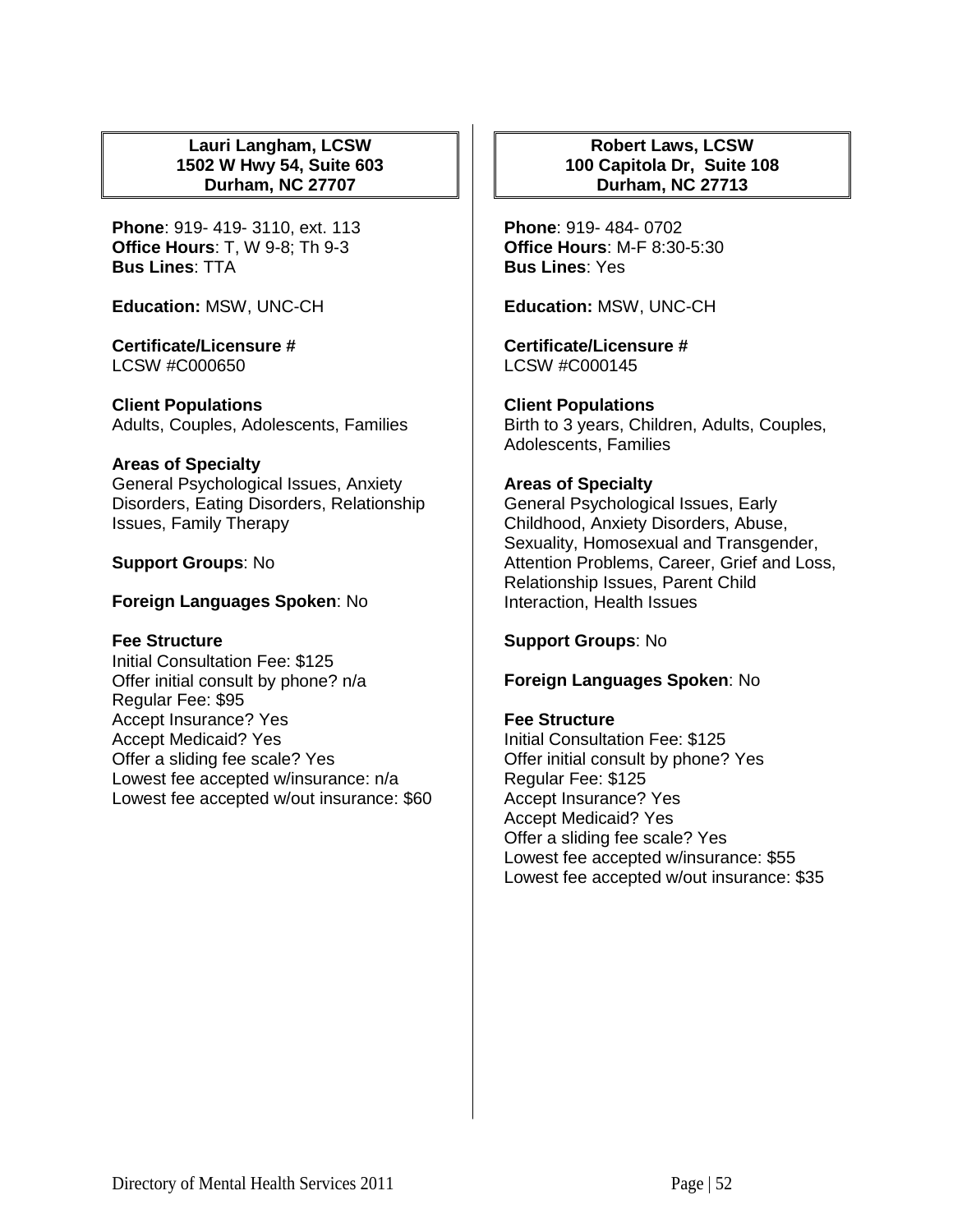## Lauri Langham, LCSW
**1502 W Hwy 54, Suite 603**
**Durham, NC 27707**

**Phone**: 919- 419- 3110, ext. 113
**Office Hours**: T, W 9-8; Th 9-3
**Bus Lines**: TTA

**Education:** MSW, UNC-CH

**Certificate/Licensure #**
LCSW #C000650

**Client Populations**
Adults, Couples, Adolescents, Families

**Areas of Specialty**
General Psychological Issues, Anxiety Disorders, Eating Disorders, Relationship Issues, Family Therapy

**Support Groups**: No

**Foreign Languages Spoken**: No

**Fee Structure**
Initial Consultation Fee: $125
Offer initial consult by phone? n/a
Regular Fee: $95
Accept Insurance? Yes
Accept Medicaid? Yes
Offer a sliding fee scale? Yes
Lowest fee accepted w/insurance: n/a
Lowest fee accepted w/out insurance: $60

## Robert Laws, LCSW
**100 Capitola Dr, Suite 108**
**Durham, NC 27713**

**Phone**: 919- 484- 0702
**Office Hours**: M-F 8:30-5:30
**Bus Lines**: Yes

**Education:** MSW, UNC-CH

**Certificate/Licensure #**
LCSW #C000145

**Client Populations**
Birth to 3 years, Children, Adults, Couples, Adolescents, Families

**Areas of Specialty**
General Psychological Issues, Early Childhood, Anxiety Disorders, Abuse, Sexuality, Homosexual and Transgender, Attention Problems, Career, Grief and Loss, Relationship Issues, Parent Child Interaction, Health Issues

**Support Groups**: No

**Foreign Languages Spoken**: No

**Fee Structure**
Initial Consultation Fee: $125
Offer initial consult by phone? Yes
Regular Fee: $125
Accept Insurance? Yes
Accept Medicaid? Yes
Offer a sliding fee scale? Yes
Lowest fee accepted w/insurance: $55
Lowest fee accepted w/out insurance: $35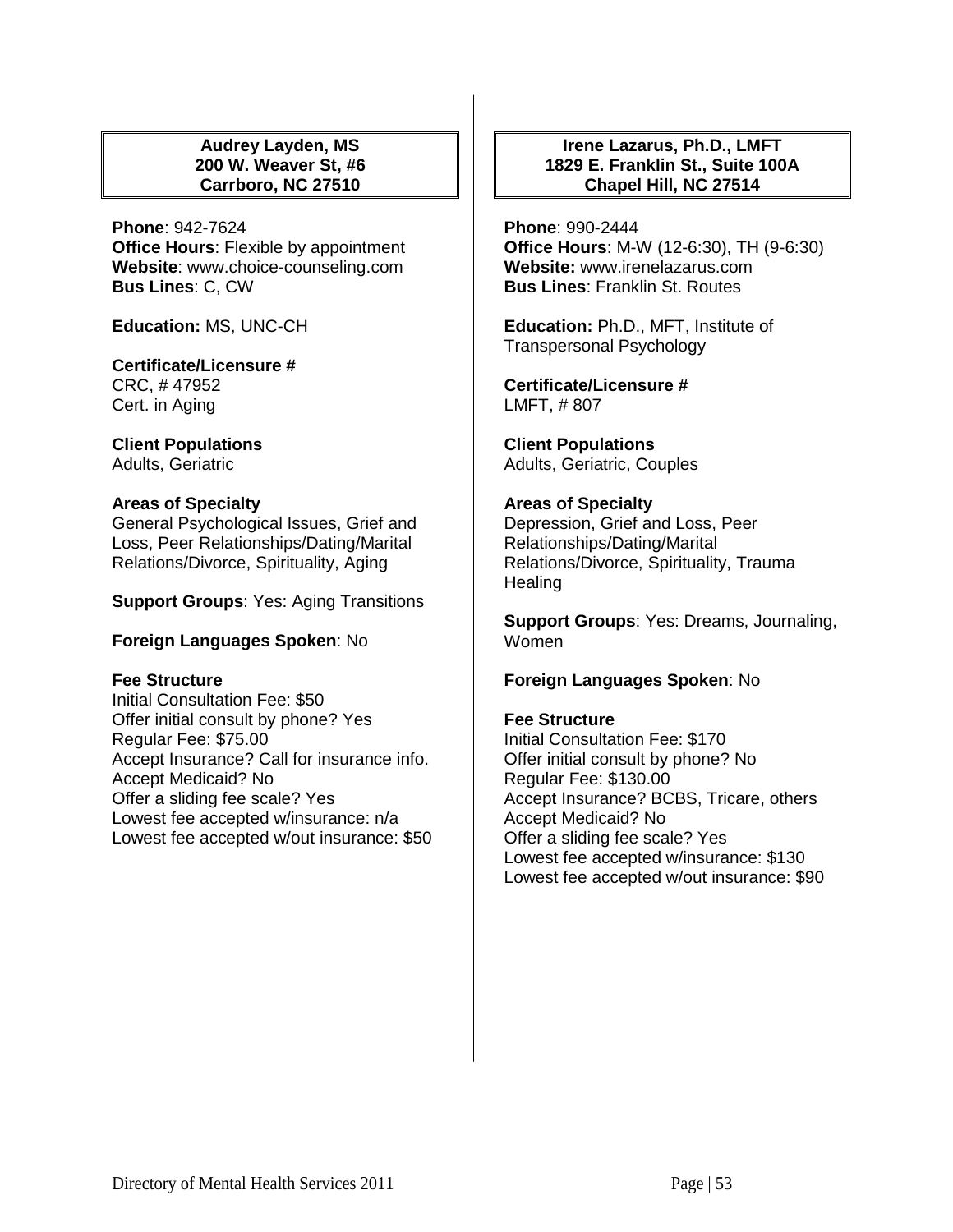**Audrey Layden, MS**
**200 W. Weaver St, #6**
**Carrboro, NC 27510**

**Phone**: 942-7624
**Office Hours**: Flexible by appointment
**Website**: www.choice-counseling.com
**Bus Lines**: C, CW

**Education:** MS, UNC-CH

**Certificate/Licensure #**
CRC, # 47952
Cert. in Aging

**Client Populations**
Adults, Geriatric

**Areas of Specialty**
General Psychological Issues, Grief and Loss, Peer Relationships/Dating/Marital Relations/Divorce, Spirituality, Aging

**Support Groups**: Yes: Aging Transitions

**Foreign Languages Spoken**: No

**Fee Structure**
Initial Consultation Fee: $50
Offer initial consult by phone? Yes
Regular Fee: $75.00
Accept Insurance? Call for insurance info.
Accept Medicaid? No
Offer a sliding fee scale? Yes
Lowest fee accepted w/insurance: n/a
Lowest fee accepted w/out insurance: $50

**Irene Lazarus, Ph.D., LMFT**
**1829 E. Franklin St., Suite 100A**
**Chapel Hill, NC 27514**

**Phone**: 990-2444
**Office Hours**: M-W (12-6:30), TH (9-6:30)
**Website:** www.irenelazarus.com
**Bus Lines**: Franklin St. Routes

**Education:** Ph.D., MFT, Institute of Transpersonal Psychology

**Certificate/Licensure #**
LMFT, # 807

**Client Populations**
Adults, Geriatric, Couples

**Areas of Specialty**
Depression, Grief and Loss, Peer Relationships/Dating/Marital Relations/Divorce, Spirituality, Trauma Healing

**Support Groups**: Yes: Dreams, Journaling, Women

**Foreign Languages Spoken**: No

**Fee Structure**
Initial Consultation Fee: $170
Offer initial consult by phone? No
Regular Fee: $130.00
Accept Insurance? BCBS, Tricare, others
Accept Medicaid? No
Offer a sliding fee scale? Yes
Lowest fee accepted w/insurance: $130
Lowest fee accepted w/out insurance: $90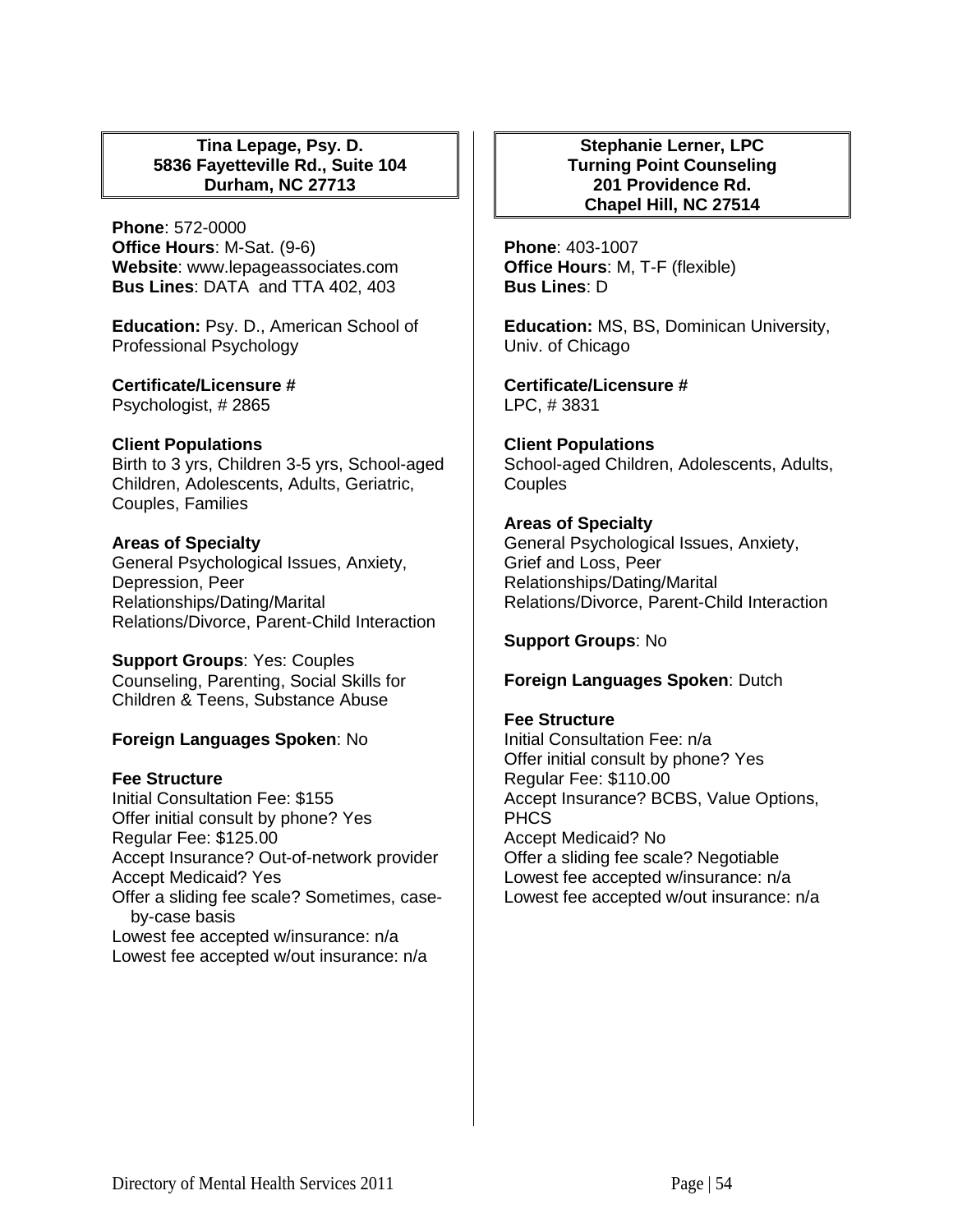**Tina Lepage, Psy. D.**
**5836 Fayetteville Rd., Suite 104**
**Durham, NC 27713**

**Phone**: 572-0000
**Office Hours**: M-Sat. (9-6)
**Website**: www.lepageassociates.com
**Bus Lines**: DATA and TTA 402, 403

**Education:** Psy. D., American School of Professional Psychology

**Certificate/Licensure #**
Psychologist, # 2865

**Client Populations**
Birth to 3 yrs, Children 3-5 yrs, School-aged Children, Adolescents, Adults, Geriatric, Couples, Families

**Areas of Specialty**
General Psychological Issues, Anxiety, Depression, Peer Relationships/Dating/Marital Relations/Divorce, Parent-Child Interaction

**Support Groups**: Yes: Couples Counseling, Parenting, Social Skills for Children & Teens, Substance Abuse

**Foreign Languages Spoken**: No

**Fee Structure**
Initial Consultation Fee: $155
Offer initial consult by phone? Yes
Regular Fee: $125.00
Accept Insurance? Out-of-network provider
Accept Medicaid? Yes
Offer a sliding fee scale? Sometimes, case-by-case basis
Lowest fee accepted w/insurance: n/a
Lowest fee accepted w/out insurance: n/a

**Stephanie Lerner, LPC**
**Turning Point Counseling**
**201 Providence Rd.**
**Chapel Hill, NC 27514**

**Phone**: 403-1007
**Office Hours**: M, T-F (flexible)
**Bus Lines**: D

**Education:** MS, BS, Dominican University, Univ. of Chicago

**Certificate/Licensure #**
LPC, # 3831

**Client Populations**
School-aged Children, Adolescents, Adults, Couples

**Areas of Specialty**
General Psychological Issues, Anxiety, Grief and Loss, Peer Relationships/Dating/Marital Relations/Divorce, Parent-Child Interaction

**Support Groups**: No

**Foreign Languages Spoken**: Dutch

**Fee Structure**
Initial Consultation Fee: n/a
Offer initial consult by phone? Yes
Regular Fee: $110.00
Accept Insurance? BCBS, Value Options, PHCS
Accept Medicaid? No
Offer a sliding fee scale? Negotiable
Lowest fee accepted w/insurance: n/a
Lowest fee accepted w/out insurance: n/a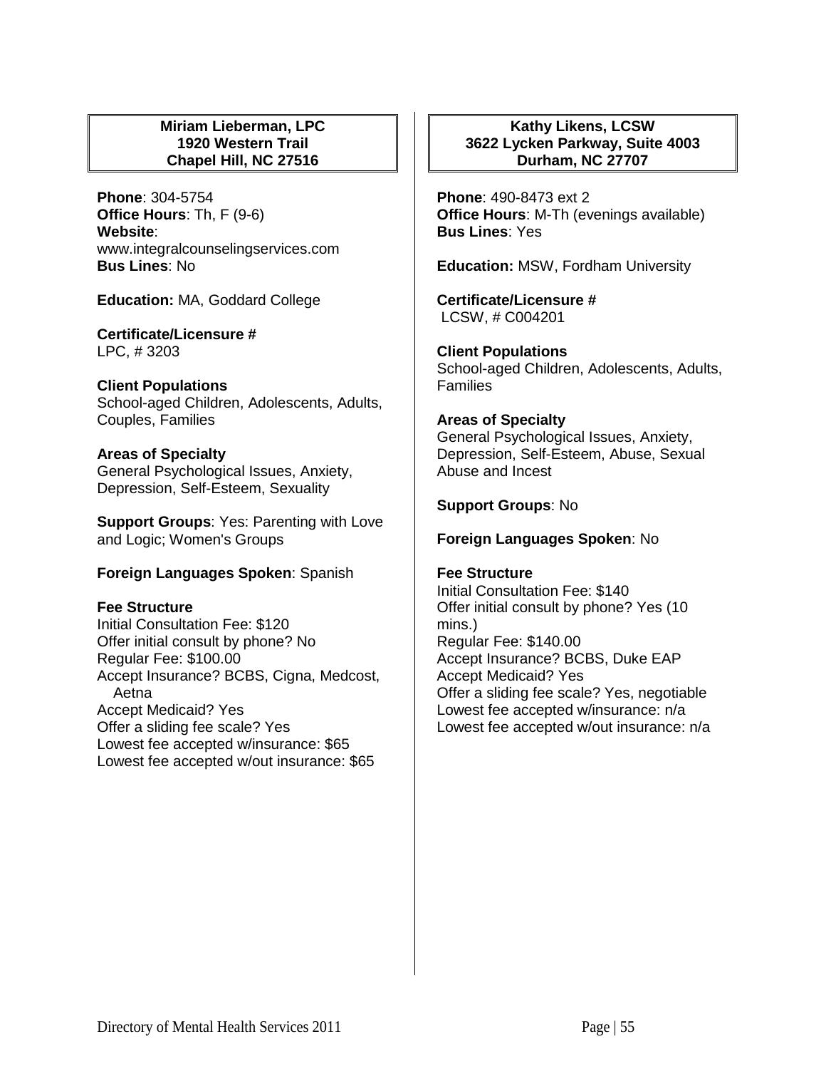**Miriam Lieberman, LPC**
**1920 Western Trail**
**Chapel Hill, NC 27516**

**Phone**: 304-5754
**Office Hours**: Th, F (9-6)
**Website**:
www.integralcounselingservices.com
**Bus Lines**: No

**Education:** MA, Goddard College

**Certificate/Licensure #**
LPC, # 3203

**Client Populations**
School-aged Children, Adolescents, Adults, Couples, Families

**Areas of Specialty**
General Psychological Issues, Anxiety, Depression, Self-Esteem, Sexuality

**Support Groups**: Yes: Parenting with Love and Logic; Women's Groups

**Foreign Languages Spoken**: Spanish

**Fee Structure**
Initial Consultation Fee: $120
Offer initial consult by phone? No
Regular Fee: $100.00
Accept Insurance? BCBS, Cigna, Medcost, Aetna
Accept Medicaid? Yes
Offer a sliding fee scale? Yes
Lowest fee accepted w/insurance: $65
Lowest fee accepted w/out insurance: $65

**Kathy Likens, LCSW**
**3622 Lycken Parkway, Suite 4003**
**Durham, NC 27707**

**Phone**: 490-8473 ext 2
**Office Hours**: M-Th (evenings available)
**Bus Lines**: Yes

**Education:** MSW, Fordham University

**Certificate/Licensure #**
LCSW, # C004201

**Client Populations**
School-aged Children, Adolescents, Adults, Families

**Areas of Specialty**
General Psychological Issues, Anxiety, Depression, Self-Esteem, Abuse, Sexual Abuse and Incest

**Support Groups**: No

**Foreign Languages Spoken**: No

**Fee Structure**
Initial Consultation Fee: $140
Offer initial consult by phone? Yes (10 mins.)
Regular Fee: $140.00
Accept Insurance? BCBS, Duke EAP
Accept Medicaid? Yes
Offer a sliding fee scale? Yes, negotiable
Lowest fee accepted w/insurance: n/a
Lowest fee accepted w/out insurance: n/a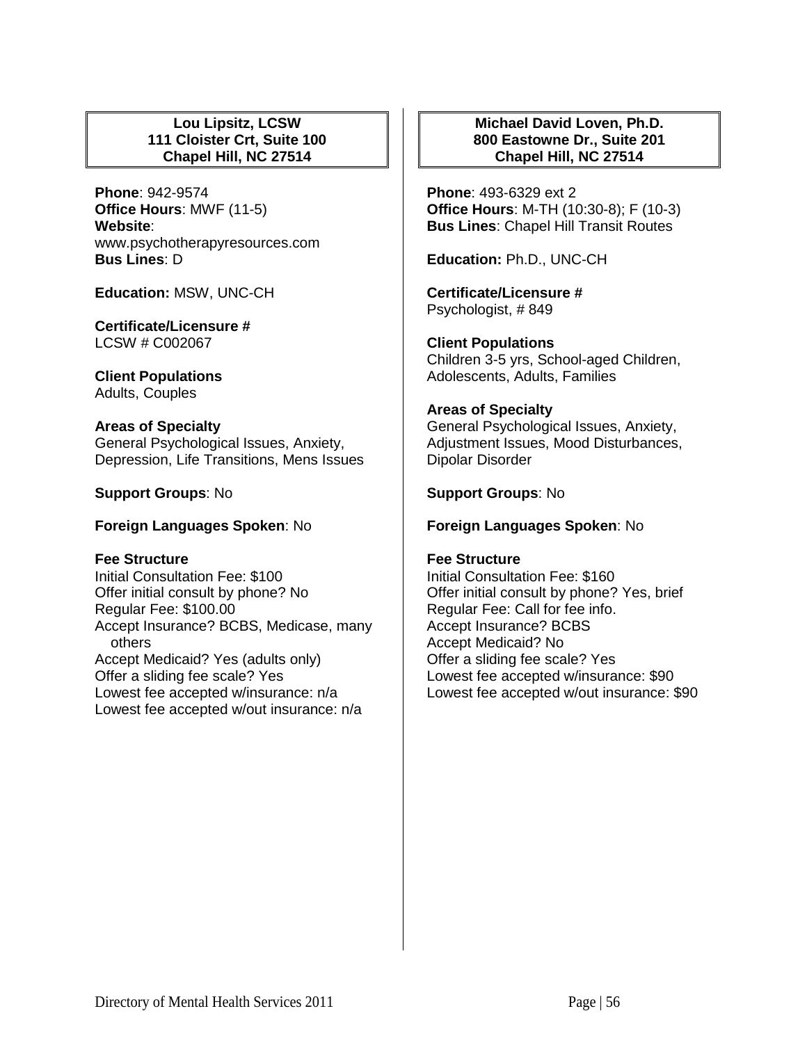## Lou Lipsitz, LCSW
## 111 Cloister Crt, Suite 100
## Chapel Hill, NC 27514

**Phone**: 942-9574
**Office Hours**: MWF (11-5)
**Website**: www.psychotherapyresources.com
**Bus Lines**: D

**Education:** MSW, UNC-CH

**Certificate/Licensure #**
LCSW # C002067

**Client Populations**
Adults, Couples

**Areas of Specialty**
General Psychological Issues, Anxiety, Depression, Life Transitions, Mens Issues

**Support Groups**: No

**Foreign Languages Spoken**: No

**Fee Structure**
Initial Consultation Fee: $100
Offer initial consult by phone? No
Regular Fee: $100.00
Accept Insurance? BCBS, Medicase, many others
Accept Medicaid? Yes (adults only)
Offer a sliding fee scale? Yes
Lowest fee accepted w/insurance: n/a
Lowest fee accepted w/out insurance: n/a

## Michael David Loven, Ph.D.
## 800 Eastowne Dr., Suite 201
## Chapel Hill, NC 27514

**Phone**: 493-6329 ext 2
**Office Hours**: M-TH (10:30-8); F (10-3)
**Bus Lines**: Chapel Hill Transit Routes

**Education:** Ph.D., UNC-CH

**Certificate/Licensure #**
Psychologist, # 849

**Client Populations**
Children 3-5 yrs, School-aged Children, Adolescents, Adults, Families

**Areas of Specialty**
General Psychological Issues, Anxiety, Adjustment Issues, Mood Disturbances, Dipolar Disorder

**Support Groups**: No

**Foreign Languages Spoken**: No

**Fee Structure**
Initial Consultation Fee: $160
Offer initial consult by phone? Yes, brief
Regular Fee: Call for fee info.
Accept Insurance? BCBS
Accept Medicaid? No
Offer a sliding fee scale? Yes
Lowest fee accepted w/insurance: $90
Lowest fee accepted w/out insurance: $90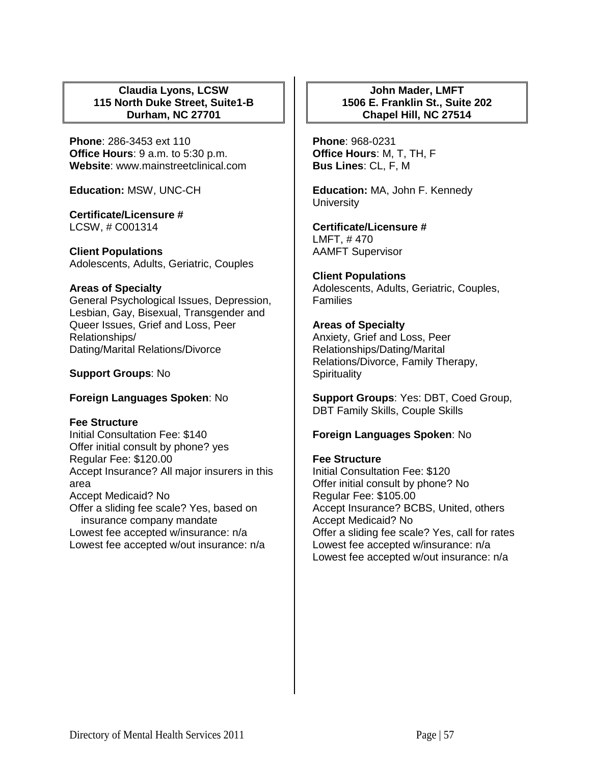## Claudia Lyons, LCSW
**115 North Duke Street, Suite1-B**
**Durham, NC 27701**

**Phone**: 286-3453 ext 110
**Office Hours**: 9 a.m. to 5:30 p.m.
**Website**: www.mainstreetclinical.com

**Education:** MSW, UNC-CH

**Certificate/Licensure #**
LCSW, # C001314

**Client Populations**
Adolescents, Adults, Geriatric, Couples

**Areas of Specialty**
General Psychological Issues, Depression, Lesbian, Gay, Bisexual, Transgender and Queer Issues, Grief and Loss, Peer Relationships/
Dating/Marital Relations/Divorce

**Support Groups**: No

**Foreign Languages Spoken**: No

**Fee Structure**
Initial Consultation Fee: $140
Offer initial consult by phone? yes
Regular Fee: $120.00
Accept Insurance? All major insurers in this area
Accept Medicaid? No
Offer a sliding fee scale? Yes, based on insurance company mandate
Lowest fee accepted w/insurance: n/a
Lowest fee accepted w/out insurance: n/a

## John Mader, LMFT
**1506 E. Franklin St., Suite 202**
**Chapel Hill, NC 27514**

**Phone**: 968-0231
**Office Hours**: M, T, TH, F
**Bus Lines**: CL, F, M

**Education:** MA, John F. Kennedy University

**Certificate/Licensure #**
LMFT, # 470
AAMFT Supervisor

**Client Populations**
Adolescents, Adults, Geriatric, Couples, Families

**Areas of Specialty**
Anxiety, Grief and Loss, Peer Relationships/Dating/Marital Relations/Divorce, Family Therapy, Spirituality

**Support Groups**: Yes: DBT, Coed Group, DBT Family Skills, Couple Skills

**Foreign Languages Spoken**: No

**Fee Structure**
Initial Consultation Fee: $120
Offer initial consult by phone? No
Regular Fee: $105.00
Accept Insurance? BCBS, United, others
Accept Medicaid? No
Offer a sliding fee scale? Yes, call for rates
Lowest fee accepted w/insurance: n/a
Lowest fee accepted w/out insurance: n/a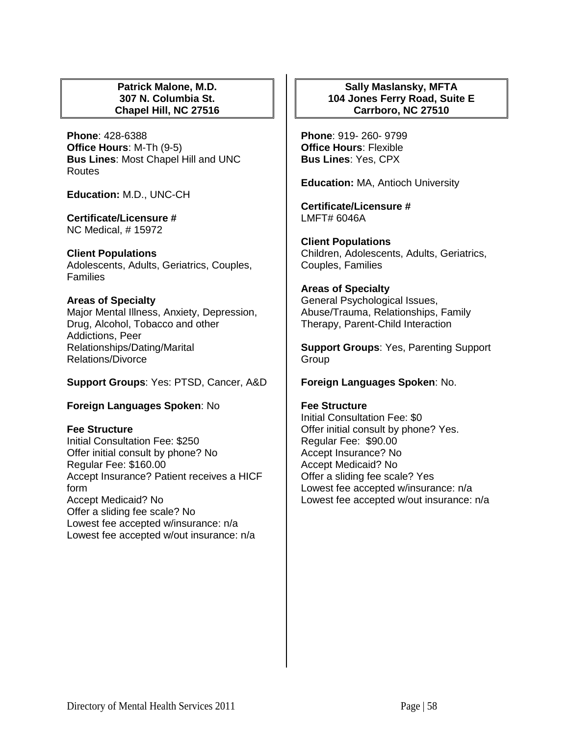## Patrick Malone, M.D.
**307 N. Columbia St.**
**Chapel Hill, NC 27516**

**Phone**: 428-6388
**Office Hours**: M-Th (9-5)
**Bus Lines**: Most Chapel Hill and UNC Routes

**Education:** M.D., UNC-CH

**Certificate/Licensure #**
NC Medical, # 15972

**Client Populations**
Adolescents, Adults, Geriatrics, Couples, Families

**Areas of Specialty**
Major Mental Illness, Anxiety, Depression, Drug, Alcohol, Tobacco and other Addictions, Peer Relationships/Dating/Marital Relations/Divorce

**Support Groups**: Yes: PTSD, Cancer, A&D

**Foreign Languages Spoken**: No

**Fee Structure**
Initial Consultation Fee: $250
Offer initial consult by phone? No
Regular Fee: $160.00
Accept Insurance? Patient receives a HICF form
Accept Medicaid? No
Offer a sliding fee scale? No
Lowest fee accepted w/insurance: n/a
Lowest fee accepted w/out insurance: n/a

## Sally Maslansky, MFTA
**104 Jones Ferry Road, Suite E**
**Carrboro, NC 27510**

**Phone**: 919- 260- 9799
**Office Hours**: Flexible
**Bus Lines**: Yes, CPX

**Education:** MA, Antioch University

**Certificate/Licensure #**
LMFT# 6046A

**Client Populations**
Children, Adolescents, Adults, Geriatrics, Couples, Families

**Areas of Specialty**
General Psychological Issues, Abuse/Trauma, Relationships, Family Therapy, Parent-Child Interaction

**Support Groups**: Yes, Parenting Support Group

**Foreign Languages Spoken**: No.

**Fee Structure**
Initial Consultation Fee: $0
Offer initial consult by phone? Yes.
Regular Fee: $90.00
Accept Insurance? No
Accept Medicaid? No
Offer a sliding fee scale? Yes
Lowest fee accepted w/insurance: n/a
Lowest fee accepted w/out insurance: n/a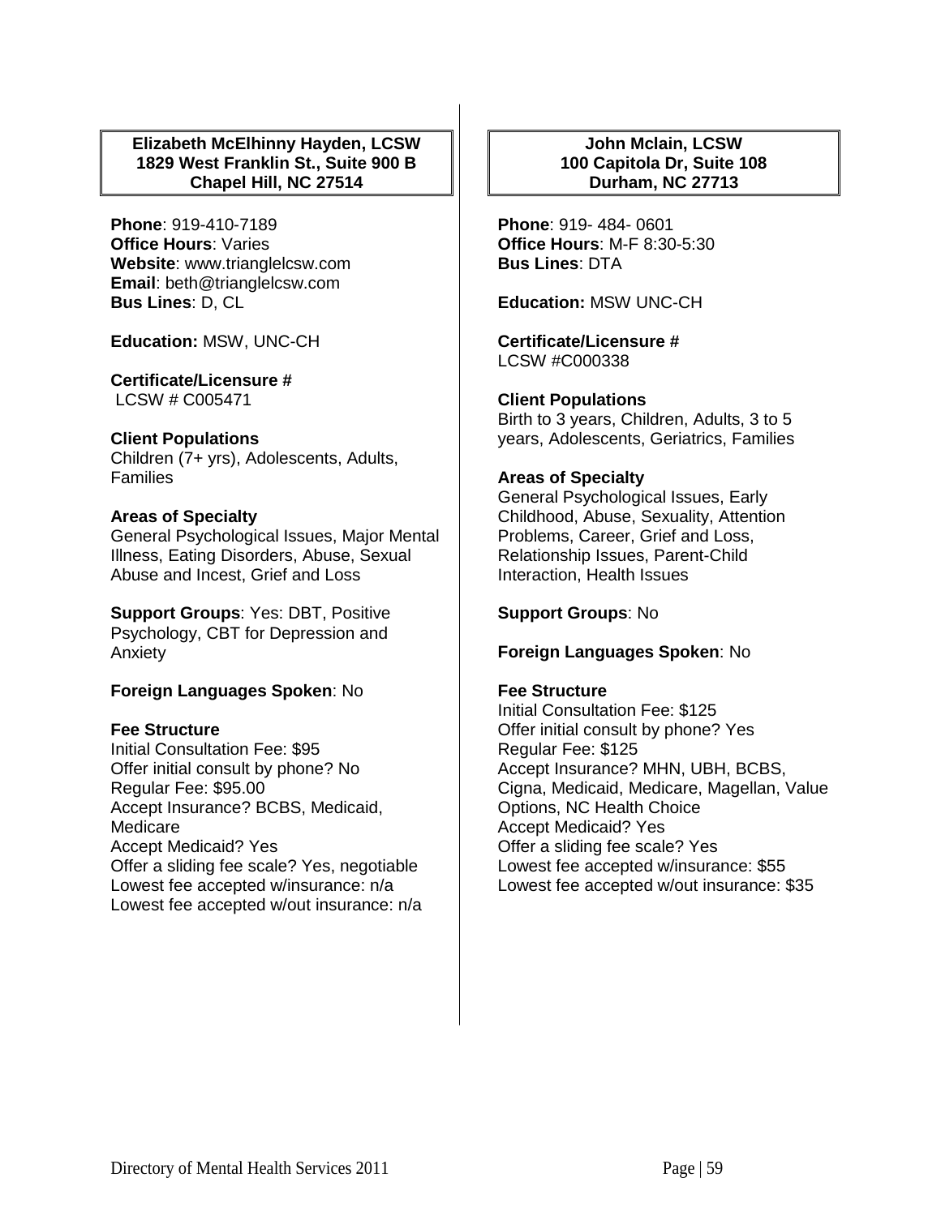### Elizabeth McElhinny Hayden, LCSW
### 1829 West Franklin St., Suite 900 B
### Chapel Hill, NC 27514

**Phone**: 919-410-7189
**Office Hours**: Varies
**Website**: www.trianglelcsw.com
**Email**: beth@trianglelcsw.com
**Bus Lines**: D, CL

**Education:** MSW, UNC-CH

**Certificate/Licensure #**
LCSW # C005471

**Client Populations**
Children (7+ yrs), Adolescents, Adults, Families

**Areas of Specialty**
General Psychological Issues, Major Mental Illness, Eating Disorders, Abuse, Sexual Abuse and Incest, Grief and Loss

**Support Groups**: Yes: DBT, Positive Psychology, CBT for Depression and Anxiety

**Foreign Languages Spoken**: No

**Fee Structure**
Initial Consultation Fee: $95
Offer initial consult by phone? No
Regular Fee: $95.00
Accept Insurance? BCBS, Medicaid, Medicare
Accept Medicaid? Yes
Offer a sliding fee scale? Yes, negotiable
Lowest fee accepted w/insurance: n/a
Lowest fee accepted w/out insurance: n/a

### John Mclain, LCSW
### 100 Capitola Dr, Suite 108
### Durham, NC 27713

**Phone**: 919- 484- 0601
**Office Hours**: M-F 8:30-5:30
**Bus Lines**: DTA

**Education:** MSW UNC-CH

**Certificate/Licensure #**
LCSW #C000338

**Client Populations**
Birth to 3 years, Children, Adults, 3 to 5 years, Adolescents, Geriatrics, Families

**Areas of Specialty**
General Psychological Issues, Early Childhood, Abuse, Sexuality, Attention Problems, Career, Grief and Loss, Relationship Issues, Parent-Child Interaction, Health Issues

**Support Groups**: No

**Foreign Languages Spoken**: No

**Fee Structure**
Initial Consultation Fee: $125
Offer initial consult by phone? Yes
Regular Fee: $125
Accept Insurance? MHN, UBH, BCBS, Cigna, Medicaid, Medicare, Magellan, Value Options, NC Health Choice
Accept Medicaid? Yes
Offer a sliding fee scale? Yes
Lowest fee accepted w/insurance: $55
Lowest fee accepted w/out insurance: $35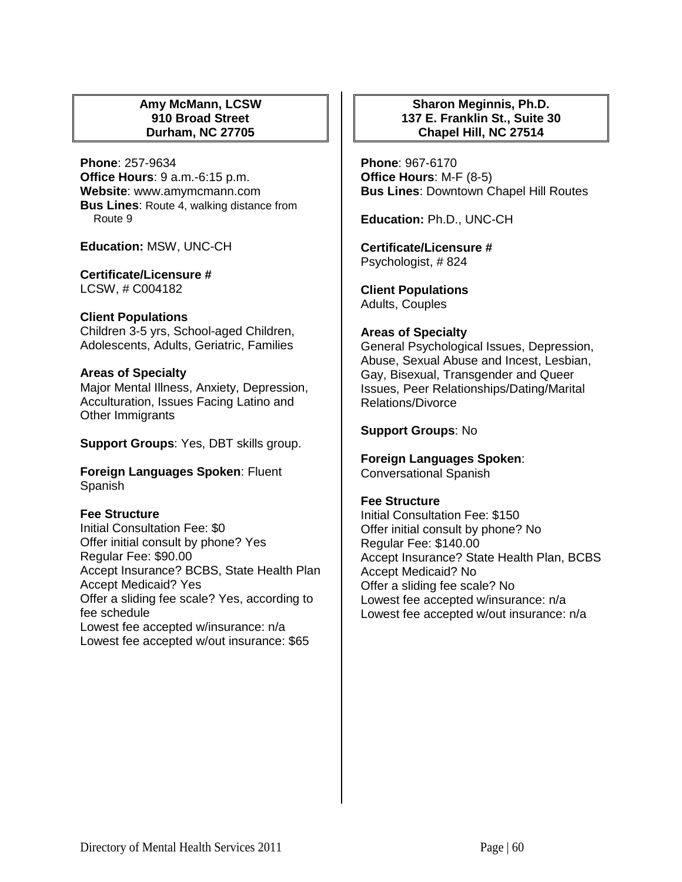**Amy McMann, LCSW**
**910 Broad Street**
**Durham, NC 27705**

**Phone**: 257-9634
**Office Hours**: 9 a.m.-6:15 p.m.
**Website**: www.amymcmann.com
**Bus Lines**: Route 4, walking distance from Route 9

**Education:** MSW, UNC-CH

**Certificate/Licensure #**
LCSW, # C004182

**Client Populations**
Children 3-5 yrs, School-aged Children, Adolescents, Adults, Geriatric, Families

**Areas of Specialty**
Major Mental Illness, Anxiety, Depression, Acculturation, Issues Facing Latino and Other Immigrants

**Support Groups**: Yes, DBT skills group.

**Foreign Languages Spoken**: Fluent Spanish

**Fee Structure**
Initial Consultation Fee: $0
Offer initial consult by phone? Yes
Regular Fee: $90.00
Accept Insurance? BCBS, State Health Plan
Accept Medicaid? Yes
Offer a sliding fee scale? Yes, according to fee schedule
Lowest fee accepted w/insurance: n/a
Lowest fee accepted w/out insurance: $65

**Sharon Meginnis, Ph.D.**
**137 E. Franklin St., Suite 30**
**Chapel Hill, NC 27514**

**Phone**: 967-6170
**Office Hours**: M-F (8-5)
**Bus Lines**: Downtown Chapel Hill Routes

**Education:** Ph.D., UNC-CH

**Certificate/Licensure #**
Psychologist, # 824

**Client Populations**
Adults, Couples

**Areas of Specialty**
General Psychological Issues, Depression, Abuse, Sexual Abuse and Incest, Lesbian, Gay, Bisexual, Transgender and Queer Issues, Peer Relationships/Dating/Marital Relations/Divorce

**Support Groups**: No

**Foreign Languages Spoken**: Conversational Spanish

**Fee Structure**
Initial Consultation Fee: $150
Offer initial consult by phone? No
Regular Fee: $140.00
Accept Insurance? State Health Plan, BCBS
Accept Medicaid? No
Offer a sliding fee scale? No
Lowest fee accepted w/insurance: n/a
Lowest fee accepted w/out insurance: n/a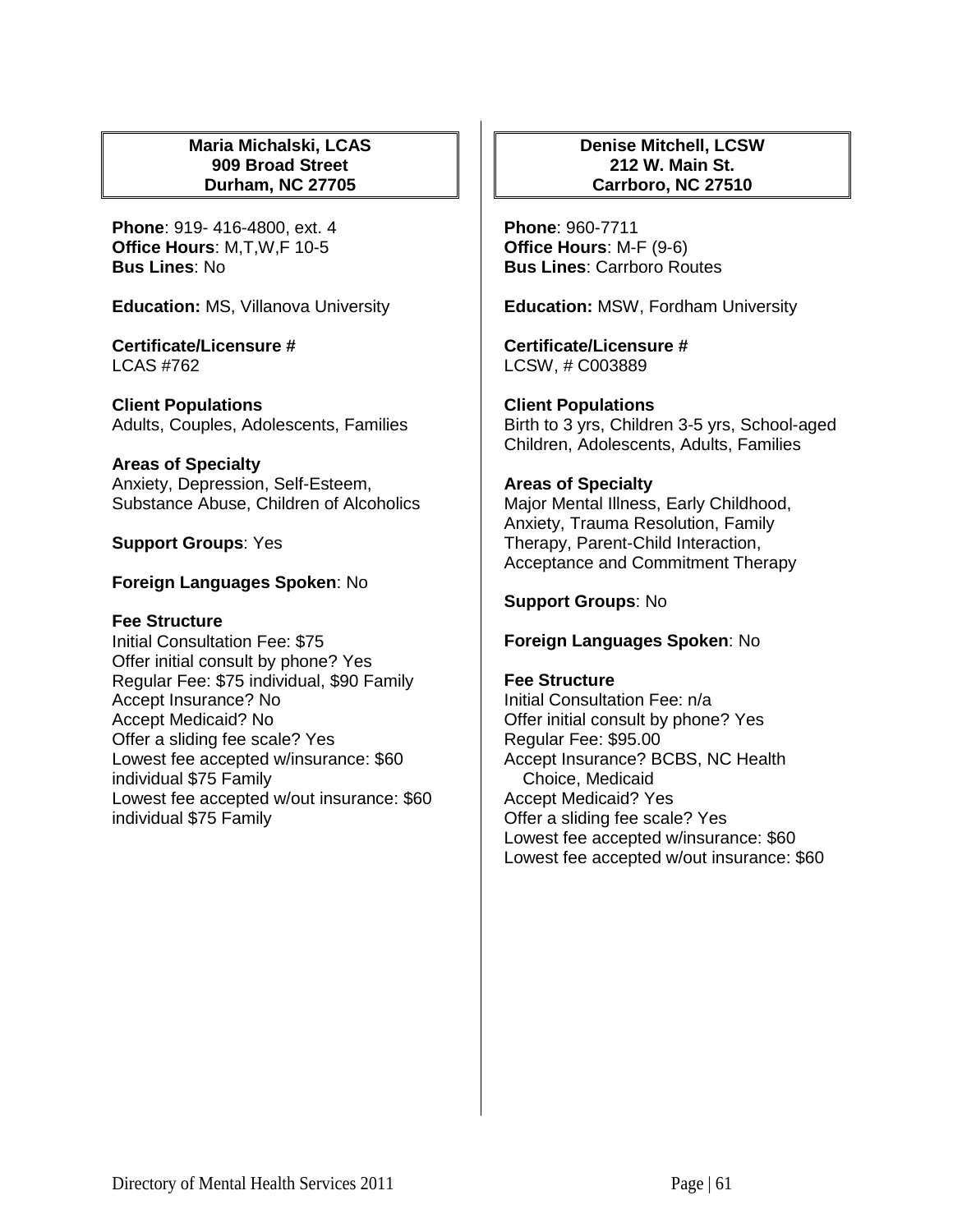### Maria Michalski, LCAS
**909 Broad Street**
**Durham, NC 27705**

**Phone**: 919- 416-4800, ext. 4
**Office Hours**: M,T,W,F 10-5
**Bus Lines**: No

**Education:** MS, Villanova University

**Certificate/Licensure #**
LCAS #762

**Client Populations**
Adults, Couples, Adolescents, Families

**Areas of Specialty**
Anxiety, Depression, Self-Esteem, Substance Abuse, Children of Alcoholics

**Support Groups**: Yes

**Foreign Languages Spoken**: No

**Fee Structure**
Initial Consultation Fee: $75
Offer initial consult by phone? Yes
Regular Fee: $75 individual, $90 Family
Accept Insurance? No
Accept Medicaid? No
Offer a sliding fee scale? Yes
Lowest fee accepted w/insurance: $60 individual $75 Family
Lowest fee accepted w/out insurance: $60 individual $75 Family

### Denise Mitchell, LCSW
**212 W. Main St.**
**Carrboro, NC 27510**

**Phone**: 960-7711
**Office Hours**: M-F (9-6)
**Bus Lines**: Carrboro Routes

**Education:** MSW, Fordham University

**Certificate/Licensure #**
LCSW, # C003889

**Client Populations**
Birth to 3 yrs, Children 3-5 yrs, School-aged Children, Adolescents, Adults, Families

**Areas of Specialty**
Major Mental Illness, Early Childhood, Anxiety, Trauma Resolution, Family Therapy, Parent-Child Interaction, Acceptance and Commitment Therapy

**Support Groups**: No

**Foreign Languages Spoken**: No

**Fee Structure**
Initial Consultation Fee: n/a
Offer initial consult by phone? Yes
Regular Fee: $95.00
Accept Insurance? BCBS, NC Health Choice, Medicaid
Accept Medicaid? Yes
Offer a sliding fee scale? Yes
Lowest fee accepted w/insurance: $60
Lowest fee accepted w/out insurance: $60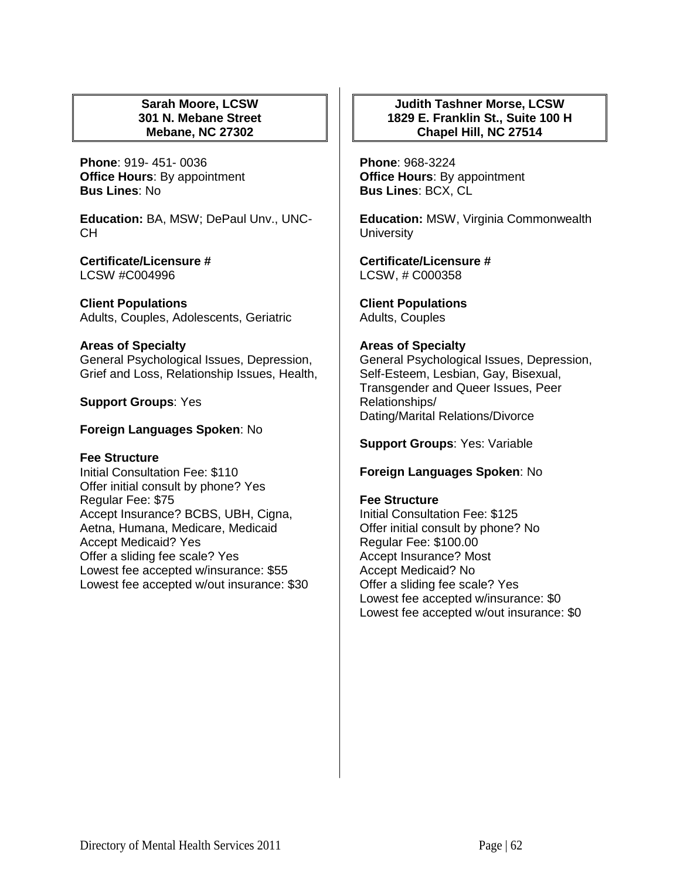**Sarah Moore, LCSW**
**301 N. Mebane Street**
**Mebane, NC 27302**

**Phone**: 919- 451- 0036
**Office Hours**: By appointment
**Bus Lines**: No

**Education:** BA, MSW; DePaul Unv., UNC-CH

**Certificate/Licensure #**
LCSW #C004996

**Client Populations**
Adults, Couples, Adolescents, Geriatric

**Areas of Specialty**
General Psychological Issues, Depression, Grief and Loss, Relationship Issues, Health,

**Support Groups**: Yes

**Foreign Languages Spoken**: No

**Fee Structure**
Initial Consultation Fee: $110
Offer initial consult by phone? Yes
Regular Fee: $75
Accept Insurance? BCBS, UBH, Cigna, Aetna, Humana, Medicare, Medicaid
Accept Medicaid? Yes
Offer a sliding fee scale? Yes
Lowest fee accepted w/insurance: $55
Lowest fee accepted w/out insurance: $30

**Judith Tashner Morse, LCSW**
**1829 E. Franklin St., Suite 100 H**
**Chapel Hill, NC 27514**

**Phone**: 968-3224
**Office Hours**: By appointment
**Bus Lines**: BCX, CL

**Education:** MSW, Virginia Commonwealth University

**Certificate/Licensure #**
LCSW, # C000358

**Client Populations**
Adults, Couples

**Areas of Specialty**
General Psychological Issues, Depression, Self-Esteem, Lesbian, Gay, Bisexual, Transgender and Queer Issues, Peer Relationships/
Dating/Marital Relations/Divorce

**Support Groups**: Yes: Variable

**Foreign Languages Spoken**: No

**Fee Structure**
Initial Consultation Fee: $125
Offer initial consult by phone? No
Regular Fee: $100.00
Accept Insurance? Most
Accept Medicaid? No
Offer a sliding fee scale? Yes
Lowest fee accepted w/insurance: $0
Lowest fee accepted w/out insurance: $0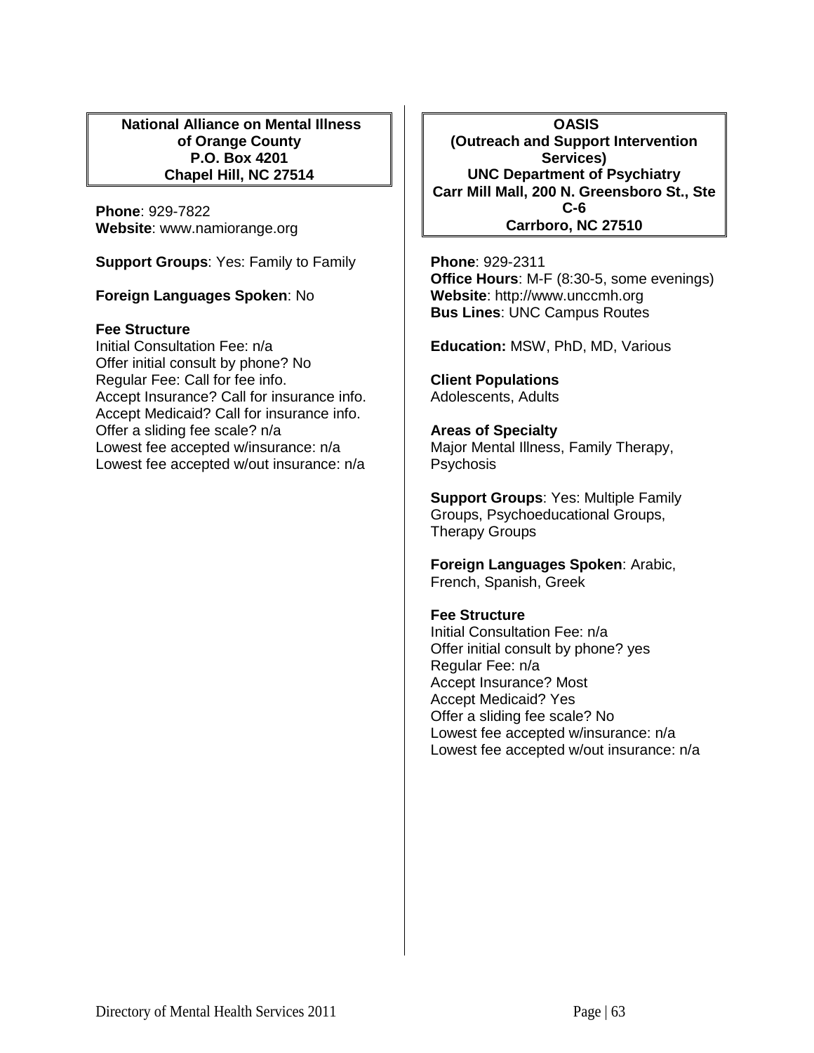**National Alliance on Mental Illness of Orange County**
**P.O. Box 4201**
**Chapel Hill, NC 27514**

**Phone**: 929-7822
**Website**: www.namiorange.org

**Support Groups**: Yes: Family to Family

**Foreign Languages Spoken**: No

**Fee Structure**
Initial Consultation Fee: n/a
Offer initial consult by phone? No
Regular Fee: Call for fee info.
Accept Insurance? Call for insurance info.
Accept Medicaid? Call for insurance info.
Offer a sliding fee scale? n/a
Lowest fee accepted w/insurance: n/a
Lowest fee accepted w/out insurance: n/a

**OASIS**
**(Outreach and Support Intervention Services)**
**UNC Department of Psychiatry**
**Carr Mill Mall, 200 N. Greensboro St., Ste C-6**
**Carrboro, NC 27510**

**Phone**: 929-2311
**Office Hours**: M-F (8:30-5, some evenings)
**Website**: http://www.unccmh.org
**Bus Lines**: UNC Campus Routes

**Education:** MSW, PhD, MD, Various

**Client Populations**
Adolescents, Adults

**Areas of Specialty**
Major Mental Illness, Family Therapy, Psychosis

**Support Groups**: Yes: Multiple Family Groups, Psychoeducational Groups, Therapy Groups

**Foreign Languages Spoken**: Arabic, French, Spanish, Greek

**Fee Structure**
Initial Consultation Fee: n/a
Offer initial consult by phone? yes
Regular Fee: n/a
Accept Insurance? Most
Accept Medicaid? Yes
Offer a sliding fee scale? No
Lowest fee accepted w/insurance: n/a
Lowest fee accepted w/out insurance: n/a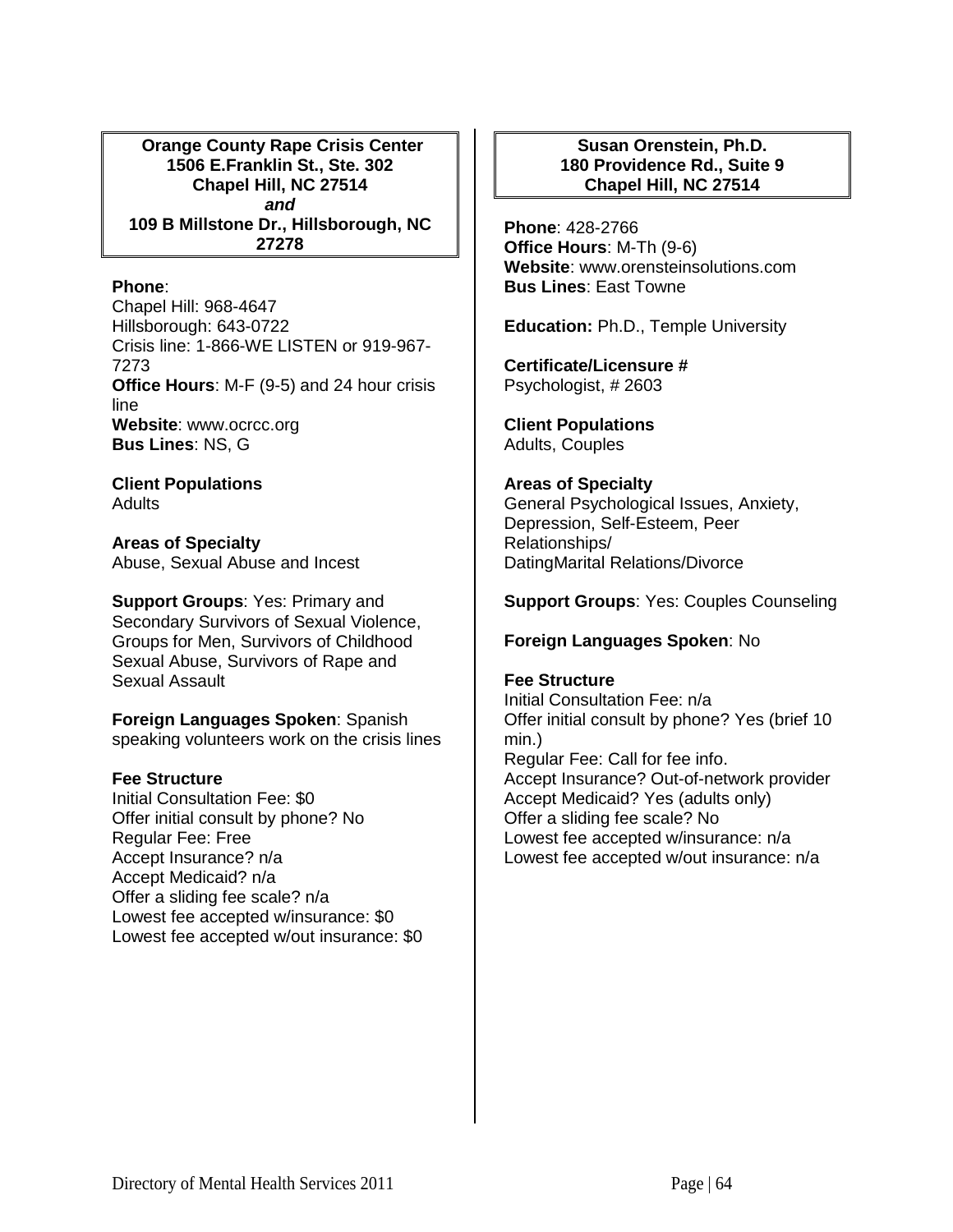## Orange County Rape Crisis Center
**1506 E.Franklin St., Ste. 302**
**Chapel Hill, NC 27514**
***and***
**109 B Millstone Dr., Hillsborough, NC 27278**

**Phone**:
Chapel Hill: 968-4647
Hillsborough: 643-0722
Crisis line: 1-866-WE LISTEN or 919-967-7273
**Office Hours**: M-F (9-5) and 24 hour crisis line
**Website**: www.ocrcc.org
**Bus Lines**: NS, G

**Client Populations**
Adults

**Areas of Specialty**
Abuse, Sexual Abuse and Incest

**Support Groups**: Yes: Primary and Secondary Survivors of Sexual Violence, Groups for Men, Survivors of Childhood Sexual Abuse, Survivors of Rape and Sexual Assault

**Foreign Languages Spoken**: Spanish speaking volunteers work on the crisis lines

**Fee Structure**
Initial Consultation Fee: $0
Offer initial consult by phone? No
Regular Fee: Free
Accept Insurance? n/a
Accept Medicaid? n/a
Offer a sliding fee scale? n/a
Lowest fee accepted w/insurance: $0
Lowest fee accepted w/out insurance: $0

## Susan Orenstein, Ph.D.
**180 Providence Rd., Suite 9**
**Chapel Hill, NC 27514**

**Phone**: 428-2766
**Office Hours**: M-Th (9-6)
**Website**: www.orensteinsolutions.com
**Bus Lines**: East Towne

**Education:** Ph.D., Temple University

**Certificate/Licensure #**
Psychologist, # 2603

**Client Populations**
Adults, Couples

**Areas of Specialty**
General Psychological Issues, Anxiety, Depression, Self-Esteem, Peer Relationships/
DatingMarital Relations/Divorce

**Support Groups**: Yes: Couples Counseling

**Foreign Languages Spoken**: No

**Fee Structure**
Initial Consultation Fee: n/a
Offer initial consult by phone? Yes (brief 10 min.)
Regular Fee: Call for fee info.
Accept Insurance? Out-of-network provider
Accept Medicaid? Yes (adults only)
Offer a sliding fee scale? No
Lowest fee accepted w/insurance: n/a
Lowest fee accepted w/out insurance: n/a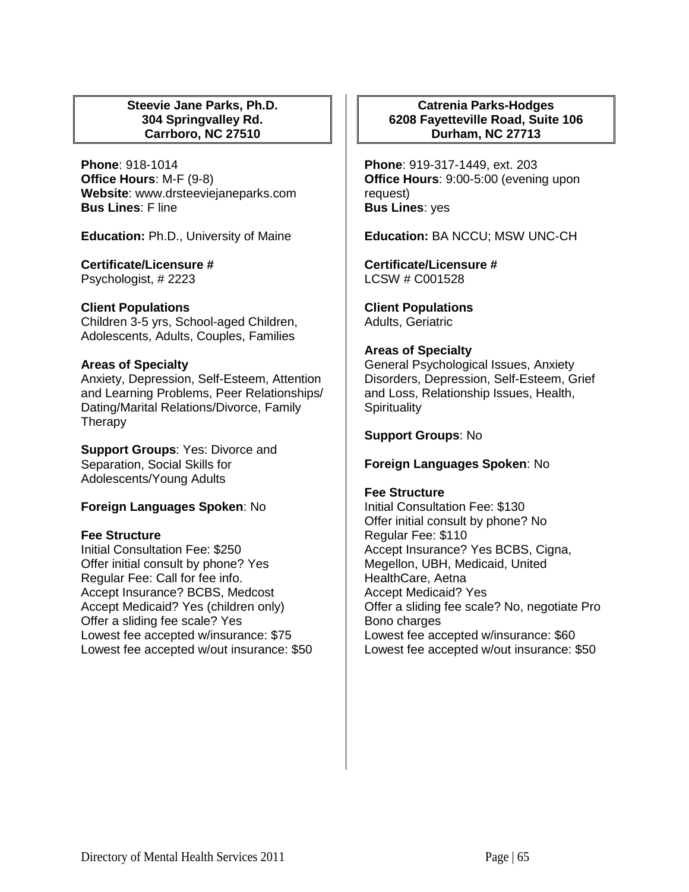**Steevie Jane Parks, Ph.D.**
**304 Springvalley Rd.**
**Carrboro, NC 27510**

**Phone**: 918-1014
**Office Hours**: M-F (9-8)
**Website**: www.drsteeviejaneparks.com
**Bus Lines**: F line

**Education:** Ph.D., University of Maine

**Certificate/Licensure #**
Psychologist, # 2223

**Client Populations**
Children 3-5 yrs, School-aged Children, Adolescents, Adults, Couples, Families

**Areas of Specialty**
Anxiety, Depression, Self-Esteem, Attention and Learning Problems, Peer Relationships/ Dating/Marital Relations/Divorce, Family Therapy

**Support Groups**: Yes: Divorce and Separation, Social Skills for Adolescents/Young Adults

**Foreign Languages Spoken**: No

**Fee Structure**
Initial Consultation Fee: $250
Offer initial consult by phone? Yes
Regular Fee: Call for fee info.
Accept Insurance? BCBS, Medcost
Accept Medicaid? Yes (children only)
Offer a sliding fee scale? Yes
Lowest fee accepted w/insurance: $75
Lowest fee accepted w/out insurance: $50

**Catrenia Parks-Hodges**
**6208 Fayetteville Road, Suite 106**
**Durham, NC 27713**

**Phone**: 919-317-1449, ext. 203
**Office Hours**: 9:00-5:00 (evening upon request)
**Bus Lines**: yes

**Education:** BA NCCU; MSW UNC-CH

**Certificate/Licensure #**
LCSW # C001528

**Client Populations**
Adults, Geriatric

**Areas of Specialty**
General Psychological Issues, Anxiety Disorders, Depression, Self-Esteem, Grief and Loss, Relationship Issues, Health, Spirituality

**Support Groups**: No

**Foreign Languages Spoken**: No

**Fee Structure**
Initial Consultation Fee: $130
Offer initial consult by phone? No
Regular Fee: $110
Accept Insurance? Yes BCBS, Cigna, Megellon, UBH, Medicaid, United HealthCare, Aetna
Accept Medicaid? Yes
Offer a sliding fee scale? No, negotiate Pro Bono charges
Lowest fee accepted w/insurance: $60
Lowest fee accepted w/out insurance: $50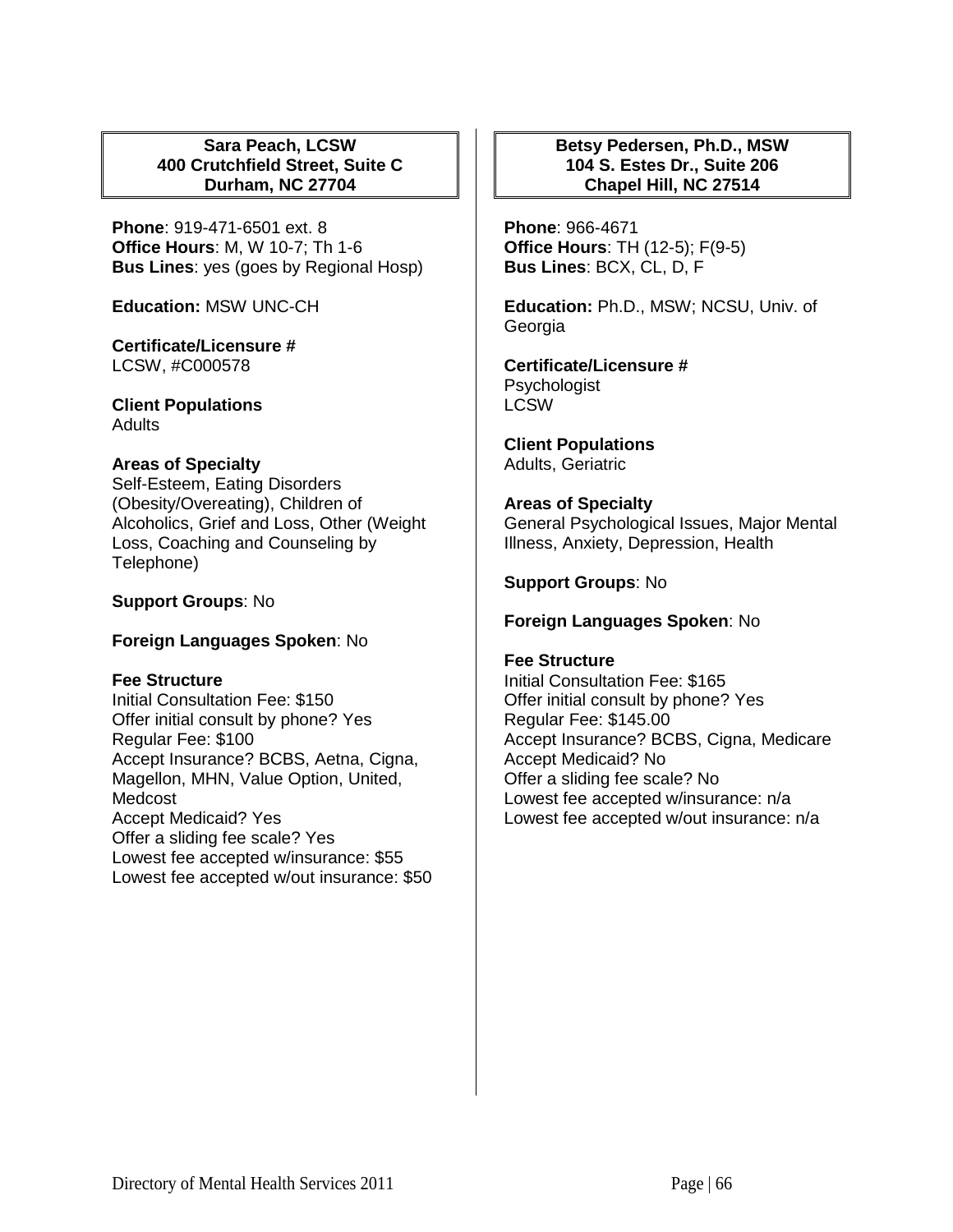**Sara Peach, LCSW**
**400 Crutchfield Street, Suite C**
**Durham, NC 27704**

**Phone**: 919-471-6501 ext. 8
**Office Hours**: M, W 10-7; Th 1-6
**Bus Lines**: yes (goes by Regional Hosp)

**Education:** MSW UNC-CH

**Certificate/Licensure #**
LCSW, #C000578

**Client Populations**
Adults

**Areas of Specialty**
Self-Esteem, Eating Disorders (Obesity/Overeating), Children of Alcoholics, Grief and Loss, Other (Weight Loss, Coaching and Counseling by Telephone)

**Support Groups**: No

**Foreign Languages Spoken**: No

**Fee Structure**
Initial Consultation Fee: $150
Offer initial consult by phone? Yes
Regular Fee: $100
Accept Insurance? BCBS, Aetna, Cigna, Magellon, MHN, Value Option, United, Medcost
Accept Medicaid? Yes
Offer a sliding fee scale? Yes
Lowest fee accepted w/insurance: $55
Lowest fee accepted w/out insurance: $50

**Betsy Pedersen, Ph.D., MSW**
**104 S. Estes Dr., Suite 206**
**Chapel Hill, NC 27514**

**Phone**: 966-4671
**Office Hours**: TH (12-5); F(9-5)
**Bus Lines**: BCX, CL, D, F

**Education:** Ph.D., MSW; NCSU, Univ. of Georgia

**Certificate/Licensure #**
Psychologist
LCSW

**Client Populations**
Adults, Geriatric

**Areas of Specialty**
General Psychological Issues, Major Mental Illness, Anxiety, Depression, Health

**Support Groups**: No

**Foreign Languages Spoken**: No

**Fee Structure**
Initial Consultation Fee: $165
Offer initial consult by phone? Yes
Regular Fee: $145.00
Accept Insurance? BCBS, Cigna, Medicare
Accept Medicaid? No
Offer a sliding fee scale? No
Lowest fee accepted w/insurance: n/a
Lowest fee accepted w/out insurance: n/a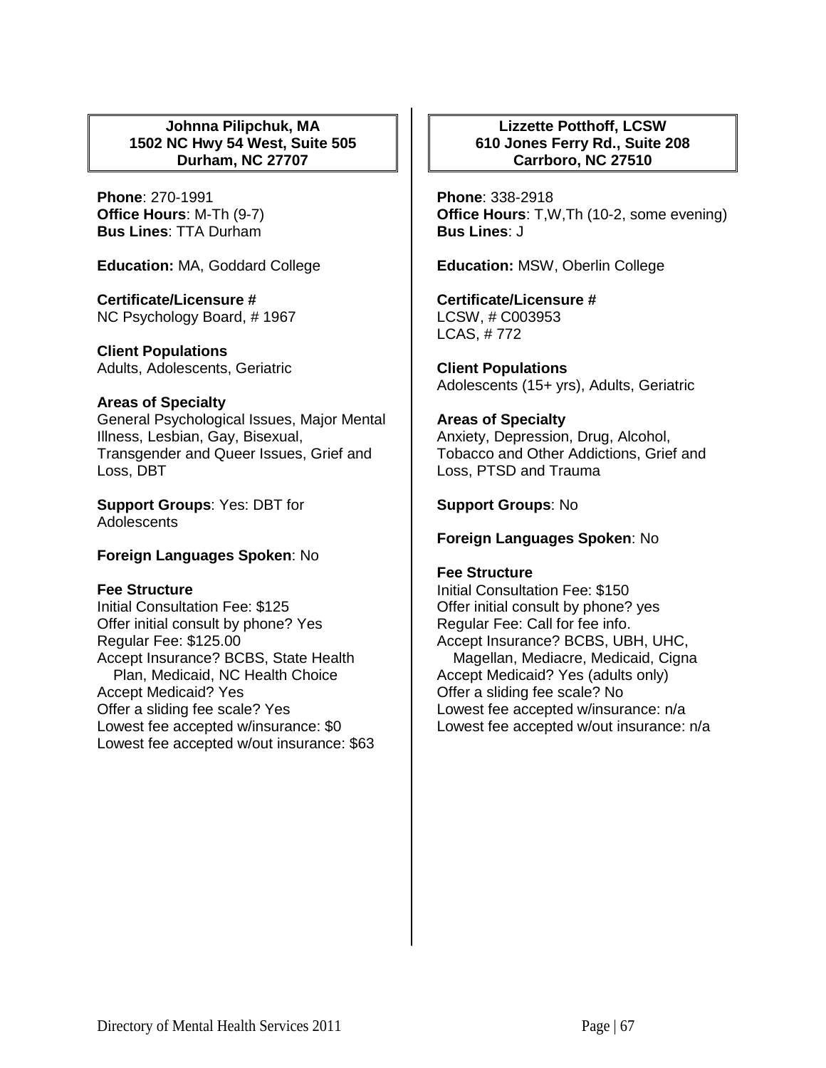**Johnna Pilipchuk, MA**
**1502 NC Hwy 54 West, Suite 505**
**Durham, NC 27707**

**Phone**: 270-1991
**Office Hours**: M-Th (9-7)
**Bus Lines**: TTA Durham

**Education:** MA, Goddard College

**Certificate/Licensure #**
NC Psychology Board, # 1967

**Client Populations**
Adults, Adolescents, Geriatric

**Areas of Specialty**
General Psychological Issues, Major Mental Illness, Lesbian, Gay, Bisexual, Transgender and Queer Issues, Grief and Loss, DBT

**Support Groups**: Yes: DBT for Adolescents

**Foreign Languages Spoken**: No

**Fee Structure**
Initial Consultation Fee: $125
Offer initial consult by phone? Yes
Regular Fee: $125.00
Accept Insurance? BCBS, State Health Plan, Medicaid, NC Health Choice
Accept Medicaid? Yes
Offer a sliding fee scale? Yes
Lowest fee accepted w/insurance: $0
Lowest fee accepted w/out insurance: $63

**Lizzette Potthoff, LCSW**
**610 Jones Ferry Rd., Suite 208**
**Carrboro, NC 27510**

**Phone**: 338-2918
**Office Hours**: T,W,Th (10-2, some evening)
**Bus Lines**: J

**Education:** MSW, Oberlin College

**Certificate/Licensure #**
LCSW, # C003953
LCAS, # 772

**Client Populations**
Adolescents (15+ yrs), Adults, Geriatric

**Areas of Specialty**
Anxiety, Depression, Drug, Alcohol, Tobacco and Other Addictions, Grief and Loss, PTSD and Trauma

**Support Groups**: No

**Foreign Languages Spoken**: No

**Fee Structure**
Initial Consultation Fee: $150
Offer initial consult by phone? yes
Regular Fee: Call for fee info.
Accept Insurance? BCBS, UBH, UHC, Magellan, Mediacre, Medicaid, Cigna
Accept Medicaid? Yes (adults only)
Offer a sliding fee scale? No
Lowest fee accepted w/insurance: n/a
Lowest fee accepted w/out insurance: n/a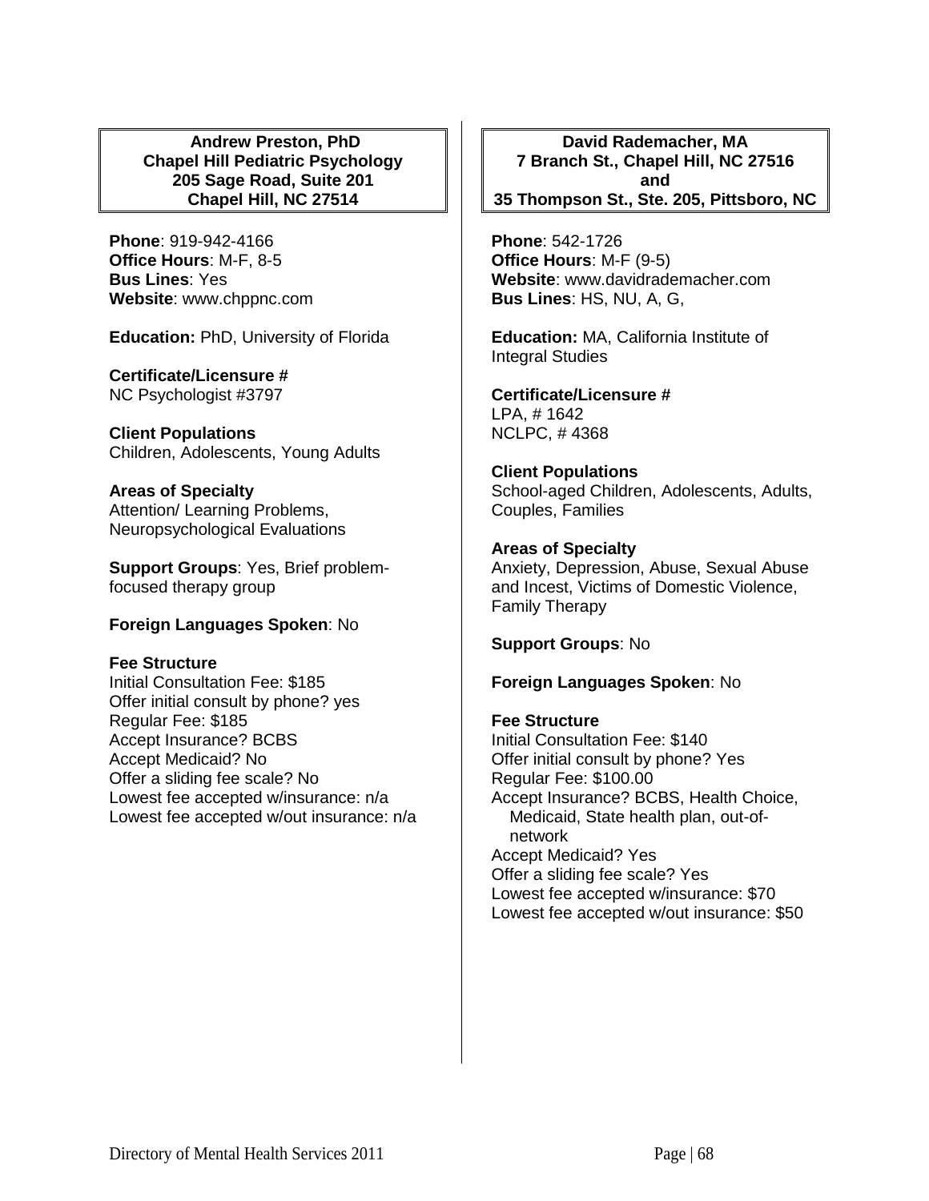**Andrew Preston, PhD**
**Chapel Hill Pediatric Psychology**
**205 Sage Road, Suite 201**
**Chapel Hill, NC 27514**

**Phone**: 919-942-4166
**Office Hours**: M-F, 8-5
**Bus Lines**: Yes
**Website**: www.chppnc.com

**Education:** PhD, University of Florida

**Certificate/Licensure #**
NC Psychologist #3797

**Client Populations**
Children, Adolescents, Young Adults

**Areas of Specialty**
Attention/ Learning Problems, Neuropsychological Evaluations

**Support Groups**: Yes, Brief problem-focused therapy group

**Foreign Languages Spoken**: No

**Fee Structure**
Initial Consultation Fee: $185
Offer initial consult by phone? yes
Regular Fee: $185
Accept Insurance? BCBS
Accept Medicaid? No
Offer a sliding fee scale? No
Lowest fee accepted w/insurance: n/a
Lowest fee accepted w/out insurance: n/a

**David Rademacher, MA**
**7 Branch St., Chapel Hill, NC 27516**
**and**
**35 Thompson St., Ste. 205, Pittsboro, NC**

**Phone**: 542-1726
**Office Hours**: M-F (9-5)
**Website**: www.davidrademacher.com
**Bus Lines**: HS, NU, A, G,

**Education:** MA, California Institute of Integral Studies

**Certificate/Licensure #**
LPA, # 1642
NCLPC, # 4368

**Client Populations**
School-aged Children, Adolescents, Adults, Couples, Families

**Areas of Specialty**
Anxiety, Depression, Abuse, Sexual Abuse and Incest, Victims of Domestic Violence, Family Therapy

**Support Groups**: No

**Foreign Languages Spoken**: No

**Fee Structure**
Initial Consultation Fee: $140
Offer initial consult by phone? Yes
Regular Fee: $100.00
Accept Insurance? BCBS, Health Choice, Medicaid, State health plan, out-of-network
Accept Medicaid? Yes
Offer a sliding fee scale? Yes
Lowest fee accepted w/insurance: $70
Lowest fee accepted w/out insurance: $50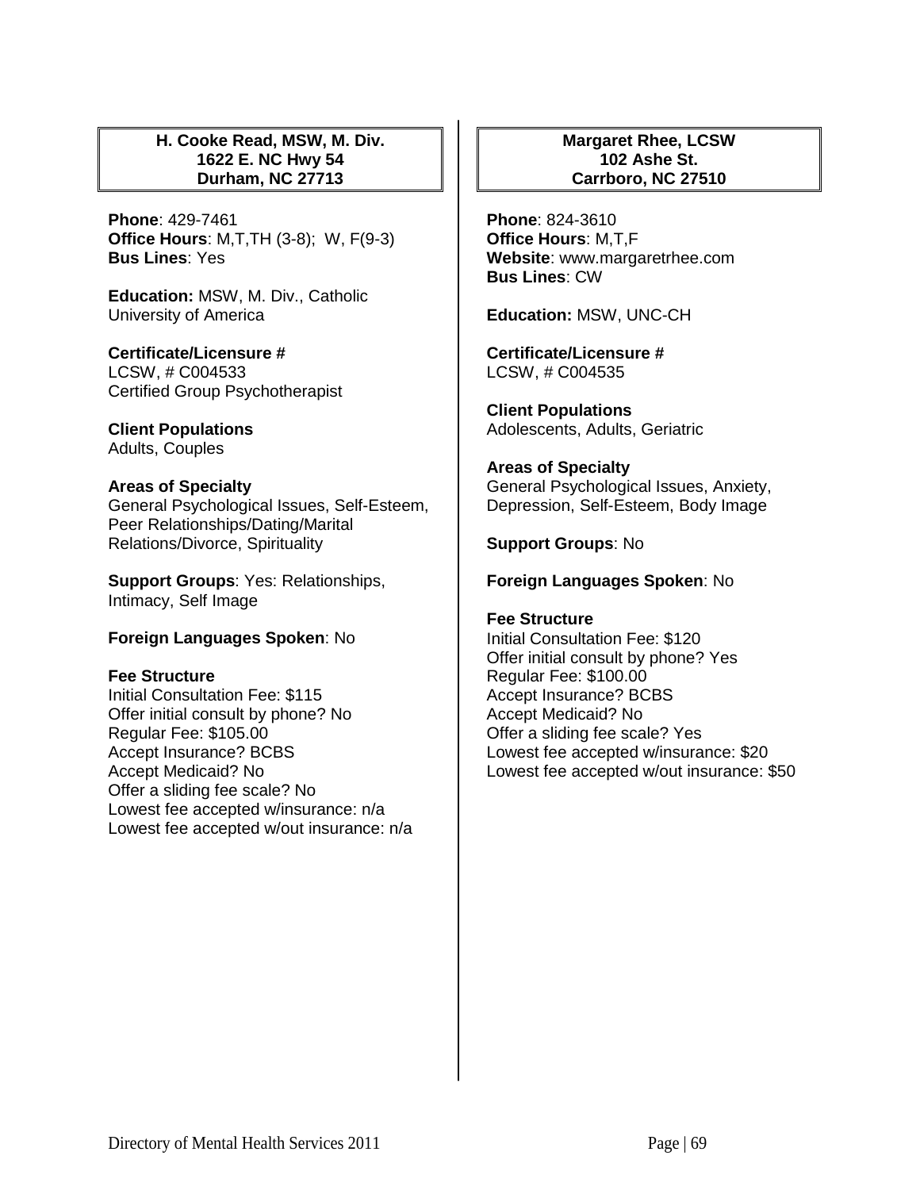### H. Cooke Read, MSW, M. Div.
**1622 E. NC Hwy 54**
**Durham, NC 27713**

**Phone**: 429-7461
**Office Hours**: M,T,TH (3-8); W, F(9-3)
**Bus Lines**: Yes

**Education:** MSW, M. Div., Catholic University of America

**Certificate/Licensure #**
LCSW, # C004533
Certified Group Psychotherapist

**Client Populations**
Adults, Couples

**Areas of Specialty**
General Psychological Issues, Self-Esteem, Peer Relationships/Dating/Marital Relations/Divorce, Spirituality

**Support Groups**: Yes: Relationships, Intimacy, Self Image

**Foreign Languages Spoken**: No

**Fee Structure**
Initial Consultation Fee: $115
Offer initial consult by phone? No
Regular Fee: $105.00
Accept Insurance? BCBS
Accept Medicaid? No
Offer a sliding fee scale? No
Lowest fee accepted w/insurance: n/a
Lowest fee accepted w/out insurance: n/a

### Margaret Rhee, LCSW
**102 Ashe St.**
**Carrboro, NC 27510**

**Phone**: 824-3610
**Office Hours**: M,T,F
**Website**: www.margaretrhee.com
**Bus Lines**: CW

**Education:** MSW, UNC-CH

**Certificate/Licensure #**
LCSW, # C004535

**Client Populations**
Adolescents, Adults, Geriatric

**Areas of Specialty**
General Psychological Issues, Anxiety, Depression, Self-Esteem, Body Image

**Support Groups**: No

**Foreign Languages Spoken**: No

**Fee Structure**
Initial Consultation Fee: $120
Offer initial consult by phone? Yes
Regular Fee: $100.00
Accept Insurance? BCBS
Accept Medicaid? No
Offer a sliding fee scale? Yes
Lowest fee accepted w/insurance: $20
Lowest fee accepted w/out insurance: $50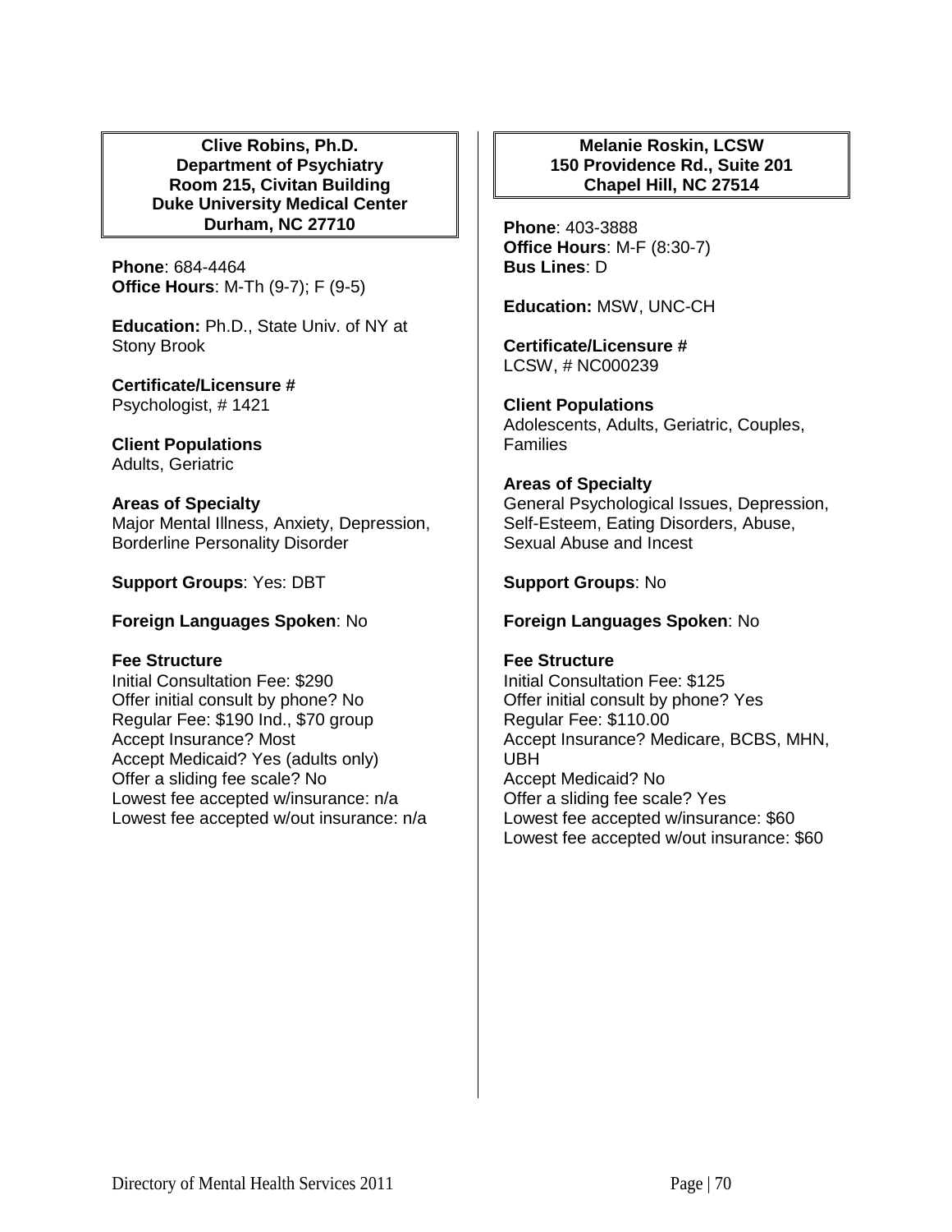**Clive Robins, Ph.D.**
**Department of Psychiatry**
**Room 215, Civitan Building**
**Duke University Medical Center**
**Durham, NC 27710**

**Phone**: 684-4464
**Office Hours**: M-Th (9-7); F (9-5)

**Education:** Ph.D., State Univ. of NY at Stony Brook

**Certificate/Licensure #**
Psychologist, # 1421

**Client Populations**
Adults, Geriatric

**Areas of Specialty**
Major Mental Illness, Anxiety, Depression, Borderline Personality Disorder

**Support Groups**: Yes: DBT

**Foreign Languages Spoken**: No

**Fee Structure**
Initial Consultation Fee: $290
Offer initial consult by phone? No
Regular Fee: $190 Ind., $70 group
Accept Insurance? Most
Accept Medicaid? Yes (adults only)
Offer a sliding fee scale? No
Lowest fee accepted w/insurance: n/a
Lowest fee accepted w/out insurance: n/a

**Melanie Roskin, LCSW**
**150 Providence Rd., Suite 201**
**Chapel Hill, NC 27514**

**Phone**: 403-3888
**Office Hours**: M-F (8:30-7)
**Bus Lines**: D

**Education:** MSW, UNC-CH

**Certificate/Licensure #**
LCSW, # NC000239

**Client Populations**
Adolescents, Adults, Geriatric, Couples, Families

**Areas of Specialty**
General Psychological Issues, Depression, Self-Esteem, Eating Disorders, Abuse, Sexual Abuse and Incest

**Support Groups**: No

**Foreign Languages Spoken**: No

**Fee Structure**
Initial Consultation Fee: $125
Offer initial consult by phone? Yes
Regular Fee: $110.00
Accept Insurance? Medicare, BCBS, MHN, UBH
Accept Medicaid? No
Offer a sliding fee scale? Yes
Lowest fee accepted w/insurance: $60
Lowest fee accepted w/out insurance: $60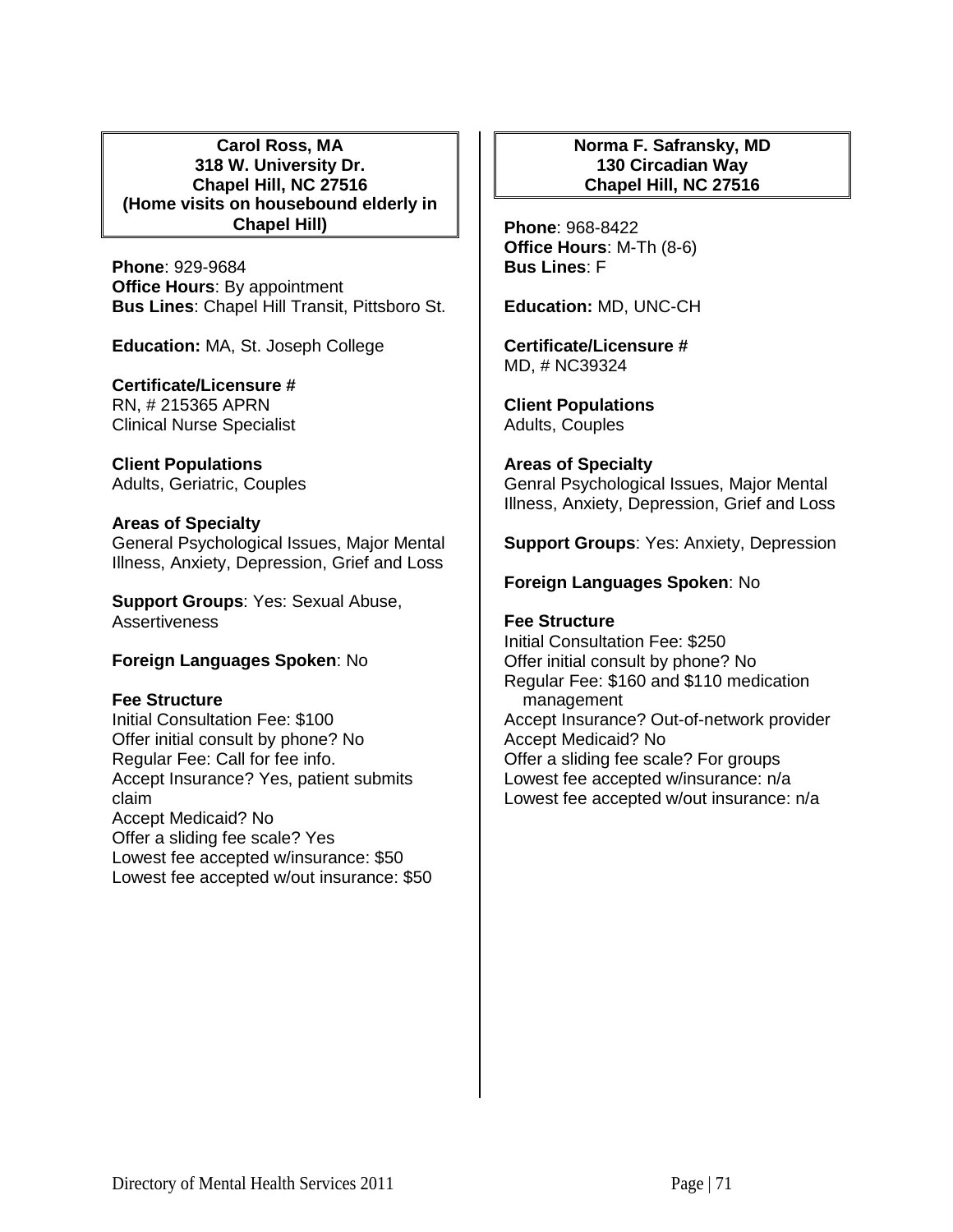**Carol Ross, MA**
**318 W. University Dr.**
**Chapel Hill, NC 27516**
**(Home visits on housebound elderly in Chapel Hill)**

**Phone**: 929-9684
**Office Hours**: By appointment
**Bus Lines**: Chapel Hill Transit, Pittsboro St.

**Education:** MA, St. Joseph College

**Certificate/Licensure #**
RN, # 215365 APRN
Clinical Nurse Specialist

**Client Populations**
Adults, Geriatric, Couples

**Areas of Specialty**
General Psychological Issues, Major Mental Illness, Anxiety, Depression, Grief and Loss

**Support Groups**: Yes: Sexual Abuse, Assertiveness

**Foreign Languages Spoken**: No

**Fee Structure**
Initial Consultation Fee: $100
Offer initial consult by phone? No
Regular Fee: Call for fee info.
Accept Insurance? Yes, patient submits claim
Accept Medicaid? No
Offer a sliding fee scale? Yes
Lowest fee accepted w/insurance: $50
Lowest fee accepted w/out insurance: $50

**Norma F. Safransky, MD**
**130 Circadian Way**
**Chapel Hill, NC 27516**

**Phone**: 968-8422
**Office Hours**: M-Th (8-6)
**Bus Lines**: F

**Education:** MD, UNC-CH

**Certificate/Licensure #**
MD, # NC39324

**Client Populations**
Adults, Couples

**Areas of Specialty**
Genral Psychological Issues, Major Mental Illness, Anxiety, Depression, Grief and Loss

**Support Groups**: Yes: Anxiety, Depression

**Foreign Languages Spoken**: No

**Fee Structure**
Initial Consultation Fee: $250
Offer initial consult by phone? No
Regular Fee: $160 and $110 medication management
Accept Insurance? Out-of-network provider
Accept Medicaid? No
Offer a sliding fee scale? For groups
Lowest fee accepted w/insurance: n/a
Lowest fee accepted w/out insurance: n/a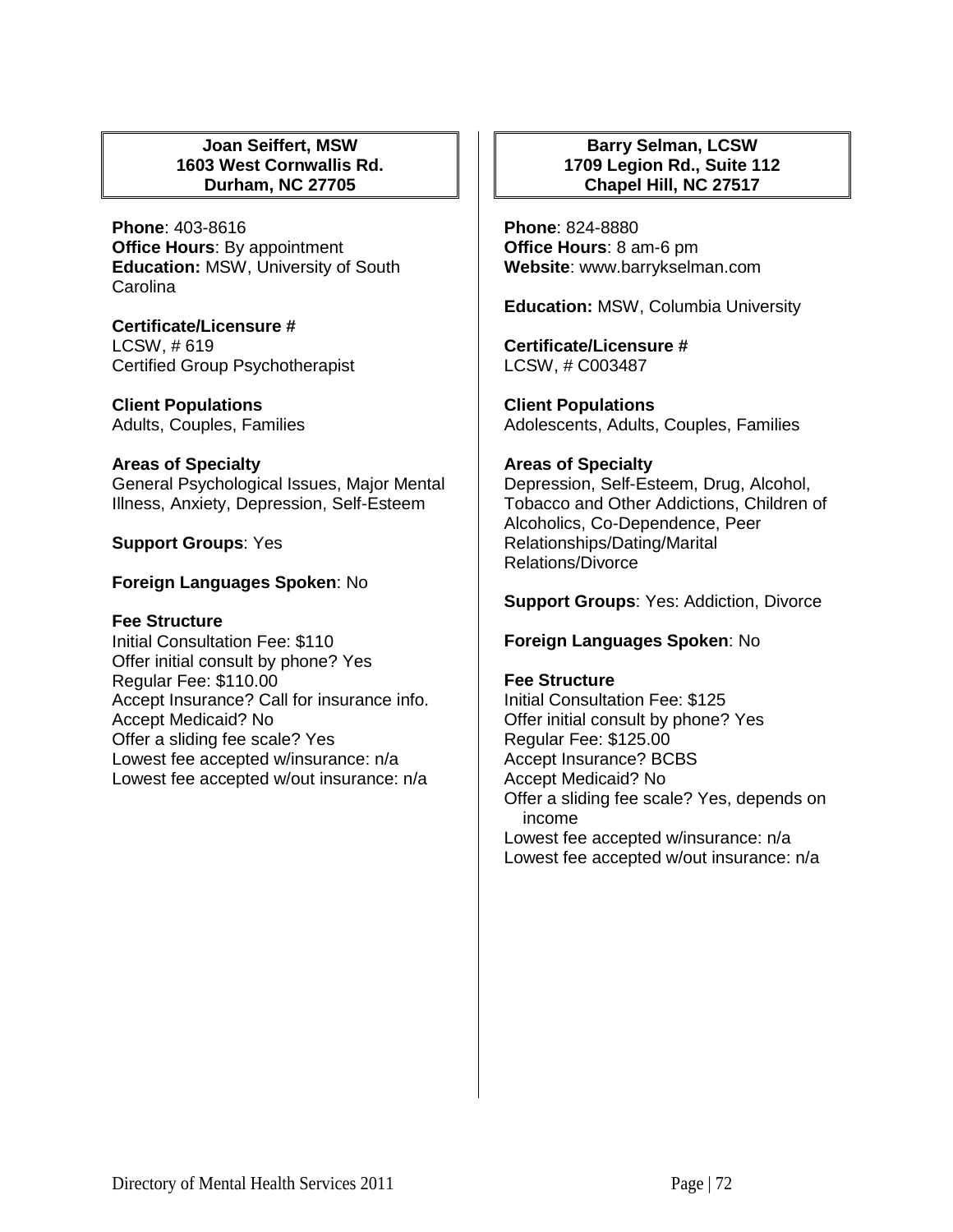### Joan Seiffert, MSW
**1603 West Cornwallis Rd.**
**Durham, NC 27705**

**Phone**: 403-8616
**Office Hours**: By appointment
**Education:** MSW, University of South Carolina

**Certificate/Licensure #**
LCSW, # 619
Certified Group Psychotherapist

**Client Populations**
Adults, Couples, Families

**Areas of Specialty**
General Psychological Issues, Major Mental Illness, Anxiety, Depression, Self-Esteem

**Support Groups**: Yes

**Foreign Languages Spoken**: No

**Fee Structure**
Initial Consultation Fee: $110
Offer initial consult by phone? Yes
Regular Fee: $110.00
Accept Insurance? Call for insurance info.
Accept Medicaid? No
Offer a sliding fee scale? Yes
Lowest fee accepted w/insurance: n/a
Lowest fee accepted w/out insurance: n/a

### Barry Selman, LCSW
**1709 Legion Rd., Suite 112**
**Chapel Hill, NC 27517**

**Phone**: 824-8880
**Office Hours**: 8 am-6 pm
**Website**: www.barrykselman.com

**Education:** MSW, Columbia University

**Certificate/Licensure #**
LCSW, # C003487

**Client Populations**
Adolescents, Adults, Couples, Families

**Areas of Specialty**
Depression, Self-Esteem, Drug, Alcohol, Tobacco and Other Addictions, Children of Alcoholics, Co-Dependence, Peer Relationships/Dating/Marital Relations/Divorce

**Support Groups**: Yes: Addiction, Divorce

**Foreign Languages Spoken**: No

**Fee Structure**
Initial Consultation Fee: $125
Offer initial consult by phone? Yes
Regular Fee: $125.00
Accept Insurance? BCBS
Accept Medicaid? No
Offer a sliding fee scale? Yes, depends on income
Lowest fee accepted w/insurance: n/a
Lowest fee accepted w/out insurance: n/a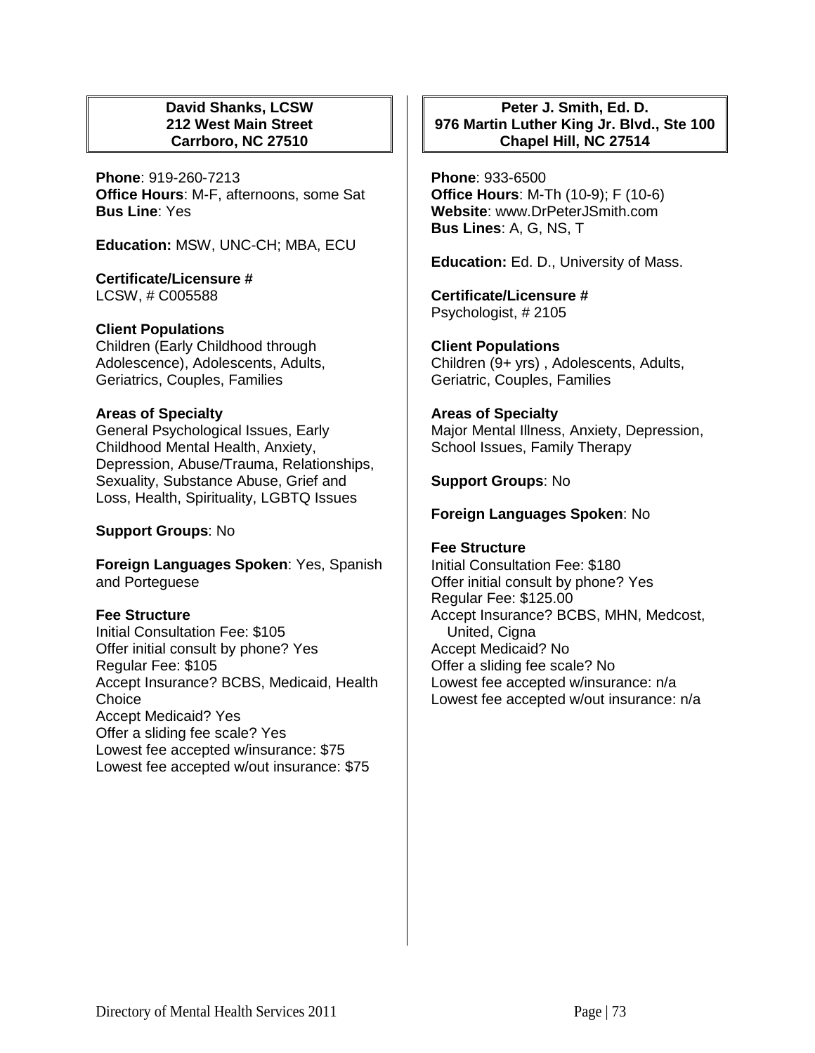## David Shanks, LCSW
## 212 West Main Street
## Carrboro, NC 27510

**Phone**: 919-260-7213
**Office Hours**: M-F, afternoons, some Sat
**Bus Line**: Yes

**Education:** MSW, UNC-CH; MBA, ECU

**Certificate/Licensure #**
LCSW, # C005588

**Client Populations**
Children (Early Childhood through Adolescence), Adolescents, Adults, Geriatrics, Couples, Families

**Areas of Specialty**
General Psychological Issues, Early Childhood Mental Health, Anxiety, Depression, Abuse/Trauma, Relationships, Sexuality, Substance Abuse, Grief and Loss, Health, Spirituality, LGBTQ Issues

**Support Groups**: No

**Foreign Languages Spoken**: Yes, Spanish and Porteguese

**Fee Structure**
Initial Consultation Fee: $105
Offer initial consult by phone? Yes
Regular Fee: $105
Accept Insurance? BCBS, Medicaid, Health Choice
Accept Medicaid? Yes
Offer a sliding fee scale? Yes
Lowest fee accepted w/insurance: $75
Lowest fee accepted w/out insurance: $75

## Peter J. Smith, Ed. D.
## 976 Martin Luther King Jr. Blvd., Ste 100
## Chapel Hill, NC 27514

**Phone**: 933-6500
**Office Hours**: M-Th (10-9); F (10-6)
**Website**: www.DrPeterJSmith.com
**Bus Lines**: A, G, NS, T

**Education:** Ed. D., University of Mass.

**Certificate/Licensure #**
Psychologist, # 2105

**Client Populations**
Children (9+ yrs) , Adolescents, Adults, Geriatric, Couples, Families

**Areas of Specialty**
Major Mental Illness, Anxiety, Depression, School Issues, Family Therapy

**Support Groups**: No

**Foreign Languages Spoken**: No

**Fee Structure**
Initial Consultation Fee: $180
Offer initial consult by phone? Yes
Regular Fee: $125.00
Accept Insurance? BCBS, MHN, Medcost, United, Cigna
Accept Medicaid? No
Offer a sliding fee scale? No
Lowest fee accepted w/insurance: n/a
Lowest fee accepted w/out insurance: n/a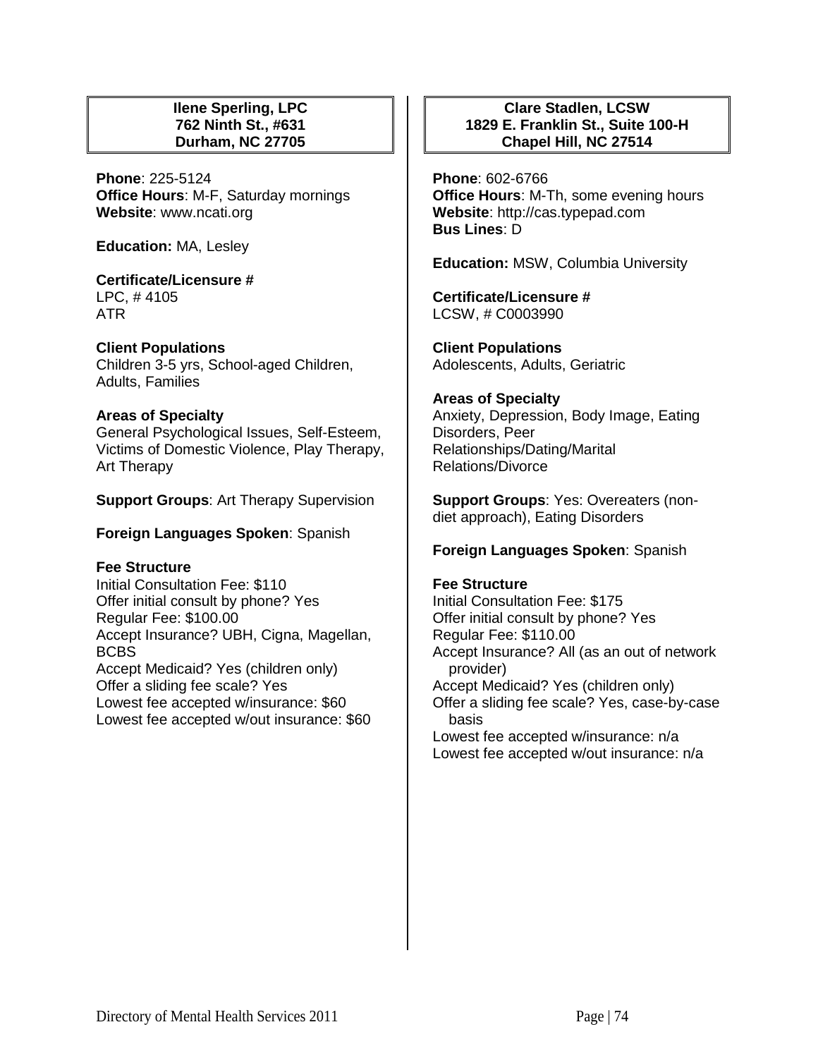**Ilene Sperling, LPC**
**762 Ninth St., #631**
**Durham, NC 27705**

**Phone**: 225-5124
**Office Hours**: M-F, Saturday mornings
**Website**: www.ncati.org

**Education:** MA, Lesley

**Certificate/Licensure #**
LPC, # 4105
ATR

**Client Populations**
Children 3-5 yrs, School-aged Children, Adults, Families

**Areas of Specialty**
General Psychological Issues, Self-Esteem, Victims of Domestic Violence, Play Therapy, Art Therapy

**Support Groups**: Art Therapy Supervision

**Foreign Languages Spoken**: Spanish

**Fee Structure**
Initial Consultation Fee: $110
Offer initial consult by phone? Yes
Regular Fee: $100.00
Accept Insurance? UBH, Cigna, Magellan, BCBS
Accept Medicaid? Yes (children only)
Offer a sliding fee scale? Yes
Lowest fee accepted w/insurance: $60
Lowest fee accepted w/out insurance: $60

**Clare Stadlen, LCSW**
**1829 E. Franklin St., Suite 100-H**
**Chapel Hill, NC 27514**

**Phone**: 602-6766
**Office Hours**: M-Th, some evening hours
**Website**: http://cas.typepad.com
**Bus Lines**: D

**Education:** MSW, Columbia University

**Certificate/Licensure #**
LCSW, # C0003990

**Client Populations**
Adolescents, Adults, Geriatric

**Areas of Specialty**
Anxiety, Depression, Body Image, Eating Disorders, Peer Relationships/Dating/Marital Relations/Divorce

**Support Groups**: Yes: Overeaters (non-diet approach), Eating Disorders

**Foreign Languages Spoken**: Spanish

**Fee Structure**
Initial Consultation Fee: $175
Offer initial consult by phone? Yes
Regular Fee: $110.00
Accept Insurance? All (as an out of network provider)
Accept Medicaid? Yes (children only)
Offer a sliding fee scale? Yes, case-by-case basis
Lowest fee accepted w/insurance: n/a
Lowest fee accepted w/out insurance: n/a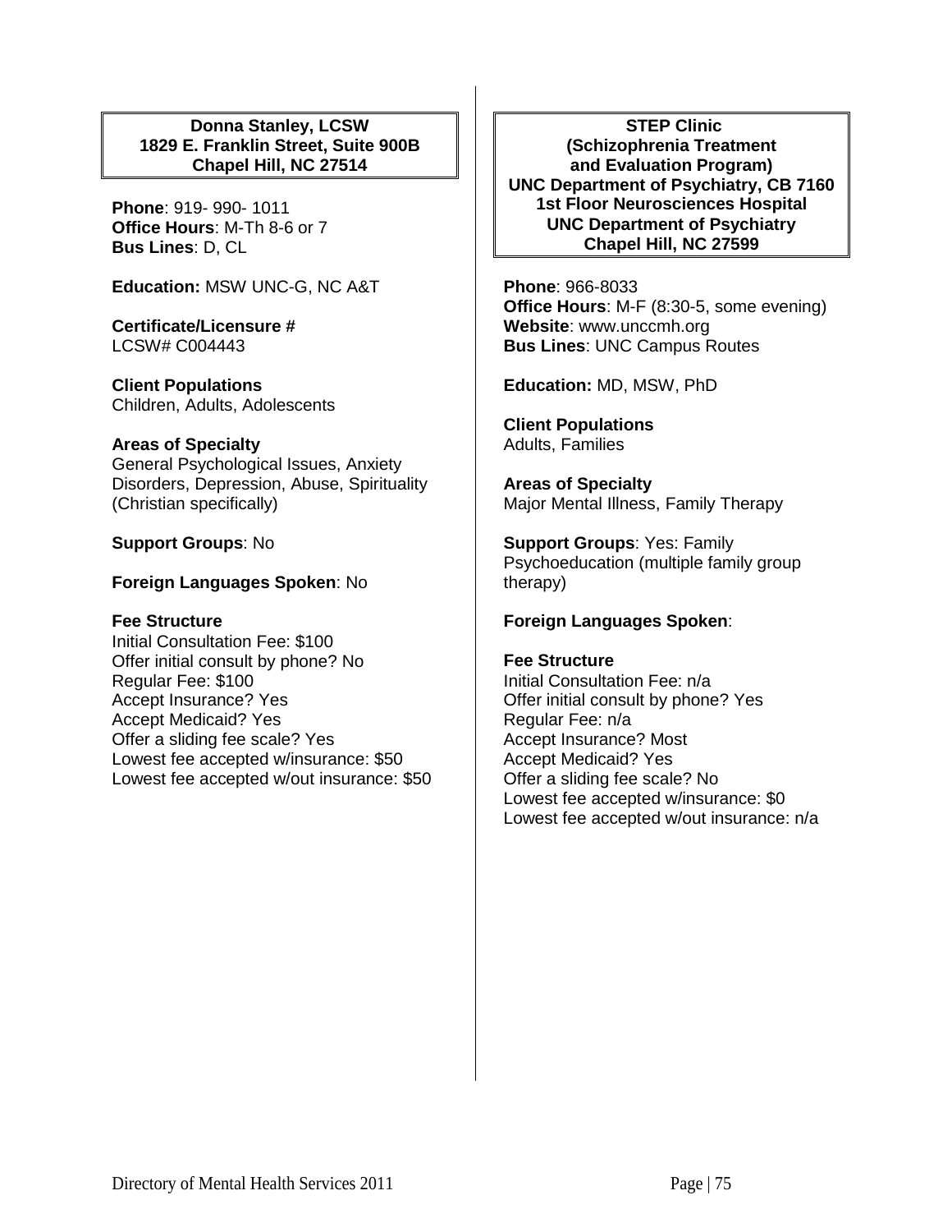### Donna Stanley, LCSW
### 1829 E. Franklin Street, Suite 900B
### Chapel Hill, NC 27514

**Phone**: 919- 990- 1011
**Office Hours**: M-Th 8-6 or 7
**Bus Lines**: D, CL

**Education:** MSW UNC-G, NC A&T

**Certificate/Licensure #**
LCSW# C004443

**Client Populations**
Children, Adults, Adolescents

**Areas of Specialty**
General Psychological Issues, Anxiety Disorders, Depression, Abuse, Spirituality (Christian specifically)

**Support Groups**: No

**Foreign Languages Spoken**: No

**Fee Structure**
Initial Consultation Fee: $100
Offer initial consult by phone? No
Regular Fee: $100
Accept Insurance? Yes
Accept Medicaid? Yes
Offer a sliding fee scale? Yes
Lowest fee accepted w/insurance: $50
Lowest fee accepted w/out insurance: $50

### STEP Clinic
### (Schizophrenia Treatment and Evaluation Program)
### UNC Department of Psychiatry, CB 7160
### 1st Floor Neurosciences Hospital
### UNC Department of Psychiatry
### Chapel Hill, NC 27599

**Phone**: 966-8033
**Office Hours**: M-F (8:30-5, some evening)
**Website**: www.unccmh.org
**Bus Lines**: UNC Campus Routes

**Education:** MD, MSW, PhD

**Client Populations**
Adults, Families

**Areas of Specialty**
Major Mental Illness, Family Therapy

**Support Groups**: Yes: Family Psychoeducation (multiple family group therapy)

**Foreign Languages Spoken**:

**Fee Structure**
Initial Consultation Fee: n/a
Offer initial consult by phone? Yes
Regular Fee: n/a
Accept Insurance? Most
Accept Medicaid? Yes
Offer a sliding fee scale? No
Lowest fee accepted w/insurance: $0
Lowest fee accepted w/out insurance: n/a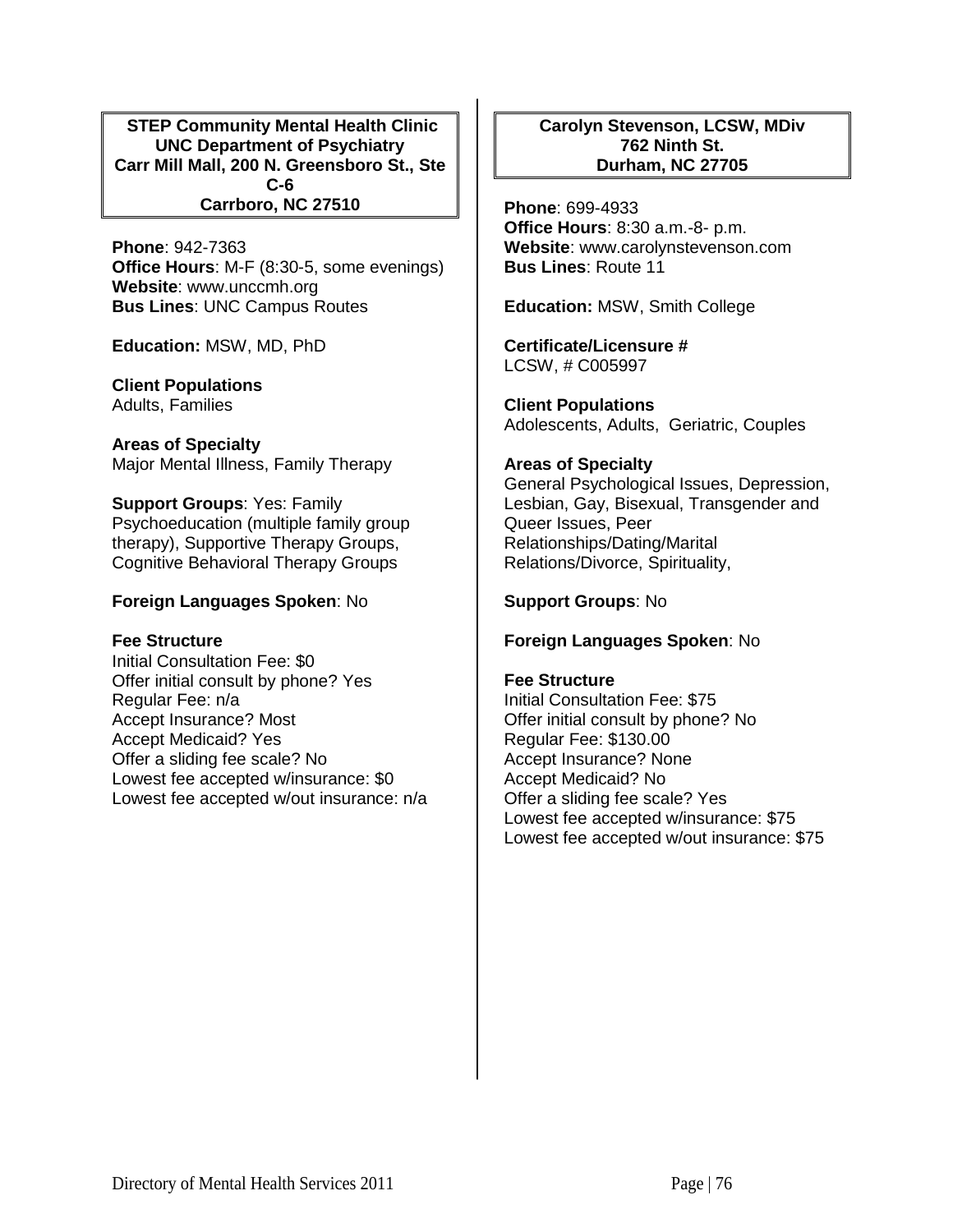**STEP Community Mental Health Clinic**
**UNC Department of Psychiatry**
**Carr Mill Mall, 200 N. Greensboro St., Ste C-6**
**Carrboro, NC 27510**

**Phone**: 942-7363
**Office Hours**: M-F (8:30-5, some evenings)
**Website**: www.unccmh.org
**Bus Lines**: UNC Campus Routes

**Education:** MSW, MD, PhD

**Client Populations**
Adults, Families

**Areas of Specialty**
Major Mental Illness, Family Therapy

**Support Groups**: Yes: Family Psychoeducation (multiple family group therapy), Supportive Therapy Groups, Cognitive Behavioral Therapy Groups

**Foreign Languages Spoken**: No

**Fee Structure**
Initial Consultation Fee: $0
Offer initial consult by phone? Yes
Regular Fee: n/a
Accept Insurance? Most
Accept Medicaid? Yes
Offer a sliding fee scale? No
Lowest fee accepted w/insurance: $0
Lowest fee accepted w/out insurance: n/a

**Carolyn Stevenson, LCSW, MDiv**
**762 Ninth St.**
**Durham, NC 27705**

**Phone**: 699-4933
**Office Hours**: 8:30 a.m.-8- p.m.
**Website**: www.carolynstevenson.com
**Bus Lines**: Route 11

**Education:** MSW, Smith College

**Certificate/Licensure #**
LCSW, # C005997

**Client Populations**
Adolescents, Adults, Geriatric, Couples

**Areas of Specialty**
General Psychological Issues, Depression, Lesbian, Gay, Bisexual, Transgender and Queer Issues, Peer Relationships/Dating/Marital Relations/Divorce, Spirituality,

**Support Groups**: No

**Foreign Languages Spoken**: No

**Fee Structure**
Initial Consultation Fee: $75
Offer initial consult by phone? No
Regular Fee: $130.00
Accept Insurance? None
Accept Medicaid? No
Offer a sliding fee scale? Yes
Lowest fee accepted w/insurance: $75
Lowest fee accepted w/out insurance: $75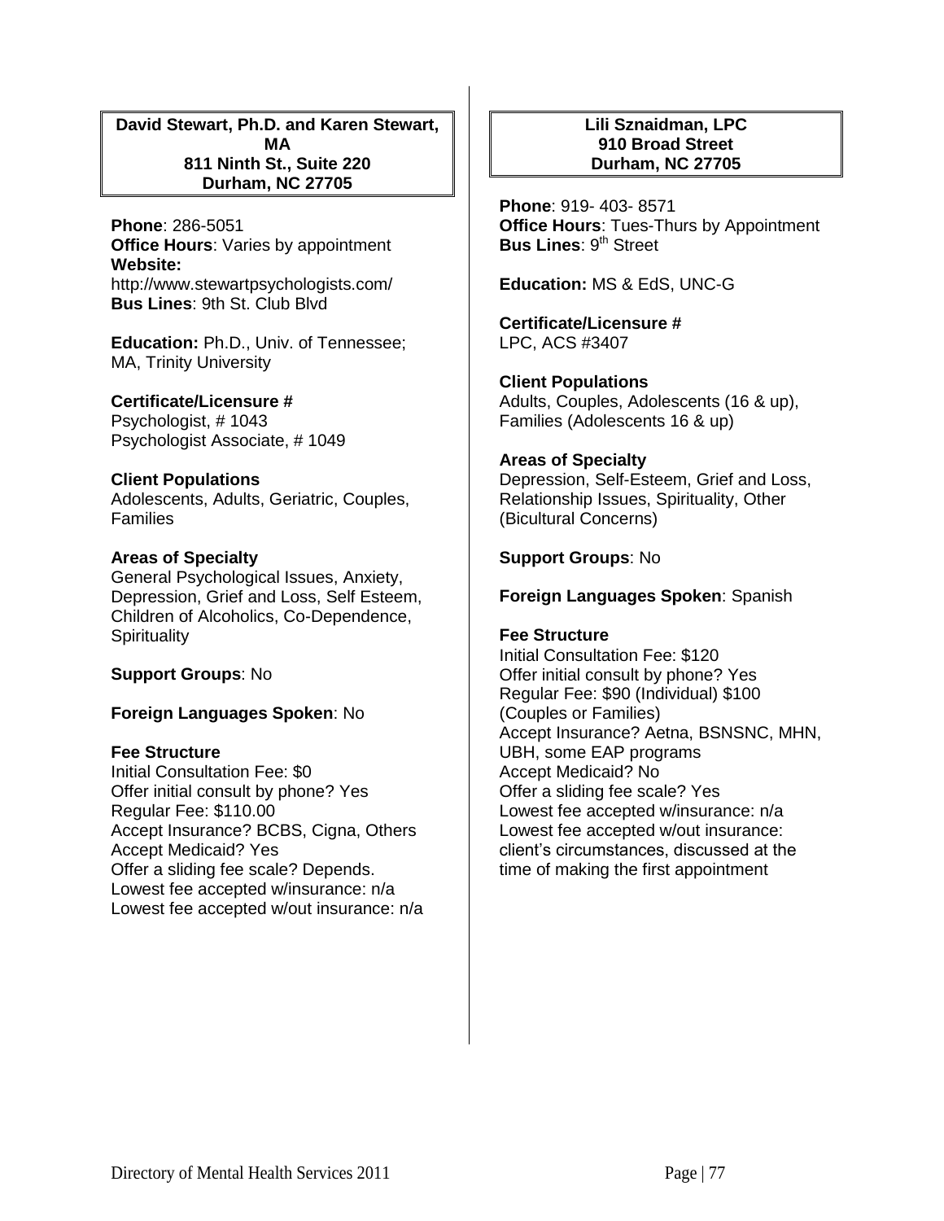**David Stewart, Ph.D. and Karen Stewart, MA**
**811 Ninth St., Suite 220**
**Durham, NC 27705**

**Phone**: 286-5051
**Office Hours**: Varies by appointment
**Website:**
http://www.stewartpsychologists.com/
**Bus Lines**: 9th St. Club Blvd

**Education:** Ph.D., Univ. of Tennessee; MA, Trinity University

**Certificate/Licensure #**
Psychologist, # 1043
Psychologist Associate, # 1049

**Client Populations**
Adolescents, Adults, Geriatric, Couples, Families

**Areas of Specialty**
General Psychological Issues, Anxiety, Depression, Grief and Loss, Self Esteem, Children of Alcoholics, Co-Dependence, Spirituality

**Support Groups**: No

**Foreign Languages Spoken**: No

**Fee Structure**
Initial Consultation Fee: $0
Offer initial consult by phone? Yes
Regular Fee: $110.00
Accept Insurance? BCBS, Cigna, Others
Accept Medicaid? Yes
Offer a sliding fee scale? Depends.
Lowest fee accepted w/insurance: n/a
Lowest fee accepted w/out insurance: n/a

**Lili Sznaidman, LPC**
**910 Broad Street**
**Durham, NC 27705**

**Phone**: 919- 403- 8571
**Office Hours**: Tues-Thurs by Appointment
**Bus Lines**: 9th Street

**Education:** MS & EdS, UNC-G

**Certificate/Licensure #**
LPC, ACS #3407

**Client Populations**
Adults, Couples, Adolescents (16 & up), Families (Adolescents 16 & up)

**Areas of Specialty**
Depression, Self-Esteem, Grief and Loss, Relationship Issues, Spirituality, Other (Bicultural Concerns)

**Support Groups**: No

**Foreign Languages Spoken**: Spanish

**Fee Structure**
Initial Consultation Fee: $120
Offer initial consult by phone? Yes
Regular Fee: $90 (Individual) $100 (Couples or Families)
Accept Insurance? Aetna, BSNSNC, MHN, UBH, some EAP programs
Accept Medicaid? No
Offer a sliding fee scale? Yes
Lowest fee accepted w/insurance: n/a
Lowest fee accepted w/out insurance: client's circumstances, discussed at the time of making the first appointment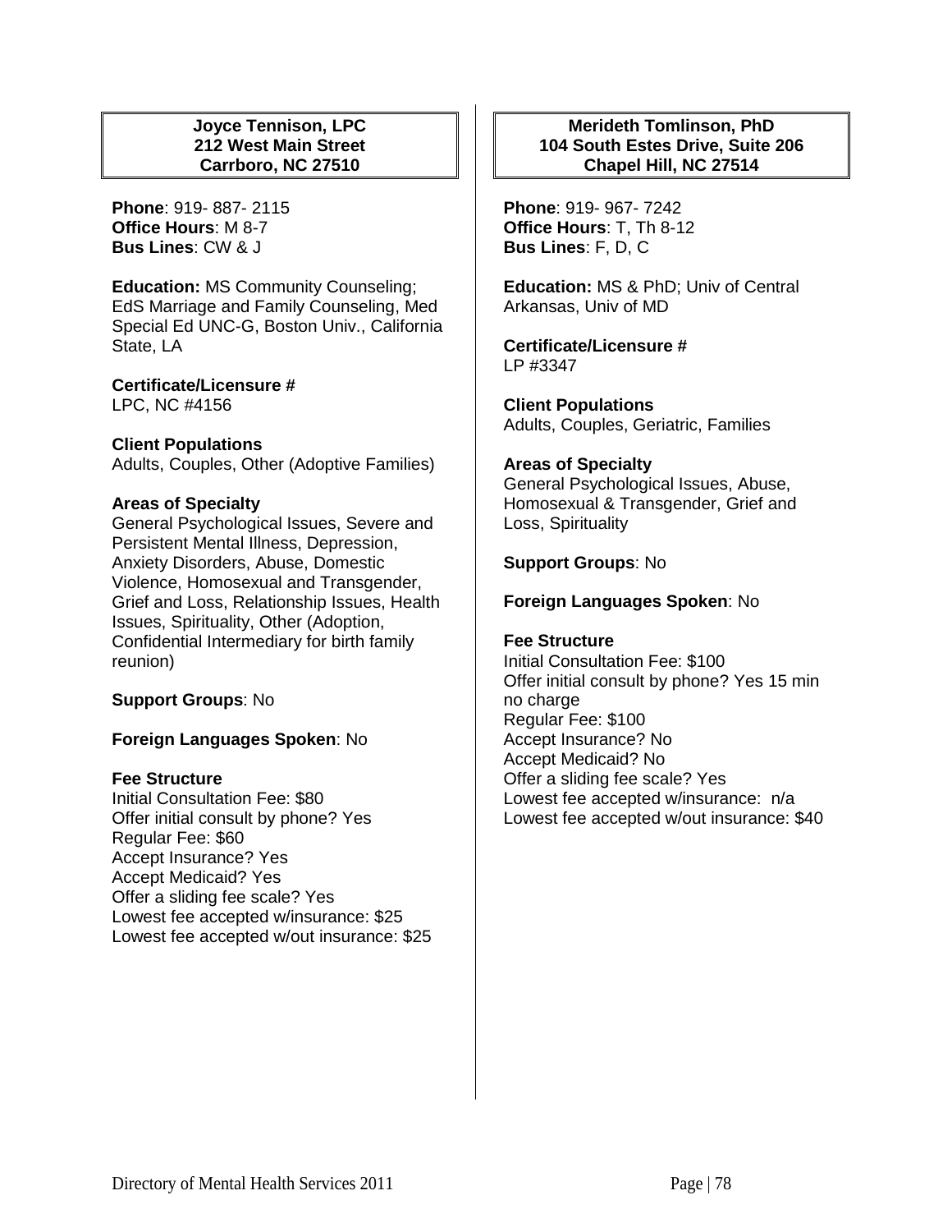**Joyce Tennison, LPC**
**212 West Main Street**
**Carrboro, NC 27510**

**Phone**: 919- 887- 2115
**Office Hours**: M 8-7
**Bus Lines**: CW & J

**Education:** MS Community Counseling; EdS Marriage and Family Counseling, Med Special Ed UNC-G, Boston Univ., California State, LA

**Certificate/Licensure #**
LPC, NC #4156

**Client Populations**
Adults, Couples, Other (Adoptive Families)

**Areas of Specialty**
General Psychological Issues, Severe and Persistent Mental Illness, Depression, Anxiety Disorders, Abuse, Domestic Violence, Homosexual and Transgender, Grief and Loss, Relationship Issues, Health Issues, Spirituality, Other (Adoption, Confidential Intermediary for birth family reunion)

**Support Groups**: No

**Foreign Languages Spoken**: No

**Fee Structure**
Initial Consultation Fee: $80
Offer initial consult by phone? Yes
Regular Fee: $60
Accept Insurance? Yes
Accept Medicaid? Yes
Offer a sliding fee scale? Yes
Lowest fee accepted w/insurance: $25
Lowest fee accepted w/out insurance: $25

**Merideth Tomlinson, PhD**
**104 South Estes Drive, Suite 206**
**Chapel Hill, NC 27514**

**Phone**: 919- 967- 7242
**Office Hours**: T, Th 8-12
**Bus Lines**: F, D, C

**Education:** MS & PhD; Univ of Central Arkansas, Univ of MD

**Certificate/Licensure #**
LP #3347

**Client Populations**
Adults, Couples, Geriatric, Families

**Areas of Specialty**
General Psychological Issues, Abuse, Homosexual & Transgender, Grief and Loss, Spirituality

**Support Groups**: No

**Foreign Languages Spoken**: No

**Fee Structure**
Initial Consultation Fee: $100
Offer initial consult by phone? Yes 15 min no charge
Regular Fee: $100
Accept Insurance? No
Accept Medicaid? No
Offer a sliding fee scale? Yes
Lowest fee accepted w/insurance: n/a
Lowest fee accepted w/out insurance: $40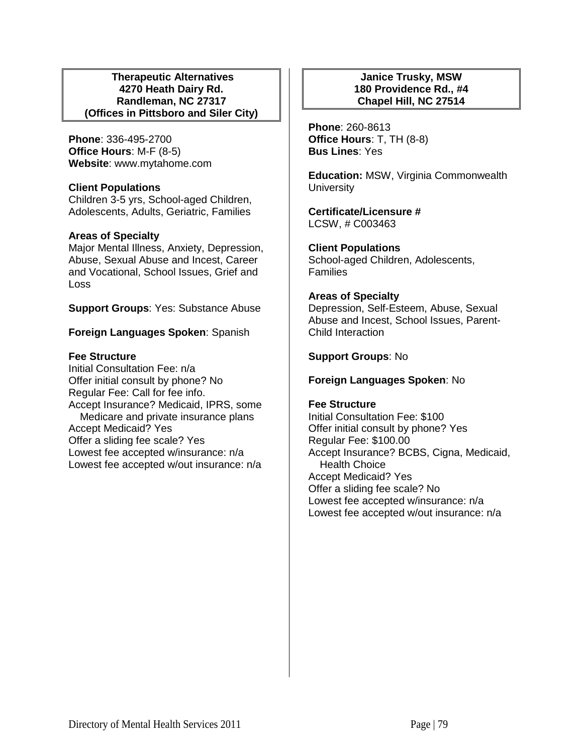**Therapeutic Alternatives**
**4270 Heath Dairy Rd.**
**Randleman, NC 27317**
**(Offices in Pittsboro and Siler City)**

**Phone**: 336-495-2700
**Office Hours**: M-F (8-5)
**Website**: www.mytahome.com

**Client Populations**
Children 3-5 yrs, School-aged Children, Adolescents, Adults, Geriatric, Families

**Areas of Specialty**
Major Mental Illness, Anxiety, Depression, Abuse, Sexual Abuse and Incest, Career and Vocational, School Issues, Grief and Loss

**Support Groups**: Yes: Substance Abuse

**Foreign Languages Spoken**: Spanish

**Fee Structure**
Initial Consultation Fee: n/a
Offer initial consult by phone? No
Regular Fee: Call for fee info.
Accept Insurance? Medicaid, IPRS, some Medicare and private insurance plans
Accept Medicaid? Yes
Offer a sliding fee scale? Yes
Lowest fee accepted w/insurance: n/a
Lowest fee accepted w/out insurance: n/a

**Janice Trusky, MSW**
**180 Providence Rd., #4**
**Chapel Hill, NC 27514**

**Phone**: 260-8613
**Office Hours**: T, TH (8-8)
**Bus Lines**: Yes

**Education:** MSW, Virginia Commonwealth University

**Certificate/Licensure #**
LCSW, # C003463

**Client Populations**
School-aged Children, Adolescents, Families

**Areas of Specialty**
Depression, Self-Esteem, Abuse, Sexual Abuse and Incest, School Issues, Parent-Child Interaction

**Support Groups**: No

**Foreign Languages Spoken**: No

**Fee Structure**
Initial Consultation Fee: $100
Offer initial consult by phone? Yes
Regular Fee: $100.00
Accept Insurance? BCBS, Cigna, Medicaid, Health Choice
Accept Medicaid? Yes
Offer a sliding fee scale? No
Lowest fee accepted w/insurance: n/a
Lowest fee accepted w/out insurance: n/a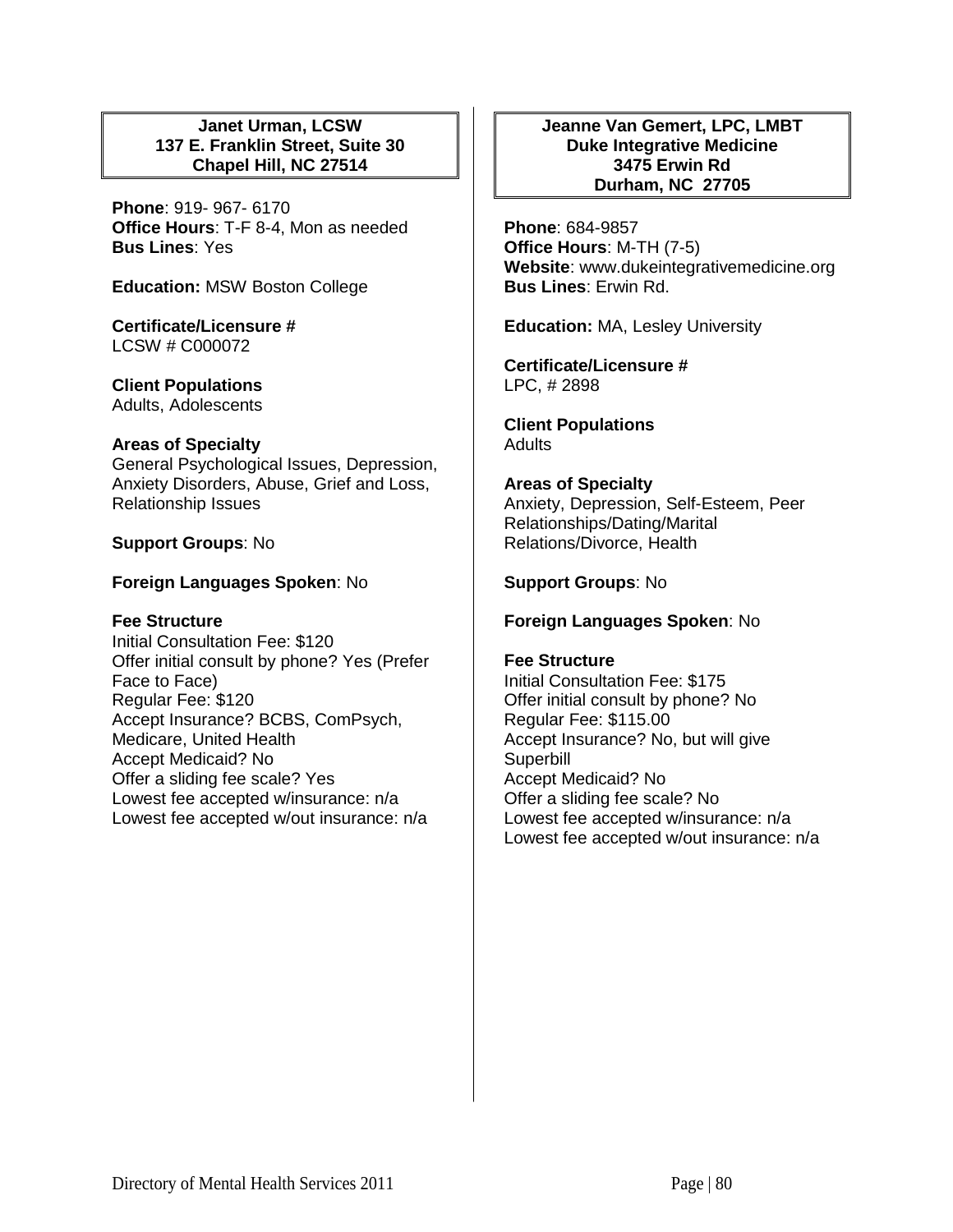**Janet Urman, LCSW**
**137 E. Franklin Street, Suite 30**
**Chapel Hill, NC 27514**

**Phone**: 919- 967- 6170
**Office Hours**: T-F 8-4, Mon as needed
**Bus Lines**: Yes

**Education:** MSW Boston College

**Certificate/Licensure #**
LCSW # C000072

**Client Populations**
Adults, Adolescents

**Areas of Specialty**
General Psychological Issues, Depression, Anxiety Disorders, Abuse, Grief and Loss, Relationship Issues

**Support Groups**: No

**Foreign Languages Spoken**: No

**Fee Structure**
Initial Consultation Fee: $120
Offer initial consult by phone? Yes (Prefer Face to Face)
Regular Fee: $120
Accept Insurance? BCBS, ComPsych, Medicare, United Health
Accept Medicaid? No
Offer a sliding fee scale? Yes
Lowest fee accepted w/insurance: n/a
Lowest fee accepted w/out insurance: n/a

**Jeanne Van Gemert, LPC, LMBT**
**Duke Integrative Medicine**
**3475 Erwin Rd**
**Durham, NC 27705**

**Phone**: 684-9857
**Office Hours**: M-TH (7-5)
**Website**: www.dukeintegrativemedicine.org
**Bus Lines**: Erwin Rd.

**Education:** MA, Lesley University

**Certificate/Licensure #**
LPC, # 2898

**Client Populations**
Adults

**Areas of Specialty**
Anxiety, Depression, Self-Esteem, Peer Relationships/Dating/Marital Relations/Divorce, Health

**Support Groups**: No

**Foreign Languages Spoken**: No

**Fee Structure**
Initial Consultation Fee: $175
Offer initial consult by phone? No
Regular Fee: $115.00
Accept Insurance? No, but will give Superbill
Accept Medicaid? No
Offer a sliding fee scale? No
Lowest fee accepted w/insurance: n/a
Lowest fee accepted w/out insurance: n/a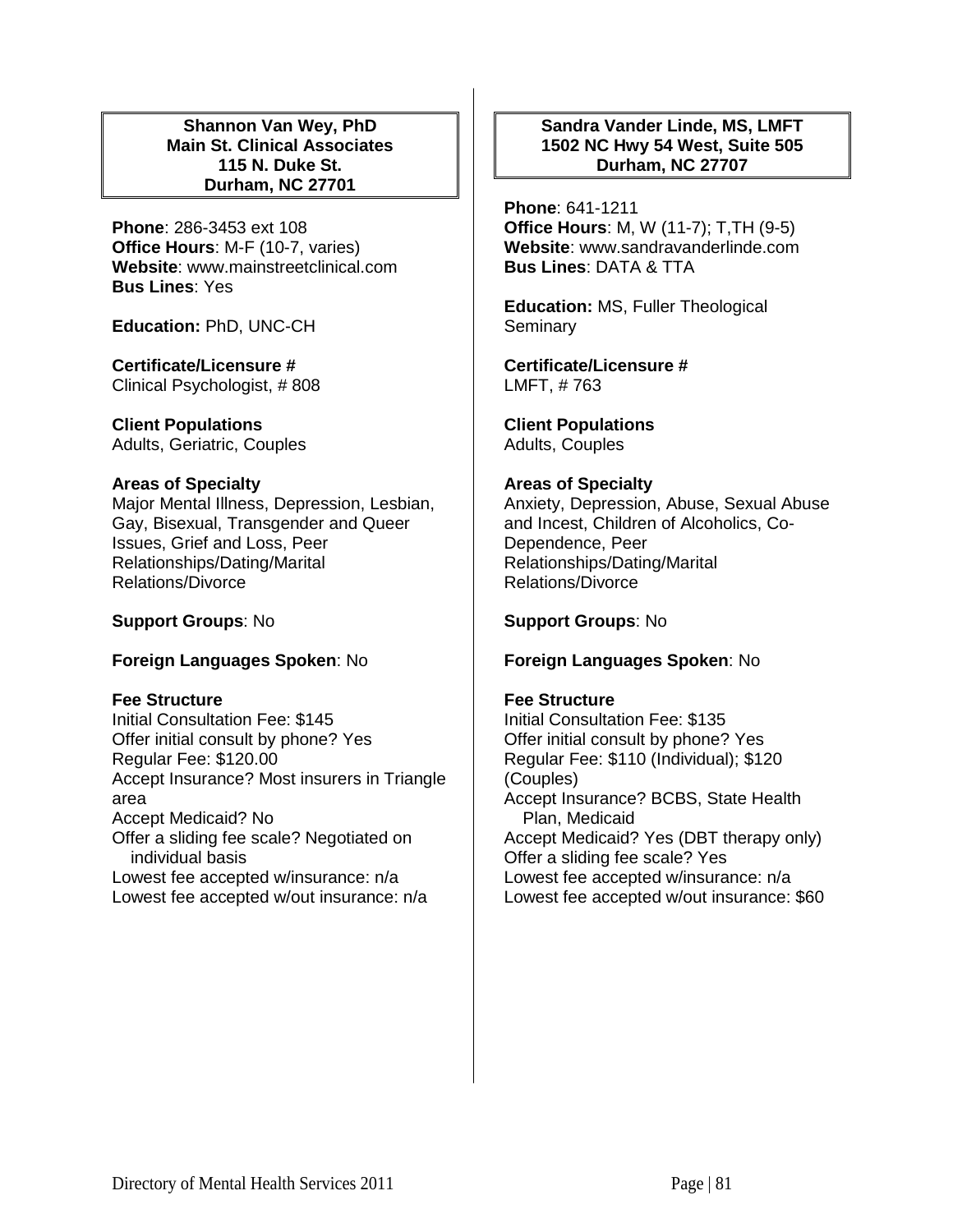**Shannon Van Wey, PhD**
**Main St. Clinical Associates**
**115 N. Duke St.**
**Durham, NC 27701**

**Phone**: 286-3453 ext 108
**Office Hours**: M-F (10-7, varies)
**Website**: www.mainstreetclinical.com
**Bus Lines**: Yes

**Education:** PhD, UNC-CH

**Certificate/Licensure #**
Clinical Psychologist, # 808

**Client Populations**
Adults, Geriatric, Couples

**Areas of Specialty**
Major Mental Illness, Depression, Lesbian, Gay, Bisexual, Transgender and Queer Issues, Grief and Loss, Peer Relationships/Dating/Marital Relations/Divorce

**Support Groups**: No

**Foreign Languages Spoken**: No

**Fee Structure**
Initial Consultation Fee: $145
Offer initial consult by phone? Yes
Regular Fee: $120.00
Accept Insurance? Most insurers in Triangle area
Accept Medicaid? No
Offer a sliding fee scale? Negotiated on individual basis
Lowest fee accepted w/insurance: n/a
Lowest fee accepted w/out insurance: n/a

---

**Sandra Vander Linde, MS, LMFT**
**1502 NC Hwy 54 West, Suite 505**
**Durham, NC 27707**

**Phone**: 641-1211
**Office Hours**: M, W (11-7); T,TH (9-5)
**Website**: www.sandravanderlinde.com
**Bus Lines**: DATA & TTA

**Education:** MS, Fuller Theological Seminary

**Certificate/Licensure #**
LMFT, # 763

**Client Populations**
Adults, Couples

**Areas of Specialty**
Anxiety, Depression, Abuse, Sexual Abuse and Incest, Children of Alcoholics, Co-Dependence, Peer Relationships/Dating/Marital Relations/Divorce

**Support Groups**: No

**Foreign Languages Spoken**: No

**Fee Structure**
Initial Consultation Fee: $135
Offer initial consult by phone? Yes
Regular Fee: $110 (Individual); $120 (Couples)
Accept Insurance? BCBS, State Health Plan, Medicaid
Accept Medicaid? Yes (DBT therapy only)
Offer a sliding fee scale? Yes
Lowest fee accepted w/insurance: n/a
Lowest fee accepted w/out insurance: $60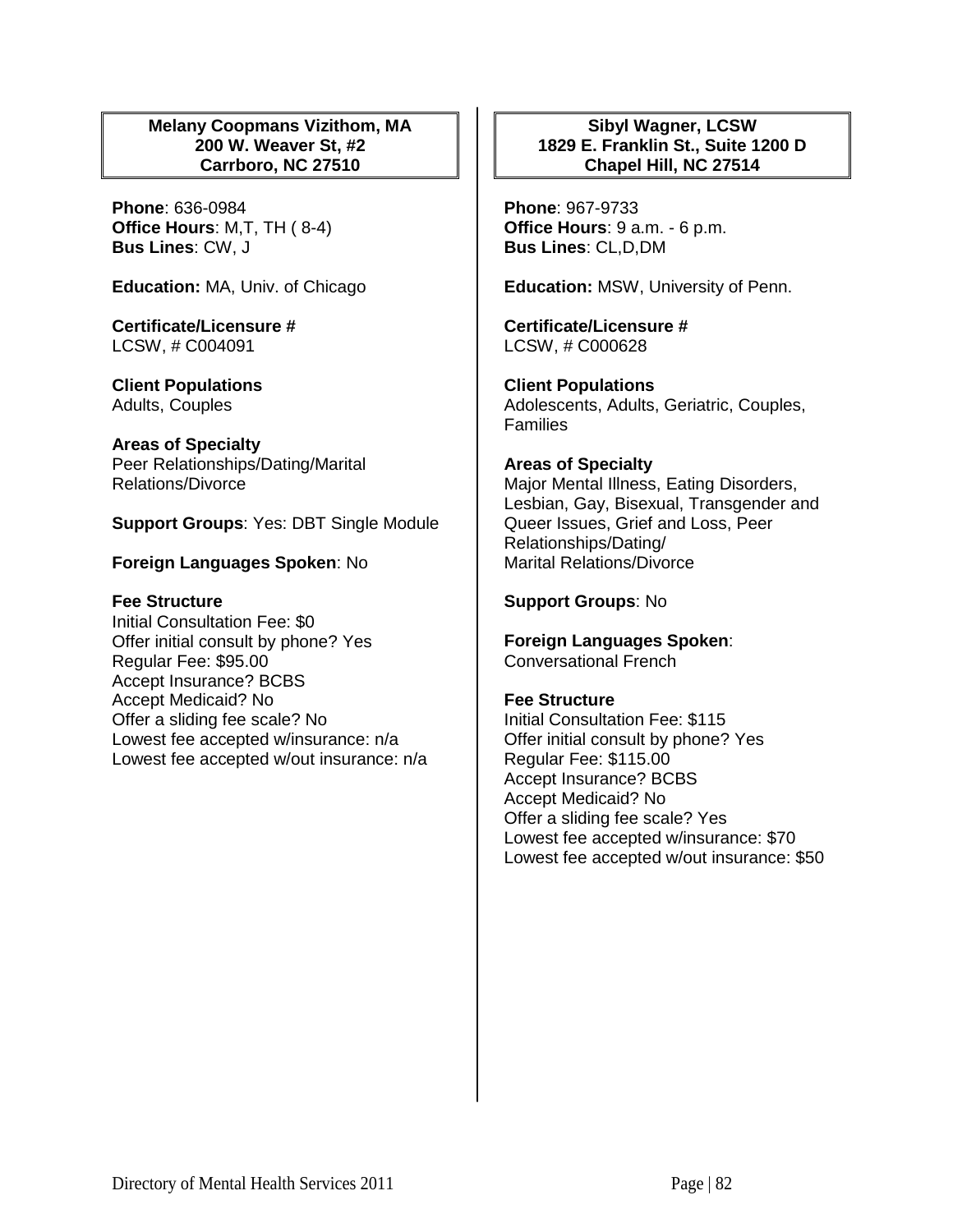**Melany Coopmans Vizithom, MA**
**200 W. Weaver St, #2**
**Carrboro, NC 27510**

**Phone**: 636-0984
**Office Hours**: M,T, TH ( 8-4)
**Bus Lines**: CW, J

**Education:** MA, Univ. of Chicago

**Certificate/Licensure #**
LCSW, # C004091

**Client Populations**
Adults, Couples

**Areas of Specialty**
Peer Relationships/Dating/Marital Relations/Divorce

**Support Groups**: Yes: DBT Single Module

**Foreign Languages Spoken**: No

**Fee Structure**
Initial Consultation Fee: $0
Offer initial consult by phone? Yes
Regular Fee: $95.00
Accept Insurance? BCBS
Accept Medicaid? No
Offer a sliding fee scale? No
Lowest fee accepted w/insurance: n/a
Lowest fee accepted w/out insurance: n/a

**Sibyl Wagner, LCSW**
**1829 E. Franklin St., Suite 1200 D**
**Chapel Hill, NC 27514**

**Phone**: 967-9733
**Office Hours**: 9 a.m. - 6 p.m.
**Bus Lines**: CL,D,DM

**Education:** MSW, University of Penn.

**Certificate/Licensure #**
LCSW, # C000628

**Client Populations**
Adolescents, Adults, Geriatric, Couples, Families

**Areas of Specialty**
Major Mental Illness, Eating Disorders, Lesbian, Gay, Bisexual, Transgender and Queer Issues, Grief and Loss, Peer Relationships/Dating/
Marital Relations/Divorce

**Support Groups**: No

**Foreign Languages Spoken**:
Conversational French

**Fee Structure**
Initial Consultation Fee: $115
Offer initial consult by phone? Yes
Regular Fee: $115.00
Accept Insurance? BCBS
Accept Medicaid? No
Offer a sliding fee scale? Yes
Lowest fee accepted w/insurance: $70
Lowest fee accepted w/out insurance: $50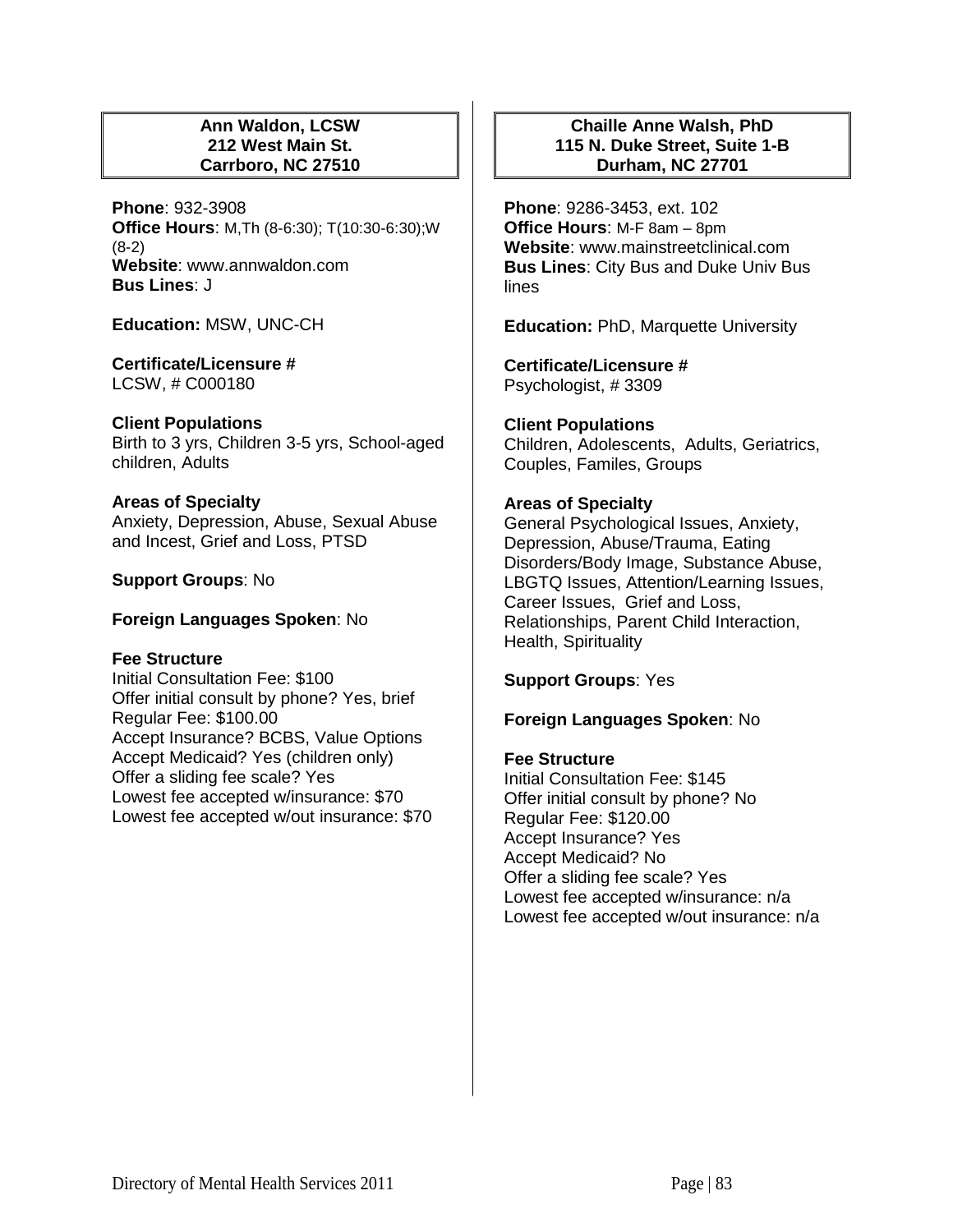**Ann Waldon, LCSW**
**212 West Main St.**
**Carrboro, NC 27510**

**Phone**: 932-3908
**Office Hours**: M,Th (8-6:30); T(10:30-6:30);W (8-2)
**Website**: www.annwaldon.com
**Bus Lines**: J

**Education:** MSW, UNC-CH

**Certificate/Licensure #**
LCSW, # C000180

**Client Populations**
Birth to 3 yrs, Children 3-5 yrs, School-aged children, Adults

**Areas of Specialty**
Anxiety, Depression, Abuse, Sexual Abuse and Incest, Grief and Loss, PTSD

**Support Groups**: No

**Foreign Languages Spoken**: No

**Fee Structure**
Initial Consultation Fee: $100
Offer initial consult by phone? Yes, brief
Regular Fee: $100.00
Accept Insurance? BCBS, Value Options
Accept Medicaid? Yes (children only)
Offer a sliding fee scale? Yes
Lowest fee accepted w/insurance: $70
Lowest fee accepted w/out insurance: $70

---

**Chaille Anne Walsh, PhD**
**115 N. Duke Street, Suite 1-B**
**Durham, NC 27701**

**Phone**: 9286-3453, ext. 102
**Office Hours**: M-F 8am – 8pm
**Website**: www.mainstreetclinical.com
**Bus Lines**: City Bus and Duke Univ Bus lines

**Education:** PhD, Marquette University

**Certificate/Licensure #**
Psychologist, # 3309

**Client Populations**
Children, Adolescents, Adults, Geriatrics, Couples, Familes, Groups

**Areas of Specialty**
General Psychological Issues, Anxiety, Depression, Abuse/Trauma, Eating Disorders/Body Image, Substance Abuse, LBGTQ Issues, Attention/Learning Issues, Career Issues, Grief and Loss, Relationships, Parent Child Interaction, Health, Spirituality

**Support Groups**: Yes

**Foreign Languages Spoken**: No

**Fee Structure**
Initial Consultation Fee: $145
Offer initial consult by phone? No
Regular Fee: $120.00
Accept Insurance? Yes
Accept Medicaid? No
Offer a sliding fee scale? Yes
Lowest fee accepted w/insurance: n/a
Lowest fee accepted w/out insurance: n/a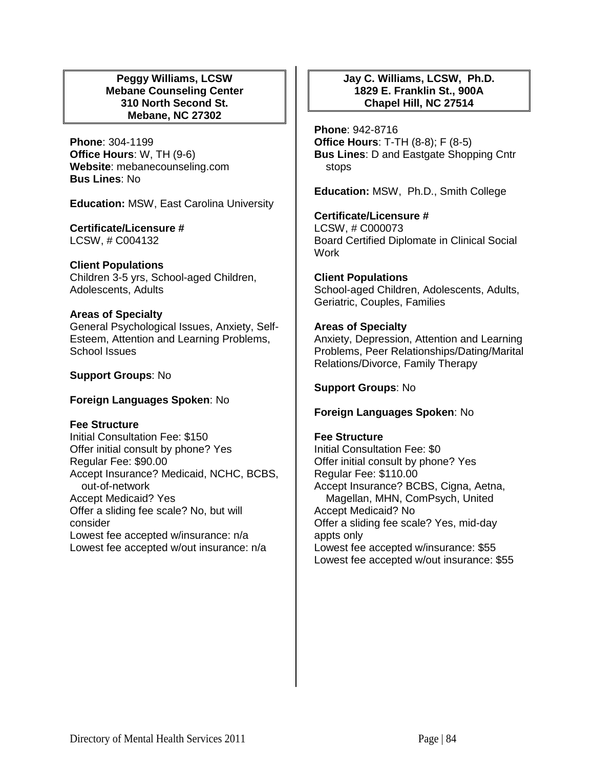**Peggy Williams, LCSW**
**Mebane Counseling Center**
**310 North Second St.**
**Mebane, NC 27302**

**Phone**: 304-1199
**Office Hours**: W, TH (9-6)
**Website**: mebanecounseling.com
**Bus Lines**: No

**Education:** MSW, East Carolina University

**Certificate/Licensure #**
LCSW, # C004132

**Client Populations**
Children 3-5 yrs, School-aged Children, Adolescents, Adults

**Areas of Specialty**
General Psychological Issues, Anxiety, Self-Esteem, Attention and Learning Problems, School Issues

**Support Groups**: No

**Foreign Languages Spoken**: No

**Fee Structure**
Initial Consultation Fee: $150
Offer initial consult by phone? Yes
Regular Fee: $90.00
Accept Insurance? Medicaid, NCHC, BCBS, out-of-network
Accept Medicaid? Yes
Offer a sliding fee scale? No, but will consider
Lowest fee accepted w/insurance: n/a
Lowest fee accepted w/out insurance: n/a

**Jay C. Williams, LCSW, Ph.D.**
**1829 E. Franklin St., 900A**
**Chapel Hill, NC 27514**

**Phone**: 942-8716
**Office Hours**: T-TH (8-8); F (8-5)
**Bus Lines**: D and Eastgate Shopping Cntr stops

**Education:** MSW, Ph.D., Smith College

**Certificate/Licensure #**
LCSW, # C000073
Board Certified Diplomate in Clinical Social Work

**Client Populations**
School-aged Children, Adolescents, Adults, Geriatric, Couples, Families

**Areas of Specialty**
Anxiety, Depression, Attention and Learning Problems, Peer Relationships/Dating/Marital Relations/Divorce, Family Therapy

**Support Groups**: No

**Foreign Languages Spoken**: No

**Fee Structure**
Initial Consultation Fee: $0
Offer initial consult by phone? Yes
Regular Fee: $110.00
Accept Insurance? BCBS, Cigna, Aetna, Magellan, MHN, ComPsych, United
Accept Medicaid? No
Offer a sliding fee scale? Yes, mid-day appts only
Lowest fee accepted w/insurance: $55
Lowest fee accepted w/out insurance: $55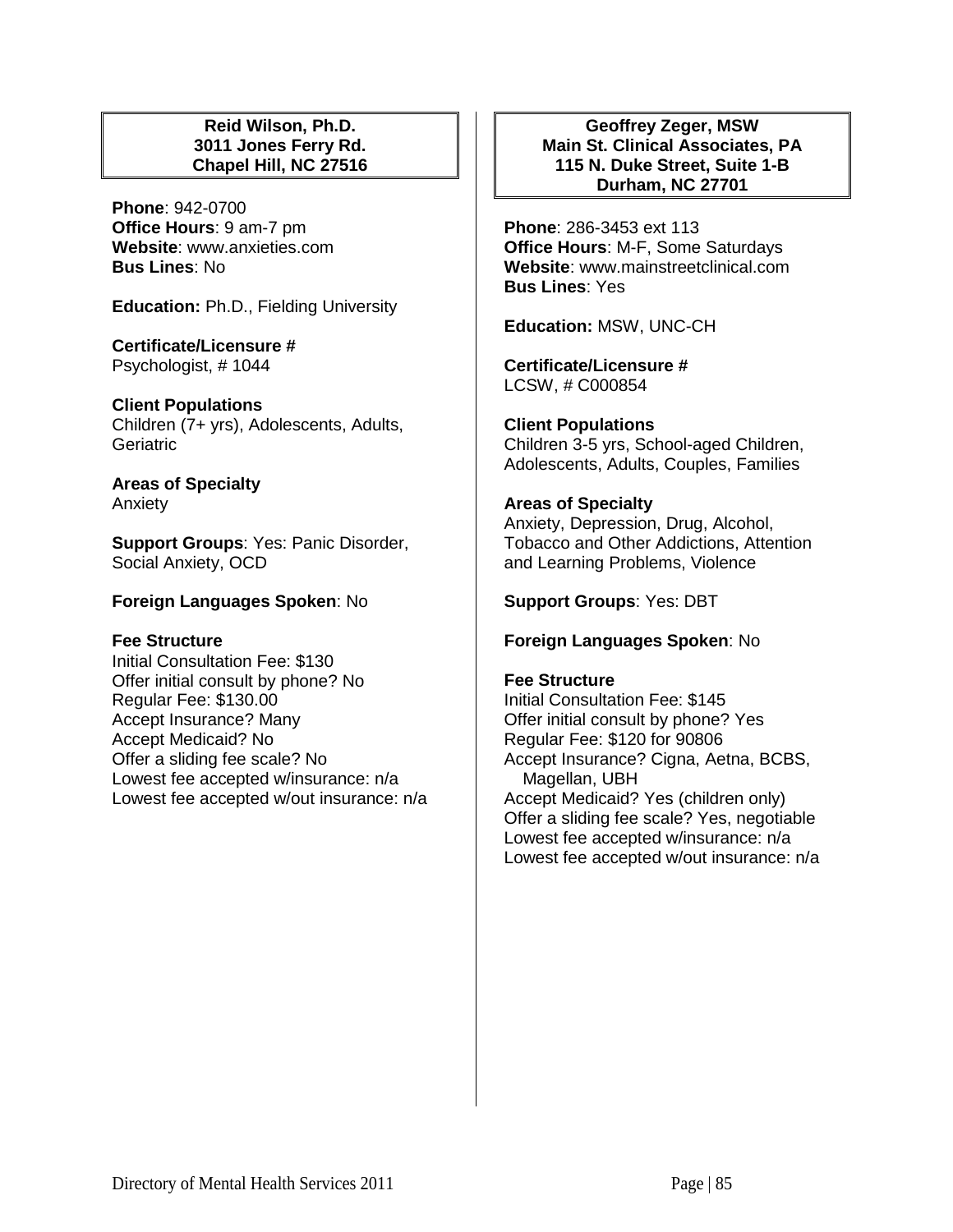**Reid Wilson, Ph.D.**
**3011 Jones Ferry Rd.**
**Chapel Hill, NC 27516**

**Phone**: 942-0700
**Office Hours**: 9 am-7 pm
**Website**: www.anxieties.com
**Bus Lines**: No

**Education:** Ph.D., Fielding University

**Certificate/Licensure #**
Psychologist, # 1044

**Client Populations**
Children (7+ yrs), Adolescents, Adults, Geriatric

**Areas of Specialty**
Anxiety

**Support Groups**: Yes: Panic Disorder, Social Anxiety, OCD

**Foreign Languages Spoken**: No

**Fee Structure**
Initial Consultation Fee: $130
Offer initial consult by phone? No
Regular Fee: $130.00
Accept Insurance? Many
Accept Medicaid? No
Offer a sliding fee scale? No
Lowest fee accepted w/insurance: n/a
Lowest fee accepted w/out insurance: n/a

**Geoffrey Zeger, MSW**
**Main St. Clinical Associates, PA**
**115 N. Duke Street, Suite 1-B**
**Durham, NC 27701**

**Phone**: 286-3453 ext 113
**Office Hours**: M-F, Some Saturdays
**Website**: www.mainstreetclinical.com
**Bus Lines**: Yes

**Education:** MSW, UNC-CH

**Certificate/Licensure #**
LCSW, # C000854

**Client Populations**
Children 3-5 yrs, School-aged Children, Adolescents, Adults, Couples, Families

**Areas of Specialty**
Anxiety, Depression, Drug, Alcohol, Tobacco and Other Addictions, Attention and Learning Problems, Violence

**Support Groups**: Yes: DBT

**Foreign Languages Spoken**: No

**Fee Structure**
Initial Consultation Fee: $145
Offer initial consult by phone? Yes
Regular Fee: $120 for 90806
Accept Insurance? Cigna, Aetna, BCBS, Magellan, UBH
Accept Medicaid? Yes (children only)
Offer a sliding fee scale? Yes, negotiable
Lowest fee accepted w/insurance: n/a
Lowest fee accepted w/out insurance: n/a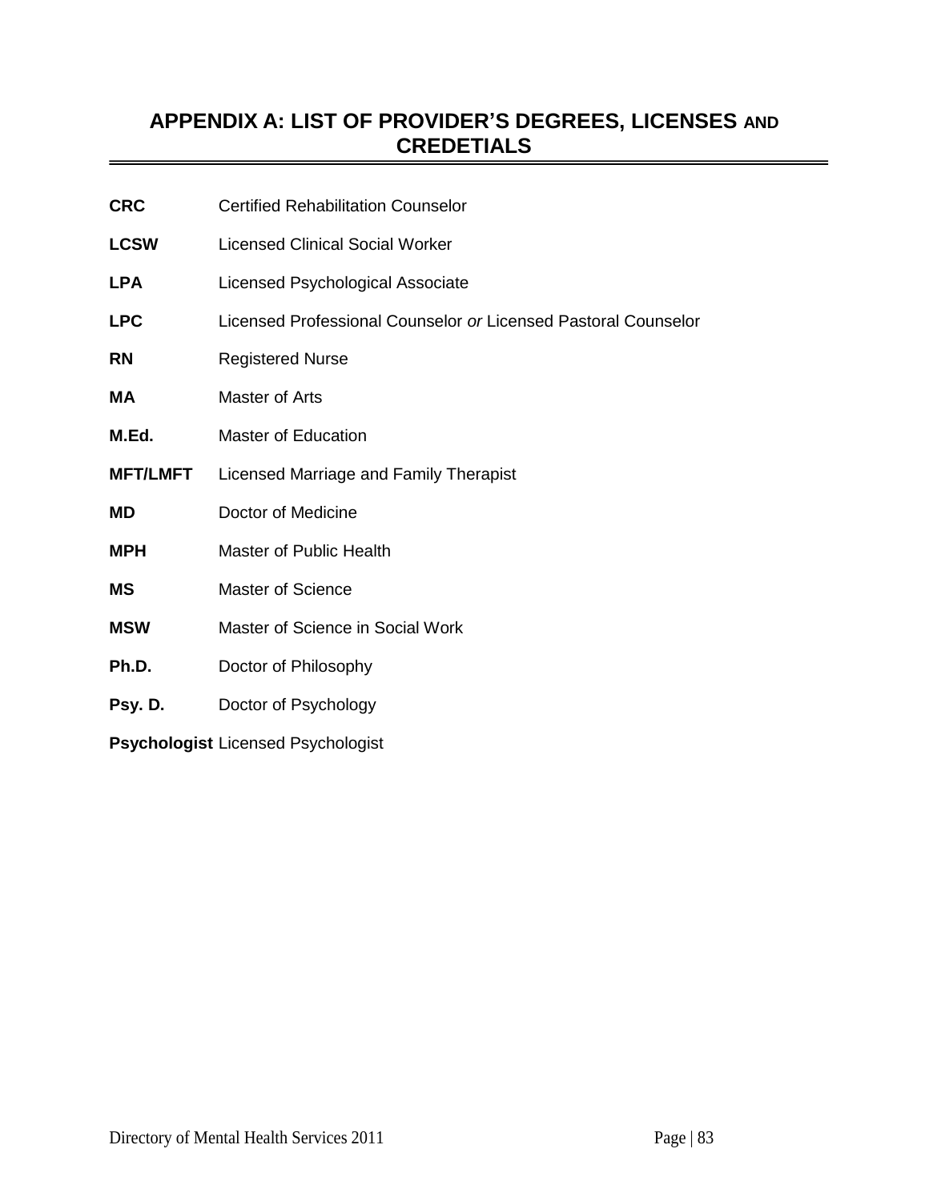# APPENDIX A: LIST OF PROVIDER'S DEGREES, LICENSES AND CREDETIALS

**CRC** Certified Rehabilitation Counselor

**LCSW** Licensed Clinical Social Worker

**LPA** Licensed Psychological Associate

**LPC** Licensed Professional Counselor *or* Licensed Pastoral Counselor

**RN** Registered Nurse

**MA** Master of Arts

**M.Ed.** Master of Education

**MFT/LMFT** Licensed Marriage and Family Therapist

**MD** Doctor of Medicine

**MPH** Master of Public Health

**MS** Master of Science

**MSW** Master of Science in Social Work

**Ph.D.** Doctor of Philosophy

**Psy. D.** Doctor of Psychology

**Psychologist** Licensed Psychologist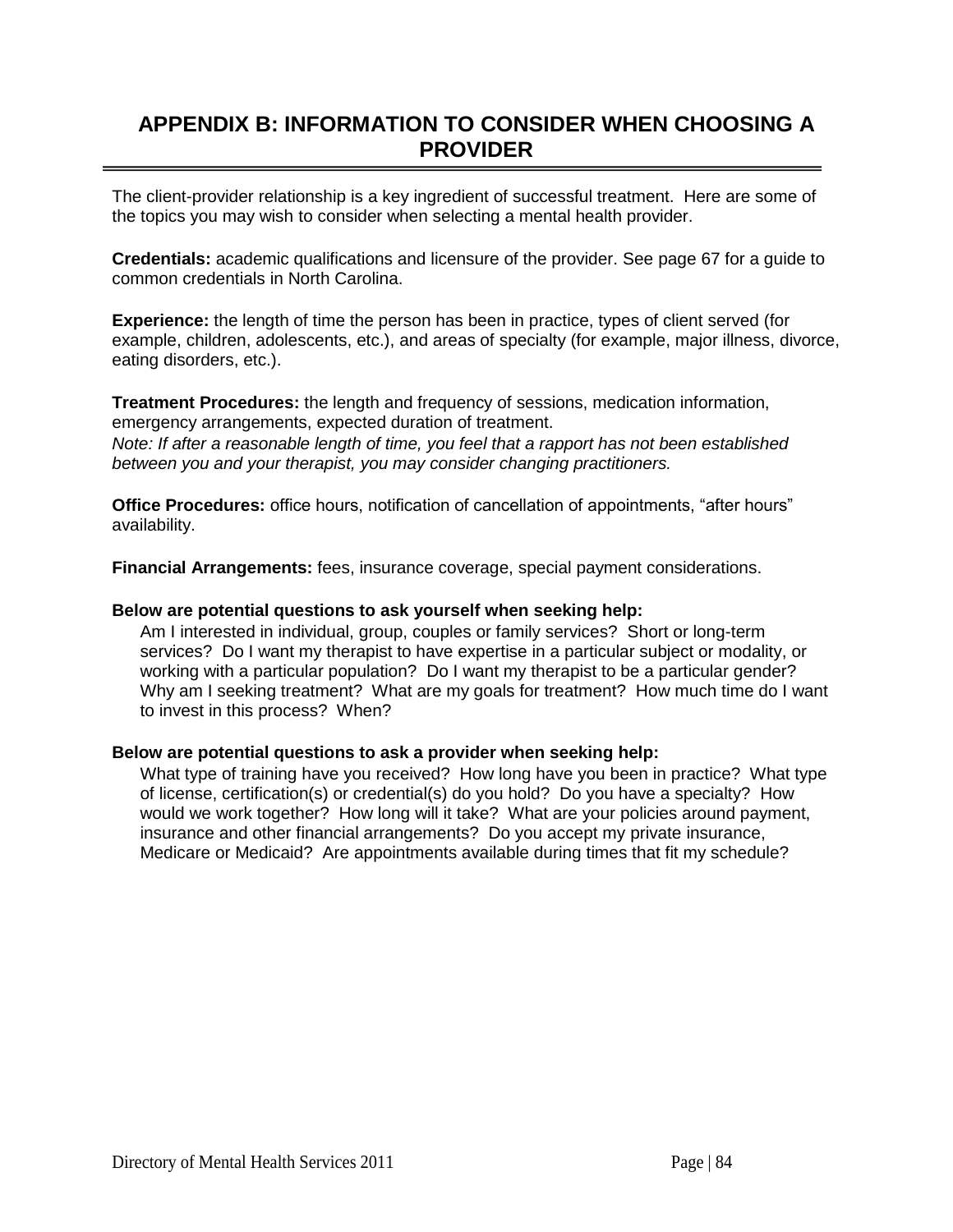# APPENDIX B: INFORMATION TO CONSIDER WHEN CHOOSING A PROVIDER

The client-provider relationship is a key ingredient of successful treatment. Here are some of the topics you may wish to consider when selecting a mental health provider.

**Credentials:** academic qualifications and licensure of the provider. See page 67 for a guide to common credentials in North Carolina.

**Experience:** the length of time the person has been in practice, types of client served (for example, children, adolescents, etc.), and areas of specialty (for example, major illness, divorce, eating disorders, etc.).

**Treatment Procedures:** the length and frequency of sessions, medication information, emergency arrangements, expected duration of treatment.
*Note: If after a reasonable length of time, you feel that a rapport has not been established between you and your therapist, you may consider changing practitioners.*

**Office Procedures:** office hours, notification of cancellation of appointments, "after hours" availability.

**Financial Arrangements:** fees, insurance coverage, special payment considerations.

**Below are potential questions to ask yourself when seeking help:**

Am I interested in individual, group, couples or family services? Short or long-term services? Do I want my therapist to have expertise in a particular subject or modality, or working with a particular population? Do I want my therapist to be a particular gender? Why am I seeking treatment? What are my goals for treatment? How much time do I want to invest in this process? When?

**Below are potential questions to ask a provider when seeking help:**

What type of training have you received? How long have you been in practice? What type of license, certification(s) or credential(s) do you hold? Do you have a specialty? How would we work together? How long will it take? What are your policies around payment, insurance and other financial arrangements? Do you accept my private insurance, Medicare or Medicaid? Are appointments available during times that fit my schedule?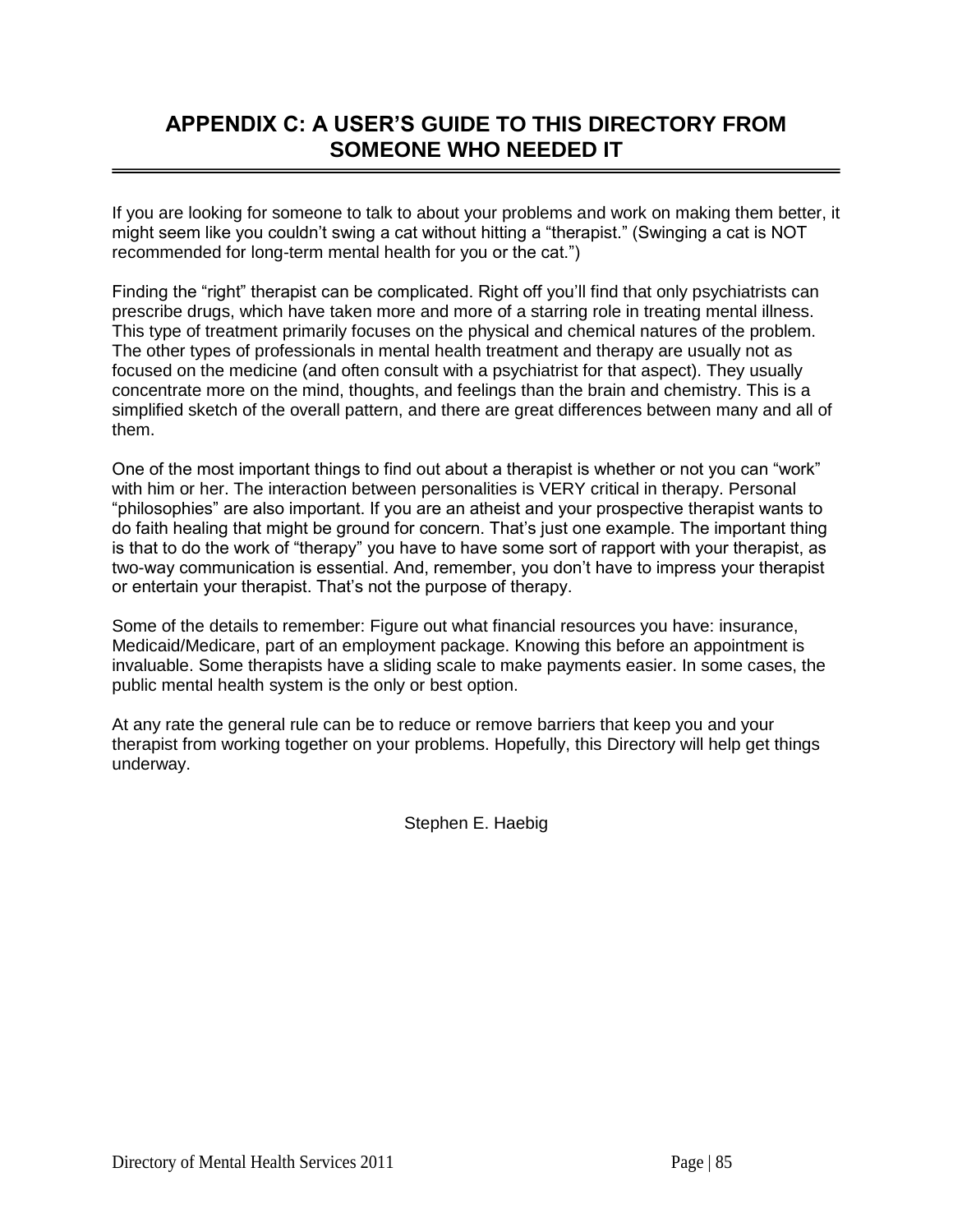# APPENDIX C: A USER'S GUIDE TO THIS DIRECTORY FROM SOMEONE WHO NEEDED IT

If you are looking for someone to talk to about your problems and work on making them better, it might seem like you couldn't swing a cat without hitting a "therapist." (Swinging a cat is NOT recommended for long-term mental health for you or the cat.")

Finding the "right" therapist can be complicated. Right off you'll find that only psychiatrists can prescribe drugs, which have taken more and more of a starring role in treating mental illness. This type of treatment primarily focuses on the physical and chemical natures of the problem. The other types of professionals in mental health treatment and therapy are usually not as focused on the medicine (and often consult with a psychiatrist for that aspect). They usually concentrate more on the mind, thoughts, and feelings than the brain and chemistry. This is a simplified sketch of the overall pattern, and there are great differences between many and all of them.

One of the most important things to find out about a therapist is whether or not you can "work" with him or her. The interaction between personalities is VERY critical in therapy. Personal "philosophies" are also important. If you are an atheist and your prospective therapist wants to do faith healing that might be ground for concern. That's just one example. The important thing is that to do the work of "therapy" you have to have some sort of rapport with your therapist, as two-way communication is essential. And, remember, you don't have to impress your therapist or entertain your therapist. That's not the purpose of therapy.

Some of the details to remember: Figure out what financial resources you have: insurance, Medicaid/Medicare, part of an employment package. Knowing this before an appointment is invaluable. Some therapists have a sliding scale to make payments easier. In some cases, the public mental health system is the only or best option.

At any rate the general rule can be to reduce or remove barriers that keep you and your therapist from working together on your problems. Hopefully, this Directory will help get things underway.

Stephen E. Haebig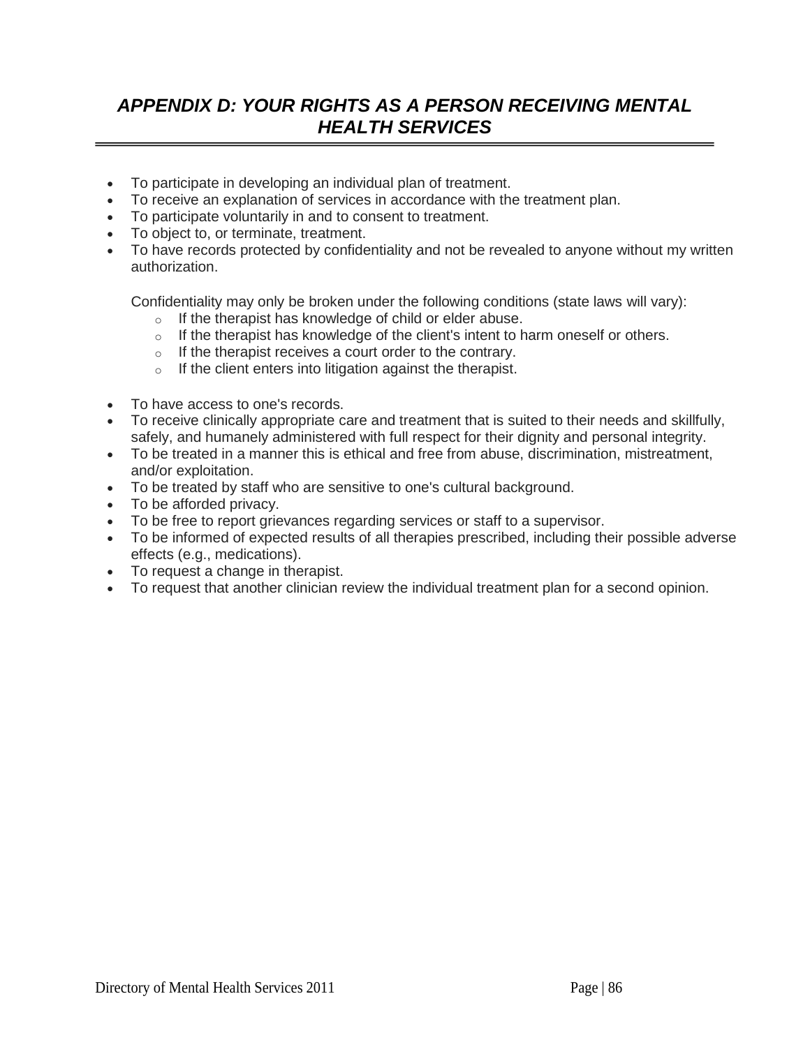# *APPENDIX D: YOUR RIGHTS AS A PERSON RECEIVING MENTAL HEALTH SERVICES*

- To participate in developing an individual plan of treatment.
- To receive an explanation of services in accordance with the treatment plan.
- To participate voluntarily in and to consent to treatment.
- To object to, or terminate, treatment.
- To have records protected by confidentiality and not be revealed to anyone without my written authorization.

  Confidentiality may only be broken under the following conditions (state laws will vary):
  - If the therapist has knowledge of child or elder abuse.
  - If the therapist has knowledge of the client's intent to harm oneself or others.
  - If the therapist receives a court order to the contrary.
  - If the client enters into litigation against the therapist.

- To have access to one's records.
- To receive clinically appropriate care and treatment that is suited to their needs and skillfully, safely, and humanely administered with full respect for their dignity and personal integrity.
- To be treated in a manner this is ethical and free from abuse, discrimination, mistreatment, and/or exploitation.
- To be treated by staff who are sensitive to one's cultural background.
- To be afforded privacy.
- To be free to report grievances regarding services or staff to a supervisor.
- To be informed of expected results of all therapies prescribed, including their possible adverse effects (e.g., medications).
- To request a change in therapist.
- To request that another clinician review the individual treatment plan for a second opinion.